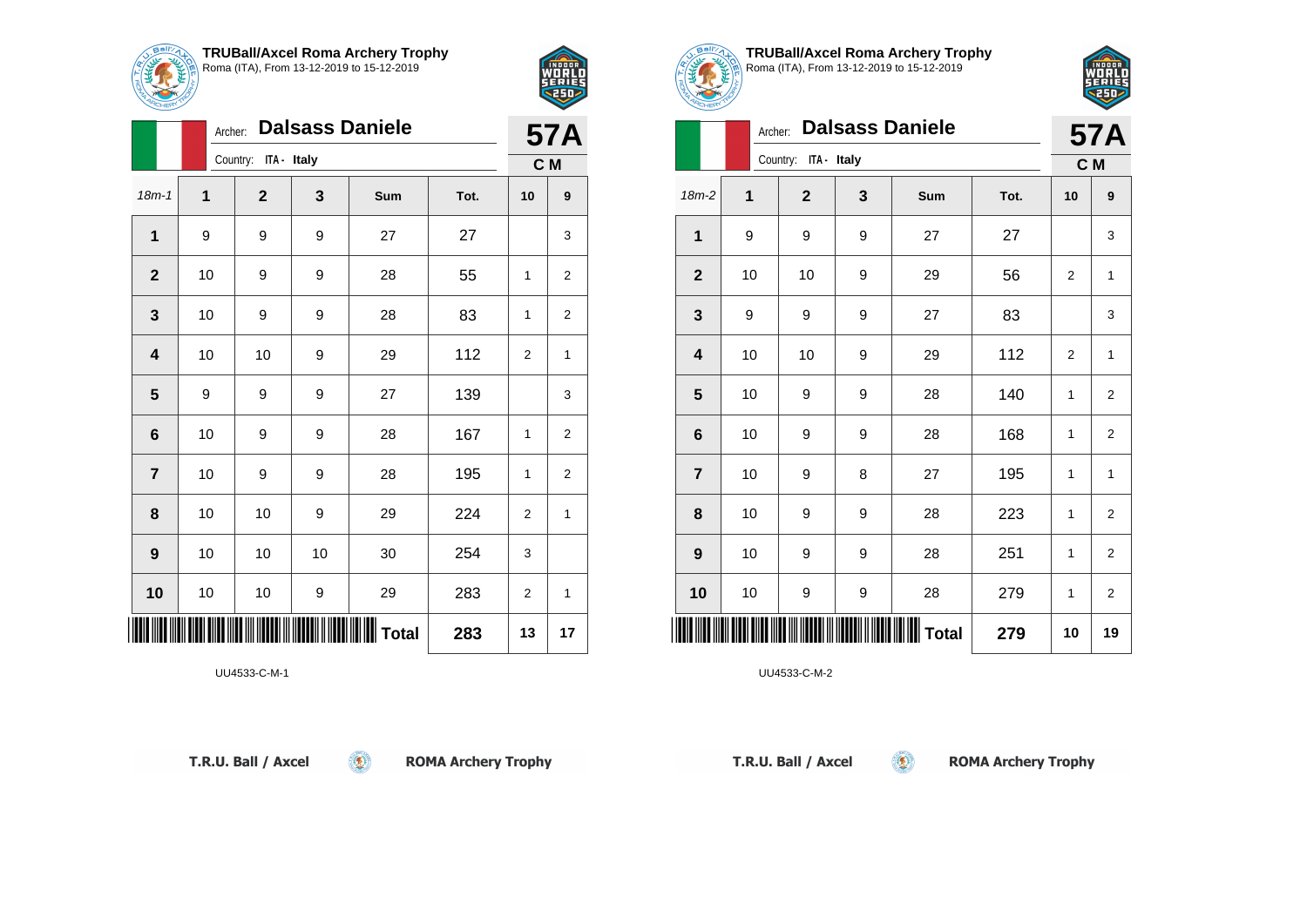**TRUBall/Axcel Roma Archery Trophy**
Roma (ITA), From 13-12-2019 to 15-12-2019

Archer: **Dalsass Daniele**
Country: ITA - Italy

**57A**
**C M**

| 18m-1 | 1 | 2 | 3 | Sum | Tot. | 10 | 9 |
|---|---|---|---|---|---|---|---|
| 1 | 9 | 9 | 9 | 27 | 27 | | 3 |
| 2 | 10 | 9 | 9 | 28 | 55 | 1 | 2 |
| 3 | 10 | 9 | 9 | 28 | 83 | 1 | 2 |
| 4 | 10 | 10 | 9 | 29 | 112 | 2 | 1 |
| 5 | 9 | 9 | 9 | 27 | 139 | | 3 |
| 6 | 10 | 9 | 9 | 28 | 167 | 1 | 2 |
| 7 | 10 | 9 | 9 | 28 | 195 | 1 | 2 |
| 8 | 10 | 10 | 9 | 29 | 224 | 2 | 1 |
| 9 | 10 | 10 | 10 | 30 | 254 | 3 | |
| 10 | 10 | 10 | 9 | 29 | 283 | 2 | 1 |
| | | | | **Total** | **283** | **13** | **17** |

UU4533-C-M-1

T.R.U. Ball / Axcel — ROMA Archery Trophy

**TRUBall/Axcel Roma Archery Trophy**
Roma (ITA), From 13-12-2019 to 15-12-2019

Archer: **Dalsass Daniele**
Country: ITA - Italy

**57A**
**C M**

| 18m-2 | 1 | 2 | 3 | Sum | Tot. | 10 | 9 |
|---|---|---|---|---|---|---|---|
| 1 | 9 | 9 | 9 | 27 | 27 | | 3 |
| 2 | 10 | 10 | 9 | 29 | 56 | 2 | 1 |
| 3 | 9 | 9 | 9 | 27 | 83 | | 3 |
| 4 | 10 | 10 | 9 | 29 | 112 | 2 | 1 |
| 5 | 10 | 9 | 9 | 28 | 140 | 1 | 2 |
| 6 | 10 | 9 | 9 | 28 | 168 | 1 | 2 |
| 7 | 10 | 9 | 8 | 27 | 195 | 1 | 1 |
| 8 | 10 | 9 | 9 | 28 | 223 | 1 | 2 |
| 9 | 10 | 9 | 9 | 28 | 251 | 1 | 2 |
| 10 | 10 | 9 | 9 | 28 | 279 | 1 | 2 |
| | | | | **Total** | **279** | **10** | **19** |

UU4533-C-M-2

T.R.U. Ball / Axcel — ROMA Archery Trophy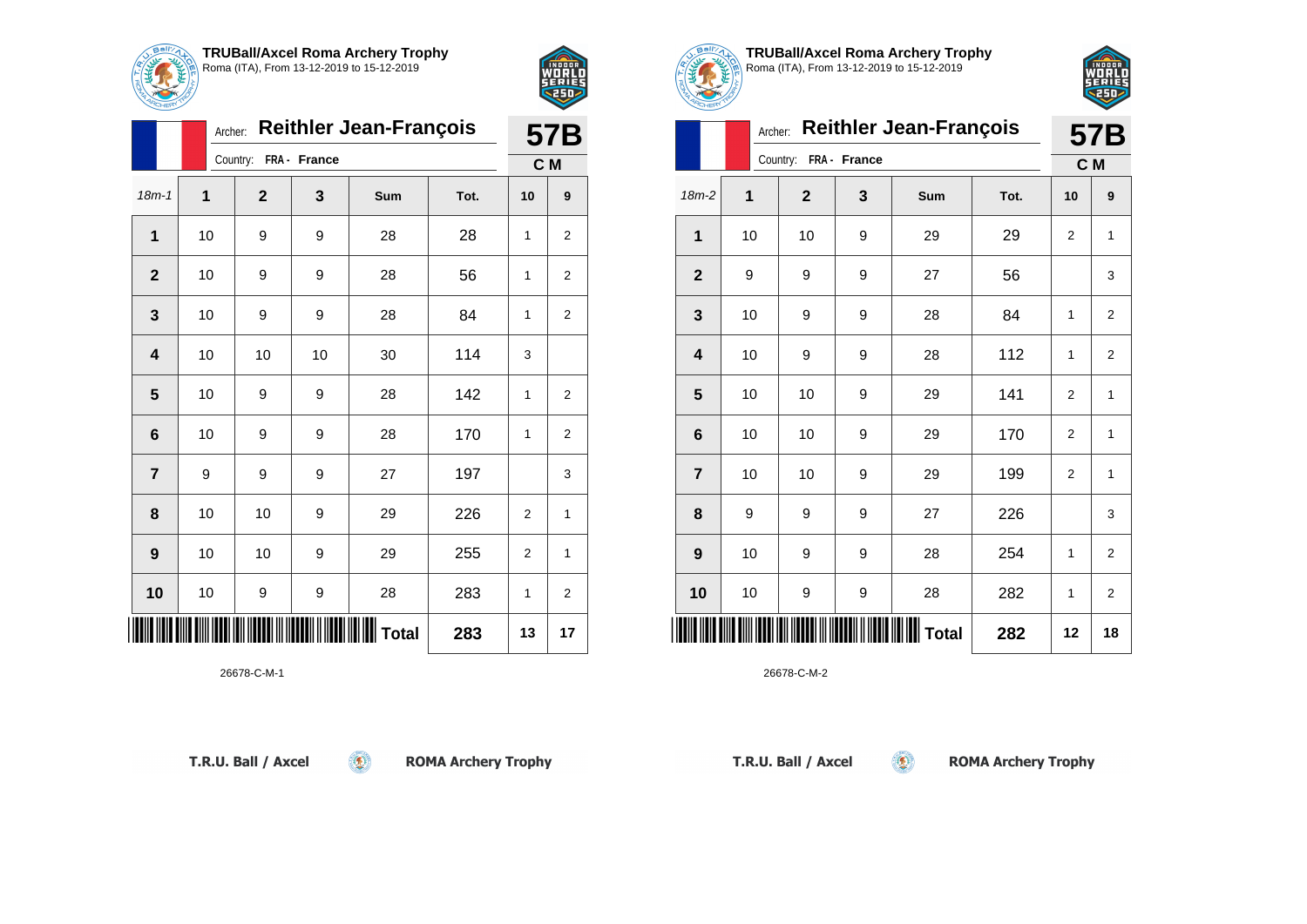**TRUBall/Axcel Roma Archery Trophy**
Roma (ITA), From 13-12-2019 to 15-12-2019

Archer: **Reithler Jean-François**
Country: FRA - France

**57B**
C M

| 18m-1 | 1 | 2 | 3 | Sum | Tot. | 10 | 9 |
|---|---|---|---|---|---|---|---|
| 1 | 10 | 9 | 9 | 28 | 28 | 1 | 2 |
| 2 | 10 | 9 | 9 | 28 | 56 | 1 | 2 |
| 3 | 10 | 9 | 9 | 28 | 84 | 1 | 2 |
| 4 | 10 | 10 | 10 | 30 | 114 | 3 | |
| 5 | 10 | 9 | 9 | 28 | 142 | 1 | 2 |
| 6 | 10 | 9 | 9 | 28 | 170 | 1 | 2 |
| 7 | 9 | 9 | 9 | 27 | 197 | | 3 |
| 8 | 10 | 10 | 9 | 29 | 226 | 2 | 1 |
| 9 | 10 | 10 | 9 | 29 | 255 | 2 | 1 |
| 10 | 10 | 9 | 9 | 28 | 283 | 1 | 2 |
| | | | | Total | 283 | 13 | 17 |

26678-C-M-1

**TRUBall/Axcel Roma Archery Trophy**
Roma (ITA), From 13-12-2019 to 15-12-2019

Archer: **Reithler Jean-François**
Country: FRA - France

**57B**
C M

| 18m-2 | 1 | 2 | 3 | Sum | Tot. | 10 | 9 |
|---|---|---|---|---|---|---|---|
| 1 | 10 | 10 | 9 | 29 | 29 | 2 | 1 |
| 2 | 9 | 9 | 9 | 27 | 56 | | 3 |
| 3 | 10 | 9 | 9 | 28 | 84 | 1 | 2 |
| 4 | 10 | 9 | 9 | 28 | 112 | 1 | 2 |
| 5 | 10 | 10 | 9 | 29 | 141 | 2 | 1 |
| 6 | 10 | 10 | 9 | 29 | 170 | 2 | 1 |
| 7 | 10 | 10 | 9 | 29 | 199 | 2 | 1 |
| 8 | 9 | 9 | 9 | 27 | 226 | | 3 |
| 9 | 10 | 9 | 9 | 28 | 254 | 1 | 2 |
| 10 | 10 | 9 | 9 | 28 | 282 | 1 | 2 |
| | | | | Total | 282 | 12 | 18 |

26678-C-M-2

T.R.U. Ball / Axcel — ROMA Archery Trophy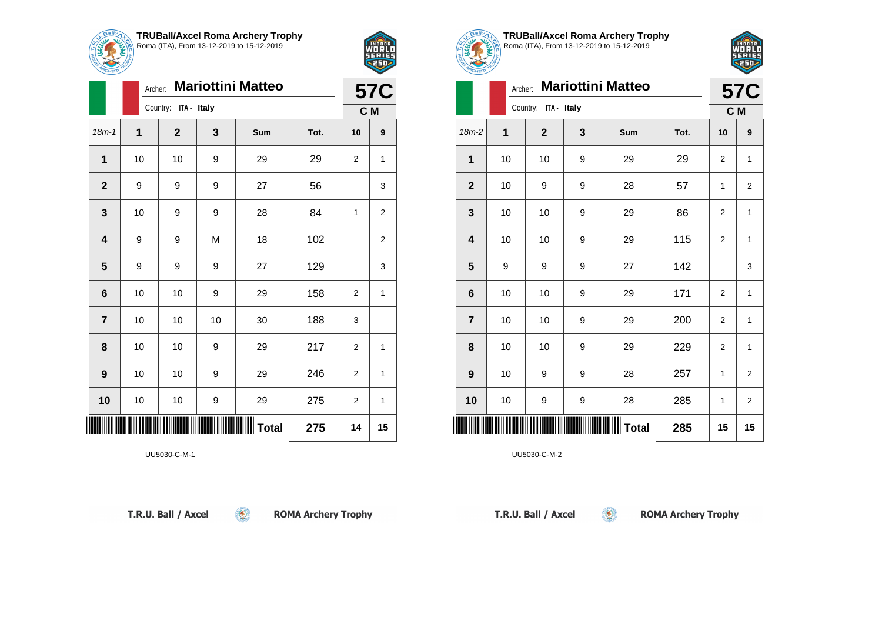**TRUBall/Axcel Roma Archery Trophy**
Roma (ITA), From 13-12-2019 to 15-12-2019

Archer: **Mariottini Matteo**
Country: ITA - Italy

**57C**
C M

| 18m-1 | 1 | 2 | 3 | Sum | Tot. | 10 | 9 |
|---|---|---|---|---|---|---|---|
| 1 | 10 | 10 | 9 | 29 | 29 | 2 | 1 |
| 2 | 9 | 9 | 9 | 27 | 56 | | 3 |
| 3 | 10 | 9 | 9 | 28 | 84 | 1 | 2 |
| 4 | 9 | 9 | M | 18 | 102 | | 2 |
| 5 | 9 | 9 | 9 | 27 | 129 | | 3 |
| 6 | 10 | 10 | 9 | 29 | 158 | 2 | 1 |
| 7 | 10 | 10 | 10 | 30 | 188 | 3 | |
| 8 | 10 | 10 | 9 | 29 | 217 | 2 | 1 |
| 9 | 10 | 10 | 9 | 29 | 246 | 2 | 1 |
| 10 | 10 | 10 | 9 | 29 | 275 | 2 | 1 |
| | | | | Total | 275 | 14 | 15 |

UU5030-C-M-1

T.R.U. Ball / Axcel — ROMA Archery Trophy

**TRUBall/Axcel Roma Archery Trophy**
Roma (ITA), From 13-12-2019 to 15-12-2019

Archer: **Mariottini Matteo**
Country: ITA - Italy

**57C**
C M

| 18m-2 | 1 | 2 | 3 | Sum | Tot. | 10 | 9 |
|---|---|---|---|---|---|---|---|
| 1 | 10 | 10 | 9 | 29 | 29 | 2 | 1 |
| 2 | 10 | 9 | 9 | 28 | 57 | 1 | 2 |
| 3 | 10 | 10 | 9 | 29 | 86 | 2 | 1 |
| 4 | 10 | 10 | 9 | 29 | 115 | 2 | 1 |
| 5 | 9 | 9 | 9 | 27 | 142 | | 3 |
| 6 | 10 | 10 | 9 | 29 | 171 | 2 | 1 |
| 7 | 10 | 10 | 9 | 29 | 200 | 2 | 1 |
| 8 | 10 | 10 | 9 | 29 | 229 | 2 | 1 |
| 9 | 10 | 9 | 9 | 28 | 257 | 1 | 2 |
| 10 | 10 | 9 | 9 | 28 | 285 | 1 | 2 |
| | | | | Total | 285 | 15 | 15 |

UU5030-C-M-2

T.R.U. Ball / Axcel — ROMA Archery Trophy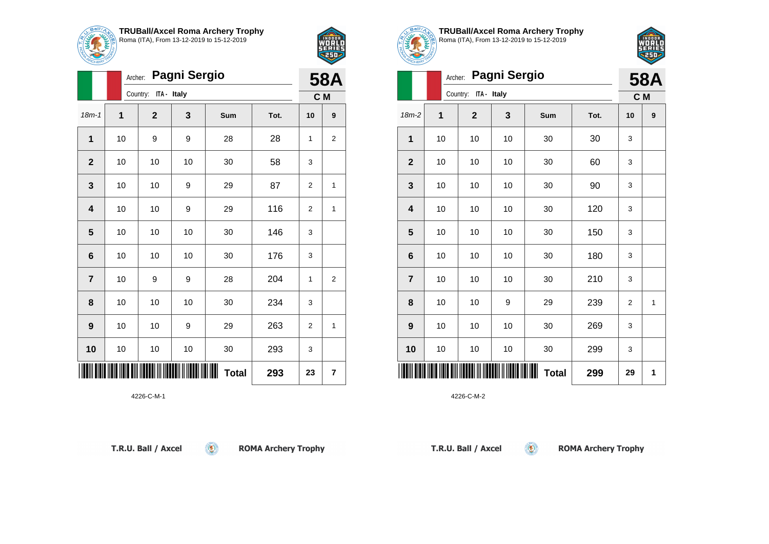**TRUBall/Axcel Roma Archery Trophy**
Roma (ITA), From 13-12-2019 to 15-12-2019

Archer: **Pagni Sergio**
Country: ITA - Italy

**58A**
**C M**

| 18m-1 | 1 | 2 | 3 | Sum | Tot. | 10 | 9 |
|---|---|---|---|---|---|---|---|
| 1 | 10 | 9 | 9 | 28 | 28 | 1 | 2 |
| 2 | 10 | 10 | 10 | 30 | 58 | 3 | |
| 3 | 10 | 10 | 9 | 29 | 87 | 2 | 1 |
| 4 | 10 | 10 | 9 | 29 | 116 | 2 | 1 |
| 5 | 10 | 10 | 10 | 30 | 146 | 3 | |
| 6 | 10 | 10 | 10 | 30 | 176 | 3 | |
| 7 | 10 | 9 | 9 | 28 | 204 | 1 | 2 |
| 8 | 10 | 10 | 10 | 30 | 234 | 3 | |
| 9 | 10 | 10 | 9 | 29 | 263 | 2 | 1 |
| 10 | 10 | 10 | 10 | 30 | 293 | 3 | |
| | | | | **Total** | **293** | **23** | **7** |

4226-C-M-1

T.R.U. Ball / Axcel — ROMA Archery Trophy

**TRUBall/Axcel Roma Archery Trophy**
Roma (ITA), From 13-12-2019 to 15-12-2019

Archer: **Pagni Sergio**
Country: ITA - Italy

**58A**
**C M**

| 18m-2 | 1 | 2 | 3 | Sum | Tot. | 10 | 9 |
|---|---|---|---|---|---|---|---|
| 1 | 10 | 10 | 10 | 30 | 30 | 3 | |
| 2 | 10 | 10 | 10 | 30 | 60 | 3 | |
| 3 | 10 | 10 | 10 | 30 | 90 | 3 | |
| 4 | 10 | 10 | 10 | 30 | 120 | 3 | |
| 5 | 10 | 10 | 10 | 30 | 150 | 3 | |
| 6 | 10 | 10 | 10 | 30 | 180 | 3 | |
| 7 | 10 | 10 | 10 | 30 | 210 | 3 | |
| 8 | 10 | 10 | 9 | 29 | 239 | 2 | 1 |
| 9 | 10 | 10 | 10 | 30 | 269 | 3 | |
| 10 | 10 | 10 | 10 | 30 | 299 | 3 | |
| | | | | **Total** | **299** | **29** | **1** |

4226-C-M-2

T.R.U. Ball / Axcel — ROMA Archery Trophy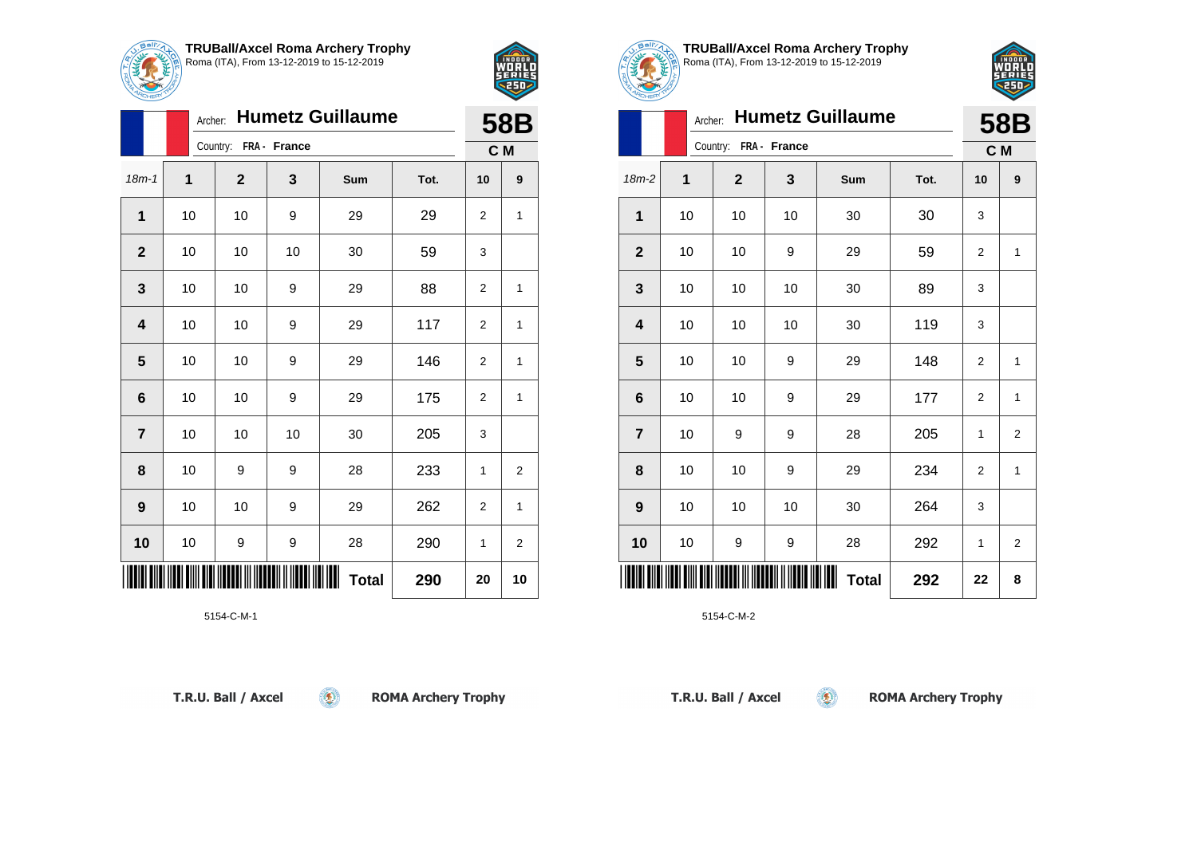## TRUBall/Axcel Roma Archery Trophy

Roma (ITA), From 13-12-2019 to 15-12-2019

Archer: **Humetz Guillaume**

Country: **FRA - France**

**58B**

**C M**

| 18m-1 | 1 | 2 | 3 | Sum | Tot. | 10 | 9 |
|---|---|---|---|---|---|---|---|
| **1** | 10 | 10 | 9 | 29 | 29 | 2 | 1 |
| **2** | 10 | 10 | 10 | 30 | 59 | 3 | |
| **3** | 10 | 10 | 9 | 29 | 88 | 2 | 1 |
| **4** | 10 | 10 | 9 | 29 | 117 | 2 | 1 |
| **5** | 10 | 10 | 9 | 29 | 146 | 2 | 1 |
| **6** | 10 | 10 | 9 | 29 | 175 | 2 | 1 |
| **7** | 10 | 10 | 10 | 30 | 205 | 3 | |
| **8** | 10 | 9 | 9 | 28 | 233 | 1 | 2 |
| **9** | 10 | 10 | 9 | 29 | 262 | 2 | 1 |
| **10** | 10 | 9 | 9 | 28 | 290 | 1 | 2 |
| | | | | **Total** | **290** | **20** | **10** |

5154-C-M-1

T.R.U. Ball / Axcel — ROMA Archery Trophy

## TRUBall/Axcel Roma Archery Trophy

Roma (ITA), From 13-12-2019 to 15-12-2019

Archer: **Humetz Guillaume**

Country: **FRA - France**

**58B**

**C M**

| 18m-2 | 1 | 2 | 3 | Sum | Tot. | 10 | 9 |
|---|---|---|---|---|---|---|---|
| **1** | 10 | 10 | 10 | 30 | 30 | 3 | |
| **2** | 10 | 10 | 9 | 29 | 59 | 2 | 1 |
| **3** | 10 | 10 | 10 | 30 | 89 | 3 | |
| **4** | 10 | 10 | 10 | 30 | 119 | 3 | |
| **5** | 10 | 10 | 9 | 29 | 148 | 2 | 1 |
| **6** | 10 | 10 | 9 | 29 | 177 | 2 | 1 |
| **7** | 10 | 9 | 9 | 28 | 205 | 1 | 2 |
| **8** | 10 | 10 | 9 | 29 | 234 | 2 | 1 |
| **9** | 10 | 10 | 10 | 30 | 264 | 3 | |
| **10** | 10 | 9 | 9 | 28 | 292 | 1 | 2 |
| | | | | **Total** | **292** | **22** | **8** |

5154-C-M-2

T.R.U. Ball / Axcel — ROMA Archery Trophy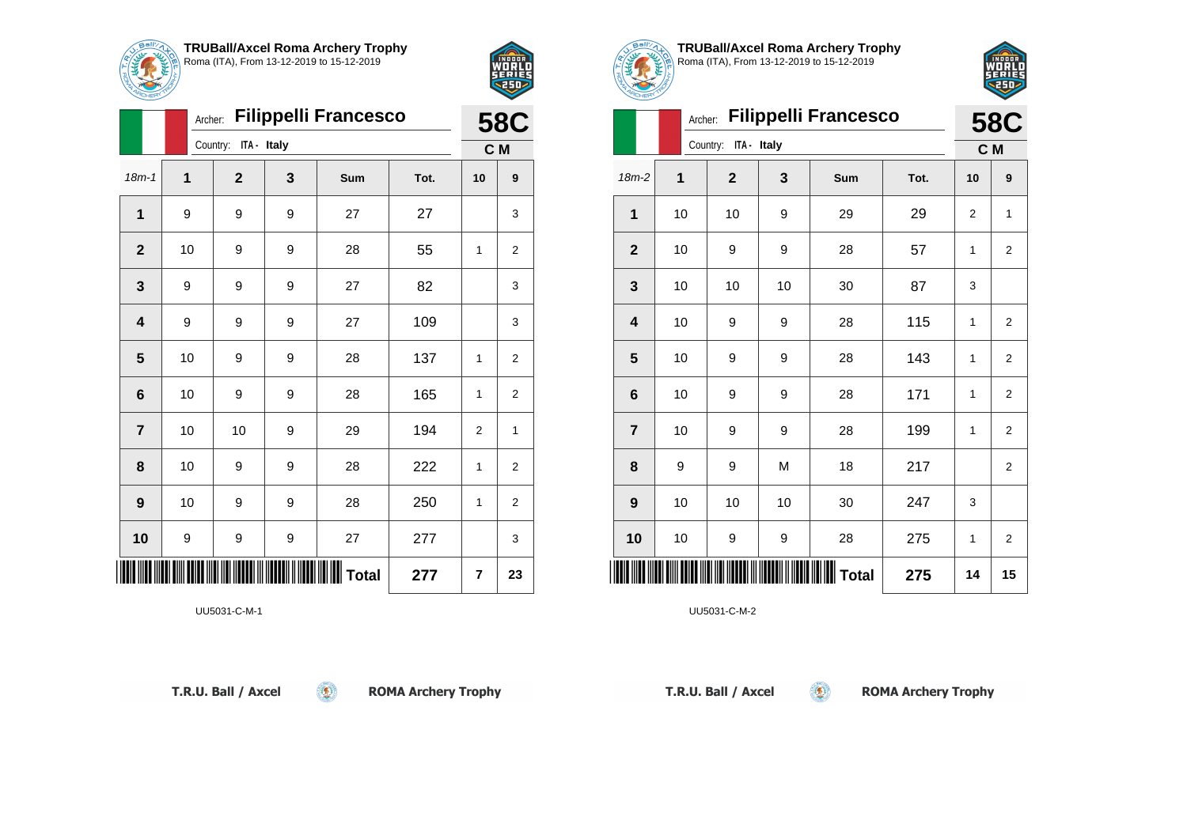**TRUBall/Axcel Roma Archery Trophy**
Roma (ITA), From 13-12-2019 to 15-12-2019

Archer: **Filippelli Francesco**
Country: ITA - Italy

**58C**
C M

| 18m-1 | 1 | 2 | 3 | Sum | Tot. | 10 | 9 |
|---|---|---|---|---|---|---|---|
| **1** | 9 | 9 | 9 | 27 | 27 | | 3 |
| **2** | 10 | 9 | 9 | 28 | 55 | 1 | 2 |
| **3** | 9 | 9 | 9 | 27 | 82 | | 3 |
| **4** | 9 | 9 | 9 | 27 | 109 | | 3 |
| **5** | 10 | 9 | 9 | 28 | 137 | 1 | 2 |
| **6** | 10 | 9 | 9 | 28 | 165 | 1 | 2 |
| **7** | 10 | 10 | 9 | 29 | 194 | 2 | 1 |
| **8** | 10 | 9 | 9 | 28 | 222 | 1 | 2 |
| **9** | 10 | 9 | 9 | 28 | 250 | 1 | 2 |
| **10** | 9 | 9 | 9 | 27 | 277 | | 3 |
| | | | | **Total** | **277** | **7** | **23** |

UU5031-C-M-1

T.R.U. Ball / Axcel — ROMA Archery Trophy

**TRUBall/Axcel Roma Archery Trophy**
Roma (ITA), From 13-12-2019 to 15-12-2019

Archer: **Filippelli Francesco**
Country: ITA - Italy

**58C**
C M

| 18m-2 | 1 | 2 | 3 | Sum | Tot. | 10 | 9 |
|---|---|---|---|---|---|---|---|
| **1** | 10 | 10 | 9 | 29 | 29 | 2 | 1 |
| **2** | 10 | 9 | 9 | 28 | 57 | 1 | 2 |
| **3** | 10 | 10 | 10 | 30 | 87 | 3 | |
| **4** | 10 | 9 | 9 | 28 | 115 | 1 | 2 |
| **5** | 10 | 9 | 9 | 28 | 143 | 1 | 2 |
| **6** | 10 | 9 | 9 | 28 | 171 | 1 | 2 |
| **7** | 10 | 9 | 9 | 28 | 199 | 1 | 2 |
| **8** | 9 | 9 | M | 18 | 217 | | 2 |
| **9** | 10 | 10 | 10 | 30 | 247 | 3 | |
| **10** | 10 | 9 | 9 | 28 | 275 | 1 | 2 |
| | | | | **Total** | **275** | **14** | **15** |

UU5031-C-M-2

T.R.U. Ball / Axcel — ROMA Archery Trophy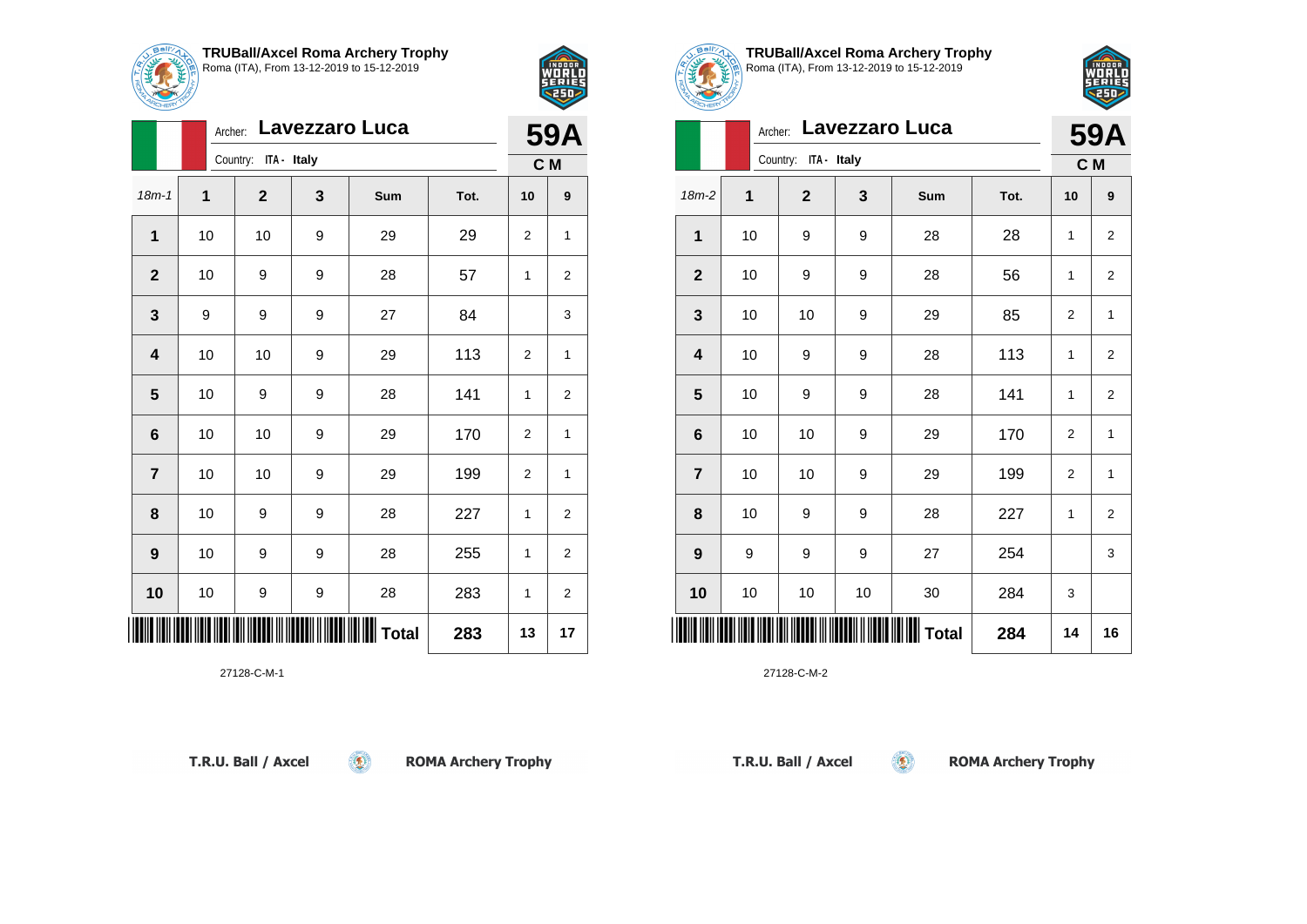**TRUBall/Axcel Roma Archery Trophy**
Roma (ITA), From 13-12-2019 to 15-12-2019

Archer: **Lavezzaro Luca**
Country: ITA - Italy

**59A**
**C M**

| 18m-1 | 1 | 2 | 3 | Sum | Tot. | 10 | 9 |
|---|---|---|---|---|---|---|---|
| 1 | 10 | 10 | 9 | 29 | 29 | 2 | 1 |
| 2 | 10 | 9 | 9 | 28 | 57 | 1 | 2 |
| 3 | 9 | 9 | 9 | 27 | 84 | | 3 |
| 4 | 10 | 10 | 9 | 29 | 113 | 2 | 1 |
| 5 | 10 | 9 | 9 | 28 | 141 | 1 | 2 |
| 6 | 10 | 10 | 9 | 29 | 170 | 2 | 1 |
| 7 | 10 | 10 | 9 | 29 | 199 | 2 | 1 |
| 8 | 10 | 9 | 9 | 28 | 227 | 1 | 2 |
| 9 | 10 | 9 | 9 | 28 | 255 | 1 | 2 |
| 10 | 10 | 9 | 9 | 28 | 283 | 1 | 2 |
| | | | | **Total** | **283** | **13** | **17** |

27128-C-M-1

T.R.U. Ball / Axcel — ROMA Archery Trophy

**TRUBall/Axcel Roma Archery Trophy**
Roma (ITA), From 13-12-2019 to 15-12-2019

Archer: **Lavezzaro Luca**
Country: ITA - Italy

**59A**
**C M**

| 18m-2 | 1 | 2 | 3 | Sum | Tot. | 10 | 9 |
|---|---|---|---|---|---|---|---|
| 1 | 10 | 9 | 9 | 28 | 28 | 1 | 2 |
| 2 | 10 | 9 | 9 | 28 | 56 | 1 | 2 |
| 3 | 10 | 10 | 9 | 29 | 85 | 2 | 1 |
| 4 | 10 | 9 | 9 | 28 | 113 | 1 | 2 |
| 5 | 10 | 9 | 9 | 28 | 141 | 1 | 2 |
| 6 | 10 | 10 | 9 | 29 | 170 | 2 | 1 |
| 7 | 10 | 10 | 9 | 29 | 199 | 2 | 1 |
| 8 | 10 | 9 | 9 | 28 | 227 | 1 | 2 |
| 9 | 9 | 9 | 9 | 27 | 254 | | 3 |
| 10 | 10 | 10 | 10 | 30 | 284 | 3 | |
| | | | | **Total** | **284** | **14** | **16** |

27128-C-M-2

T.R.U. Ball / Axcel — ROMA Archery Trophy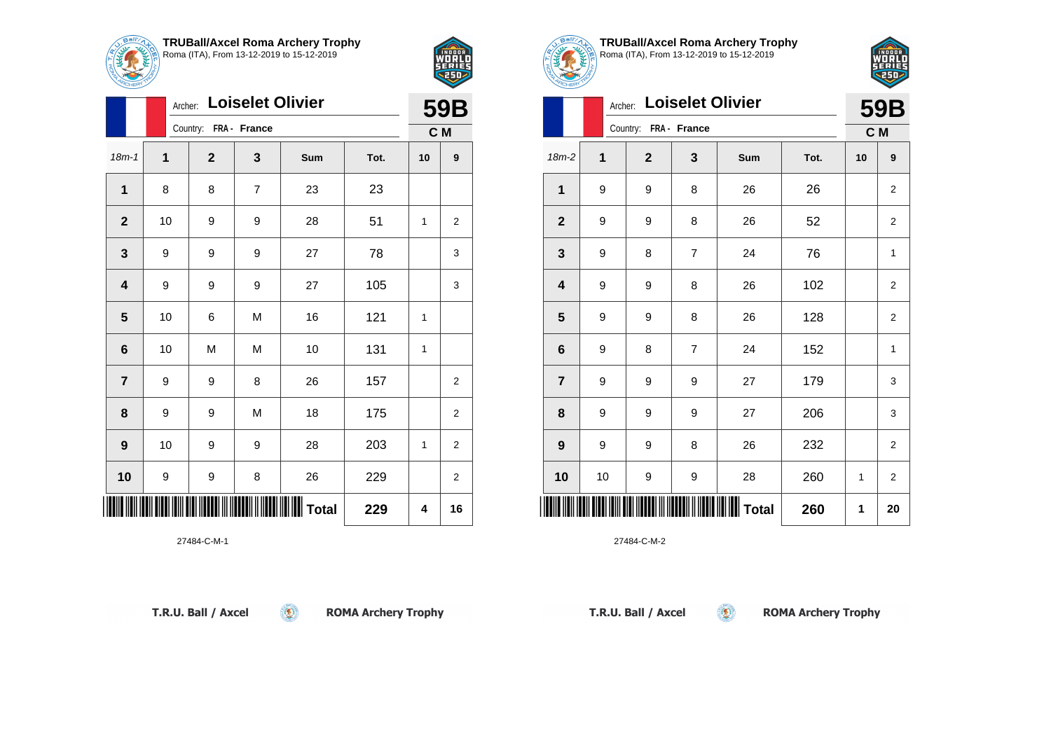**TRUBall/Axcel Roma Archery Trophy**
Roma (ITA), From 13-12-2019 to 15-12-2019

Archer: **Loiselet Olivier**
Country: **FRA - France**

**59B**
**C M**

| 18m-1 | 1 | 2 | 3 | Sum | Tot. | 10 | 9 |
|---|---|---|---|---|---|---|---|
| **1** | 8 | 8 | 7 | 23 | 23 | | |
| **2** | 10 | 9 | 9 | 28 | 51 | 1 | 2 |
| **3** | 9 | 9 | 9 | 27 | 78 | | 3 |
| **4** | 9 | 9 | 9 | 27 | 105 | | 3 |
| **5** | 10 | 6 | M | 16 | 121 | 1 | |
| **6** | 10 | M | M | 10 | 131 | 1 | |
| **7** | 9 | 9 | 8 | 26 | 157 | | 2 |
| **8** | 9 | 9 | M | 18 | 175 | | 2 |
| **9** | 10 | 9 | 9 | 28 | 203 | 1 | 2 |
| **10** | 9 | 9 | 8 | 26 | 229 | | 2 |
| | | | | **Total** | **229** | **4** | **16** |

27484-C-M-1

**TRUBall/Axcel Roma Archery Trophy**
Roma (ITA), From 13-12-2019 to 15-12-2019

Archer: **Loiselet Olivier**
Country: **FRA - France**

**59B**
**C M**

| 18m-2 | 1 | 2 | 3 | Sum | Tot. | 10 | 9 |
|---|---|---|---|---|---|---|---|
| **1** | 9 | 9 | 8 | 26 | 26 | | 2 |
| **2** | 9 | 9 | 8 | 26 | 52 | | 2 |
| **3** | 9 | 8 | 7 | 24 | 76 | | 1 |
| **4** | 9 | 9 | 8 | 26 | 102 | | 2 |
| **5** | 9 | 9 | 8 | 26 | 128 | | 2 |
| **6** | 9 | 8 | 7 | 24 | 152 | | 1 |
| **7** | 9 | 9 | 9 | 27 | 179 | | 3 |
| **8** | 9 | 9 | 9 | 27 | 206 | | 3 |
| **9** | 9 | 9 | 8 | 26 | 232 | | 2 |
| **10** | 10 | 9 | 9 | 28 | 260 | 1 | 2 |
| | | | | **Total** | **260** | **1** | **20** |

27484-C-M-2

T.R.U. Ball / Axcel — ROMA Archery Trophy

T.R.U. Ball / Axcel — ROMA Archery Trophy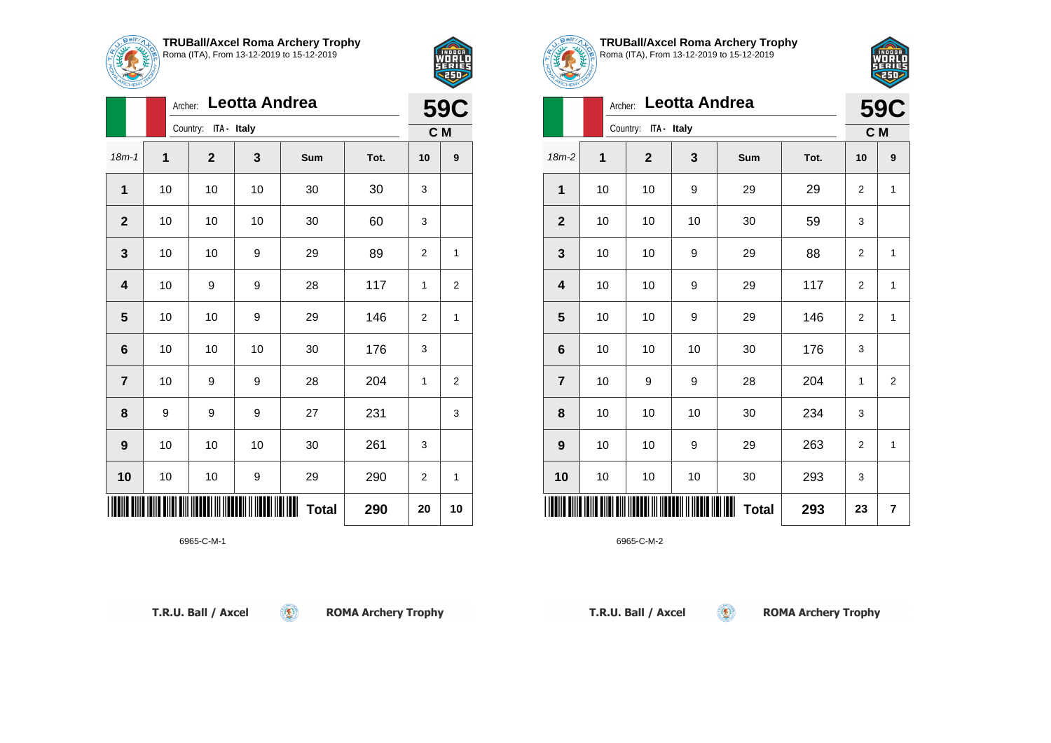**TRUBall/Axcel Roma Archery Trophy**
Roma (ITA), From 13-12-2019 to 15-12-2019

Archer: **Leotta Andrea**
Country: ITA - Italy

**59C**
**C M**

| 18m-1 | 1 | 2 | 3 | Sum | Tot. | 10 | 9 |
|---|---|---|---|---|---|---|---|
| 1 | 10 | 10 | 10 | 30 | 30 | 3 | |
| 2 | 10 | 10 | 10 | 30 | 60 | 3 | |
| 3 | 10 | 10 | 9 | 29 | 89 | 2 | 1 |
| 4 | 10 | 9 | 9 | 28 | 117 | 1 | 2 |
| 5 | 10 | 10 | 9 | 29 | 146 | 2 | 1 |
| 6 | 10 | 10 | 10 | 30 | 176 | 3 | |
| 7 | 10 | 9 | 9 | 28 | 204 | 1 | 2 |
| 8 | 9 | 9 | 9 | 27 | 231 | | 3 |
| 9 | 10 | 10 | 10 | 30 | 261 | 3 | |
| 10 | 10 | 10 | 9 | 29 | 290 | 2 | 1 |
| | | | | **Total** | **290** | **20** | **10** |

6965-C-M-1

T.R.U. Ball / Axcel    ROMA Archery Trophy

**TRUBall/Axcel Roma Archery Trophy**
Roma (ITA), From 13-12-2019 to 15-12-2019

Archer: **Leotta Andrea**
Country: ITA - Italy

**59C**
**C M**

| 18m-2 | 1 | 2 | 3 | Sum | Tot. | 10 | 9 |
|---|---|---|---|---|---|---|---|
| 1 | 10 | 10 | 9 | 29 | 29 | 2 | 1 |
| 2 | 10 | 10 | 10 | 30 | 59 | 3 | |
| 3 | 10 | 10 | 9 | 29 | 88 | 2 | 1 |
| 4 | 10 | 10 | 9 | 29 | 117 | 2 | 1 |
| 5 | 10 | 10 | 9 | 29 | 146 | 2 | 1 |
| 6 | 10 | 10 | 10 | 30 | 176 | 3 | |
| 7 | 10 | 9 | 9 | 28 | 204 | 1 | 2 |
| 8 | 10 | 10 | 10 | 30 | 234 | 3 | |
| 9 | 10 | 10 | 9 | 29 | 263 | 2 | 1 |
| 10 | 10 | 10 | 10 | 30 | 293 | 3 | |
| | | | | **Total** | **293** | **23** | **7** |

6965-C-M-2

T.R.U. Ball / Axcel    ROMA Archery Trophy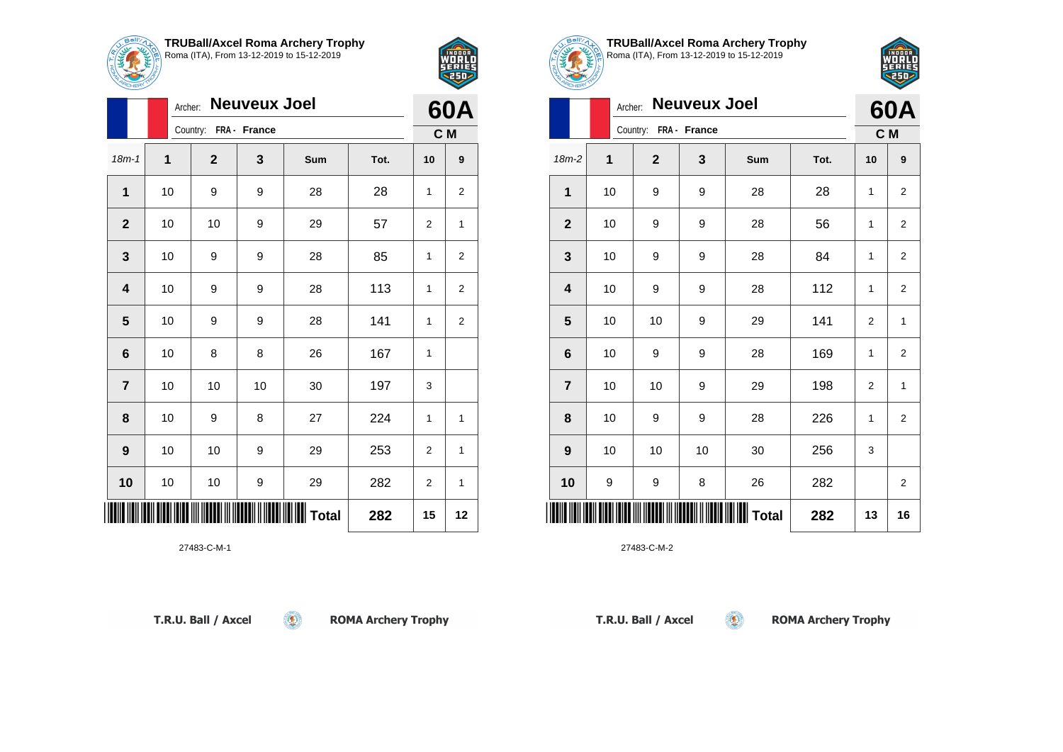**TRUBall/Axcel Roma Archery Trophy**
Roma (ITA), From 13-12-2019 to 15-12-2019

Archer: **Neuveux Joel**
Country: FRA - France

**60A**
**C M**

| 18m-1 | 1 | 2 | 3 | Sum | Tot. | 10 | 9 |
|---|---|---|---|---|---|---|---|
| 1 | 10 | 9 | 9 | 28 | 28 | 1 | 2 |
| 2 | 10 | 10 | 9 | 29 | 57 | 2 | 1 |
| 3 | 10 | 9 | 9 | 28 | 85 | 1 | 2 |
| 4 | 10 | 9 | 9 | 28 | 113 | 1 | 2 |
| 5 | 10 | 9 | 9 | 28 | 141 | 1 | 2 |
| 6 | 10 | 8 | 8 | 26 | 167 | 1 | |
| 7 | 10 | 10 | 10 | 30 | 197 | 3 | |
| 8 | 10 | 9 | 8 | 27 | 224 | 1 | 1 |
| 9 | 10 | 10 | 9 | 29 | 253 | 2 | 1 |
| 10 | 10 | 10 | 9 | 29 | 282 | 2 | 1 |
| | | | | Total | 282 | 15 | 12 |

27483-C-M-1

T.R.U. Ball / Axcel — ROMA Archery Trophy

**TRUBall/Axcel Roma Archery Trophy**
Roma (ITA), From 13-12-2019 to 15-12-2019

Archer: **Neuveux Joel**
Country: FRA - France

**60A**
**C M**

| 18m-2 | 1 | 2 | 3 | Sum | Tot. | 10 | 9 |
|---|---|---|---|---|---|---|---|
| 1 | 10 | 9 | 9 | 28 | 28 | 1 | 2 |
| 2 | 10 | 9 | 9 | 28 | 56 | 1 | 2 |
| 3 | 10 | 9 | 9 | 28 | 84 | 1 | 2 |
| 4 | 10 | 9 | 9 | 28 | 112 | 1 | 2 |
| 5 | 10 | 10 | 9 | 29 | 141 | 2 | 1 |
| 6 | 10 | 9 | 9 | 28 | 169 | 1 | 2 |
| 7 | 10 | 10 | 9 | 29 | 198 | 2 | 1 |
| 8 | 10 | 9 | 9 | 28 | 226 | 1 | 2 |
| 9 | 10 | 10 | 10 | 30 | 256 | 3 | |
| 10 | 9 | 9 | 8 | 26 | 282 | | 2 |
| | | | | Total | 282 | 13 | 16 |

27483-C-M-2

T.R.U. Ball / Axcel — ROMA Archery Trophy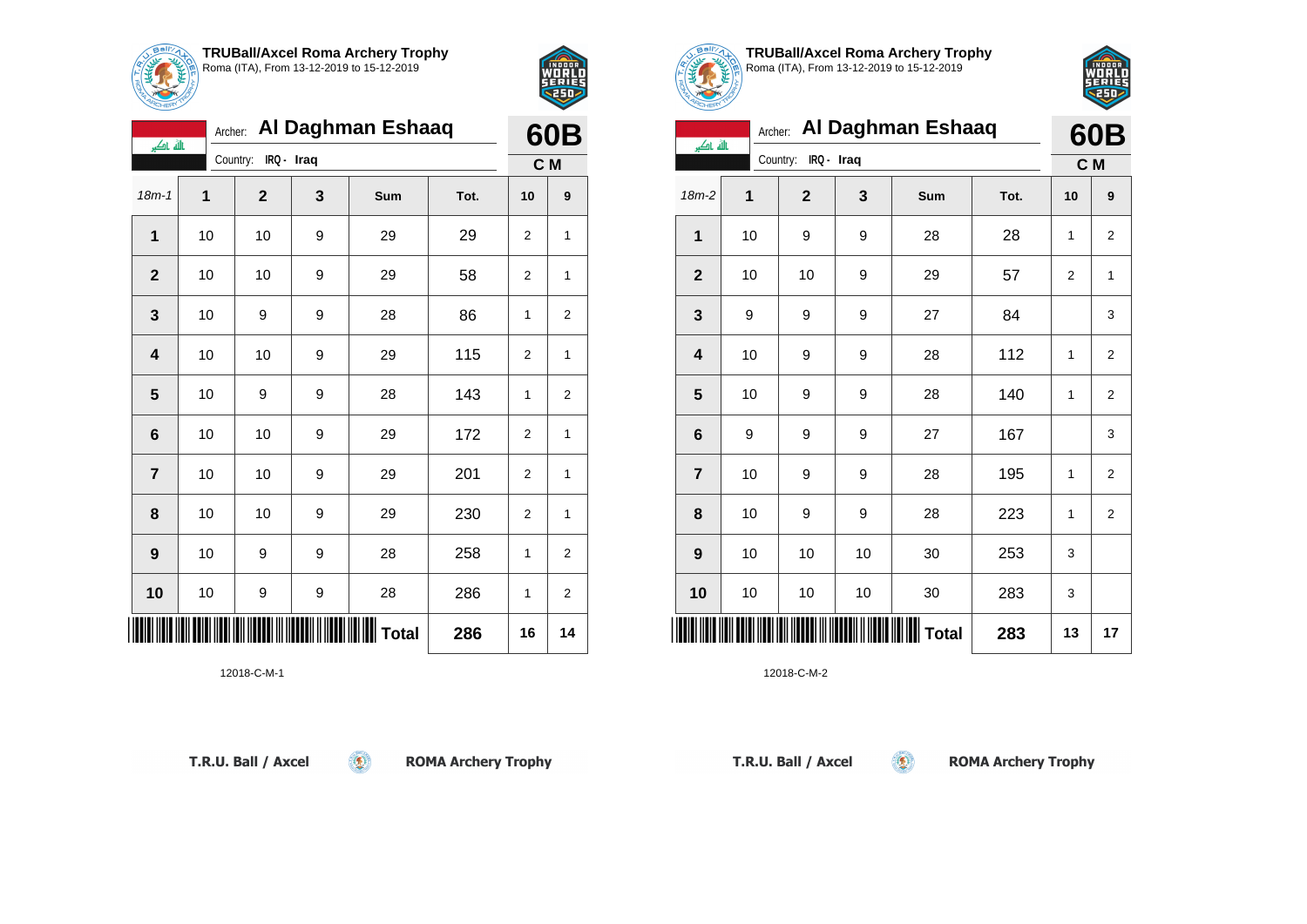**TRUBall/Axcel Roma Archery Trophy**
Roma (ITA), From 13-12-2019 to 15-12-2019

Archer: **Al Daghman Eshaaq**
Country: IRQ - Iraq

**60B**
**C M**

| 18m-1 | 1 | 2 | 3 | Sum | Tot. | 10 | 9 |
|---|---|---|---|---|---|---|---|
| 1 | 10 | 10 | 9 | 29 | 29 | 2 | 1 |
| 2 | 10 | 10 | 9 | 29 | 58 | 2 | 1 |
| 3 | 10 | 9 | 9 | 28 | 86 | 1 | 2 |
| 4 | 10 | 10 | 9 | 29 | 115 | 2 | 1 |
| 5 | 10 | 9 | 9 | 28 | 143 | 1 | 2 |
| 6 | 10 | 10 | 9 | 29 | 172 | 2 | 1 |
| 7 | 10 | 10 | 9 | 29 | 201 | 2 | 1 |
| 8 | 10 | 10 | 9 | 29 | 230 | 2 | 1 |
| 9 | 10 | 9 | 9 | 28 | 258 | 1 | 2 |
| 10 | 10 | 9 | 9 | 28 | 286 | 1 | 2 |
| | | | | **Total** | **286** | **16** | **14** |

12018-C-M-1

**TRUBall/Axcel Roma Archery Trophy**
Roma (ITA), From 13-12-2019 to 15-12-2019

Archer: **Al Daghman Eshaaq**
Country: IRQ - Iraq

**60B**
**C M**

| 18m-2 | 1 | 2 | 3 | Sum | Tot. | 10 | 9 |
|---|---|---|---|---|---|---|---|
| 1 | 10 | 9 | 9 | 28 | 28 | 1 | 2 |
| 2 | 10 | 10 | 9 | 29 | 57 | 2 | 1 |
| 3 | 9 | 9 | 9 | 27 | 84 | | 3 |
| 4 | 10 | 9 | 9 | 28 | 112 | 1 | 2 |
| 5 | 10 | 9 | 9 | 28 | 140 | 1 | 2 |
| 6 | 9 | 9 | 9 | 27 | 167 | | 3 |
| 7 | 10 | 9 | 9 | 28 | 195 | 1 | 2 |
| 8 | 10 | 9 | 9 | 28 | 223 | 1 | 2 |
| 9 | 10 | 10 | 10 | 30 | 253 | 3 | |
| 10 | 10 | 10 | 10 | 30 | 283 | 3 | |
| | | | | **Total** | **283** | **13** | **17** |

12018-C-M-2

T.R.U. Ball / Axcel — ROMA Archery Trophy

T.R.U. Ball / Axcel — ROMA Archery Trophy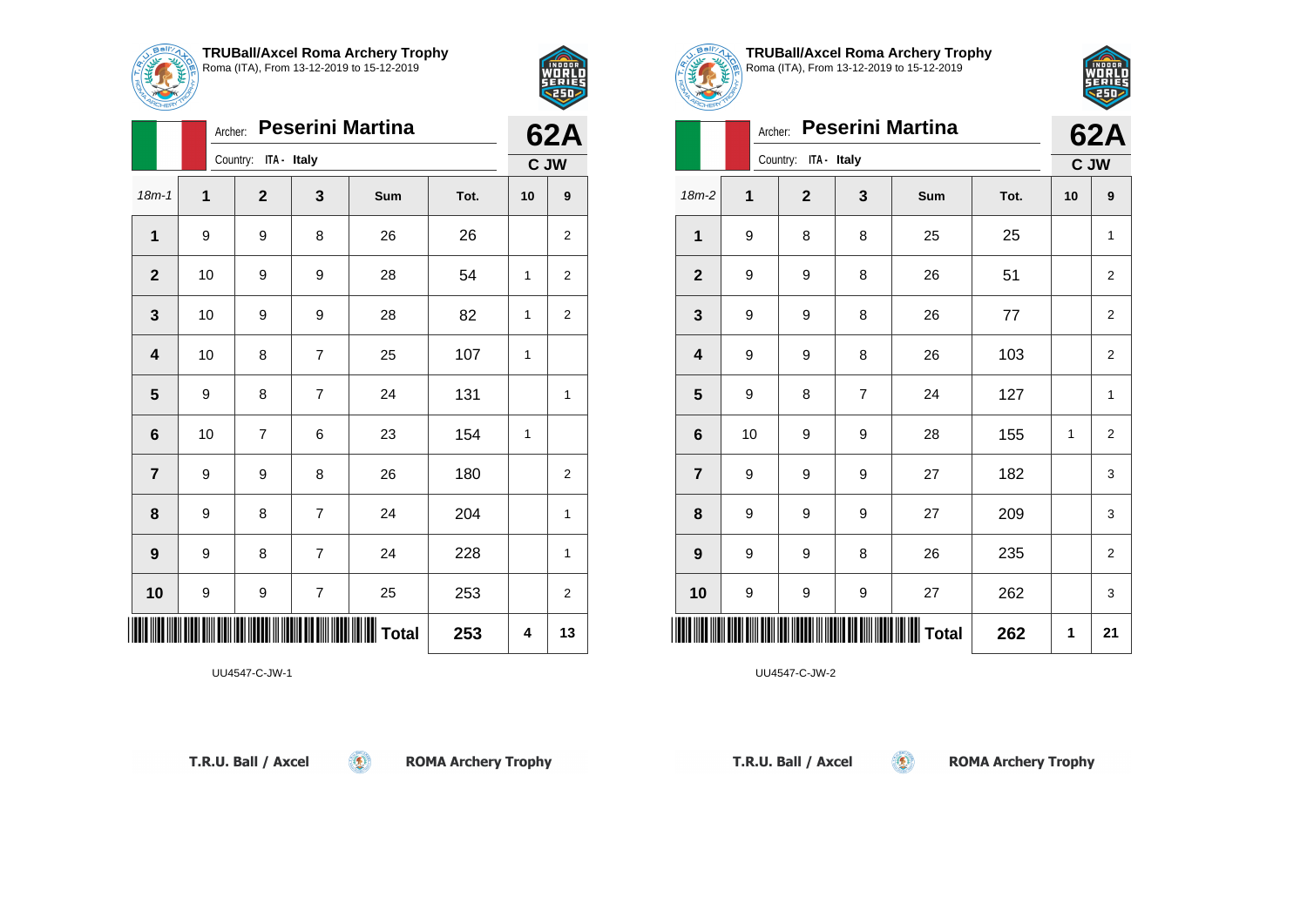**TRUBall/Axcel Roma Archery Trophy**
Roma (ITA), From 13-12-2019 to 15-12-2019

Archer: **Peserini Martina**
Country: ITA - Italy

**62A**
**C JW**

| 18m-1 | 1 | 2 | 3 | Sum | Tot. | 10 | 9 |
|---|---|---|---|---|---|---|---|
| 1 | 9 | 9 | 8 | 26 | 26 | | 2 |
| 2 | 10 | 9 | 9 | 28 | 54 | 1 | 2 |
| 3 | 10 | 9 | 9 | 28 | 82 | 1 | 2 |
| 4 | 10 | 8 | 7 | 25 | 107 | 1 | |
| 5 | 9 | 8 | 7 | 24 | 131 | | 1 |
| 6 | 10 | 7 | 6 | 23 | 154 | 1 | |
| 7 | 9 | 9 | 8 | 26 | 180 | | 2 |
| 8 | 9 | 8 | 7 | 24 | 204 | | 1 |
| 9 | 9 | 8 | 7 | 24 | 228 | | 1 |
| 10 | 9 | 9 | 7 | 25 | 253 | | 2 |
| | | | | **Total** | **253** | **4** | **13** |

UU4547-C-JW-1

**TRUBall/Axcel Roma Archery Trophy**
Roma (ITA), From 13-12-2019 to 15-12-2019

Archer: **Peserini Martina**
Country: ITA - Italy

**62A**
**C JW**

| 18m-2 | 1 | 2 | 3 | Sum | Tot. | 10 | 9 |
|---|---|---|---|---|---|---|---|
| 1 | 9 | 8 | 8 | 25 | 25 | | 1 |
| 2 | 9 | 9 | 8 | 26 | 51 | | 2 |
| 3 | 9 | 9 | 8 | 26 | 77 | | 2 |
| 4 | 9 | 9 | 8 | 26 | 103 | | 2 |
| 5 | 9 | 8 | 7 | 24 | 127 | | 1 |
| 6 | 10 | 9 | 9 | 28 | 155 | 1 | 2 |
| 7 | 9 | 9 | 9 | 27 | 182 | | 3 |
| 8 | 9 | 9 | 9 | 27 | 209 | | 3 |
| 9 | 9 | 9 | 8 | 26 | 235 | | 2 |
| 10 | 9 | 9 | 9 | 27 | 262 | | 3 |
| | | | | **Total** | **262** | **1** | **21** |

UU4547-C-JW-2

T.R.U. Ball / Axcel ROMA Archery Trophy

T.R.U. Ball / Axcel ROMA Archery Trophy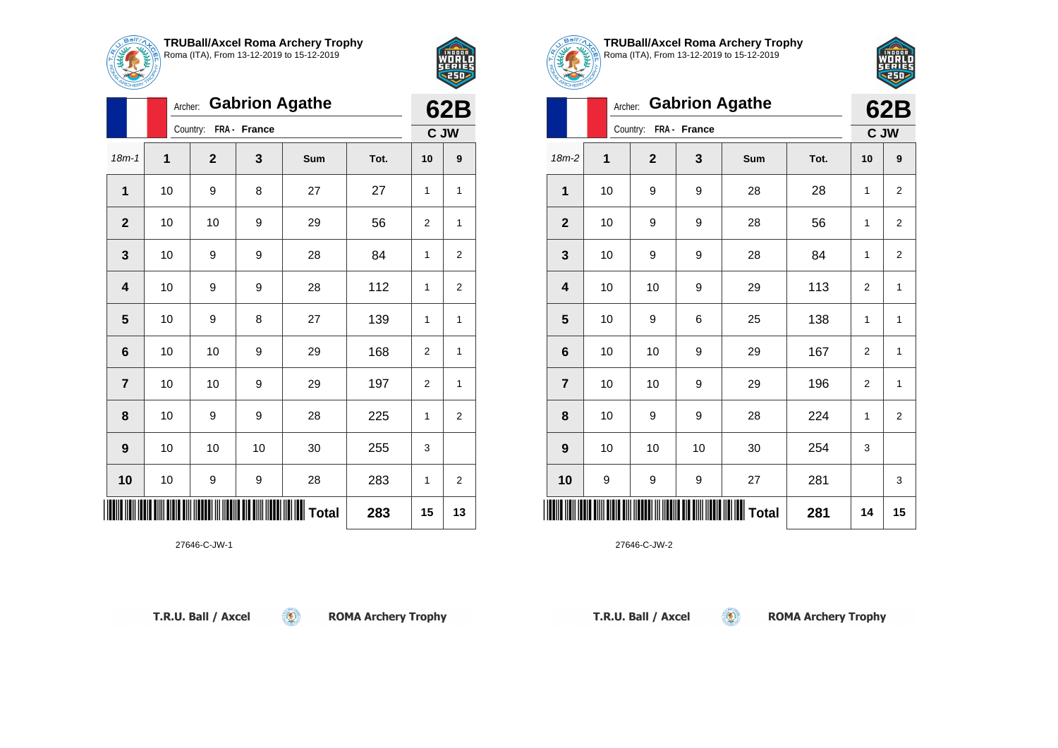**TRUBall/Axcel Roma Archery Trophy**
Roma (ITA), From 13-12-2019 to 15-12-2019

Archer: **Gabrion Agathe**
Country: FRA - France

**62B**
**C JW**

| 18m-1 | 1 | 2 | 3 | Sum | Tot. | 10 | 9 |
|---|---|---|---|---|---|---|---|
| 1 | 10 | 9 | 8 | 27 | 27 | 1 | 1 |
| 2 | 10 | 10 | 9 | 29 | 56 | 2 | 1 |
| 3 | 10 | 9 | 9 | 28 | 84 | 1 | 2 |
| 4 | 10 | 9 | 9 | 28 | 112 | 1 | 2 |
| 5 | 10 | 9 | 8 | 27 | 139 | 1 | 1 |
| 6 | 10 | 10 | 9 | 29 | 168 | 2 | 1 |
| 7 | 10 | 10 | 9 | 29 | 197 | 2 | 1 |
| 8 | 10 | 9 | 9 | 28 | 225 | 1 | 2 |
| 9 | 10 | 10 | 10 | 30 | 255 | 3 | |
| 10 | 10 | 9 | 9 | 28 | 283 | 1 | 2 |
| | | | | Total | 283 | 15 | 13 |

27646-C-JW-1

T.R.U. Ball / Axcel — ROMA Archery Trophy

**TRUBall/Axcel Roma Archery Trophy**
Roma (ITA), From 13-12-2019 to 15-12-2019

Archer: **Gabrion Agathe**
Country: FRA - France

**62B**
**C JW**

| 18m-2 | 1 | 2 | 3 | Sum | Tot. | 10 | 9 |
|---|---|---|---|---|---|---|---|
| 1 | 10 | 9 | 9 | 28 | 28 | 1 | 2 |
| 2 | 10 | 9 | 9 | 28 | 56 | 1 | 2 |
| 3 | 10 | 9 | 9 | 28 | 84 | 1 | 2 |
| 4 | 10 | 10 | 9 | 29 | 113 | 2 | 1 |
| 5 | 10 | 9 | 6 | 25 | 138 | 1 | 1 |
| 6 | 10 | 10 | 9 | 29 | 167 | 2 | 1 |
| 7 | 10 | 10 | 9 | 29 | 196 | 2 | 1 |
| 8 | 10 | 9 | 9 | 28 | 224 | 1 | 2 |
| 9 | 10 | 10 | 10 | 30 | 254 | 3 | |
| 10 | 9 | 9 | 9 | 27 | 281 | | 3 |
| | | | | Total | 281 | 14 | 15 |

27646-C-JW-2

T.R.U. Ball / Axcel — ROMA Archery Trophy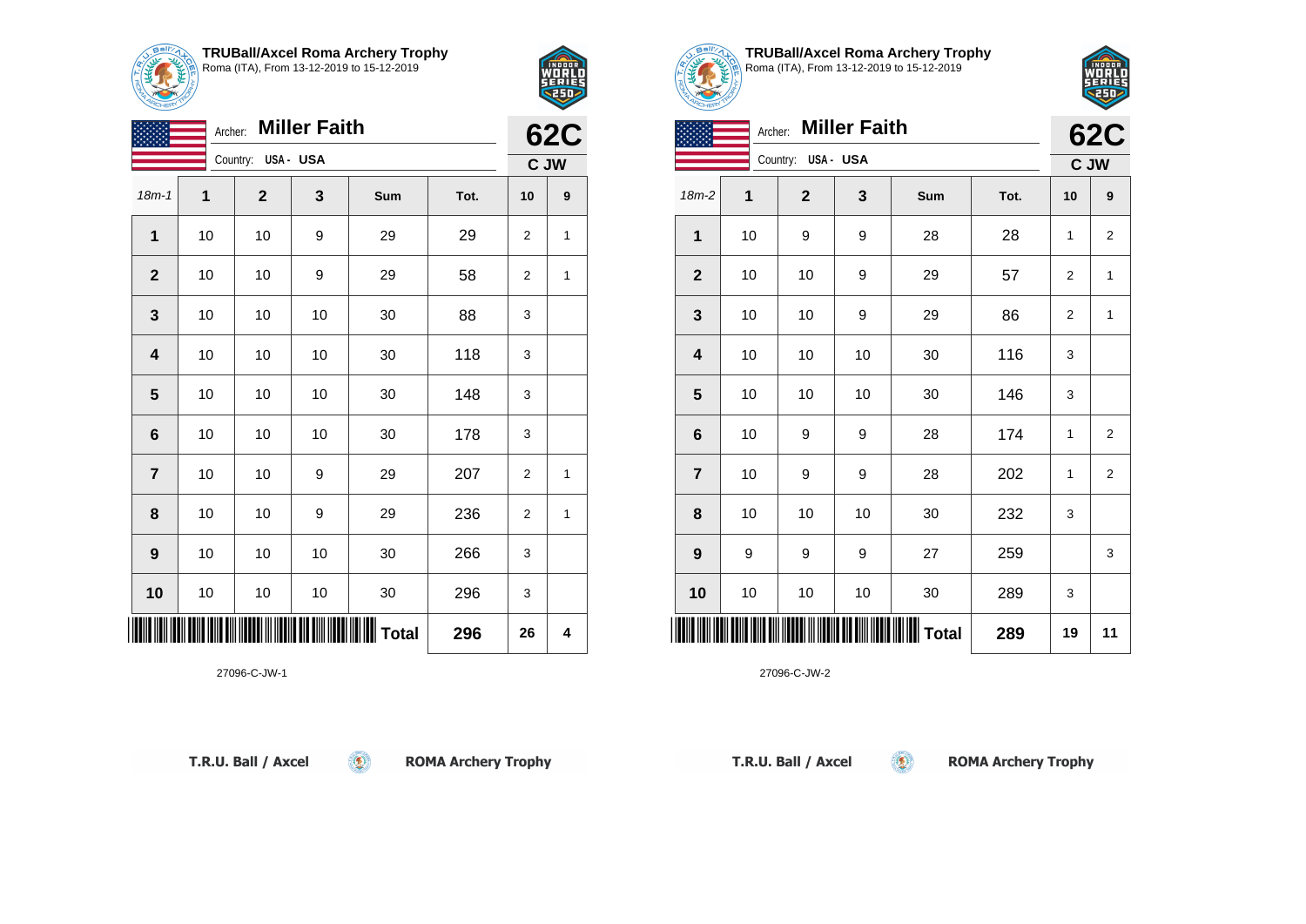**TRUBall/Axcel Roma Archery Trophy**
Roma (ITA), From 13-12-2019 to 15-12-2019

Archer: **Miller Faith**
Country: USA - USA

**62C**
**C JW**

| 18m-1 | 1 | 2 | 3 | Sum | Tot. | 10 | 9 |
|---|---|---|---|---|---|---|---|
| 1 | 10 | 10 | 9 | 29 | 29 | 2 | 1 |
| 2 | 10 | 10 | 9 | 29 | 58 | 2 | 1 |
| 3 | 10 | 10 | 10 | 30 | 88 | 3 | |
| 4 | 10 | 10 | 10 | 30 | 118 | 3 | |
| 5 | 10 | 10 | 10 | 30 | 148 | 3 | |
| 6 | 10 | 10 | 10 | 30 | 178 | 3 | |
| 7 | 10 | 10 | 9 | 29 | 207 | 2 | 1 |
| 8 | 10 | 10 | 9 | 29 | 236 | 2 | 1 |
| 9 | 10 | 10 | 10 | 30 | 266 | 3 | |
| 10 | 10 | 10 | 10 | 30 | 296 | 3 | |
| | | | | Total | 296 | 26 | 4 |

27096-C-JW-1

T.R.U. Ball / Axcel — ROMA Archery Trophy

**TRUBall/Axcel Roma Archery Trophy**
Roma (ITA), From 13-12-2019 to 15-12-2019

Archer: **Miller Faith**
Country: USA - USA

**62C**
**C JW**

| 18m-2 | 1 | 2 | 3 | Sum | Tot. | 10 | 9 |
|---|---|---|---|---|---|---|---|
| 1 | 10 | 9 | 9 | 28 | 28 | 1 | 2 |
| 2 | 10 | 10 | 9 | 29 | 57 | 2 | 1 |
| 3 | 10 | 10 | 9 | 29 | 86 | 2 | 1 |
| 4 | 10 | 10 | 10 | 30 | 116 | 3 | |
| 5 | 10 | 10 | 10 | 30 | 146 | 3 | |
| 6 | 10 | 9 | 9 | 28 | 174 | 1 | 2 |
| 7 | 10 | 9 | 9 | 28 | 202 | 1 | 2 |
| 8 | 10 | 10 | 10 | 30 | 232 | 3 | |
| 9 | 9 | 9 | 9 | 27 | 259 | | 3 |
| 10 | 10 | 10 | 10 | 30 | 289 | 3 | |
| | | | | Total | 289 | 19 | 11 |

27096-C-JW-2

T.R.U. Ball / Axcel — ROMA Archery Trophy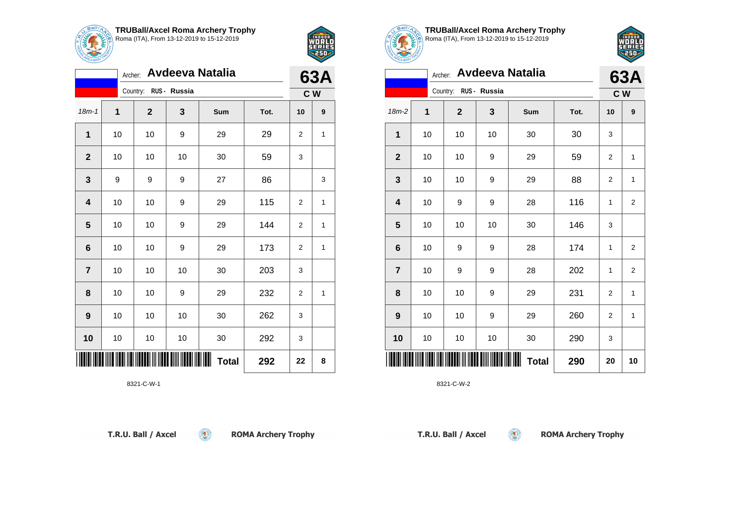**TRUBall/Axcel Roma Archery Trophy**
Roma (ITA), From 13-12-2019 to 15-12-2019

Archer: **Avdeeva Natalia**
Country: RUS - Russia

**63A**
**C W**

| 18m-1 | 1 | 2 | 3 | Sum | Tot. | 10 | 9 |
|---|---|---|---|---|---|---|---|
| 1 | 10 | 10 | 9 | 29 | 29 | 2 | 1 |
| 2 | 10 | 10 | 10 | 30 | 59 | 3 | |
| 3 | 9 | 9 | 9 | 27 | 86 | | 3 |
| 4 | 10 | 10 | 9 | 29 | 115 | 2 | 1 |
| 5 | 10 | 10 | 9 | 29 | 144 | 2 | 1 |
| 6 | 10 | 10 | 9 | 29 | 173 | 2 | 1 |
| 7 | 10 | 10 | 10 | 30 | 203 | 3 | |
| 8 | 10 | 10 | 9 | 29 | 232 | 2 | 1 |
| 9 | 10 | 10 | 10 | 30 | 262 | 3 | |
| 10 | 10 | 10 | 10 | 30 | 292 | 3 | |
| | | | | **Total** | **292** | **22** | **8** |

8321-C-W-1

T.R.U. Ball / Axcel — ROMA Archery Trophy

**TRUBall/Axcel Roma Archery Trophy**
Roma (ITA), From 13-12-2019 to 15-12-2019

Archer: **Avdeeva Natalia**
Country: RUS - Russia

**63A**
**C W**

| 18m-2 | 1 | 2 | 3 | Sum | Tot. | 10 | 9 |
|---|---|---|---|---|---|---|---|
| 1 | 10 | 10 | 10 | 30 | 30 | 3 | |
| 2 | 10 | 10 | 9 | 29 | 59 | 2 | 1 |
| 3 | 10 | 10 | 9 | 29 | 88 | 2 | 1 |
| 4 | 10 | 9 | 9 | 28 | 116 | 1 | 2 |
| 5 | 10 | 10 | 10 | 30 | 146 | 3 | |
| 6 | 10 | 9 | 9 | 28 | 174 | 1 | 2 |
| 7 | 10 | 9 | 9 | 28 | 202 | 1 | 2 |
| 8 | 10 | 10 | 9 | 29 | 231 | 2 | 1 |
| 9 | 10 | 10 | 9 | 29 | 260 | 2 | 1 |
| 10 | 10 | 10 | 10 | 30 | 290 | 3 | |
| | | | | **Total** | **290** | **20** | **10** |

8321-C-W-2

T.R.U. Ball / Axcel — ROMA Archery Trophy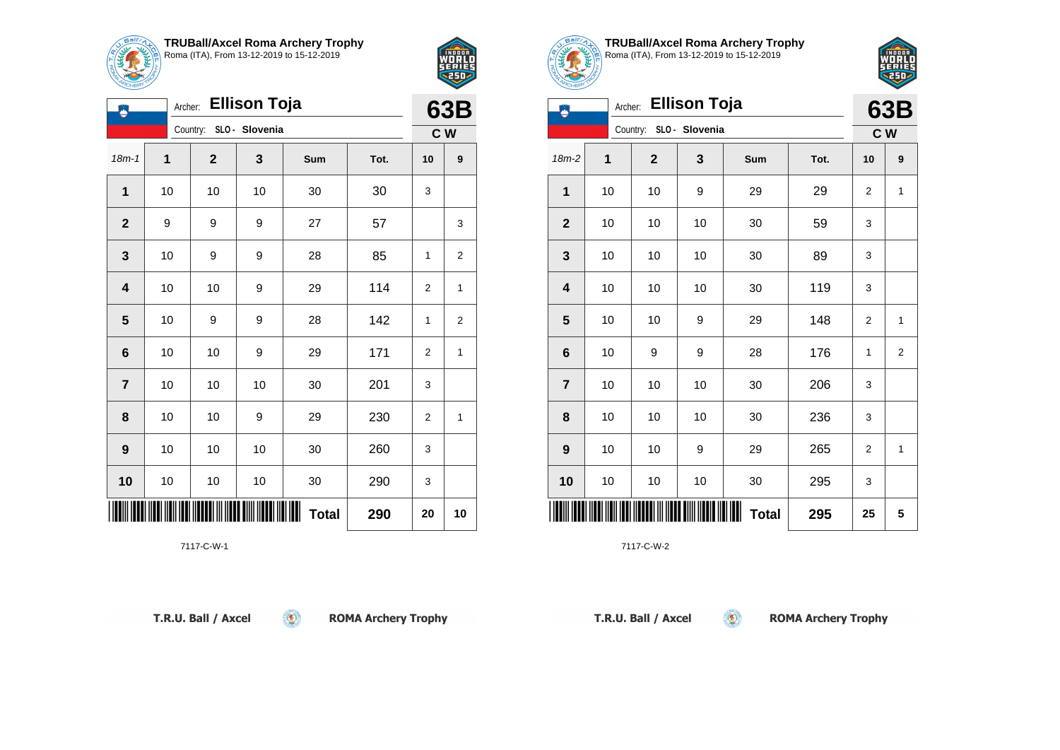**TRUBall/Axcel Roma Archery Trophy**
Roma (ITA), From 13-12-2019 to 15-12-2019

Archer: **Ellison Toja**
Country: SLO - Slovenia

**63B**
C W

| 18m-1 | 1 | 2 | 3 | Sum | Tot. | 10 | 9 |
|---|---|---|---|---|---|---|---|
| 1 | 10 | 10 | 10 | 30 | 30 | 3 | |
| 2 | 9 | 9 | 9 | 27 | 57 | | 3 |
| 3 | 10 | 9 | 9 | 28 | 85 | 1 | 2 |
| 4 | 10 | 10 | 9 | 29 | 114 | 2 | 1 |
| 5 | 10 | 9 | 9 | 28 | 142 | 1 | 2 |
| 6 | 10 | 10 | 9 | 29 | 171 | 2 | 1 |
| 7 | 10 | 10 | 10 | 30 | 201 | 3 | |
| 8 | 10 | 10 | 9 | 29 | 230 | 2 | 1 |
| 9 | 10 | 10 | 10 | 30 | 260 | 3 | |
| 10 | 10 | 10 | 10 | 30 | 290 | 3 | |
| | | | | Total | 290 | 20 | 10 |

7117-C-W-1

T.R.U. Ball / Axcel — ROMA Archery Trophy

**TRUBall/Axcel Roma Archery Trophy**
Roma (ITA), From 13-12-2019 to 15-12-2019

Archer: **Ellison Toja**
Country: SLO - Slovenia

**63B**
C W

| 18m-2 | 1 | 2 | 3 | Sum | Tot. | 10 | 9 |
|---|---|---|---|---|---|---|---|
| 1 | 10 | 10 | 9 | 29 | 29 | 2 | 1 |
| 2 | 10 | 10 | 10 | 30 | 59 | 3 | |
| 3 | 10 | 10 | 10 | 30 | 89 | 3 | |
| 4 | 10 | 10 | 10 | 30 | 119 | 3 | |
| 5 | 10 | 10 | 9 | 29 | 148 | 2 | 1 |
| 6 | 10 | 9 | 9 | 28 | 176 | 1 | 2 |
| 7 | 10 | 10 | 10 | 30 | 206 | 3 | |
| 8 | 10 | 10 | 10 | 30 | 236 | 3 | |
| 9 | 10 | 10 | 9 | 29 | 265 | 2 | 1 |
| 10 | 10 | 10 | 10 | 30 | 295 | 3 | |
| | | | | Total | 295 | 25 | 5 |

7117-C-W-2

T.R.U. Ball / Axcel — ROMA Archery Trophy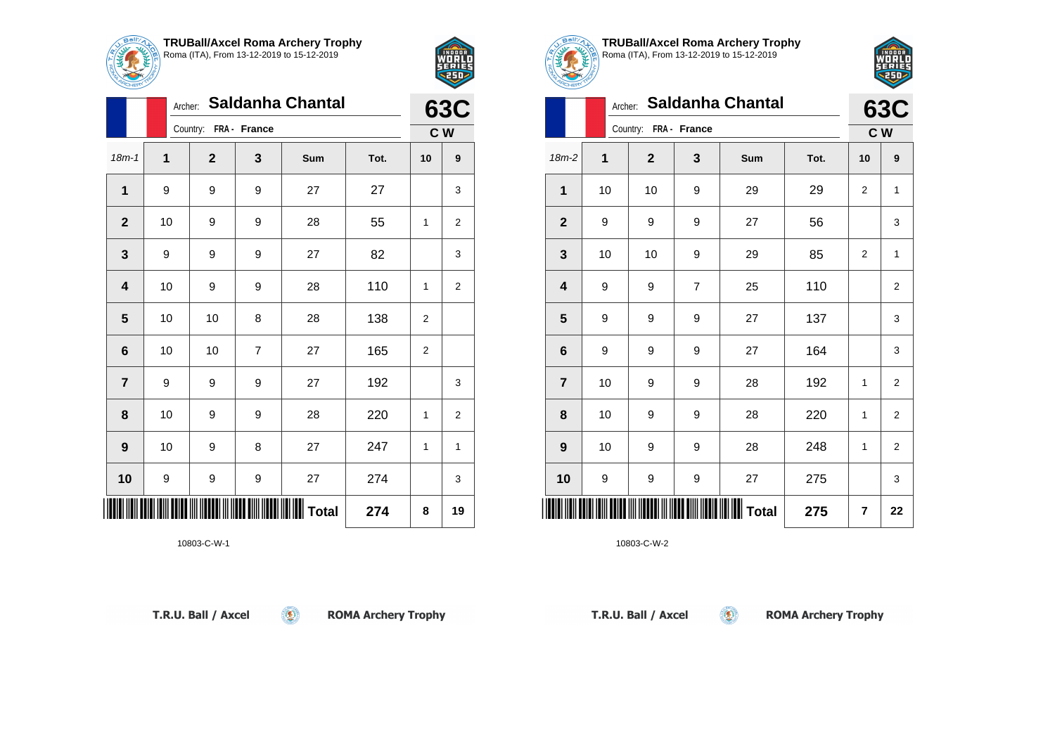**TRUBall/Axcel Roma Archery Trophy**
Roma (ITA), From 13-12-2019 to 15-12-2019

Archer: **Saldanha Chantal**
Country: FRA - France

**63C**
C W

| 18m-1 | 1 | 2 | 3 | Sum | Tot. | 10 | 9 |
|---|---|---|---|---|---|---|---|
| 1 | 9 | 9 | 9 | 27 | 27 | | 3 |
| 2 | 10 | 9 | 9 | 28 | 55 | 1 | 2 |
| 3 | 9 | 9 | 9 | 27 | 82 | | 3 |
| 4 | 10 | 9 | 9 | 28 | 110 | 1 | 2 |
| 5 | 10 | 10 | 8 | 28 | 138 | 2 | |
| 6 | 10 | 10 | 7 | 27 | 165 | 2 | |
| 7 | 9 | 9 | 9 | 27 | 192 | | 3 |
| 8 | 10 | 9 | 9 | 28 | 220 | 1 | 2 |
| 9 | 10 | 9 | 8 | 27 | 247 | 1 | 1 |
| 10 | 9 | 9 | 9 | 27 | 274 | | 3 |
| | | | | Total | 274 | 8 | 19 |

10803-C-W-1

T.R.U. Ball / Axcel — ROMA Archery Trophy

**TRUBall/Axcel Roma Archery Trophy**
Roma (ITA), From 13-12-2019 to 15-12-2019

Archer: **Saldanha Chantal**
Country: FRA - France

**63C**
C W

| 18m-2 | 1 | 2 | 3 | Sum | Tot. | 10 | 9 |
|---|---|---|---|---|---|---|---|
| 1 | 10 | 10 | 9 | 29 | 29 | 2 | 1 |
| 2 | 9 | 9 | 9 | 27 | 56 | | 3 |
| 3 | 10 | 10 | 9 | 29 | 85 | 2 | 1 |
| 4 | 9 | 9 | 7 | 25 | 110 | | 2 |
| 5 | 9 | 9 | 9 | 27 | 137 | | 3 |
| 6 | 9 | 9 | 9 | 27 | 164 | | 3 |
| 7 | 10 | 9 | 9 | 28 | 192 | 1 | 2 |
| 8 | 10 | 9 | 9 | 28 | 220 | 1 | 2 |
| 9 | 10 | 9 | 9 | 28 | 248 | 1 | 2 |
| 10 | 9 | 9 | 9 | 27 | 275 | | 3 |
| | | | | Total | 275 | 7 | 22 |

10803-C-W-2

T.R.U. Ball / Axcel — ROMA Archery Trophy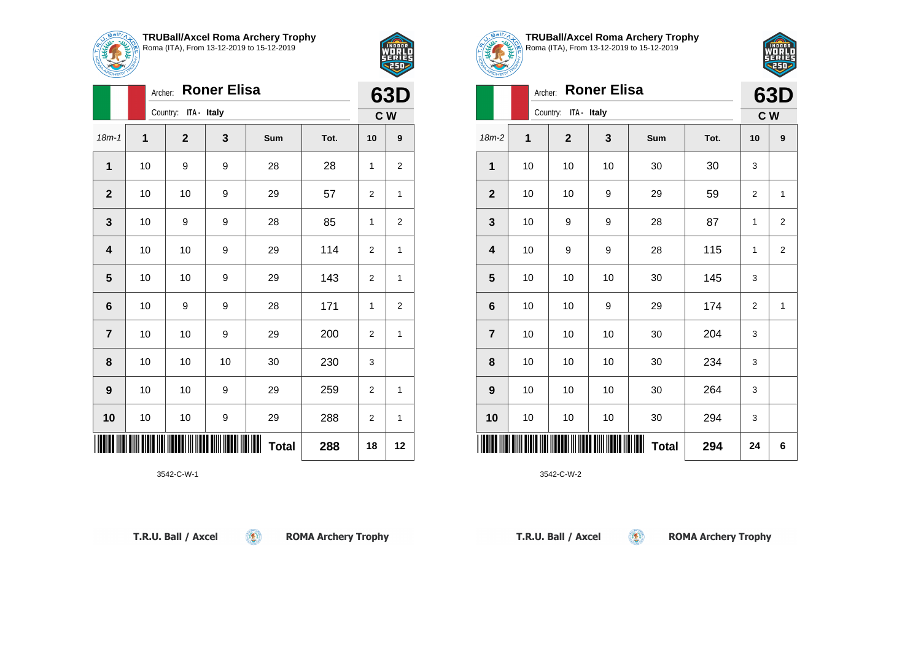**TRUBall/Axcel Roma Archery Trophy**
Roma (ITA), From 13-12-2019 to 15-12-2019

Archer: **Roner Elisa**
Country: ITA - Italy

**63D**
C W

| 18m-1 | 1 | 2 | 3 | Sum | Tot. | 10 | 9 |
|---|---|---|---|---|---|---|---|
| 1 | 10 | 9 | 9 | 28 | 28 | 1 | 2 |
| 2 | 10 | 10 | 9 | 29 | 57 | 2 | 1 |
| 3 | 10 | 9 | 9 | 28 | 85 | 1 | 2 |
| 4 | 10 | 10 | 9 | 29 | 114 | 2 | 1 |
| 5 | 10 | 10 | 9 | 29 | 143 | 2 | 1 |
| 6 | 10 | 9 | 9 | 28 | 171 | 1 | 2 |
| 7 | 10 | 10 | 9 | 29 | 200 | 2 | 1 |
| 8 | 10 | 10 | 10 | 30 | 230 | 3 | |
| 9 | 10 | 10 | 9 | 29 | 259 | 2 | 1 |
| 10 | 10 | 10 | 9 | 29 | 288 | 2 | 1 |
| | | | | **Total** | **288** | **18** | **12** |

3542-C-W-1

T.R.U. Ball / Axcel — ROMA Archery Trophy

**TRUBall/Axcel Roma Archery Trophy**
Roma (ITA), From 13-12-2019 to 15-12-2019

Archer: **Roner Elisa**
Country: ITA - Italy

**63D**
C W

| 18m-2 | 1 | 2 | 3 | Sum | Tot. | 10 | 9 |
|---|---|---|---|---|---|---|---|
| 1 | 10 | 10 | 10 | 30 | 30 | 3 | |
| 2 | 10 | 10 | 9 | 29 | 59 | 2 | 1 |
| 3 | 10 | 9 | 9 | 28 | 87 | 1 | 2 |
| 4 | 10 | 9 | 9 | 28 | 115 | 1 | 2 |
| 5 | 10 | 10 | 10 | 30 | 145 | 3 | |
| 6 | 10 | 10 | 9 | 29 | 174 | 2 | 1 |
| 7 | 10 | 10 | 10 | 30 | 204 | 3 | |
| 8 | 10 | 10 | 10 | 30 | 234 | 3 | |
| 9 | 10 | 10 | 10 | 30 | 264 | 3 | |
| 10 | 10 | 10 | 10 | 30 | 294 | 3 | |
| | | | | **Total** | **294** | **24** | **6** |

3542-C-W-2

T.R.U. Ball / Axcel — ROMA Archery Trophy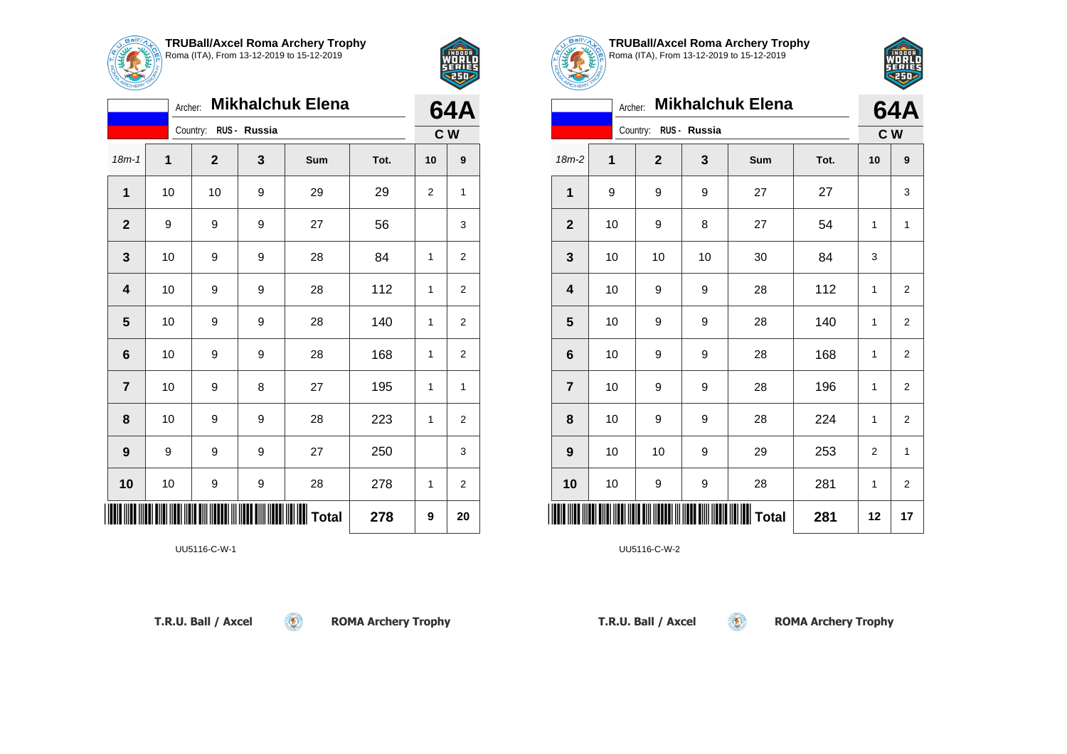**TRUBall/Axcel Roma Archery Trophy**
Roma (ITA), From 13-12-2019 to 15-12-2019

Archer: **Mikhalchuk Elena**
Country: **RUS - Russia**

**64A**
**C W**

| 18m-1 | 1 | 2 | 3 | Sum | Tot. | 10 | 9 |
|---|---|---|---|---|---|---|---|
| 1 | 10 | 10 | 9 | 29 | 29 | 2 | 1 |
| 2 | 9 | 9 | 9 | 27 | 56 | | 3 |
| 3 | 10 | 9 | 9 | 28 | 84 | 1 | 2 |
| 4 | 10 | 9 | 9 | 28 | 112 | 1 | 2 |
| 5 | 10 | 9 | 9 | 28 | 140 | 1 | 2 |
| 6 | 10 | 9 | 9 | 28 | 168 | 1 | 2 |
| 7 | 10 | 9 | 8 | 27 | 195 | 1 | 1 |
| 8 | 10 | 9 | 9 | 28 | 223 | 1 | 2 |
| 9 | 9 | 9 | 9 | 27 | 250 | | 3 |
| 10 | 10 | 9 | 9 | 28 | 278 | 1 | 2 |
| | | | | Total | 278 | 9 | 20 |

UU5116-C-W-1

T.R.U. Ball / Axcel — ROMA Archery Trophy

**TRUBall/Axcel Roma Archery Trophy**
Roma (ITA), From 13-12-2019 to 15-12-2019

Archer: **Mikhalchuk Elena**
Country: **RUS - Russia**

**64A**
**C W**

| 18m-2 | 1 | 2 | 3 | Sum | Tot. | 10 | 9 |
|---|---|---|---|---|---|---|---|
| 1 | 9 | 9 | 9 | 27 | 27 | | 3 |
| 2 | 10 | 9 | 8 | 27 | 54 | 1 | 1 |
| 3 | 10 | 10 | 10 | 30 | 84 | 3 | |
| 4 | 10 | 9 | 9 | 28 | 112 | 1 | 2 |
| 5 | 10 | 9 | 9 | 28 | 140 | 1 | 2 |
| 6 | 10 | 9 | 9 | 28 | 168 | 1 | 2 |
| 7 | 10 | 9 | 9 | 28 | 196 | 1 | 2 |
| 8 | 10 | 9 | 9 | 28 | 224 | 1 | 2 |
| 9 | 10 | 10 | 9 | 29 | 253 | 2 | 1 |
| 10 | 10 | 9 | 9 | 28 | 281 | 1 | 2 |
| | | | | Total | 281 | 12 | 17 |

UU5116-C-W-2

T.R.U. Ball / Axcel — ROMA Archery Trophy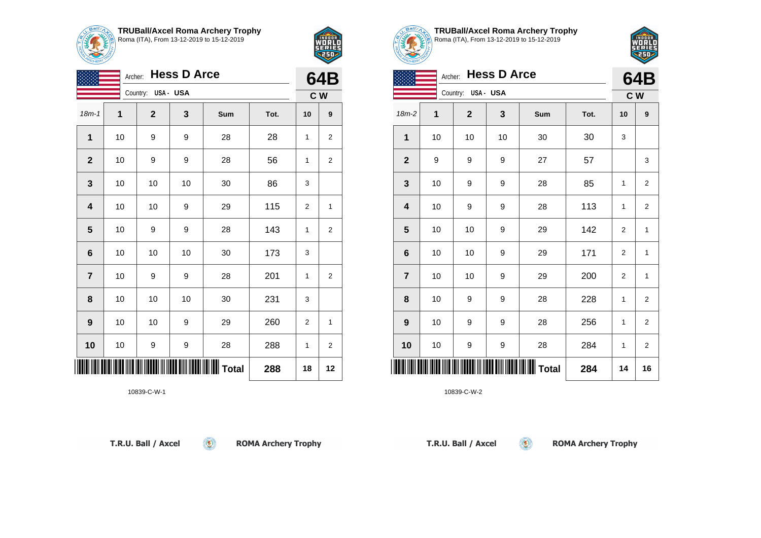**TRUBall/Axcel Roma Archery Trophy**
Roma (ITA), From 13-12-2019 to 15-12-2019

Archer: **Hess D Arce**
Country: USA - USA

**64B**
C W

| 18m-1 | 1 | 2 | 3 | Sum | Tot. | 10 | 9 |
|---|---|---|---|---|---|---|---|
| 1 | 10 | 9 | 9 | 28 | 28 | 1 | 2 |
| 2 | 10 | 9 | 9 | 28 | 56 | 1 | 2 |
| 3 | 10 | 10 | 10 | 30 | 86 | 3 | |
| 4 | 10 | 10 | 9 | 29 | 115 | 2 | 1 |
| 5 | 10 | 9 | 9 | 28 | 143 | 1 | 2 |
| 6 | 10 | 10 | 10 | 30 | 173 | 3 | |
| 7 | 10 | 9 | 9 | 28 | 201 | 1 | 2 |
| 8 | 10 | 10 | 10 | 30 | 231 | 3 | |
| 9 | 10 | 10 | 9 | 29 | 260 | 2 | 1 |
| 10 | 10 | 9 | 9 | 28 | 288 | 1 | 2 |
| | | | | Total | 288 | 18 | 12 |

10839-C-W-1

T.R.U. Ball / Axcel — ROMA Archery Trophy

**TRUBall/Axcel Roma Archery Trophy**
Roma (ITA), From 13-12-2019 to 15-12-2019

Archer: **Hess D Arce**
Country: USA - USA

**64B**
C W

| 18m-2 | 1 | 2 | 3 | Sum | Tot. | 10 | 9 |
|---|---|---|---|---|---|---|---|
| 1 | 10 | 10 | 10 | 30 | 30 | 3 | |
| 2 | 9 | 9 | 9 | 27 | 57 | | 3 |
| 3 | 10 | 9 | 9 | 28 | 85 | 1 | 2 |
| 4 | 10 | 9 | 9 | 28 | 113 | 1 | 2 |
| 5 | 10 | 10 | 9 | 29 | 142 | 2 | 1 |
| 6 | 10 | 10 | 9 | 29 | 171 | 2 | 1 |
| 7 | 10 | 10 | 9 | 29 | 200 | 2 | 1 |
| 8 | 10 | 9 | 9 | 28 | 228 | 1 | 2 |
| 9 | 10 | 9 | 9 | 28 | 256 | 1 | 2 |
| 10 | 10 | 9 | 9 | 28 | 284 | 1 | 2 |
| | | | | Total | 284 | 14 | 16 |

10839-C-W-2

T.R.U. Ball / Axcel — ROMA Archery Trophy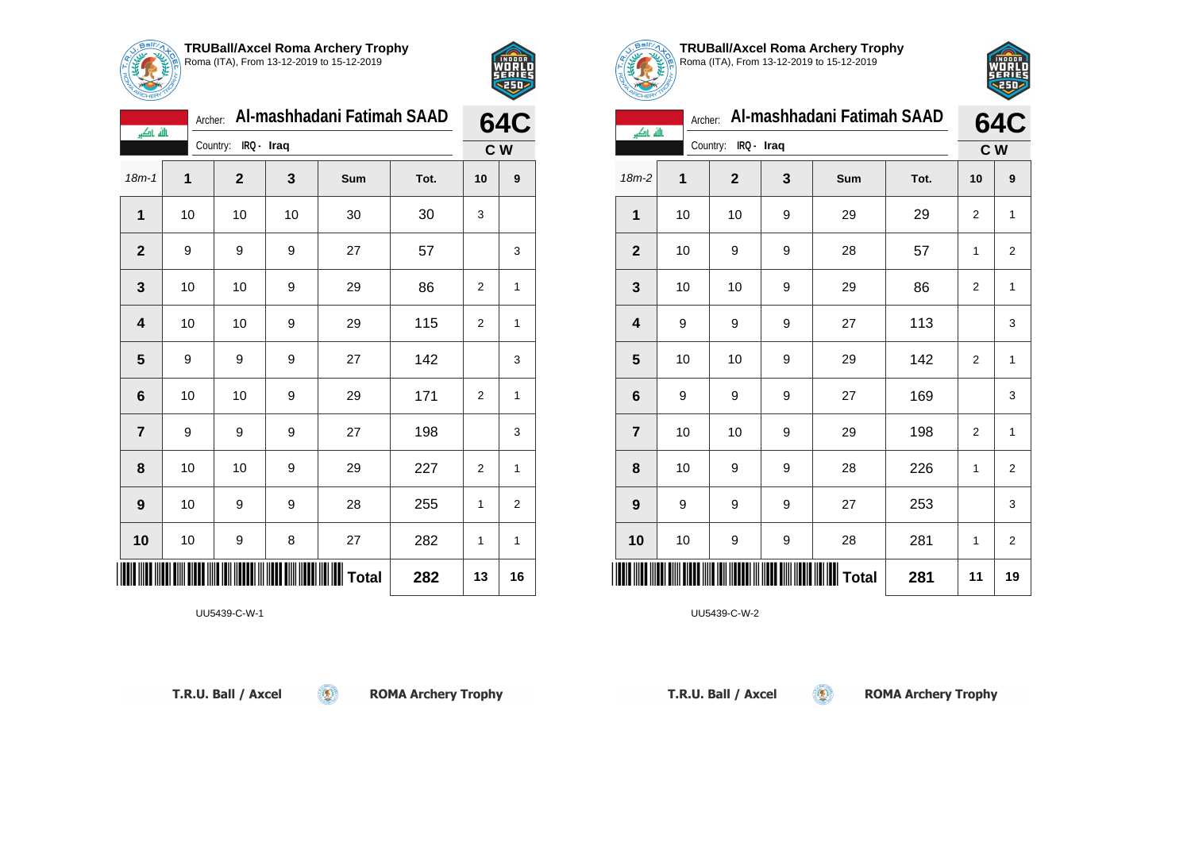**TRUBall/Axcel Roma Archery Trophy**
Roma (ITA), From 13-12-2019 to 15-12-2019

Archer: **Al-mashhadani Fatimah SAAD**
Country: IRQ - Iraq

**64C**
**C W**

| 18m-1 | 1 | 2 | 3 | Sum | Tot. | 10 | 9 |
|---|---|---|---|---|---|---|---|
| 1 | 10 | 10 | 10 | 30 | 30 | 3 | |
| 2 | 9 | 9 | 9 | 27 | 57 | | 3 |
| 3 | 10 | 10 | 9 | 29 | 86 | 2 | 1 |
| 4 | 10 | 10 | 9 | 29 | 115 | 2 | 1 |
| 5 | 9 | 9 | 9 | 27 | 142 | | 3 |
| 6 | 10 | 10 | 9 | 29 | 171 | 2 | 1 |
| 7 | 9 | 9 | 9 | 27 | 198 | | 3 |
| 8 | 10 | 10 | 9 | 29 | 227 | 2 | 1 |
| 9 | 10 | 9 | 9 | 28 | 255 | 1 | 2 |
| 10 | 10 | 9 | 8 | 27 | 282 | 1 | 1 |
| | | | | Total | 282 | 13 | 16 |

UU5439-C-W-1

T.R.U. Ball / Axcel — ROMA Archery Trophy

**TRUBall/Axcel Roma Archery Trophy**
Roma (ITA), From 13-12-2019 to 15-12-2019

Archer: **Al-mashhadani Fatimah SAAD**
Country: IRQ - Iraq

**64C**
**C W**

| 18m-2 | 1 | 2 | 3 | Sum | Tot. | 10 | 9 |
|---|---|---|---|---|---|---|---|
| 1 | 10 | 10 | 9 | 29 | 29 | 2 | 1 |
| 2 | 10 | 9 | 9 | 28 | 57 | 1 | 2 |
| 3 | 10 | 10 | 9 | 29 | 86 | 2 | 1 |
| 4 | 9 | 9 | 9 | 27 | 113 | | 3 |
| 5 | 10 | 10 | 9 | 29 | 142 | 2 | 1 |
| 6 | 9 | 9 | 9 | 27 | 169 | | 3 |
| 7 | 10 | 10 | 9 | 29 | 198 | 2 | 1 |
| 8 | 10 | 9 | 9 | 28 | 226 | 1 | 2 |
| 9 | 9 | 9 | 9 | 27 | 253 | | 3 |
| 10 | 10 | 9 | 9 | 28 | 281 | 1 | 2 |
| | | | | Total | 281 | 11 | 19 |

UU5439-C-W-2

T.R.U. Ball / Axcel — ROMA Archery Trophy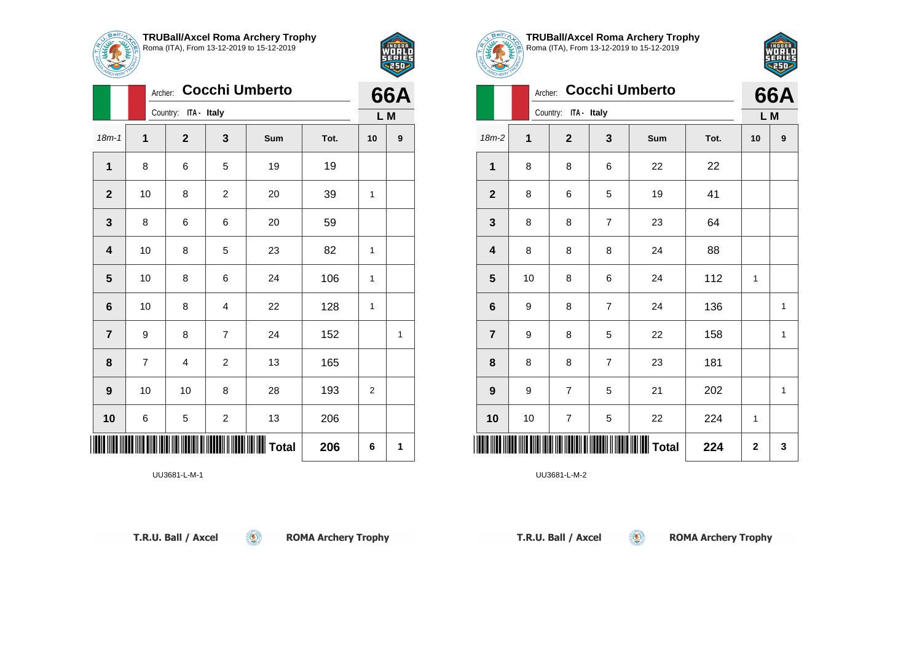**TRUBall/Axcel Roma Archery Trophy**
Roma (ITA), From 13-12-2019 to 15-12-2019

Archer: **Cocchi Umberto**
Country: ITA - Italy

**66A**
**L M**

| 18m-1 | 1 | 2 | 3 | Sum | Tot. | 10 | 9 |
|---|---|---|---|---|---|---|---|
| 1 | 8 | 6 | 5 | 19 | 19 | | |
| 2 | 10 | 8 | 2 | 20 | 39 | 1 | |
| 3 | 8 | 6 | 6 | 20 | 59 | | |
| 4 | 10 | 8 | 5 | 23 | 82 | 1 | |
| 5 | 10 | 8 | 6 | 24 | 106 | 1 | |
| 6 | 10 | 8 | 4 | 22 | 128 | 1 | |
| 7 | 9 | 8 | 7 | 24 | 152 | | 1 |
| 8 | 7 | 4 | 2 | 13 | 165 | | |
| 9 | 10 | 10 | 8 | 28 | 193 | 2 | |
| 10 | 6 | 5 | 2 | 13 | 206 | | |
| | | | | **Total** | **206** | **6** | **1** |

UU3681-L-M-1

T.R.U. Ball / Axcel    ROMA Archery Trophy

**TRUBall/Axcel Roma Archery Trophy**
Roma (ITA), From 13-12-2019 to 15-12-2019

Archer: **Cocchi Umberto**
Country: ITA - Italy

**66A**
**L M**

| 18m-2 | 1 | 2 | 3 | Sum | Tot. | 10 | 9 |
|---|---|---|---|---|---|---|---|
| 1 | 8 | 8 | 6 | 22 | 22 | | |
| 2 | 8 | 6 | 5 | 19 | 41 | | |
| 3 | 8 | 8 | 7 | 23 | 64 | | |
| 4 | 8 | 8 | 8 | 24 | 88 | | |
| 5 | 10 | 8 | 6 | 24 | 112 | 1 | |
| 6 | 9 | 8 | 7 | 24 | 136 | | 1 |
| 7 | 9 | 8 | 5 | 22 | 158 | | 1 |
| 8 | 8 | 8 | 7 | 23 | 181 | | |
| 9 | 9 | 7 | 5 | 21 | 202 | | 1 |
| 10 | 10 | 7 | 5 | 22 | 224 | 1 | |
| | | | | **Total** | **224** | **2** | **3** |

UU3681-L-M-2

T.R.U. Ball / Axcel    ROMA Archery Trophy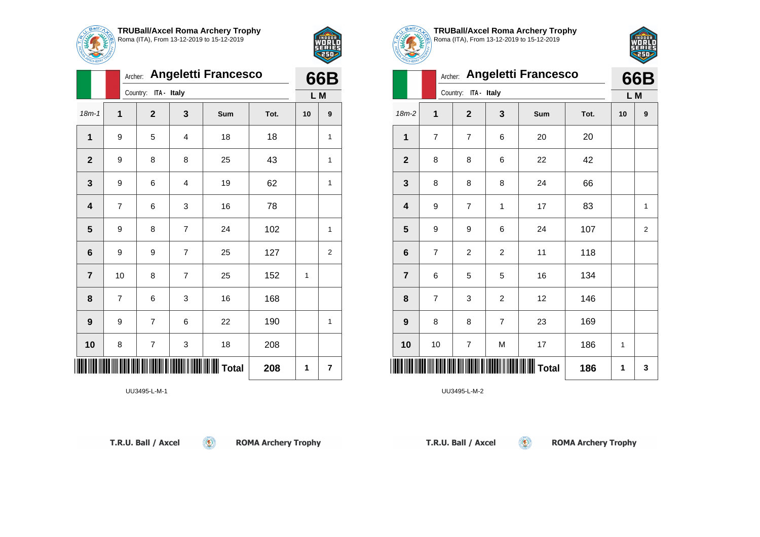**TRUBall/Axcel Roma Archery Trophy**
Roma (ITA), From 13-12-2019 to 15-12-2019

Archer: **Angeletti Francesco**
Country: ITA - Italy

**66B**
**L M**

| 18m-1 | 1 | 2 | 3 | Sum | Tot. | 10 | 9 |
|---|---|---|---|---|---|---|---|
| 1 | 9 | 5 | 4 | 18 | 18 | | 1 |
| 2 | 9 | 8 | 8 | 25 | 43 | | 1 |
| 3 | 9 | 6 | 4 | 19 | 62 | | 1 |
| 4 | 7 | 6 | 3 | 16 | 78 | | |
| 5 | 9 | 8 | 7 | 24 | 102 | | 1 |
| 6 | 9 | 9 | 7 | 25 | 127 | | 2 |
| 7 | 10 | 8 | 7 | 25 | 152 | 1 | |
| 8 | 7 | 6 | 3 | 16 | 168 | | |
| 9 | 9 | 7 | 6 | 22 | 190 | | 1 |
| 10 | 8 | 7 | 3 | 18 | 208 | | |
| | | | | **Total** | **208** | **1** | **7** |

UU3495-L-M-1

T.R.U. Ball / Axcel — ROMA Archery Trophy

**TRUBall/Axcel Roma Archery Trophy**
Roma (ITA), From 13-12-2019 to 15-12-2019

Archer: **Angeletti Francesco**
Country: ITA - Italy

**66B**
**L M**

| 18m-2 | 1 | 2 | 3 | Sum | Tot. | 10 | 9 |
|---|---|---|---|---|---|---|---|
| 1 | 7 | 7 | 6 | 20 | 20 | | |
| 2 | 8 | 8 | 6 | 22 | 42 | | |
| 3 | 8 | 8 | 8 | 24 | 66 | | |
| 4 | 9 | 7 | 1 | 17 | 83 | | 1 |
| 5 | 9 | 9 | 6 | 24 | 107 | | 2 |
| 6 | 7 | 2 | 2 | 11 | 118 | | |
| 7 | 6 | 5 | 5 | 16 | 134 | | |
| 8 | 7 | 3 | 2 | 12 | 146 | | |
| 9 | 8 | 8 | 7 | 23 | 169 | | |
| 10 | 10 | 7 | M | 17 | 186 | 1 | |
| | | | | **Total** | **186** | **1** | **3** |

UU3495-L-M-2

T.R.U. Ball / Axcel — ROMA Archery Trophy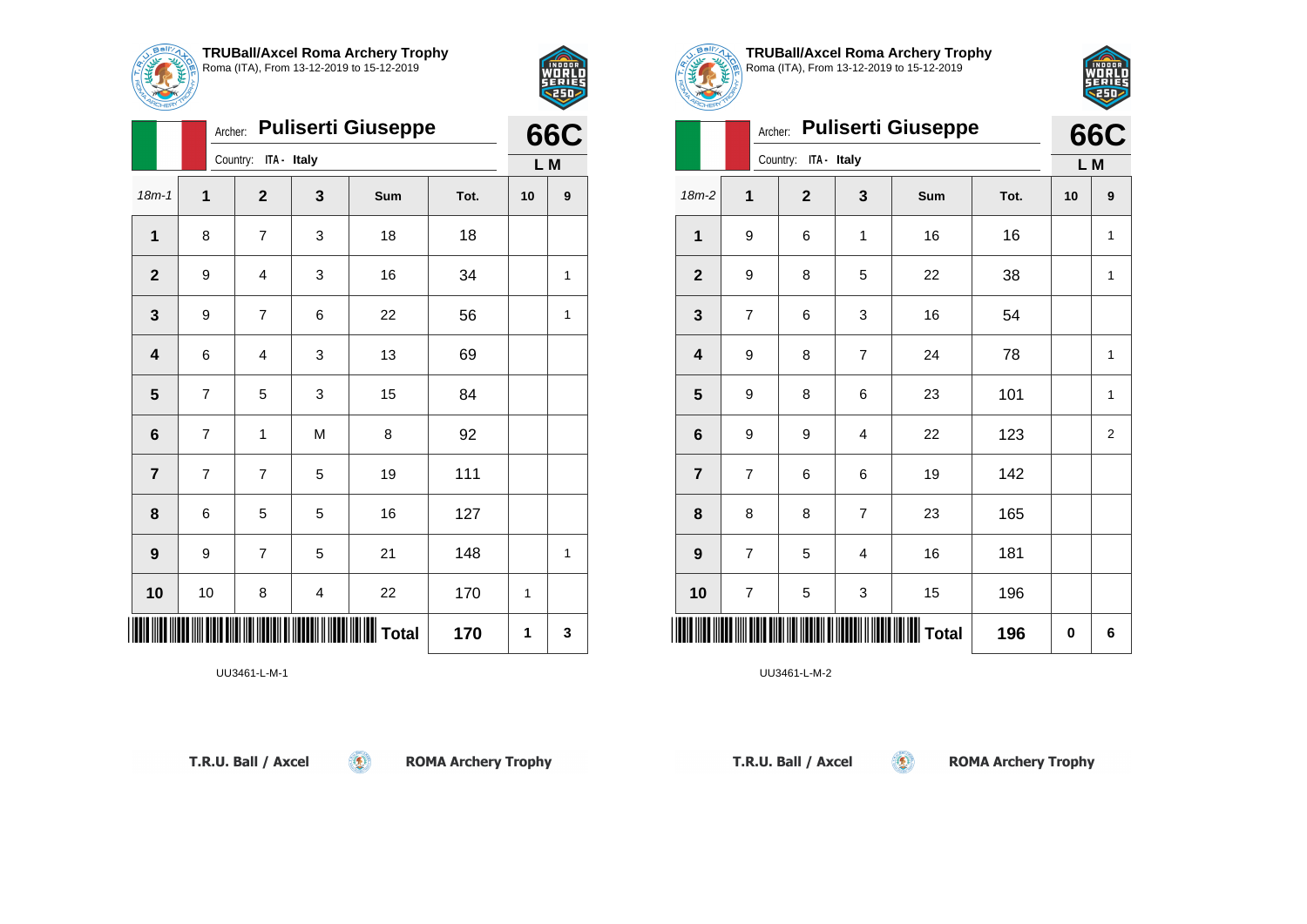**TRUBall/Axcel Roma Archery Trophy**
Roma (ITA), From 13-12-2019 to 15-12-2019

Archer: **Puliserti Giuseppe**
Country: ITA - Italy

**66C**
**L M**

| 18m-1 | 1 | 2 | 3 | Sum | Tot. | 10 | 9 |
|---|---|---|---|---|---|---|---|
| 1 | 8 | 7 | 3 | 18 | 18 | | |
| 2 | 9 | 4 | 3 | 16 | 34 | | 1 |
| 3 | 9 | 7 | 6 | 22 | 56 | | 1 |
| 4 | 6 | 4 | 3 | 13 | 69 | | |
| 5 | 7 | 5 | 3 | 15 | 84 | | |
| 6 | 7 | 1 | M | 8 | 92 | | |
| 7 | 7 | 7 | 5 | 19 | 111 | | |
| 8 | 6 | 5 | 5 | 16 | 127 | | |
| 9 | 9 | 7 | 5 | 21 | 148 | | 1 |
| 10 | 10 | 8 | 4 | 22 | 170 | 1 | |
| | | | | **Total** | **170** | **1** | **3** |

UU3461-L-M-1

**TRUBall/Axcel Roma Archery Trophy**
Roma (ITA), From 13-12-2019 to 15-12-2019

Archer: **Puliserti Giuseppe**
Country: ITA - Italy

**66C**
**L M**

| 18m-2 | 1 | 2 | 3 | Sum | Tot. | 10 | 9 |
|---|---|---|---|---|---|---|---|
| 1 | 9 | 6 | 1 | 16 | 16 | | 1 |
| 2 | 9 | 8 | 5 | 22 | 38 | | 1 |
| 3 | 7 | 6 | 3 | 16 | 54 | | |
| 4 | 9 | 8 | 7 | 24 | 78 | | 1 |
| 5 | 9 | 8 | 6 | 23 | 101 | | 1 |
| 6 | 9 | 9 | 4 | 22 | 123 | | 2 |
| 7 | 7 | 6 | 6 | 19 | 142 | | |
| 8 | 8 | 8 | 7 | 23 | 165 | | |
| 9 | 7 | 5 | 4 | 16 | 181 | | |
| 10 | 7 | 5 | 3 | 15 | 196 | | |
| | | | | **Total** | **196** | **0** | **6** |

UU3461-L-M-2

T.R.U. Ball / Axcel — ROMA Archery Trophy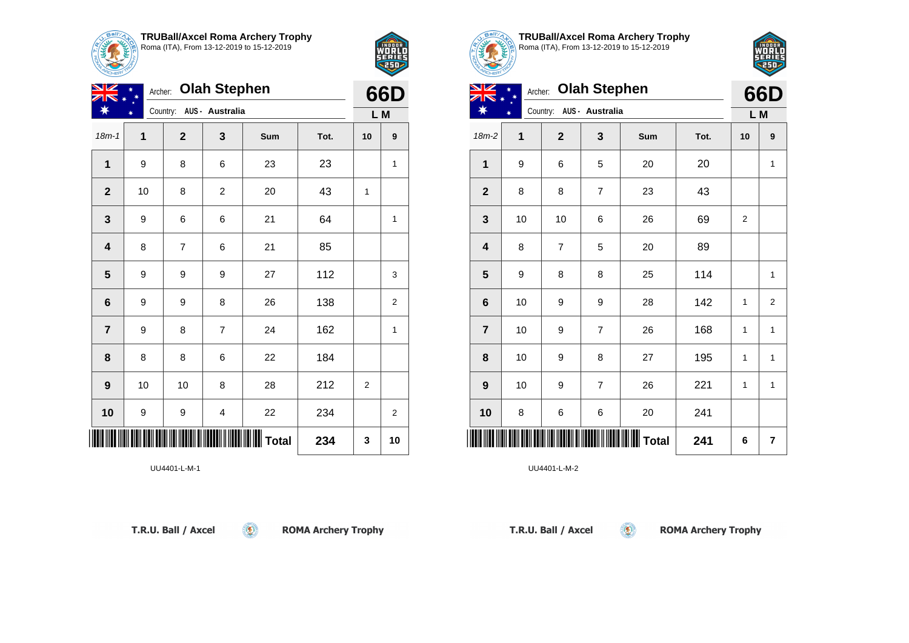**TRUBall/Axcel Roma Archery Trophy**
Roma (ITA), From 13-12-2019 to 15-12-2019

Archer: **Olah Stephen**
Country: AUS - Australia

**66D**
**L M**

| 18m-1 | 1 | 2 | 3 | Sum | Tot. | 10 | 9 |
|---|---|---|---|---|---|---|---|
| **1** | 9 | 8 | 6 | 23 | 23 | | 1 |
| **2** | 10 | 8 | 2 | 20 | 43 | 1 | |
| **3** | 9 | 6 | 6 | 21 | 64 | | 1 |
| **4** | 8 | 7 | 6 | 21 | 85 | | |
| **5** | 9 | 9 | 9 | 27 | 112 | | 3 |
| **6** | 9 | 9 | 8 | 26 | 138 | | 2 |
| **7** | 9 | 8 | 7 | 24 | 162 | | 1 |
| **8** | 8 | 8 | 6 | 22 | 184 | | |
| **9** | 10 | 10 | 8 | 28 | 212 | 2 | |
| **10** | 9 | 9 | 4 | 22 | 234 | | 2 |
| | | | | **Total** | **234** | **3** | **10** |

UU4401-L-M-1

T.R.U. Ball / Axcel ROMA Archery Trophy

**TRUBall/Axcel Roma Archery Trophy**
Roma (ITA), From 13-12-2019 to 15-12-2019

Archer: **Olah Stephen**
Country: AUS - Australia

**66D**
**L M**

| 18m-2 | 1 | 2 | 3 | Sum | Tot. | 10 | 9 |
|---|---|---|---|---|---|---|---|
| **1** | 9 | 6 | 5 | 20 | 20 | | 1 |
| **2** | 8 | 8 | 7 | 23 | 43 | | |
| **3** | 10 | 10 | 6 | 26 | 69 | 2 | |
| **4** | 8 | 7 | 5 | 20 | 89 | | |
| **5** | 9 | 8 | 8 | 25 | 114 | | 1 |
| **6** | 10 | 9 | 9 | 28 | 142 | 1 | 2 |
| **7** | 10 | 9 | 7 | 26 | 168 | 1 | 1 |
| **8** | 10 | 9 | 8 | 27 | 195 | 1 | 1 |
| **9** | 10 | 9 | 7 | 26 | 221 | 1 | 1 |
| **10** | 8 | 6 | 6 | 20 | 241 | | |
| | | | | **Total** | **241** | **6** | **7** |

UU4401-L-M-2

T.R.U. Ball / Axcel ROMA Archery Trophy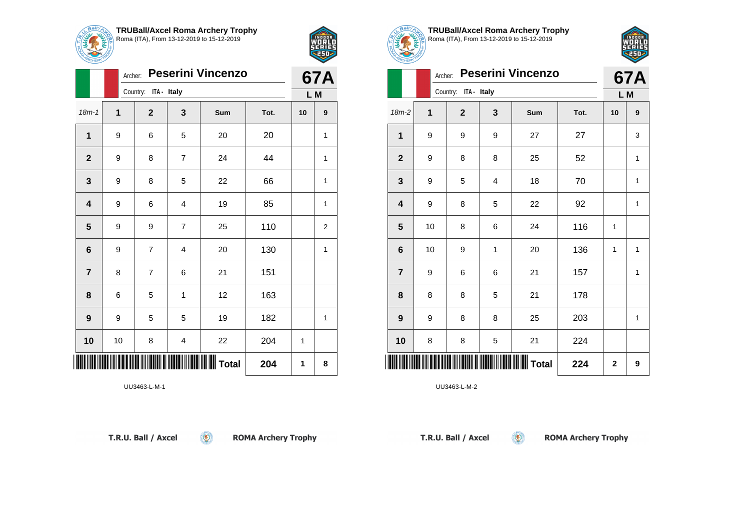**TRUBall/Axcel Roma Archery Trophy**
Roma (ITA), From 13-12-2019 to 15-12-2019

Archer: **Peserini Vincenzo**
Country: ITA - Italy

**67A**
L M

| 18m-1 | 1 | 2 | 3 | Sum | Tot. | 10 | 9 |
|---|---|---|---|---|---|---|---|
| 1 | 9 | 6 | 5 | 20 | 20 | | 1 |
| 2 | 9 | 8 | 7 | 24 | 44 | | 1 |
| 3 | 9 | 8 | 5 | 22 | 66 | | 1 |
| 4 | 9 | 6 | 4 | 19 | 85 | | 1 |
| 5 | 9 | 9 | 7 | 25 | 110 | | 2 |
| 6 | 9 | 7 | 4 | 20 | 130 | | 1 |
| 7 | 8 | 7 | 6 | 21 | 151 | | |
| 8 | 6 | 5 | 1 | 12 | 163 | | |
| 9 | 9 | 5 | 5 | 19 | 182 | | 1 |
| 10 | 10 | 8 | 4 | 22 | 204 | 1 | |
| | | | | Total | 204 | 1 | 8 |

UU3463-L-M-1

T.R.U. Ball / Axcel ROMA Archery Trophy

**TRUBall/Axcel Roma Archery Trophy**
Roma (ITA), From 13-12-2019 to 15-12-2019

Archer: **Peserini Vincenzo**
Country: ITA - Italy

**67A**
L M

| 18m-2 | 1 | 2 | 3 | Sum | Tot. | 10 | 9 |
|---|---|---|---|---|---|---|---|
| 1 | 9 | 9 | 9 | 27 | 27 | | 3 |
| 2 | 9 | 8 | 8 | 25 | 52 | | 1 |
| 3 | 9 | 5 | 4 | 18 | 70 | | 1 |
| 4 | 9 | 8 | 5 | 22 | 92 | | 1 |
| 5 | 10 | 8 | 6 | 24 | 116 | 1 | |
| 6 | 10 | 9 | 1 | 20 | 136 | 1 | 1 |
| 7 | 9 | 6 | 6 | 21 | 157 | | 1 |
| 8 | 8 | 8 | 5 | 21 | 178 | | |
| 9 | 9 | 8 | 8 | 25 | 203 | | 1 |
| 10 | 8 | 8 | 5 | 21 | 224 | | |
| | | | | Total | 224 | 2 | 9 |

UU3463-L-M-2

T.R.U. Ball / Axcel ROMA Archery Trophy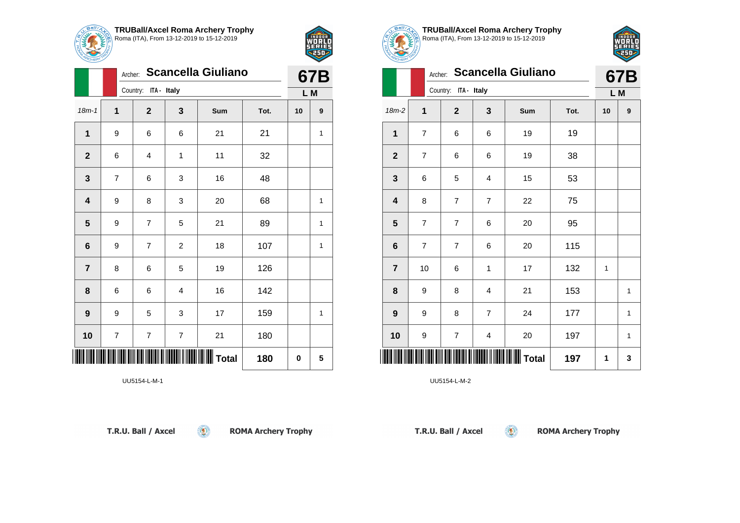**TRUBall/Axcel Roma Archery Trophy**
Roma (ITA), From 13-12-2019 to 15-12-2019

Archer: **Scancella Giuliano**
Country: ITA - Italy

**67B**
L M

| 18m-1 | 1 | 2 | 3 | Sum | Tot. | 10 | 9 |
|---|---|---|---|---|---|---|---|
| 1 | 9 | 6 | 6 | 21 | 21 | | 1 |
| 2 | 6 | 4 | 1 | 11 | 32 | | |
| 3 | 7 | 6 | 3 | 16 | 48 | | |
| 4 | 9 | 8 | 3 | 20 | 68 | | 1 |
| 5 | 9 | 7 | 5 | 21 | 89 | | 1 |
| 6 | 9 | 7 | 2 | 18 | 107 | | 1 |
| 7 | 8 | 6 | 5 | 19 | 126 | | |
| 8 | 6 | 6 | 4 | 16 | 142 | | |
| 9 | 9 | 5 | 3 | 17 | 159 | | 1 |
| 10 | 7 | 7 | 7 | 21 | 180 | | |
| | | | | Total | 180 | 0 | 5 |

UU5154-L-M-1

T.R.U. Ball / Axcel — ROMA Archery Trophy

**TRUBall/Axcel Roma Archery Trophy**
Roma (ITA), From 13-12-2019 to 15-12-2019

Archer: **Scancella Giuliano**
Country: ITA - Italy

**67B**
L M

| 18m-2 | 1 | 2 | 3 | Sum | Tot. | 10 | 9 |
|---|---|---|---|---|---|---|---|
| 1 | 7 | 6 | 6 | 19 | 19 | | |
| 2 | 7 | 6 | 6 | 19 | 38 | | |
| 3 | 6 | 5 | 4 | 15 | 53 | | |
| 4 | 8 | 7 | 7 | 22 | 75 | | |
| 5 | 7 | 7 | 6 | 20 | 95 | | |
| 6 | 7 | 7 | 6 | 20 | 115 | | |
| 7 | 10 | 6 | 1 | 17 | 132 | 1 | |
| 8 | 9 | 8 | 4 | 21 | 153 | | 1 |
| 9 | 9 | 8 | 7 | 24 | 177 | | 1 |
| 10 | 9 | 7 | 4 | 20 | 197 | | 1 |
| | | | | Total | 197 | 1 | 3 |

UU5154-L-M-2

T.R.U. Ball / Axcel — ROMA Archery Trophy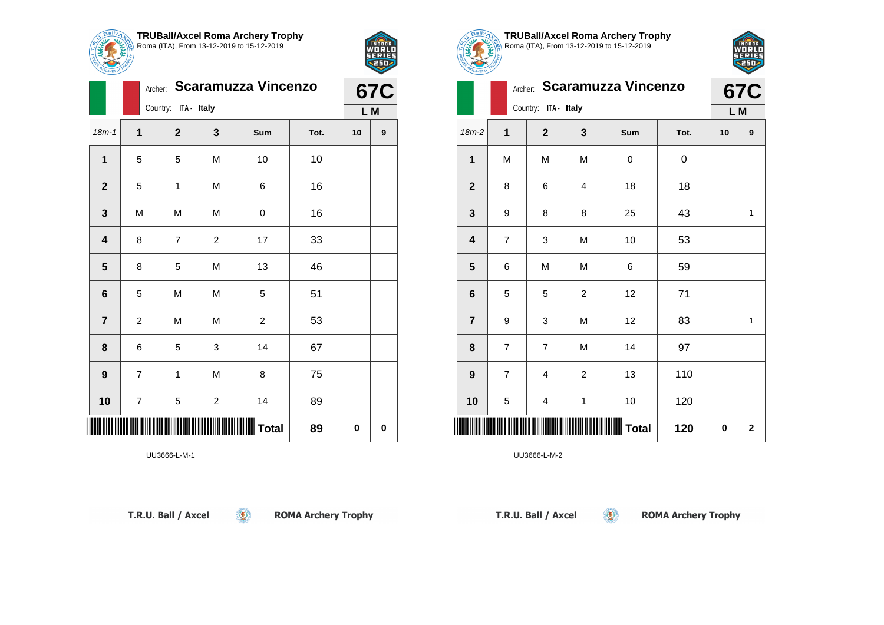**TRUBall/Axcel Roma Archery Trophy**
Roma (ITA), From 13-12-2019 to 15-12-2019

Archer: **Scaramuzza Vincenzo**
Country: ITA - Italy

**67C**
**L M**

| 18m-1 | 1 | 2 | 3 | Sum | Tot. | 10 | 9 |
|---|---|---|---|---|---|---|---|
| 1 | 5 | 5 | M | 10 | 10 | | |
| 2 | 5 | 1 | M | 6 | 16 | | |
| 3 | M | M | M | 0 | 16 | | |
| 4 | 8 | 7 | 2 | 17 | 33 | | |
| 5 | 8 | 5 | M | 13 | 46 | | |
| 6 | 5 | M | M | 5 | 51 | | |
| 7 | 2 | M | M | 2 | 53 | | |
| 8 | 6 | 5 | 3 | 14 | 67 | | |
| 9 | 7 | 1 | M | 8 | 75 | | |
| 10 | 7 | 5 | 2 | 14 | 89 | | |
| | | | | **Total** | **89** | **0** | **0** |

UU3666-L-M-1

**TRUBall/Axcel Roma Archery Trophy**
Roma (ITA), From 13-12-2019 to 15-12-2019

Archer: **Scaramuzza Vincenzo**
Country: ITA - Italy

**67C**
**L M**

| 18m-2 | 1 | 2 | 3 | Sum | Tot. | 10 | 9 |
|---|---|---|---|---|---|---|---|
| 1 | M | M | M | 0 | 0 | | |
| 2 | 8 | 6 | 4 | 18 | 18 | | |
| 3 | 9 | 8 | 8 | 25 | 43 | | 1 |
| 4 | 7 | 3 | M | 10 | 53 | | |
| 5 | 6 | M | M | 6 | 59 | | |
| 6 | 5 | 5 | 2 | 12 | 71 | | |
| 7 | 9 | 3 | M | 12 | 83 | | 1 |
| 8 | 7 | 7 | M | 14 | 97 | | |
| 9 | 7 | 4 | 2 | 13 | 110 | | |
| 10 | 5 | 4 | 1 | 10 | 120 | | |
| | | | | **Total** | **120** | **0** | **2** |

UU3666-L-M-2

T.R.U. Ball / Axcel — ROMA Archery Trophy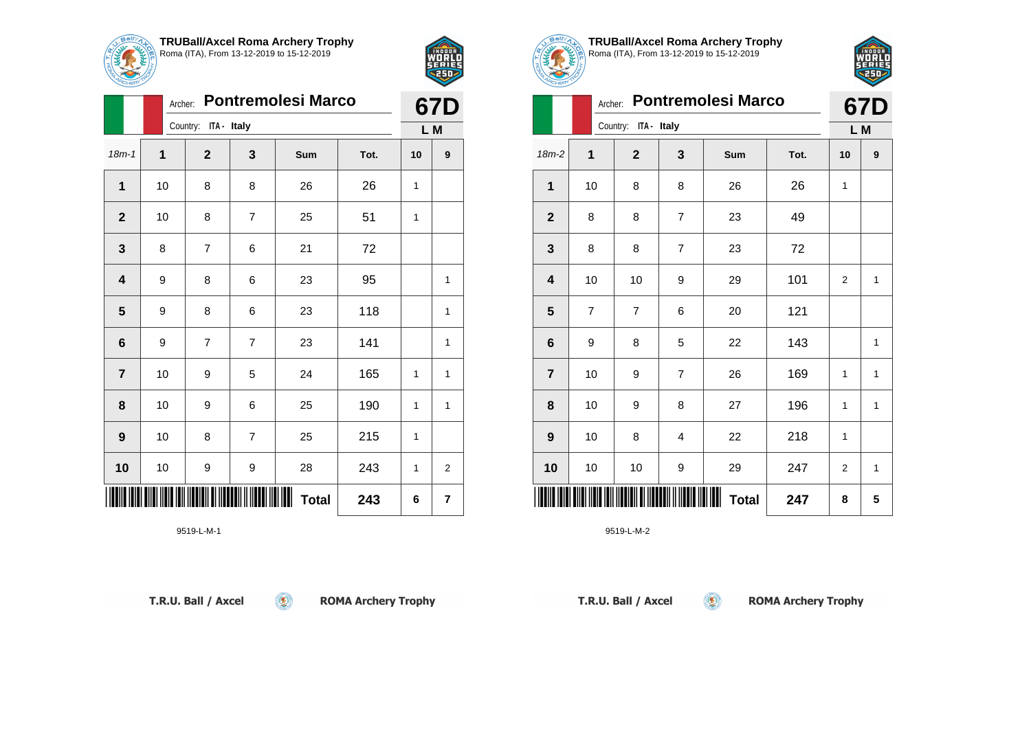**TRUBall/Axcel Roma Archery Trophy**
Roma (ITA), From 13-12-2019 to 15-12-2019

Archer: **Pontremolesi Marco**
Country: ITA - Italy

**67D**
**L M**

| 18m-1 | 1 | 2 | 3 | Sum | Tot. | 10 | 9 |
|---|---|---|---|---|---|---|---|
| 1 | 10 | 8 | 8 | 26 | 26 | 1 | |
| 2 | 10 | 8 | 7 | 25 | 51 | 1 | |
| 3 | 8 | 7 | 6 | 21 | 72 | | |
| 4 | 9 | 8 | 6 | 23 | 95 | | 1 |
| 5 | 9 | 8 | 6 | 23 | 118 | | 1 |
| 6 | 9 | 7 | 7 | 23 | 141 | | 1 |
| 7 | 10 | 9 | 5 | 24 | 165 | 1 | 1 |
| 8 | 10 | 9 | 6 | 25 | 190 | 1 | 1 |
| 9 | 10 | 8 | 7 | 25 | 215 | 1 | |
| 10 | 10 | 9 | 9 | 28 | 243 | 1 | 2 |
| | | | | **Total** | **243** | **6** | **7** |

9519-L-M-1

T.R.U. Ball / Axcel — ROMA Archery Trophy

**TRUBall/Axcel Roma Archery Trophy**
Roma (ITA), From 13-12-2019 to 15-12-2019

Archer: **Pontremolesi Marco**
Country: ITA - Italy

**67D**
**L M**

| 18m-2 | 1 | 2 | 3 | Sum | Tot. | 10 | 9 |
|---|---|---|---|---|---|---|---|
| 1 | 10 | 8 | 8 | 26 | 26 | 1 | |
| 2 | 8 | 8 | 7 | 23 | 49 | | |
| 3 | 8 | 8 | 7 | 23 | 72 | | |
| 4 | 10 | 10 | 9 | 29 | 101 | 2 | 1 |
| 5 | 7 | 7 | 6 | 20 | 121 | | |
| 6 | 9 | 8 | 5 | 22 | 143 | | 1 |
| 7 | 10 | 9 | 7 | 26 | 169 | 1 | 1 |
| 8 | 10 | 9 | 8 | 27 | 196 | 1 | 1 |
| 9 | 10 | 8 | 4 | 22 | 218 | 1 | |
| 10 | 10 | 10 | 9 | 29 | 247 | 2 | 1 |
| | | | | **Total** | **247** | **8** | **5** |

9519-L-M-2

T.R.U. Ball / Axcel — ROMA Archery Trophy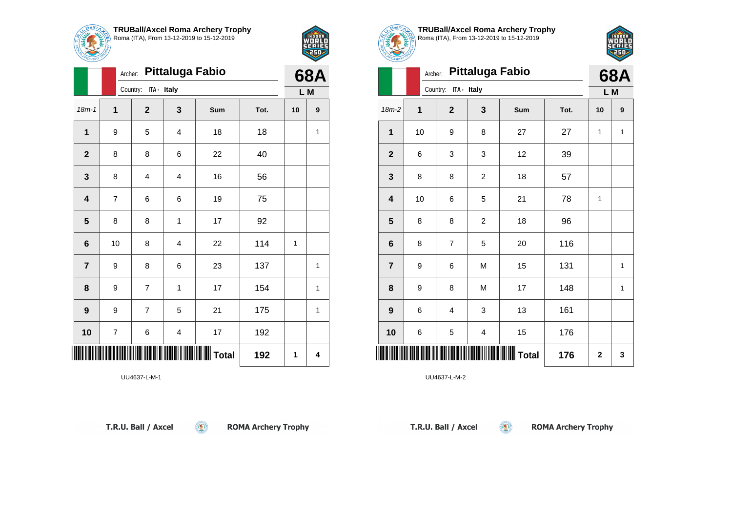**TRUBall/Axcel Roma Archery Trophy**
Roma (ITA), From 13-12-2019 to 15-12-2019

Archer: **Pittaluga Fabio**
Country: ITA - Italy

**68A**
**L M**

| 18m-1 | 1 | 2 | 3 | Sum | Tot. | 10 | 9 |
|---|---|---|---|---|---|---|---|
| 1 | 9 | 5 | 4 | 18 | 18 | | 1 |
| 2 | 8 | 8 | 6 | 22 | 40 | | |
| 3 | 8 | 4 | 4 | 16 | 56 | | |
| 4 | 7 | 6 | 6 | 19 | 75 | | |
| 5 | 8 | 8 | 1 | 17 | 92 | | |
| 6 | 10 | 8 | 4 | 22 | 114 | 1 | |
| 7 | 9 | 8 | 6 | 23 | 137 | | 1 |
| 8 | 9 | 7 | 1 | 17 | 154 | | 1 |
| 9 | 9 | 7 | 5 | 21 | 175 | | 1 |
| 10 | 7 | 6 | 4 | 17 | 192 | | |
| | | | | **Total** | **192** | **1** | **4** |

UU4637-L-M-1

T.R.U. Ball / Axcel ROMA Archery Trophy

**TRUBall/Axcel Roma Archery Trophy**
Roma (ITA), From 13-12-2019 to 15-12-2019

Archer: **Pittaluga Fabio**
Country: ITA - Italy

**68A**
**L M**

| 18m-2 | 1 | 2 | 3 | Sum | Tot. | 10 | 9 |
|---|---|---|---|---|---|---|---|
| 1 | 10 | 9 | 8 | 27 | 27 | 1 | 1 |
| 2 | 6 | 3 | 3 | 12 | 39 | | |
| 3 | 8 | 8 | 2 | 18 | 57 | | |
| 4 | 10 | 6 | 5 | 21 | 78 | 1 | |
| 5 | 8 | 8 | 2 | 18 | 96 | | |
| 6 | 8 | 7 | 5 | 20 | 116 | | |
| 7 | 9 | 6 | M | 15 | 131 | | 1 |
| 8 | 9 | 8 | M | 17 | 148 | | 1 |
| 9 | 6 | 4 | 3 | 13 | 161 | | |
| 10 | 6 | 5 | 4 | 15 | 176 | | |
| | | | | **Total** | **176** | **2** | **3** |

UU4637-L-M-2

T.R.U. Ball / Axcel ROMA Archery Trophy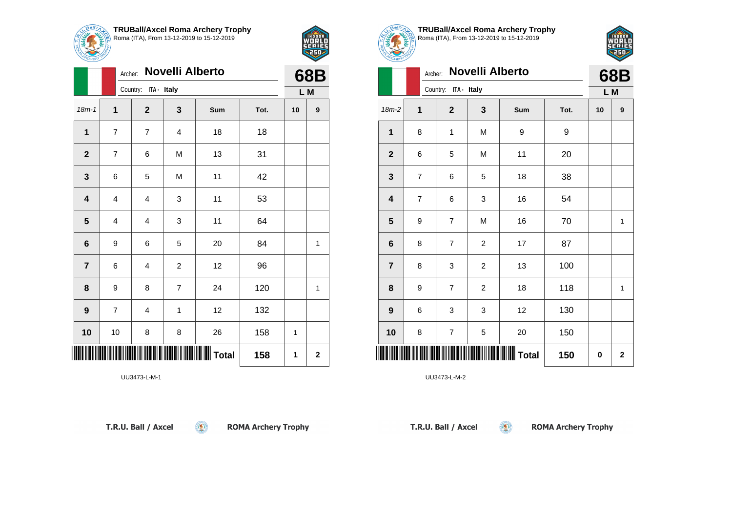**TRUBall/Axcel Roma Archery Trophy**
Roma (ITA), From 13-12-2019 to 15-12-2019

Archer: **Novelli Alberto**
Country: ITA - Italy

**68B**
**L M**

| 18m-1 | 1 | 2 | 3 | Sum | Tot. | 10 | 9 |
|---|---|---|---|---|---|---|---|
| **1** | 7 | 7 | 4 | 18 | 18 | | |
| **2** | 7 | 6 | M | 13 | 31 | | |
| **3** | 6 | 5 | M | 11 | 42 | | |
| **4** | 4 | 4 | 3 | 11 | 53 | | |
| **5** | 4 | 4 | 3 | 11 | 64 | | |
| **6** | 9 | 6 | 5 | 20 | 84 | | 1 |
| **7** | 6 | 4 | 2 | 12 | 96 | | |
| **8** | 9 | 8 | 7 | 24 | 120 | | 1 |
| **9** | 7 | 4 | 1 | 12 | 132 | | |
| **10** | 10 | 8 | 8 | 26 | 158 | 1 | |
| | | | | **Total** | **158** | **1** | **2** |

UU3473-L-M-1

T.R.U. Ball / Axcel — ROMA Archery Trophy

**TRUBall/Axcel Roma Archery Trophy**
Roma (ITA), From 13-12-2019 to 15-12-2019

Archer: **Novelli Alberto**
Country: ITA - Italy

**68B**
**L M**

| 18m-2 | 1 | 2 | 3 | Sum | Tot. | 10 | 9 |
|---|---|---|---|---|---|---|---|
| **1** | 8 | 1 | M | 9 | 9 | | |
| **2** | 6 | 5 | M | 11 | 20 | | |
| **3** | 7 | 6 | 5 | 18 | 38 | | |
| **4** | 7 | 6 | 3 | 16 | 54 | | |
| **5** | 9 | 7 | M | 16 | 70 | | 1 |
| **6** | 8 | 7 | 2 | 17 | 87 | | |
| **7** | 8 | 3 | 2 | 13 | 100 | | |
| **8** | 9 | 7 | 2 | 18 | 118 | | 1 |
| **9** | 6 | 3 | 3 | 12 | 130 | | |
| **10** | 8 | 7 | 5 | 20 | 150 | | |
| | | | | **Total** | **150** | **0** | **2** |

UU3473-L-M-2

T.R.U. Ball / Axcel — ROMA Archery Trophy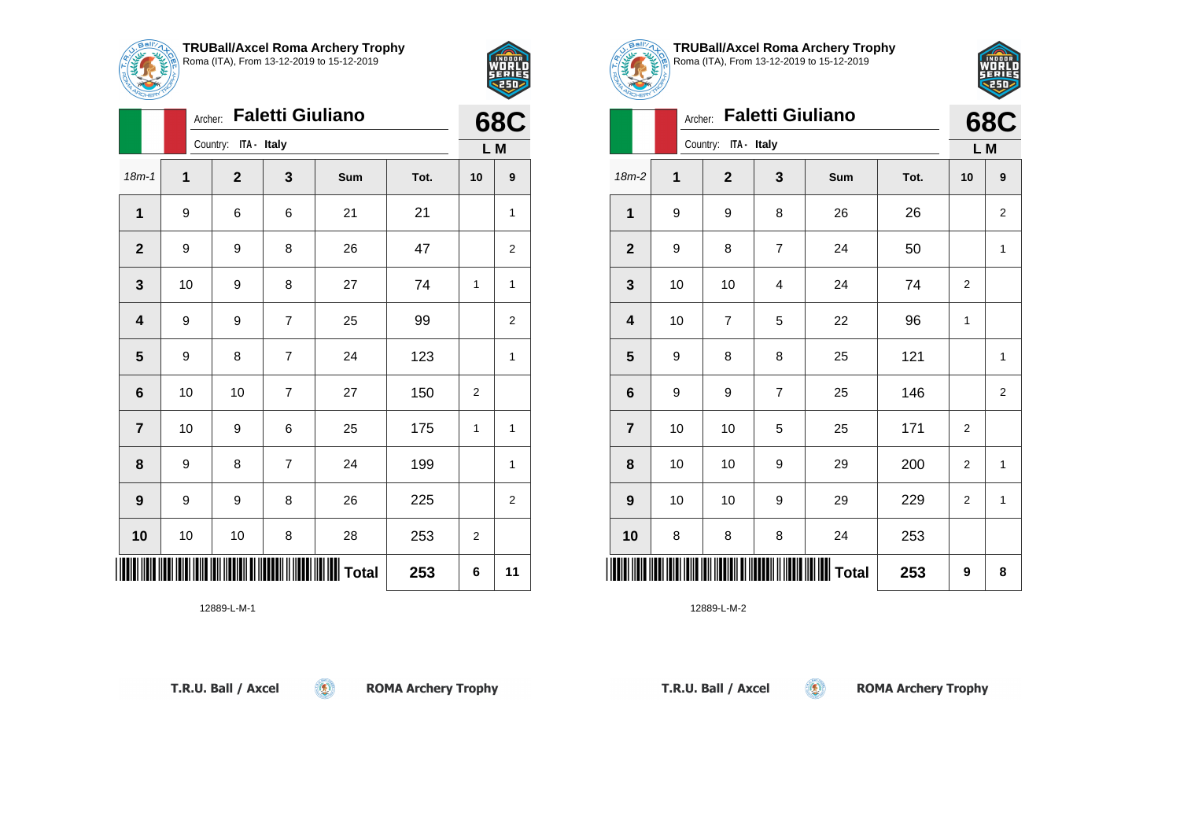**TRUBall/Axcel Roma Archery Trophy**
Roma (ITA), From 13-12-2019 to 15-12-2019

Archer: **Faletti Giuliano**
Country: ITA - Italy

**68C**
**L M**

| 18m-1 | 1 | 2 | 3 | Sum | Tot. | 10 | 9 |
|---|---|---|---|---|---|---|---|
| **1** | 9 | 6 | 6 | 21 | 21 | | 1 |
| **2** | 9 | 9 | 8 | 26 | 47 | | 2 |
| **3** | 10 | 9 | 8 | 27 | 74 | 1 | 1 |
| **4** | 9 | 9 | 7 | 25 | 99 | | 2 |
| **5** | 9 | 8 | 7 | 24 | 123 | | 1 |
| **6** | 10 | 10 | 7 | 27 | 150 | 2 | |
| **7** | 10 | 9 | 6 | 25 | 175 | 1 | 1 |
| **8** | 9 | 8 | 7 | 24 | 199 | | 1 |
| **9** | 9 | 9 | 8 | 26 | 225 | | 2 |
| **10** | 10 | 10 | 8 | 28 | 253 | 2 | |
| | | | | **Total** | **253** | **6** | **11** |

12889-L-M-1

**TRUBall/Axcel Roma Archery Trophy**
Roma (ITA), From 13-12-2019 to 15-12-2019

Archer: **Faletti Giuliano**
Country: ITA - Italy

**68C**
**L M**

| 18m-2 | 1 | 2 | 3 | Sum | Tot. | 10 | 9 |
|---|---|---|---|---|---|---|---|
| **1** | 9 | 9 | 8 | 26 | 26 | | 2 |
| **2** | 9 | 8 | 7 | 24 | 50 | | 1 |
| **3** | 10 | 10 | 4 | 24 | 74 | 2 | |
| **4** | 10 | 7 | 5 | 22 | 96 | 1 | |
| **5** | 9 | 8 | 8 | 25 | 121 | | 1 |
| **6** | 9 | 9 | 7 | 25 | 146 | | 2 |
| **7** | 10 | 10 | 5 | 25 | 171 | 2 | |
| **8** | 10 | 10 | 9 | 29 | 200 | 2 | 1 |
| **9** | 10 | 10 | 9 | 29 | 229 | 2 | 1 |
| **10** | 8 | 8 | 8 | 24 | 253 | | |
| | | | | **Total** | **253** | **9** | **8** |

12889-L-M-2

T.R.U. Ball / Axcel    ROMA Archery Trophy

T.R.U. Ball / Axcel    ROMA Archery Trophy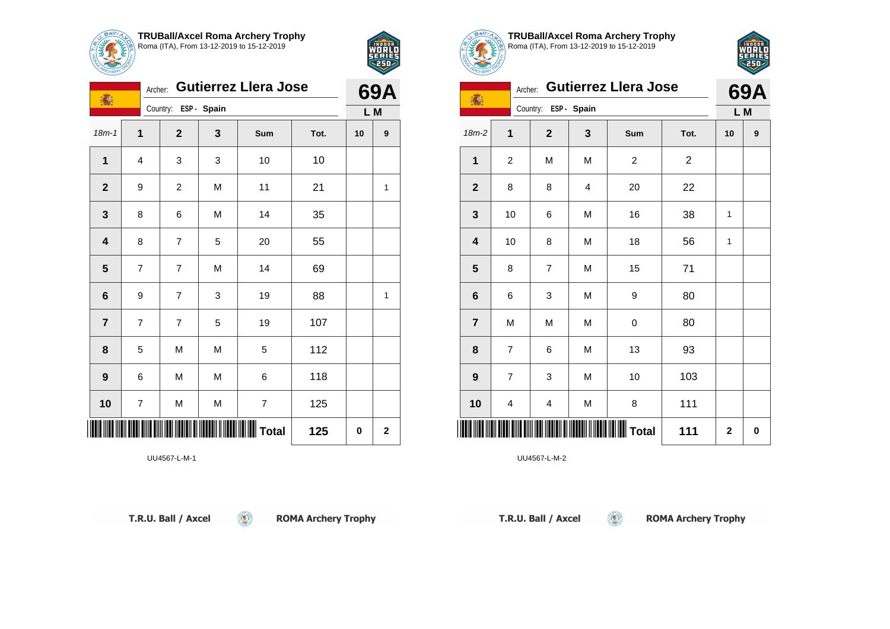**TRUBall/Axcel Roma Archery Trophy**
Roma (ITA), From 13-12-2019 to 15-12-2019

Archer: **Gutierrez Llera Jose**
Country: ESP - Spain

**69A**
L M

| 18m-1 | 1 | 2 | 3 | Sum | Tot. | 10 | 9 |
|---|---|---|---|---|---|---|---|
| 1 | 4 | 3 | 3 | 10 | 10 | | |
| 2 | 9 | 2 | M | 11 | 21 | | 1 |
| 3 | 8 | 6 | M | 14 | 35 | | |
| 4 | 8 | 7 | 5 | 20 | 55 | | |
| 5 | 7 | 7 | M | 14 | 69 | | |
| 6 | 9 | 7 | 3 | 19 | 88 | | 1 |
| 7 | 7 | 7 | 5 | 19 | 107 | | |
| 8 | 5 | M | M | 5 | 112 | | |
| 9 | 6 | M | M | 6 | 118 | | |
| 10 | 7 | M | M | 7 | 125 | | |
| | | | | Total | 125 | 0 | 2 |

UU4567-L-M-1

**TRUBall/Axcel Roma Archery Trophy**
Roma (ITA), From 13-12-2019 to 15-12-2019

Archer: **Gutierrez Llera Jose**
Country: ESP - Spain

**69A**
L M

| 18m-2 | 1 | 2 | 3 | Sum | Tot. | 10 | 9 |
|---|---|---|---|---|---|---|---|
| 1 | 2 | M | M | 2 | 2 | | |
| 2 | 8 | 8 | 4 | 20 | 22 | | |
| 3 | 10 | 6 | M | 16 | 38 | 1 | |
| 4 | 10 | 8 | M | 18 | 56 | 1 | |
| 5 | 8 | 7 | M | 15 | 71 | | |
| 6 | 6 | 3 | M | 9 | 80 | | |
| 7 | M | M | M | 0 | 80 | | |
| 8 | 7 | 6 | M | 13 | 93 | | |
| 9 | 7 | 3 | M | 10 | 103 | | |
| 10 | 4 | 4 | M | 8 | 111 | | |
| | | | | Total | 111 | 2 | 0 |

UU4567-L-M-2

T.R.U. Ball / Axcel ROMA Archery Trophy

T.R.U. Ball / Axcel ROMA Archery Trophy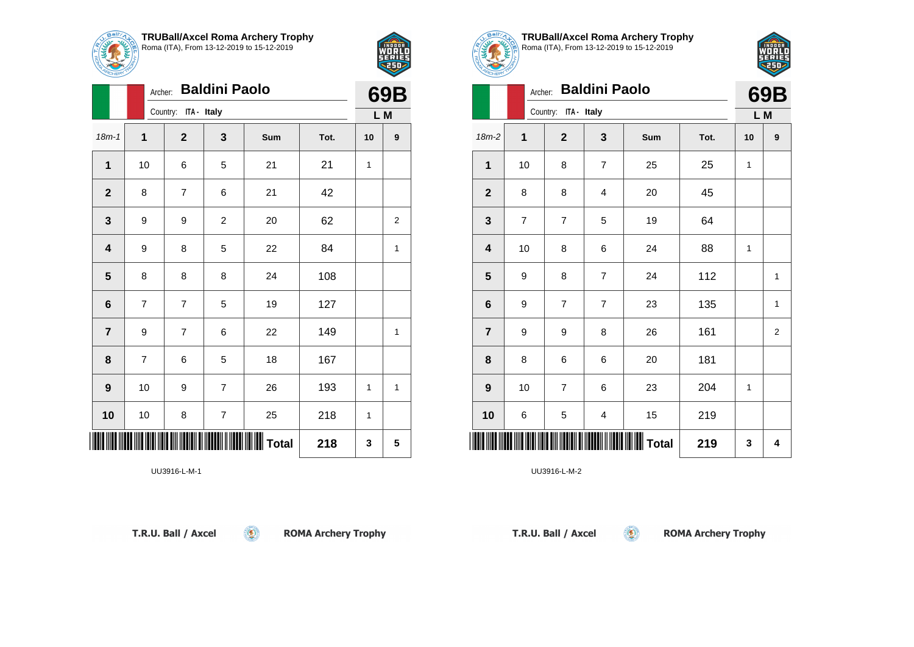**TRUBall/Axcel Roma Archery Trophy**
Roma (ITA), From 13-12-2019 to 15-12-2019

Archer: **Baldini Paolo**
Country: ITA - Italy

**69B**
**L M**

| 18m-1 | 1 | 2 | 3 | Sum | Tot. | 10 | 9 |
|---|---|---|---|---|---|---|---|
| 1 | 10 | 6 | 5 | 21 | 21 | 1 | |
| 2 | 8 | 7 | 6 | 21 | 42 | | |
| 3 | 9 | 9 | 2 | 20 | 62 | | 2 |
| 4 | 9 | 8 | 5 | 22 | 84 | | 1 |
| 5 | 8 | 8 | 8 | 24 | 108 | | |
| 6 | 7 | 7 | 5 | 19 | 127 | | |
| 7 | 9 | 7 | 6 | 22 | 149 | | 1 |
| 8 | 7 | 6 | 5 | 18 | 167 | | |
| 9 | 10 | 9 | 7 | 26 | 193 | 1 | 1 |
| 10 | 10 | 8 | 7 | 25 | 218 | 1 | |
| | | | | Total | 218 | 3 | 5 |

UU3916-L-M-1

T.R.U. Ball / Axcel    ROMA Archery Trophy

**TRUBall/Axcel Roma Archery Trophy**
Roma (ITA), From 13-12-2019 to 15-12-2019

Archer: **Baldini Paolo**
Country: ITA - Italy

**69B**
**L M**

| 18m-2 | 1 | 2 | 3 | Sum | Tot. | 10 | 9 |
|---|---|---|---|---|---|---|---|
| 1 | 10 | 8 | 7 | 25 | 25 | 1 | |
| 2 | 8 | 8 | 4 | 20 | 45 | | |
| 3 | 7 | 7 | 5 | 19 | 64 | | |
| 4 | 10 | 8 | 6 | 24 | 88 | 1 | |
| 5 | 9 | 8 | 7 | 24 | 112 | | 1 |
| 6 | 9 | 7 | 7 | 23 | 135 | | 1 |
| 7 | 9 | 9 | 8 | 26 | 161 | | 2 |
| 8 | 8 | 6 | 6 | 20 | 181 | | |
| 9 | 10 | 7 | 6 | 23 | 204 | 1 | |
| 10 | 6 | 5 | 4 | 15 | 219 | | |
| | | | | Total | 219 | 3 | 4 |

UU3916-L-M-2

T.R.U. Ball / Axcel    ROMA Archery Trophy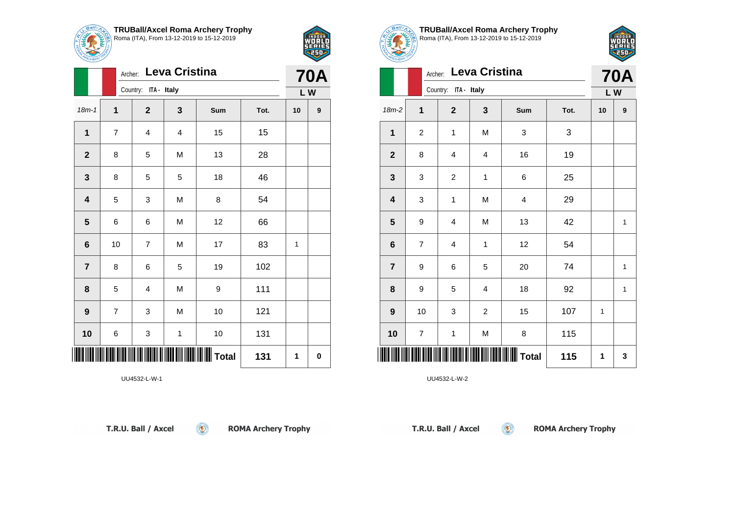**TRUBall/Axcel Roma Archery Trophy**
Roma (ITA), From 13-12-2019 to 15-12-2019

Archer: **Leva Cristina**
Country: ITA - Italy

**70A**
**L W**

| 18m-1 | 1 | 2 | 3 | Sum | Tot. | 10 | 9 |
|---|---|---|---|---|---|---|---|
| 1 | 7 | 4 | 4 | 15 | 15 | | |
| 2 | 8 | 5 | M | 13 | 28 | | |
| 3 | 8 | 5 | 5 | 18 | 46 | | |
| 4 | 5 | 3 | M | 8 | 54 | | |
| 5 | 6 | 6 | M | 12 | 66 | | |
| 6 | 10 | 7 | M | 17 | 83 | 1 | |
| 7 | 8 | 6 | 5 | 19 | 102 | | |
| 8 | 5 | 4 | M | 9 | 111 | | |
| 9 | 7 | 3 | M | 10 | 121 | | |
| 10 | 6 | 3 | 1 | 10 | 131 | | |
| | | | | **Total** | **131** | **1** | **0** |

UU4532-L-W-1

T.R.U. Ball / Axcel — ROMA Archery Trophy

**TRUBall/Axcel Roma Archery Trophy**
Roma (ITA), From 13-12-2019 to 15-12-2019

Archer: **Leva Cristina**
Country: ITA - Italy

**70A**
**L W**

| 18m-2 | 1 | 2 | 3 | Sum | Tot. | 10 | 9 |
|---|---|---|---|---|---|---|---|
| 1 | 2 | 1 | M | 3 | 3 | | |
| 2 | 8 | 4 | 4 | 16 | 19 | | |
| 3 | 3 | 2 | 1 | 6 | 25 | | |
| 4 | 3 | 1 | M | 4 | 29 | | |
| 5 | 9 | 4 | M | 13 | 42 | | 1 |
| 6 | 7 | 4 | 1 | 12 | 54 | | |
| 7 | 9 | 6 | 5 | 20 | 74 | | 1 |
| 8 | 9 | 5 | 4 | 18 | 92 | | 1 |
| 9 | 10 | 3 | 2 | 15 | 107 | 1 | |
| 10 | 7 | 1 | M | 8 | 115 | | |
| | | | | **Total** | **115** | **1** | **3** |

UU4532-L-W-2

T.R.U. Ball / Axcel — ROMA Archery Trophy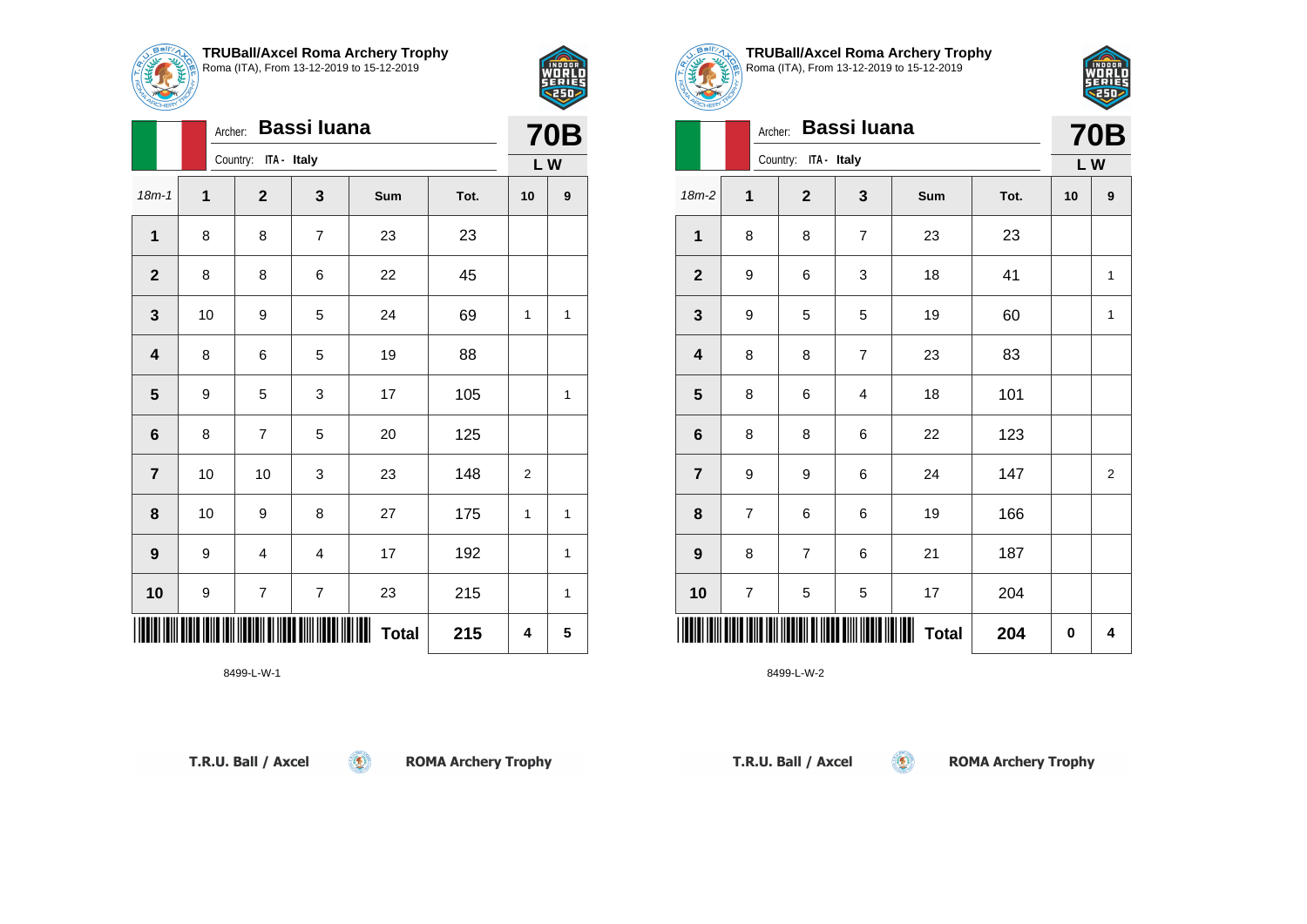**TRUBall/Axcel Roma Archery Trophy**
Roma (ITA), From 13-12-2019 to 15-12-2019

Archer: **Bassi Iuana**
Country: ITA - Italy

**70B**
L W

| 18m-1 | 1 | 2 | 3 | Sum | Tot. | 10 | 9 |
|---|---|---|---|---|---|---|---|
| 1 | 8 | 8 | 7 | 23 | 23 | | |
| 2 | 8 | 8 | 6 | 22 | 45 | | |
| 3 | 10 | 9 | 5 | 24 | 69 | 1 | 1 |
| 4 | 8 | 6 | 5 | 19 | 88 | | |
| 5 | 9 | 5 | 3 | 17 | 105 | | 1 |
| 6 | 8 | 7 | 5 | 20 | 125 | | |
| 7 | 10 | 10 | 3 | 23 | 148 | 2 | |
| 8 | 10 | 9 | 8 | 27 | 175 | 1 | 1 |
| 9 | 9 | 4 | 4 | 17 | 192 | | 1 |
| 10 | 9 | 7 | 7 | 23 | 215 | | 1 |
| | | | | **Total** | **215** | **4** | **5** |

8499-L-W-1

**TRUBall/Axcel Roma Archery Trophy**
Roma (ITA), From 13-12-2019 to 15-12-2019

Archer: **Bassi Iuana**
Country: ITA - Italy

**70B**
L W

| 18m-2 | 1 | 2 | 3 | Sum | Tot. | 10 | 9 |
|---|---|---|---|---|---|---|---|
| 1 | 8 | 8 | 7 | 23 | 23 | | |
| 2 | 9 | 6 | 3 | 18 | 41 | | 1 |
| 3 | 9 | 5 | 5 | 19 | 60 | | 1 |
| 4 | 8 | 8 | 7 | 23 | 83 | | |
| 5 | 8 | 6 | 4 | 18 | 101 | | |
| 6 | 8 | 8 | 6 | 22 | 123 | | |
| 7 | 9 | 9 | 6 | 24 | 147 | | 2 |
| 8 | 7 | 6 | 6 | 19 | 166 | | |
| 9 | 8 | 7 | 6 | 21 | 187 | | |
| 10 | 7 | 5 | 5 | 17 | 204 | | |
| | | | | **Total** | **204** | **0** | **4** |

8499-L-W-2

T.R.U. Ball / Axcel — ROMA Archery Trophy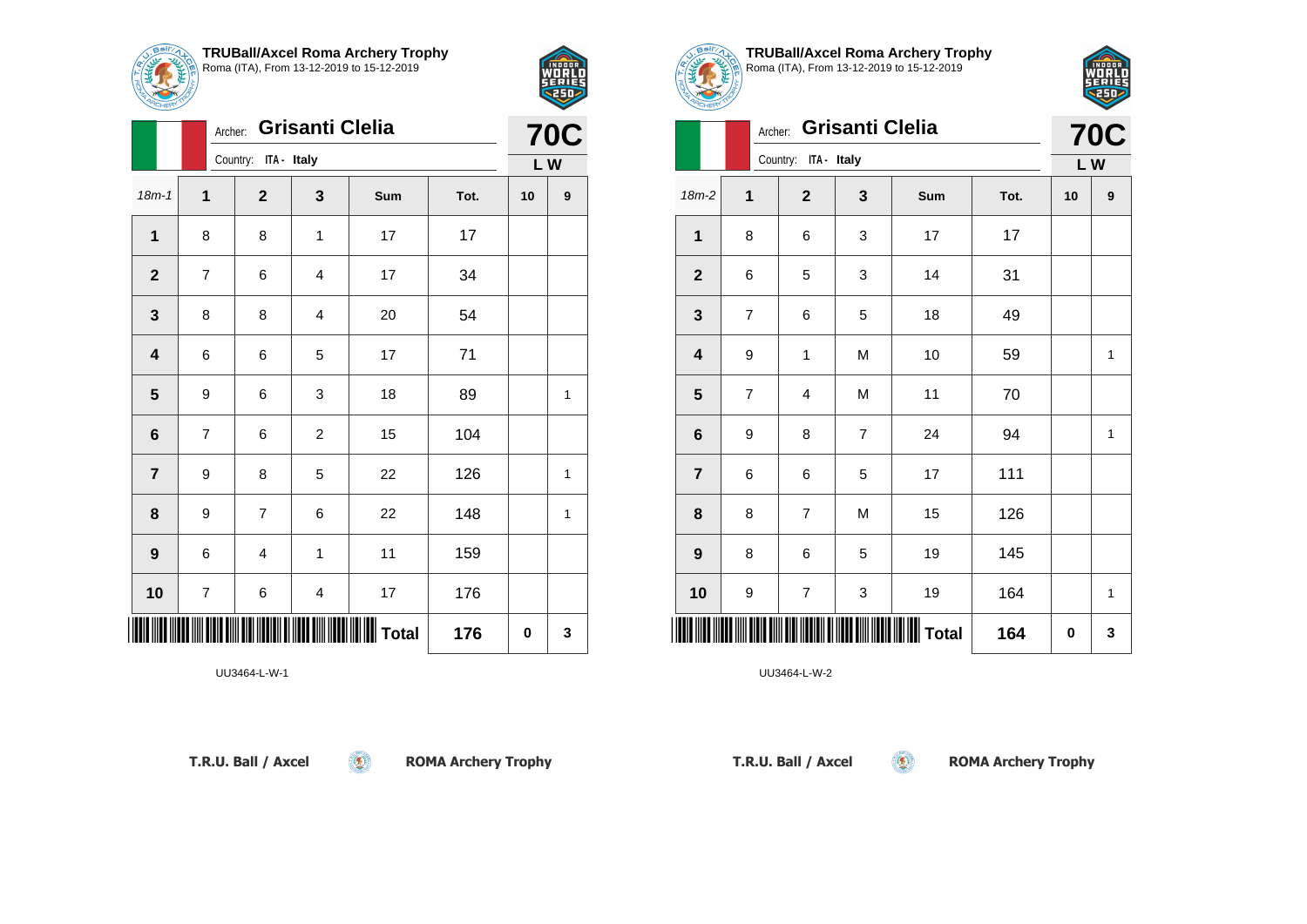**TRUBall/Axcel Roma Archery Trophy**
Roma (ITA), From 13-12-2019 to 15-12-2019

Archer: **Grisanti Clelia**
Country: ITA - Italy

**70C**
L W

| 18m-1 | 1 | 2 | 3 | Sum | Tot. | 10 | 9 |
|---|---|---|---|---|---|---|---|
| 1 | 8 | 8 | 1 | 17 | 17 | | |
| 2 | 7 | 6 | 4 | 17 | 34 | | |
| 3 | 8 | 8 | 4 | 20 | 54 | | |
| 4 | 6 | 6 | 5 | 17 | 71 | | |
| 5 | 9 | 6 | 3 | 18 | 89 | | 1 |
| 6 | 7 | 6 | 2 | 15 | 104 | | |
| 7 | 9 | 8 | 5 | 22 | 126 | | 1 |
| 8 | 9 | 7 | 6 | 22 | 148 | | 1 |
| 9 | 6 | 4 | 1 | 11 | 159 | | |
| 10 | 7 | 6 | 4 | 17 | 176 | | |
| | | | | Total | 176 | 0 | 3 |

UU3464-L-W-1

T.R.U. Ball / Axcel    ROMA Archery Trophy

**TRUBall/Axcel Roma Archery Trophy**
Roma (ITA), From 13-12-2019 to 15-12-2019

Archer: **Grisanti Clelia**
Country: ITA - Italy

**70C**
L W

| 18m-2 | 1 | 2 | 3 | Sum | Tot. | 10 | 9 |
|---|---|---|---|---|---|---|---|
| 1 | 8 | 6 | 3 | 17 | 17 | | |
| 2 | 6 | 5 | 3 | 14 | 31 | | |
| 3 | 7 | 6 | 5 | 18 | 49 | | |
| 4 | 9 | 1 | M | 10 | 59 | | 1 |
| 5 | 7 | 4 | M | 11 | 70 | | |
| 6 | 9 | 8 | 7 | 24 | 94 | | 1 |
| 7 | 6 | 6 | 5 | 17 | 111 | | |
| 8 | 8 | 7 | M | 15 | 126 | | |
| 9 | 8 | 6 | 5 | 19 | 145 | | |
| 10 | 9 | 7 | 3 | 19 | 164 | | 1 |
| | | | | Total | 164 | 0 | 3 |

UU3464-L-W-2

T.R.U. Ball / Axcel    ROMA Archery Trophy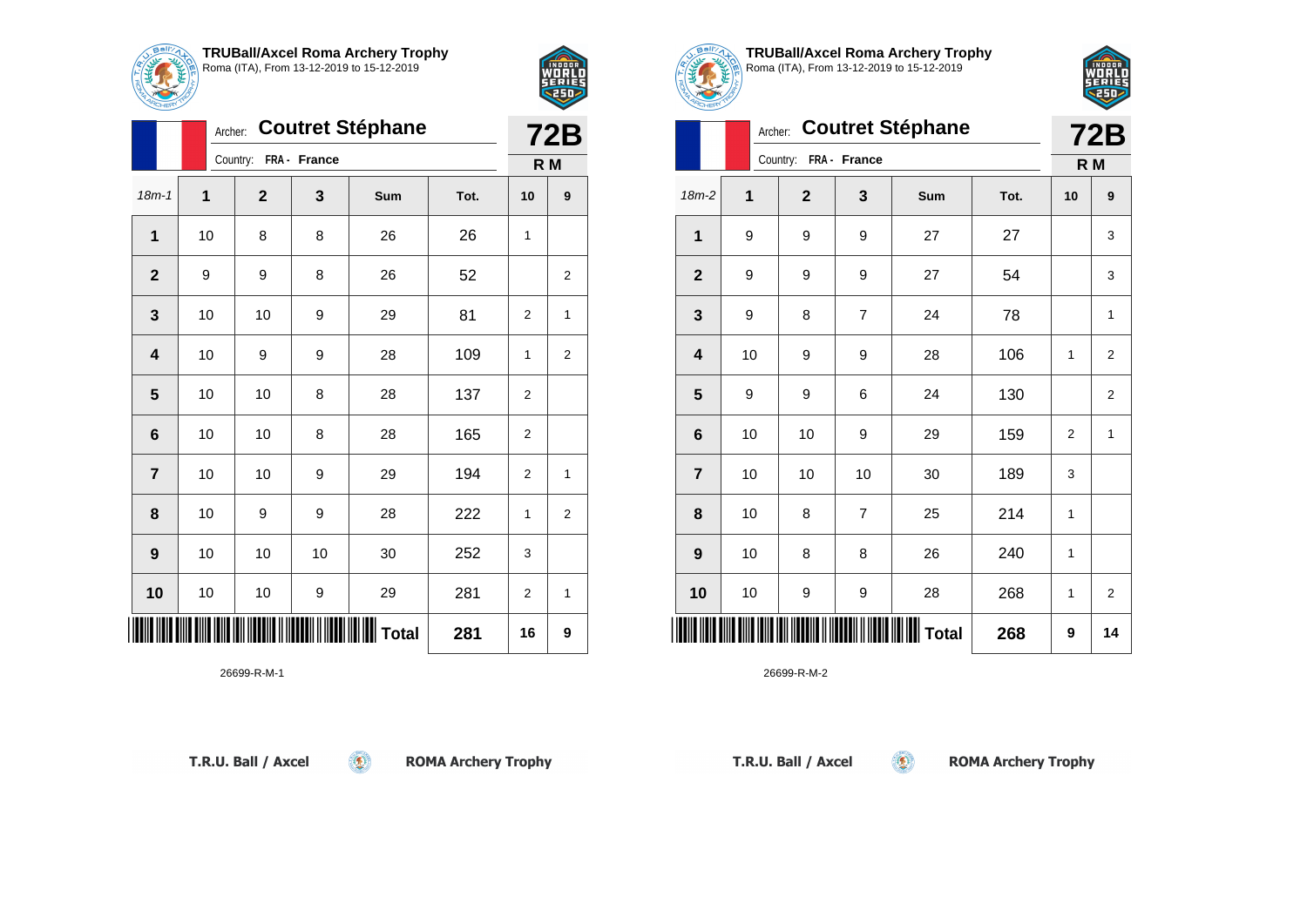**TRUBall/Axcel Roma Archery Trophy**
Roma (ITA), From 13-12-2019 to 15-12-2019

Archer: **Coutret Stéphane**
Country: FRA - France

**72B**
**R M**

| 18m-1 | 1 | 2 | 3 | Sum | Tot. | 10 | 9 |
|---|---|---|---|---|---|---|---|
| 1 | 10 | 8 | 8 | 26 | 26 | 1 | |
| 2 | 9 | 9 | 8 | 26 | 52 | | 2 |
| 3 | 10 | 10 | 9 | 29 | 81 | 2 | 1 |
| 4 | 10 | 9 | 9 | 28 | 109 | 1 | 2 |
| 5 | 10 | 10 | 8 | 28 | 137 | 2 | |
| 6 | 10 | 10 | 8 | 28 | 165 | 2 | |
| 7 | 10 | 10 | 9 | 29 | 194 | 2 | 1 |
| 8 | 10 | 9 | 9 | 28 | 222 | 1 | 2 |
| 9 | 10 | 10 | 10 | 30 | 252 | 3 | |
| 10 | 10 | 10 | 9 | 29 | 281 | 2 | 1 |
| | | | | Total | 281 | 16 | 9 |

26699-R-M-1

T.R.U. Ball / Axcel    ROMA Archery Trophy

**TRUBall/Axcel Roma Archery Trophy**
Roma (ITA), From 13-12-2019 to 15-12-2019

Archer: **Coutret Stéphane**
Country: FRA - France

**72B**
**R M**

| 18m-2 | 1 | 2 | 3 | Sum | Tot. | 10 | 9 |
|---|---|---|---|---|---|---|---|
| 1 | 9 | 9 | 9 | 27 | 27 | | 3 |
| 2 | 9 | 9 | 9 | 27 | 54 | | 3 |
| 3 | 9 | 8 | 7 | 24 | 78 | | 1 |
| 4 | 10 | 9 | 9 | 28 | 106 | 1 | 2 |
| 5 | 9 | 9 | 6 | 24 | 130 | | 2 |
| 6 | 10 | 10 | 9 | 29 | 159 | 2 | 1 |
| 7 | 10 | 10 | 10 | 30 | 189 | 3 | |
| 8 | 10 | 8 | 7 | 25 | 214 | 1 | |
| 9 | 10 | 8 | 8 | 26 | 240 | 1 | |
| 10 | 10 | 9 | 9 | 28 | 268 | 1 | 2 |
| | | | | Total | 268 | 9 | 14 |

26699-R-M-2

T.R.U. Ball / Axcel    ROMA Archery Trophy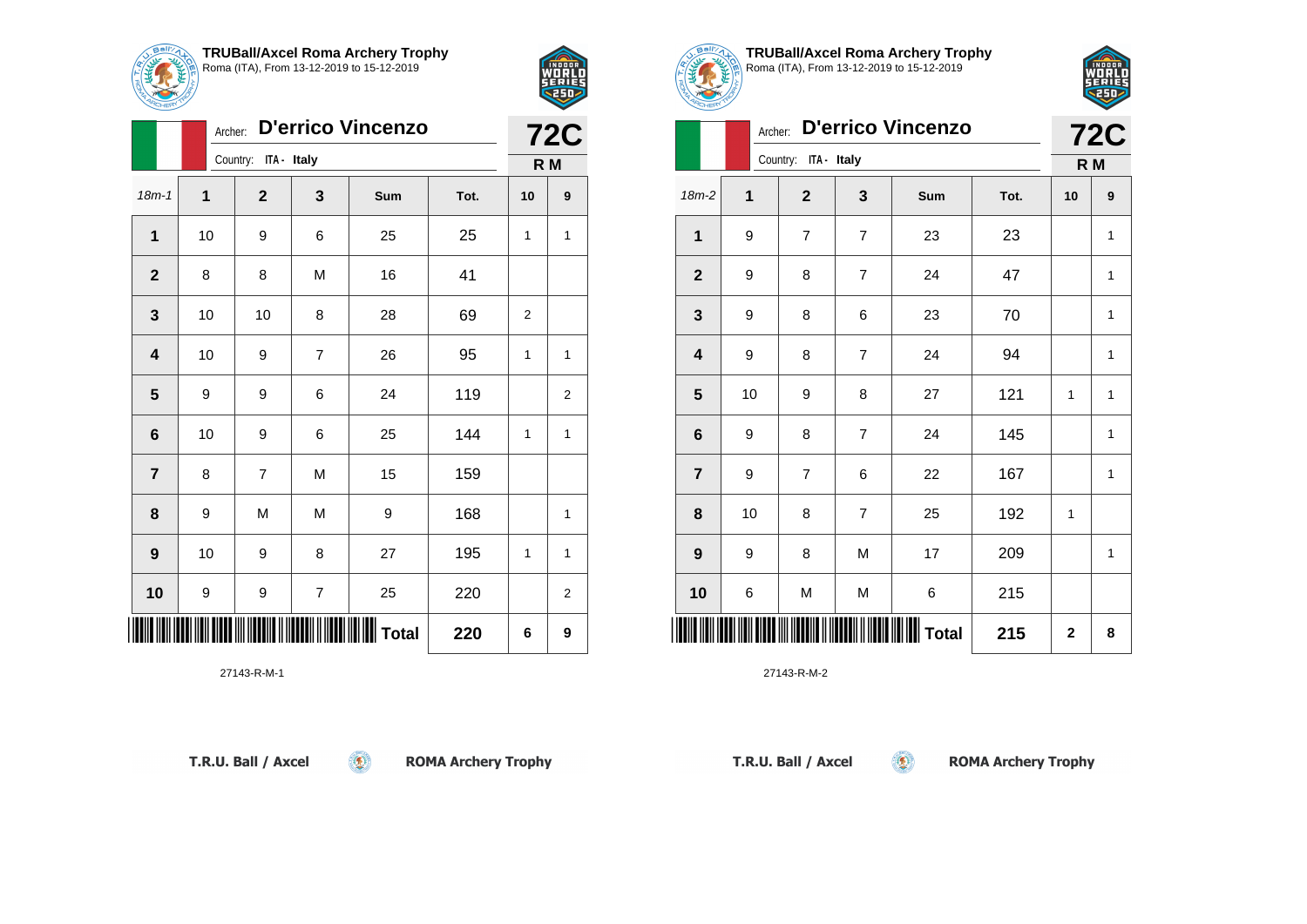**TRUBall/Axcel Roma Archery Trophy**
Roma (ITA), From 13-12-2019 to 15-12-2019

Archer: **D'errico Vincenzo**
Country: ITA - Italy

**72C**
**R M**

| 18m-1 | 1 | 2 | 3 | Sum | Tot. | 10 | 9 |
|---|---|---|---|---|---|---|---|
| 1 | 10 | 9 | 6 | 25 | 25 | 1 | 1 |
| 2 | 8 | 8 | M | 16 | 41 | | |
| 3 | 10 | 10 | 8 | 28 | 69 | 2 | |
| 4 | 10 | 9 | 7 | 26 | 95 | 1 | 1 |
| 5 | 9 | 9 | 6 | 24 | 119 | | 2 |
| 6 | 10 | 9 | 6 | 25 | 144 | 1 | 1 |
| 7 | 8 | 7 | M | 15 | 159 | | |
| 8 | 9 | M | M | 9 | 168 | | 1 |
| 9 | 10 | 9 | 8 | 27 | 195 | 1 | 1 |
| 10 | 9 | 9 | 7 | 25 | 220 | | 2 |
| | | | | Total | 220 | 6 | 9 |

27143-R-M-1

T.R.U. Ball / Axcel — ROMA Archery Trophy

**TRUBall/Axcel Roma Archery Trophy**
Roma (ITA), From 13-12-2019 to 15-12-2019

Archer: **D'errico Vincenzo**
Country: ITA - Italy

**72C**
**R M**

| 18m-2 | 1 | 2 | 3 | Sum | Tot. | 10 | 9 |
|---|---|---|---|---|---|---|---|
| 1 | 9 | 7 | 7 | 23 | 23 | | 1 |
| 2 | 9 | 8 | 7 | 24 | 47 | | 1 |
| 3 | 9 | 8 | 6 | 23 | 70 | | 1 |
| 4 | 9 | 8 | 7 | 24 | 94 | | 1 |
| 5 | 10 | 9 | 8 | 27 | 121 | 1 | 1 |
| 6 | 9 | 8 | 7 | 24 | 145 | | 1 |
| 7 | 9 | 7 | 6 | 22 | 167 | | 1 |
| 8 | 10 | 8 | 7 | 25 | 192 | 1 | |
| 9 | 9 | 8 | M | 17 | 209 | | 1 |
| 10 | 6 | M | M | 6 | 215 | | |
| | | | | Total | 215 | 2 | 8 |

27143-R-M-2

T.R.U. Ball / Axcel — ROMA Archery Trophy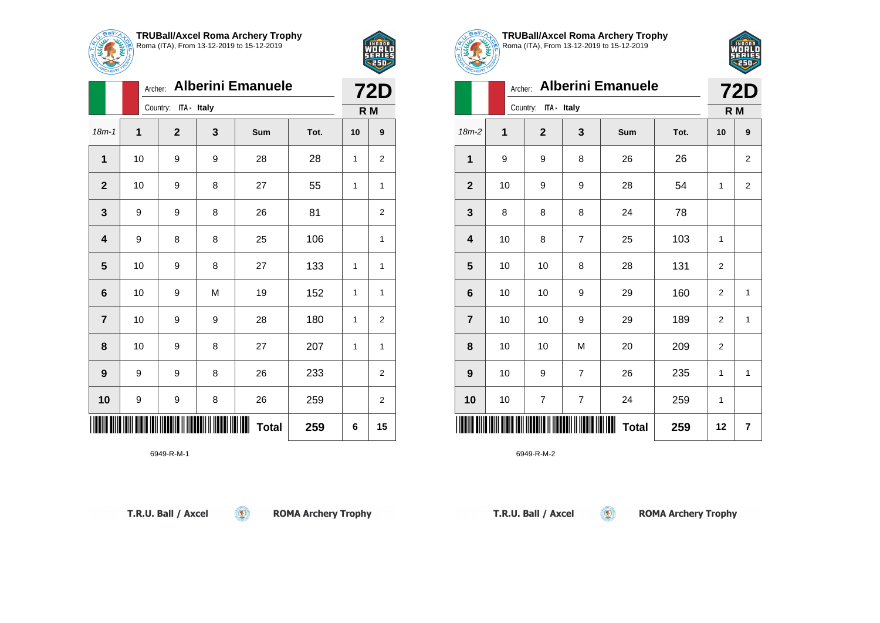**TRUBall/Axcel Roma Archery Trophy**
Roma (ITA), From 13-12-2019 to 15-12-2019

Archer: **Alberini Emanuele**
Country: ITA - Italy

**72D**
**R M**

| 18m-1 | 1 | 2 | 3 | Sum | Tot. | 10 | 9 |
|---|---|---|---|---|---|---|---|
| **1** | 10 | 9 | 9 | 28 | 28 | 1 | 2 |
| **2** | 10 | 9 | 8 | 27 | 55 | 1 | 1 |
| **3** | 9 | 9 | 8 | 26 | 81 | | 2 |
| **4** | 9 | 8 | 8 | 25 | 106 | | 1 |
| **5** | 10 | 9 | 8 | 27 | 133 | 1 | 1 |
| **6** | 10 | 9 | M | 19 | 152 | 1 | 1 |
| **7** | 10 | 9 | 9 | 28 | 180 | 1 | 2 |
| **8** | 10 | 9 | 8 | 27 | 207 | 1 | 1 |
| **9** | 9 | 9 | 8 | 26 | 233 | | 2 |
| **10** | 9 | 9 | 8 | 26 | 259 | | 2 |
| | | | | **Total** | **259** | **6** | **15** |

6949-R-M-1

**TRUBall/Axcel Roma Archery Trophy**
Roma (ITA), From 13-12-2019 to 15-12-2019

Archer: **Alberini Emanuele**
Country: ITA - Italy

**72D**
**R M**

| 18m-2 | 1 | 2 | 3 | Sum | Tot. | 10 | 9 |
|---|---|---|---|---|---|---|---|
| **1** | 9 | 9 | 8 | 26 | 26 | | 2 |
| **2** | 10 | 9 | 9 | 28 | 54 | 1 | 2 |
| **3** | 8 | 8 | 8 | 24 | 78 | | |
| **4** | 10 | 8 | 7 | 25 | 103 | 1 | |
| **5** | 10 | 10 | 8 | 28 | 131 | 2 | |
| **6** | 10 | 10 | 9 | 29 | 160 | 2 | 1 |
| **7** | 10 | 10 | 9 | 29 | 189 | 2 | 1 |
| **8** | 10 | 10 | M | 20 | 209 | 2 | |
| **9** | 10 | 9 | 7 | 26 | 235 | 1 | 1 |
| **10** | 10 | 7 | 7 | 24 | 259 | 1 | |
| | | | | **Total** | **259** | **12** | **7** |

6949-R-M-2

T.R.U. Ball / Axcel    ROMA Archery Trophy

T.R.U. Ball / Axcel    ROMA Archery Trophy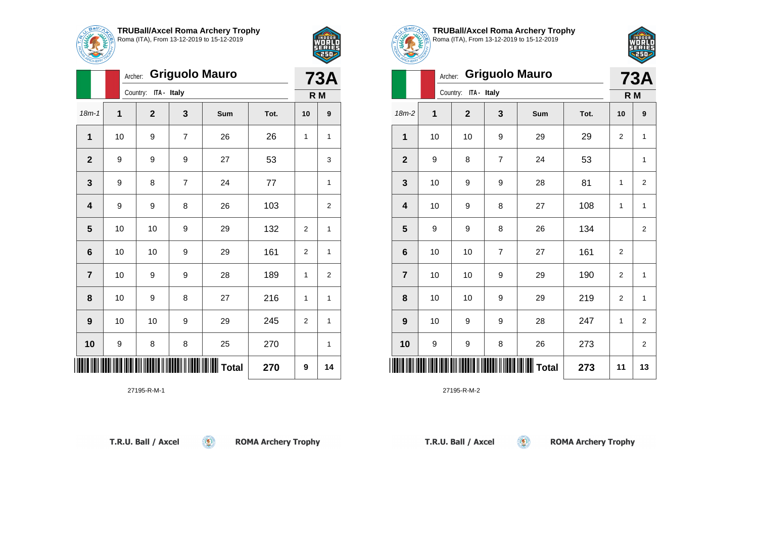**TRUBall/Axcel Roma Archery Trophy**
Roma (ITA), From 13-12-2019 to 15-12-2019

Archer: **Griguolo Mauro**
Country: ITA - Italy

**73A**
**R M**

| 18m-1 | 1 | 2 | 3 | Sum | Tot. | 10 | 9 |
|---|---|---|---|---|---|---|---|
| **1** | 10 | 9 | 7 | 26 | 26 | 1 | 1 |
| **2** | 9 | 9 | 9 | 27 | 53 | | 3 |
| **3** | 9 | 8 | 7 | 24 | 77 | | 1 |
| **4** | 9 | 9 | 8 | 26 | 103 | | 2 |
| **5** | 10 | 10 | 9 | 29 | 132 | 2 | 1 |
| **6** | 10 | 10 | 9 | 29 | 161 | 2 | 1 |
| **7** | 10 | 9 | 9 | 28 | 189 | 1 | 2 |
| **8** | 10 | 9 | 8 | 27 | 216 | 1 | 1 |
| **9** | 10 | 10 | 9 | 29 | 245 | 2 | 1 |
| **10** | 9 | 8 | 8 | 25 | 270 | | 1 |
| | | | | **Total** | **270** | **9** | **14** |

27195-R-M-1

T.R.U. Ball / Axcel — ROMA Archery Trophy

**TRUBall/Axcel Roma Archery Trophy**
Roma (ITA), From 13-12-2019 to 15-12-2019

Archer: **Griguolo Mauro**
Country: ITA - Italy

**73A**
**R M**

| 18m-2 | 1 | 2 | 3 | Sum | Tot. | 10 | 9 |
|---|---|---|---|---|---|---|---|
| **1** | 10 | 10 | 9 | 29 | 29 | 2 | 1 |
| **2** | 9 | 8 | 7 | 24 | 53 | | 1 |
| **3** | 10 | 9 | 9 | 28 | 81 | 1 | 2 |
| **4** | 10 | 9 | 8 | 27 | 108 | 1 | 1 |
| **5** | 9 | 9 | 8 | 26 | 134 | | 2 |
| **6** | 10 | 10 | 7 | 27 | 161 | 2 | |
| **7** | 10 | 10 | 9 | 29 | 190 | 2 | 1 |
| **8** | 10 | 10 | 9 | 29 | 219 | 2 | 1 |
| **9** | 10 | 9 | 9 | 28 | 247 | 1 | 2 |
| **10** | 9 | 9 | 8 | 26 | 273 | | 2 |
| | | | | **Total** | **273** | **11** | **13** |

27195-R-M-2

T.R.U. Ball / Axcel — ROMA Archery Trophy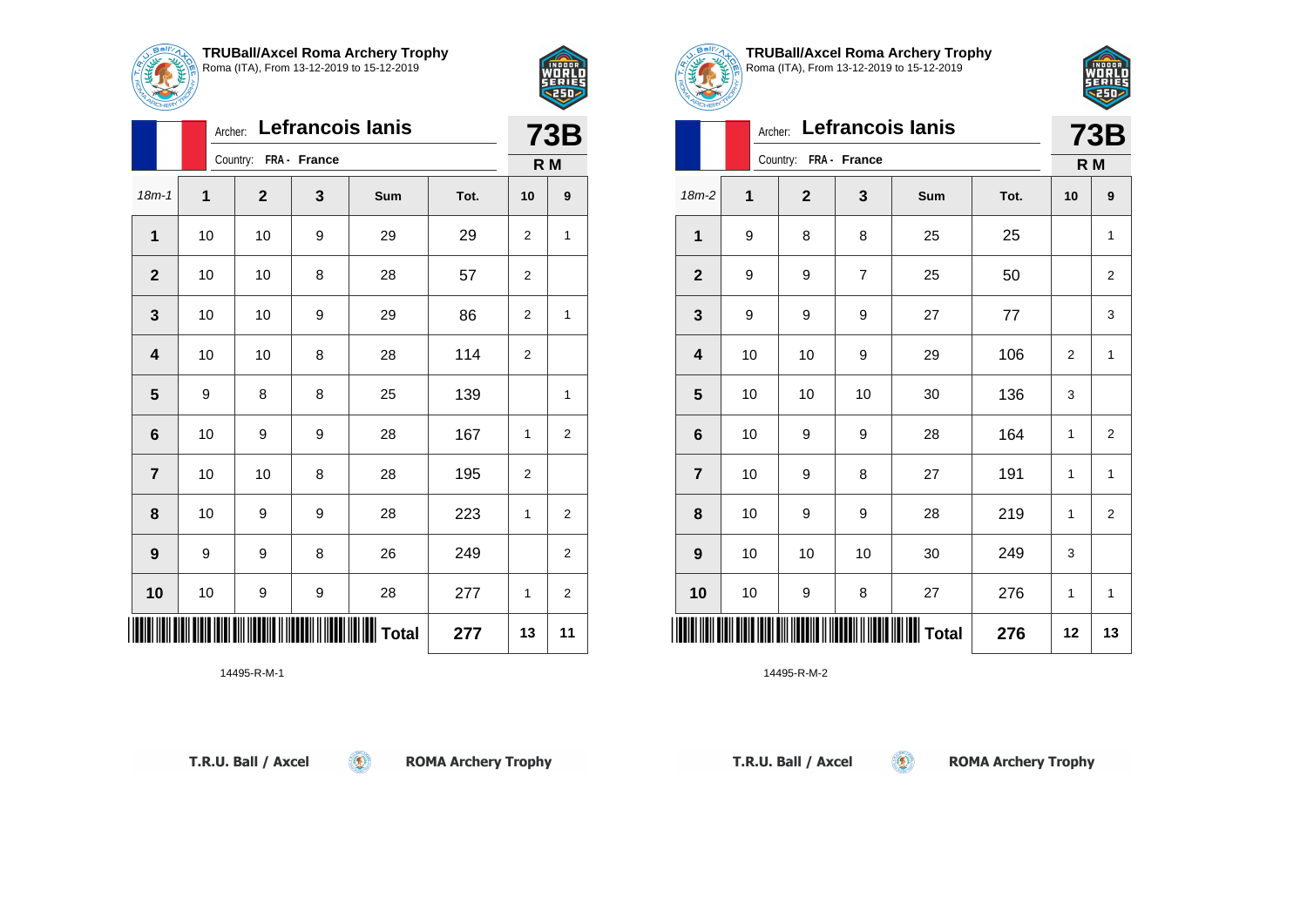**TRUBall/Axcel Roma Archery Trophy**
Roma (ITA), From 13-12-2019 to 15-12-2019

Archer: **Lefrancois Ianis**
Country: **FRA - France**

**73B**
**R M**

| 18m-1 | 1 | 2 | 3 | Sum | Tot. | 10 | 9 |
|---|---|---|---|---|---|---|---|
| 1 | 10 | 10 | 9 | 29 | 29 | 2 | 1 |
| 2 | 10 | 10 | 8 | 28 | 57 | 2 | |
| 3 | 10 | 10 | 9 | 29 | 86 | 2 | 1 |
| 4 | 10 | 10 | 8 | 28 | 114 | 2 | |
| 5 | 9 | 8 | 8 | 25 | 139 | | 1 |
| 6 | 10 | 9 | 9 | 28 | 167 | 1 | 2 |
| 7 | 10 | 10 | 8 | 28 | 195 | 2 | |
| 8 | 10 | 9 | 9 | 28 | 223 | 1 | 2 |
| 9 | 9 | 9 | 8 | 26 | 249 | | 2 |
| 10 | 10 | 9 | 9 | 28 | 277 | 1 | 2 |
| | | | | **Total** | **277** | **13** | **11** |

14495-R-M-1

T.R.U. Ball / Axcel ROMA Archery Trophy

**TRUBall/Axcel Roma Archery Trophy**
Roma (ITA), From 13-12-2019 to 15-12-2019

Archer: **Lefrancois Ianis**
Country: **FRA - France**

**73B**
**R M**

| 18m-2 | 1 | 2 | 3 | Sum | Tot. | 10 | 9 |
|---|---|---|---|---|---|---|---|
| 1 | 9 | 8 | 8 | 25 | 25 | | 1 |
| 2 | 9 | 9 | 7 | 25 | 50 | | 2 |
| 3 | 9 | 9 | 9 | 27 | 77 | | 3 |
| 4 | 10 | 10 | 9 | 29 | 106 | 2 | 1 |
| 5 | 10 | 10 | 10 | 30 | 136 | 3 | |
| 6 | 10 | 9 | 9 | 28 | 164 | 1 | 2 |
| 7 | 10 | 9 | 8 | 27 | 191 | 1 | 1 |
| 8 | 10 | 9 | 9 | 28 | 219 | 1 | 2 |
| 9 | 10 | 10 | 10 | 30 | 249 | 3 | |
| 10 | 10 | 9 | 8 | 27 | 276 | 1 | 1 |
| | | | | **Total** | **276** | **12** | **13** |

14495-R-M-2

T.R.U. Ball / Axcel ROMA Archery Trophy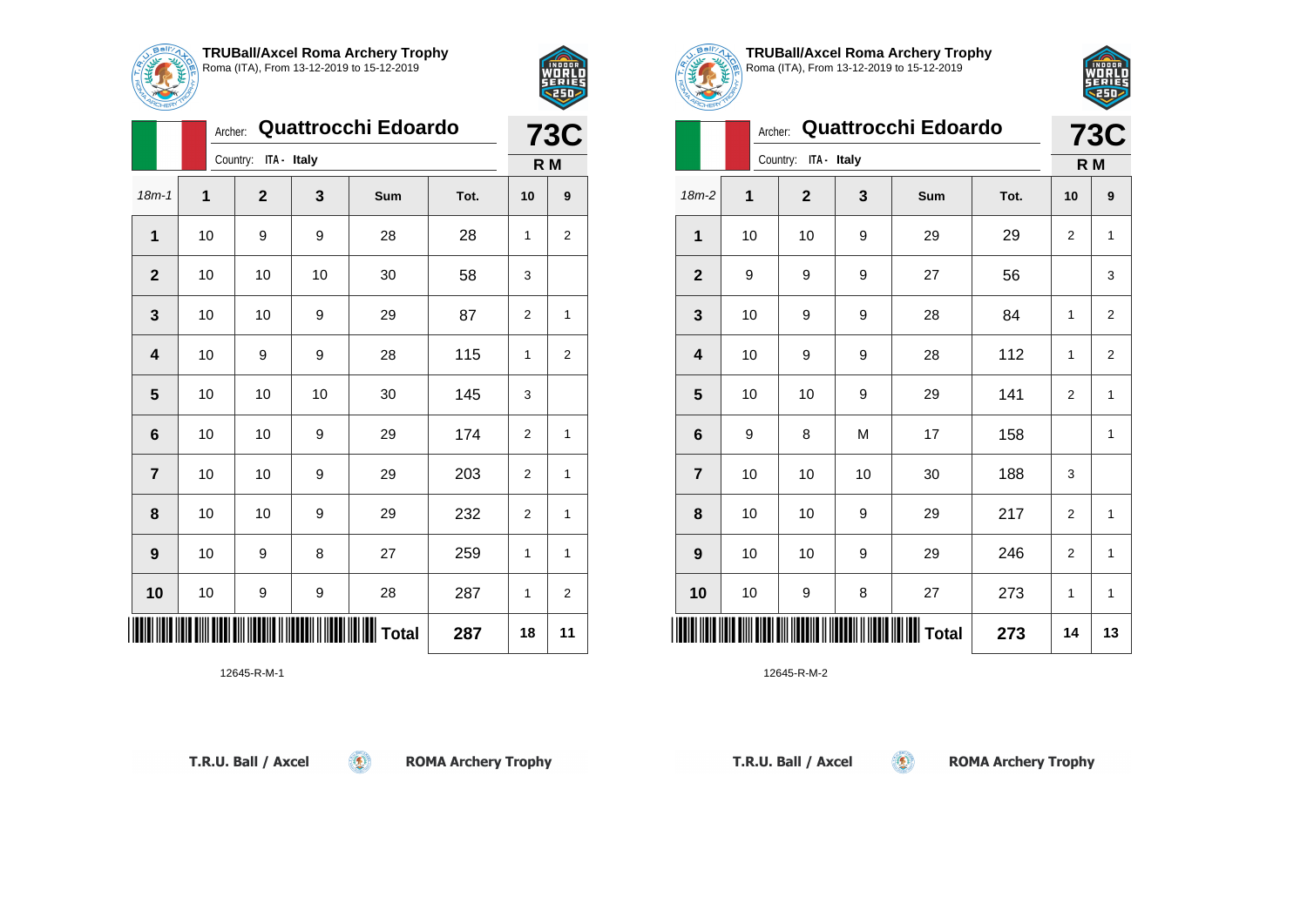**TRUBall/Axcel Roma Archery Trophy**
Roma (ITA), From 13-12-2019 to 15-12-2019

Archer: **Quattrocchi Edoardo**
Country: ITA - Italy

**73C**
**R M**

| 18m-1 | 1 | 2 | 3 | Sum | Tot. | 10 | 9 |
|---|---|---|---|---|---|---|---|
| 1 | 10 | 9 | 9 | 28 | 28 | 1 | 2 |
| 2 | 10 | 10 | 10 | 30 | 58 | 3 | |
| 3 | 10 | 10 | 9 | 29 | 87 | 2 | 1 |
| 4 | 10 | 9 | 9 | 28 | 115 | 1 | 2 |
| 5 | 10 | 10 | 10 | 30 | 145 | 3 | |
| 6 | 10 | 10 | 9 | 29 | 174 | 2 | 1 |
| 7 | 10 | 10 | 9 | 29 | 203 | 2 | 1 |
| 8 | 10 | 10 | 9 | 29 | 232 | 2 | 1 |
| 9 | 10 | 9 | 8 | 27 | 259 | 1 | 1 |
| 10 | 10 | 9 | 9 | 28 | 287 | 1 | 2 |
| | | | | Total | 287 | 18 | 11 |

12645-R-M-1

**TRUBall/Axcel Roma Archery Trophy**
Roma (ITA), From 13-12-2019 to 15-12-2019

Archer: **Quattrocchi Edoardo**
Country: ITA - Italy

**73C**
**R M**

| 18m-2 | 1 | 2 | 3 | Sum | Tot. | 10 | 9 |
|---|---|---|---|---|---|---|---|
| 1 | 10 | 10 | 9 | 29 | 29 | 2 | 1 |
| 2 | 9 | 9 | 9 | 27 | 56 | | 3 |
| 3 | 10 | 9 | 9 | 28 | 84 | 1 | 2 |
| 4 | 10 | 9 | 9 | 28 | 112 | 1 | 2 |
| 5 | 10 | 10 | 9 | 29 | 141 | 2 | 1 |
| 6 | 9 | 8 | M | 17 | 158 | | 1 |
| 7 | 10 | 10 | 10 | 30 | 188 | 3 | |
| 8 | 10 | 10 | 9 | 29 | 217 | 2 | 1 |
| 9 | 10 | 10 | 9 | 29 | 246 | 2 | 1 |
| 10 | 10 | 9 | 8 | 27 | 273 | 1 | 1 |
| | | | | Total | 273 | 14 | 13 |

12645-R-M-2

T.R.U. Ball / Axcel ROMA Archery Trophy

T.R.U. Ball / Axcel ROMA Archery Trophy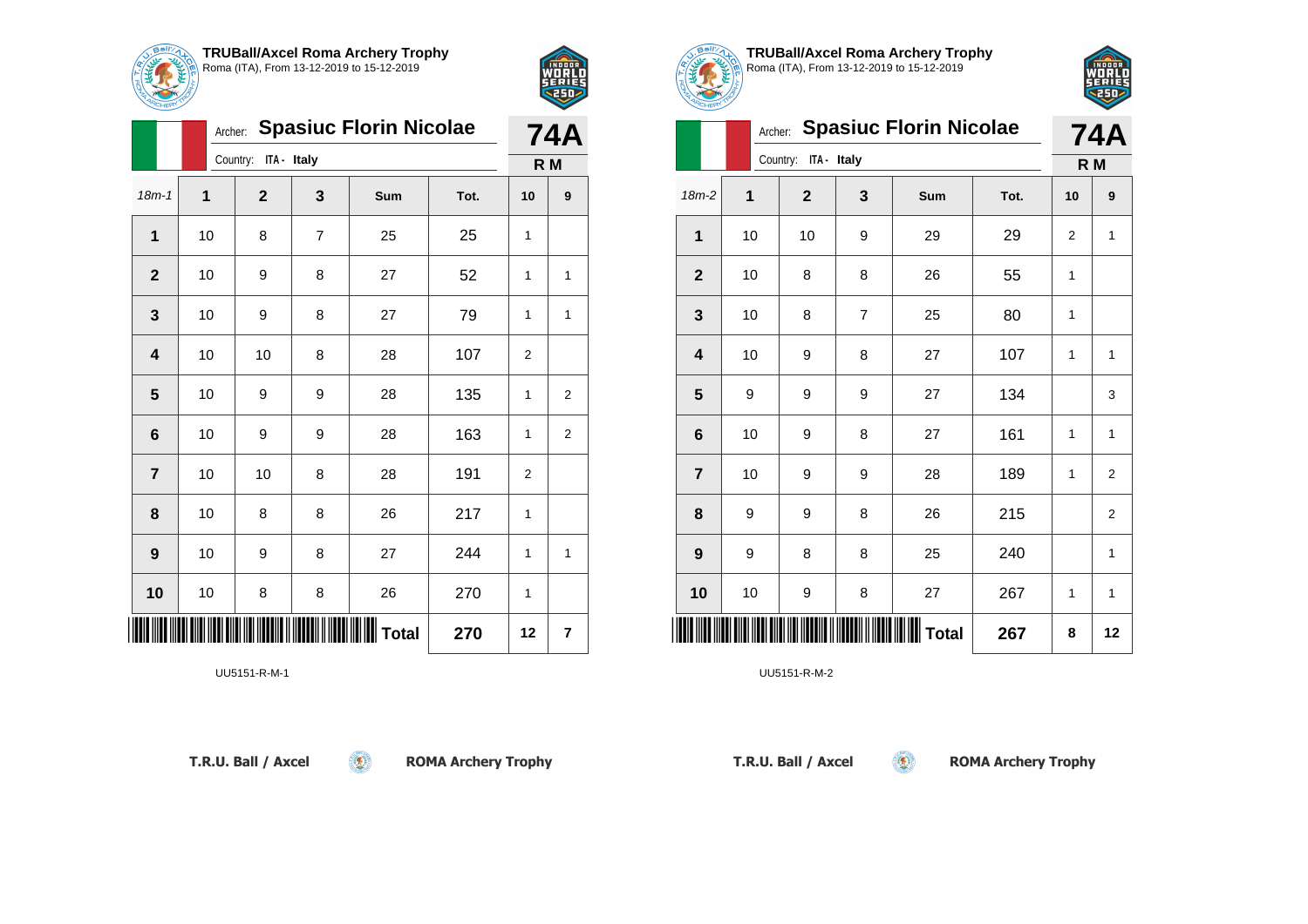**TRUBall/Axcel Roma Archery Trophy**
Roma (ITA), From 13-12-2019 to 15-12-2019

Archer: **Spasiuc Florin Nicolae**
Country: ITA - Italy

**74A**
**R M**

| 18m-1 | 1 | 2 | 3 | Sum | Tot. | 10 | 9 |
|---|---|---|---|---|---|---|---|
| **1** | 10 | 8 | 7 | 25 | 25 | 1 | |
| **2** | 10 | 9 | 8 | 27 | 52 | 1 | 1 |
| **3** | 10 | 9 | 8 | 27 | 79 | 1 | 1 |
| **4** | 10 | 10 | 8 | 28 | 107 | 2 | |
| **5** | 10 | 9 | 9 | 28 | 135 | 1 | 2 |
| **6** | 10 | 9 | 9 | 28 | 163 | 1 | 2 |
| **7** | 10 | 10 | 8 | 28 | 191 | 2 | |
| **8** | 10 | 8 | 8 | 26 | 217 | 1 | |
| **9** | 10 | 9 | 8 | 27 | 244 | 1 | 1 |
| **10** | 10 | 8 | 8 | 26 | 270 | 1 | |
| | | | | **Total** | **270** | **12** | **7** |

UU5151-R-M-1

T.R.U. Ball / Axcel — ROMA Archery Trophy

**TRUBall/Axcel Roma Archery Trophy**
Roma (ITA), From 13-12-2019 to 15-12-2019

Archer: **Spasiuc Florin Nicolae**
Country: ITA - Italy

**74A**
**R M**

| 18m-2 | 1 | 2 | 3 | Sum | Tot. | 10 | 9 |
|---|---|---|---|---|---|---|---|
| **1** | 10 | 10 | 9 | 29 | 29 | 2 | 1 |
| **2** | 10 | 8 | 8 | 26 | 55 | 1 | |
| **3** | 10 | 8 | 7 | 25 | 80 | 1 | |
| **4** | 10 | 9 | 8 | 27 | 107 | 1 | 1 |
| **5** | 9 | 9 | 9 | 27 | 134 | | 3 |
| **6** | 10 | 9 | 8 | 27 | 161 | 1 | 1 |
| **7** | 10 | 9 | 9 | 28 | 189 | 1 | 2 |
| **8** | 9 | 9 | 8 | 26 | 215 | | 2 |
| **9** | 9 | 8 | 8 | 25 | 240 | | 1 |
| **10** | 10 | 9 | 8 | 27 | 267 | 1 | 1 |
| | | | | **Total** | **267** | **8** | **12** |

UU5151-R-M-2

T.R.U. Ball / Axcel — ROMA Archery Trophy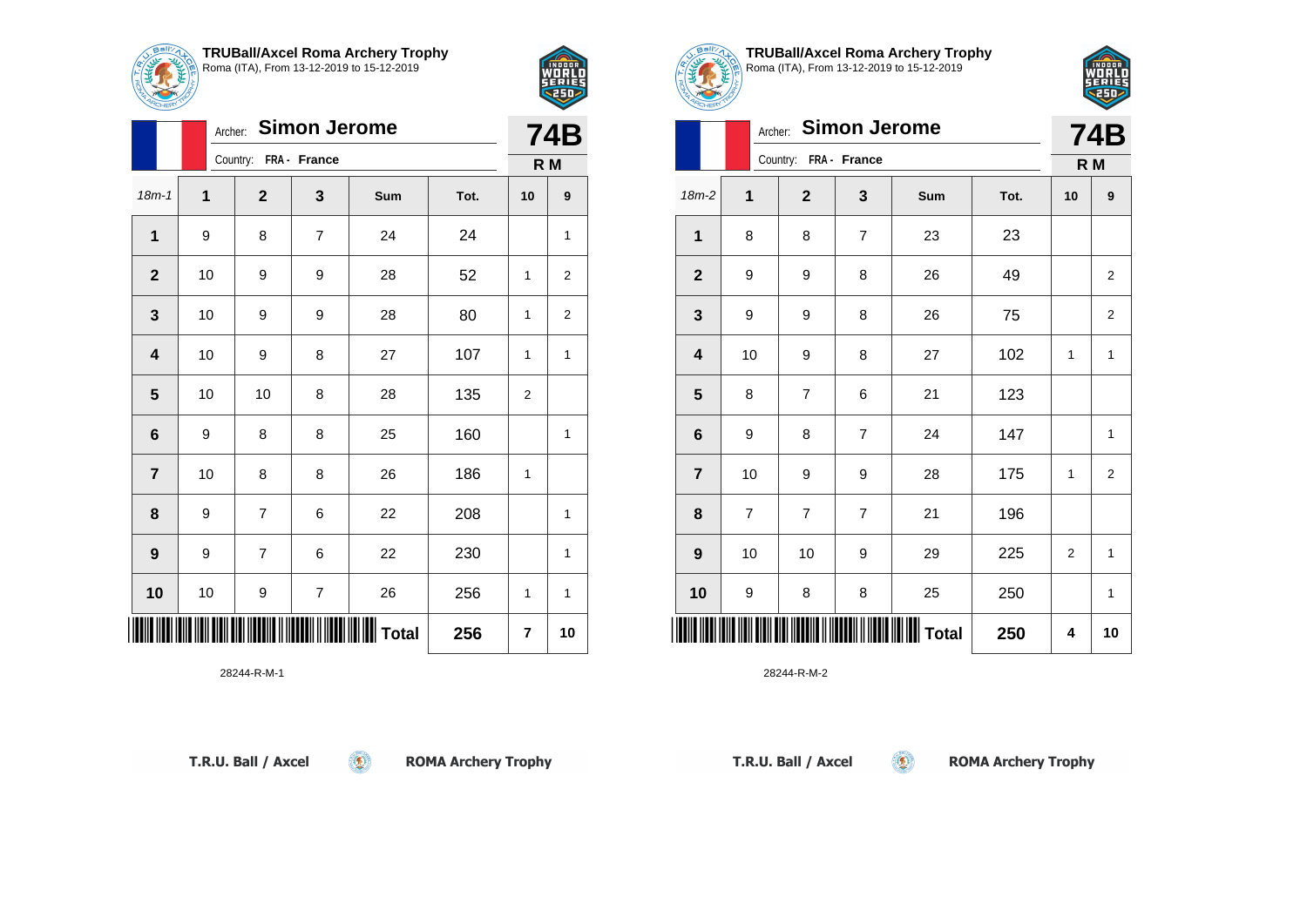**TRUBall/Axcel Roma Archery Trophy**
Roma (ITA), From 13-12-2019 to 15-12-2019

Archer: **Simon Jerome**
Country: FRA - France

**74B**
**R M**

| 18m-1 | 1 | 2 | 3 | Sum | Tot. | 10 | 9 |
|---|---|---|---|---|---|---|---|
| 1 | 9 | 8 | 7 | 24 | 24 | | 1 |
| 2 | 10 | 9 | 9 | 28 | 52 | 1 | 2 |
| 3 | 10 | 9 | 9 | 28 | 80 | 1 | 2 |
| 4 | 10 | 9 | 8 | 27 | 107 | 1 | 1 |
| 5 | 10 | 10 | 8 | 28 | 135 | 2 | |
| 6 | 9 | 8 | 8 | 25 | 160 | | 1 |
| 7 | 10 | 8 | 8 | 26 | 186 | 1 | |
| 8 | 9 | 7 | 6 | 22 | 208 | | 1 |
| 9 | 9 | 7 | 6 | 22 | 230 | | 1 |
| 10 | 10 | 9 | 7 | 26 | 256 | 1 | 1 |
| | | | | **Total** | **256** | **7** | **10** |

28244-R-M-1

**TRUBall/Axcel Roma Archery Trophy**
Roma (ITA), From 13-12-2019 to 15-12-2019

Archer: **Simon Jerome**
Country: FRA - France

**74B**
**R M**

| 18m-2 | 1 | 2 | 3 | Sum | Tot. | 10 | 9 |
|---|---|---|---|---|---|---|---|
| 1 | 8 | 8 | 7 | 23 | 23 | | |
| 2 | 9 | 9 | 8 | 26 | 49 | | 2 |
| 3 | 9 | 9 | 8 | 26 | 75 | | 2 |
| 4 | 10 | 9 | 8 | 27 | 102 | 1 | 1 |
| 5 | 8 | 7 | 6 | 21 | 123 | | |
| 6 | 9 | 8 | 7 | 24 | 147 | | 1 |
| 7 | 10 | 9 | 9 | 28 | 175 | 1 | 2 |
| 8 | 7 | 7 | 7 | 21 | 196 | | |
| 9 | 10 | 10 | 9 | 29 | 225 | 2 | 1 |
| 10 | 9 | 8 | 8 | 25 | 250 | | 1 |
| | | | | **Total** | **250** | **4** | **10** |

28244-R-M-2

T.R.U. Ball / Axcel — ROMA Archery Trophy

T.R.U. Ball / Axcel — ROMA Archery Trophy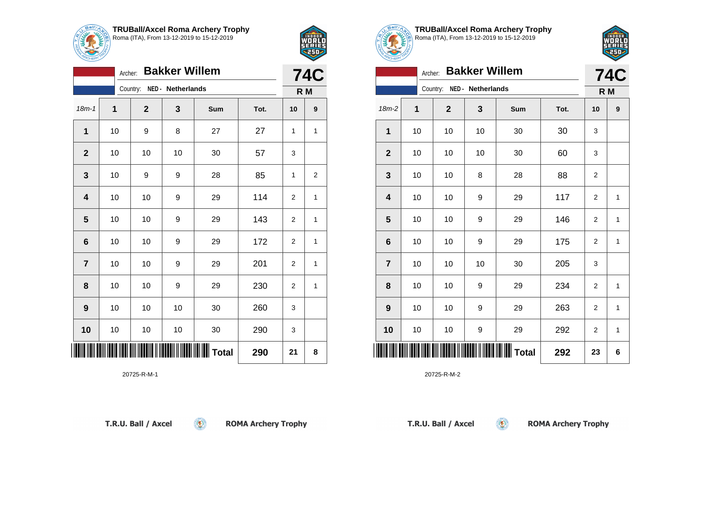**TRUBall/Axcel Roma Archery Trophy**
Roma (ITA), From 13-12-2019 to 15-12-2019

Archer: **Bakker Willem**
Country: NED - Netherlands

**74C**
**R M**

| 18m-1 | 1 | 2 | 3 | Sum | Tot. | 10 | 9 |
|---|---|---|---|---|---|---|---|
| 1 | 10 | 9 | 8 | 27 | 27 | 1 | 1 |
| 2 | 10 | 10 | 10 | 30 | 57 | 3 | |
| 3 | 10 | 9 | 9 | 28 | 85 | 1 | 2 |
| 4 | 10 | 10 | 9 | 29 | 114 | 2 | 1 |
| 5 | 10 | 10 | 9 | 29 | 143 | 2 | 1 |
| 6 | 10 | 10 | 9 | 29 | 172 | 2 | 1 |
| 7 | 10 | 10 | 9 | 29 | 201 | 2 | 1 |
| 8 | 10 | 10 | 9 | 29 | 230 | 2 | 1 |
| 9 | 10 | 10 | 10 | 30 | 260 | 3 | |
| 10 | 10 | 10 | 10 | 30 | 290 | 3 | |
| | | | | **Total** | **290** | **21** | **8** |

20725-R-M-1

**TRUBall/Axcel Roma Archery Trophy**
Roma (ITA), From 13-12-2019 to 15-12-2019

Archer: **Bakker Willem**
Country: NED - Netherlands

**74C**
**R M**

| 18m-2 | 1 | 2 | 3 | Sum | Tot. | 10 | 9 |
|---|---|---|---|---|---|---|---|
| 1 | 10 | 10 | 10 | 30 | 30 | 3 | |
| 2 | 10 | 10 | 10 | 30 | 60 | 3 | |
| 3 | 10 | 10 | 8 | 28 | 88 | 2 | |
| 4 | 10 | 10 | 9 | 29 | 117 | 2 | 1 |
| 5 | 10 | 10 | 9 | 29 | 146 | 2 | 1 |
| 6 | 10 | 10 | 9 | 29 | 175 | 2 | 1 |
| 7 | 10 | 10 | 10 | 30 | 205 | 3 | |
| 8 | 10 | 10 | 9 | 29 | 234 | 2 | 1 |
| 9 | 10 | 10 | 9 | 29 | 263 | 2 | 1 |
| 10 | 10 | 10 | 9 | 29 | 292 | 2 | 1 |
| | | | | **Total** | **292** | **23** | **6** |

20725-R-M-2

T.R.U. Ball / Axcel ROMA Archery Trophy

T.R.U. Ball / Axcel ROMA Archery Trophy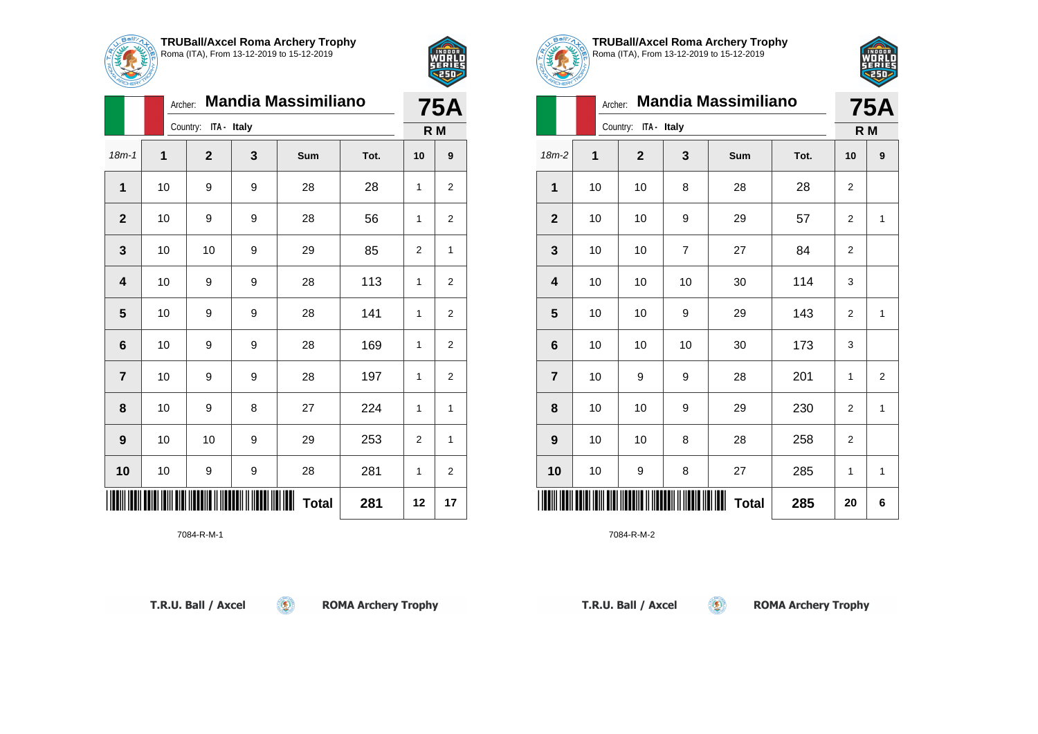**TRUBall/Axcel Roma Archery Trophy**
Roma (ITA), From 13-12-2019 to 15-12-2019

Archer: **Mandia Massimiliano**
Country: ITA - Italy

**75A**
**R M**

| 18m-1 | 1 | 2 | 3 | Sum | Tot. | 10 | 9 |
|---|---|---|---|---|---|---|---|
| 1 | 10 | 9 | 9 | 28 | 28 | 1 | 2 |
| 2 | 10 | 9 | 9 | 28 | 56 | 1 | 2 |
| 3 | 10 | 10 | 9 | 29 | 85 | 2 | 1 |
| 4 | 10 | 9 | 9 | 28 | 113 | 1 | 2 |
| 5 | 10 | 9 | 9 | 28 | 141 | 1 | 2 |
| 6 | 10 | 9 | 9 | 28 | 169 | 1 | 2 |
| 7 | 10 | 9 | 9 | 28 | 197 | 1 | 2 |
| 8 | 10 | 9 | 8 | 27 | 224 | 1 | 1 |
| 9 | 10 | 10 | 9 | 29 | 253 | 2 | 1 |
| 10 | 10 | 9 | 9 | 28 | 281 | 1 | 2 |
| | | | | **Total** | **281** | **12** | **17** |

7084-R-M-1

T.R.U. Ball / Axcel — ROMA Archery Trophy

**TRUBall/Axcel Roma Archery Trophy**
Roma (ITA), From 13-12-2019 to 15-12-2019

Archer: **Mandia Massimiliano**
Country: ITA - Italy

**75A**
**R M**

| 18m-2 | 1 | 2 | 3 | Sum | Tot. | 10 | 9 |
|---|---|---|---|---|---|---|---|
| 1 | 10 | 10 | 8 | 28 | 28 | 2 | |
| 2 | 10 | 10 | 9 | 29 | 57 | 2 | 1 |
| 3 | 10 | 10 | 7 | 27 | 84 | 2 | |
| 4 | 10 | 10 | 10 | 30 | 114 | 3 | |
| 5 | 10 | 10 | 9 | 29 | 143 | 2 | 1 |
| 6 | 10 | 10 | 10 | 30 | 173 | 3 | |
| 7 | 10 | 9 | 9 | 28 | 201 | 1 | 2 |
| 8 | 10 | 10 | 9 | 29 | 230 | 2 | 1 |
| 9 | 10 | 10 | 8 | 28 | 258 | 2 | |
| 10 | 10 | 9 | 8 | 27 | 285 | 1 | 1 |
| | | | | **Total** | **285** | **20** | **6** |

7084-R-M-2

T.R.U. Ball / Axcel — ROMA Archery Trophy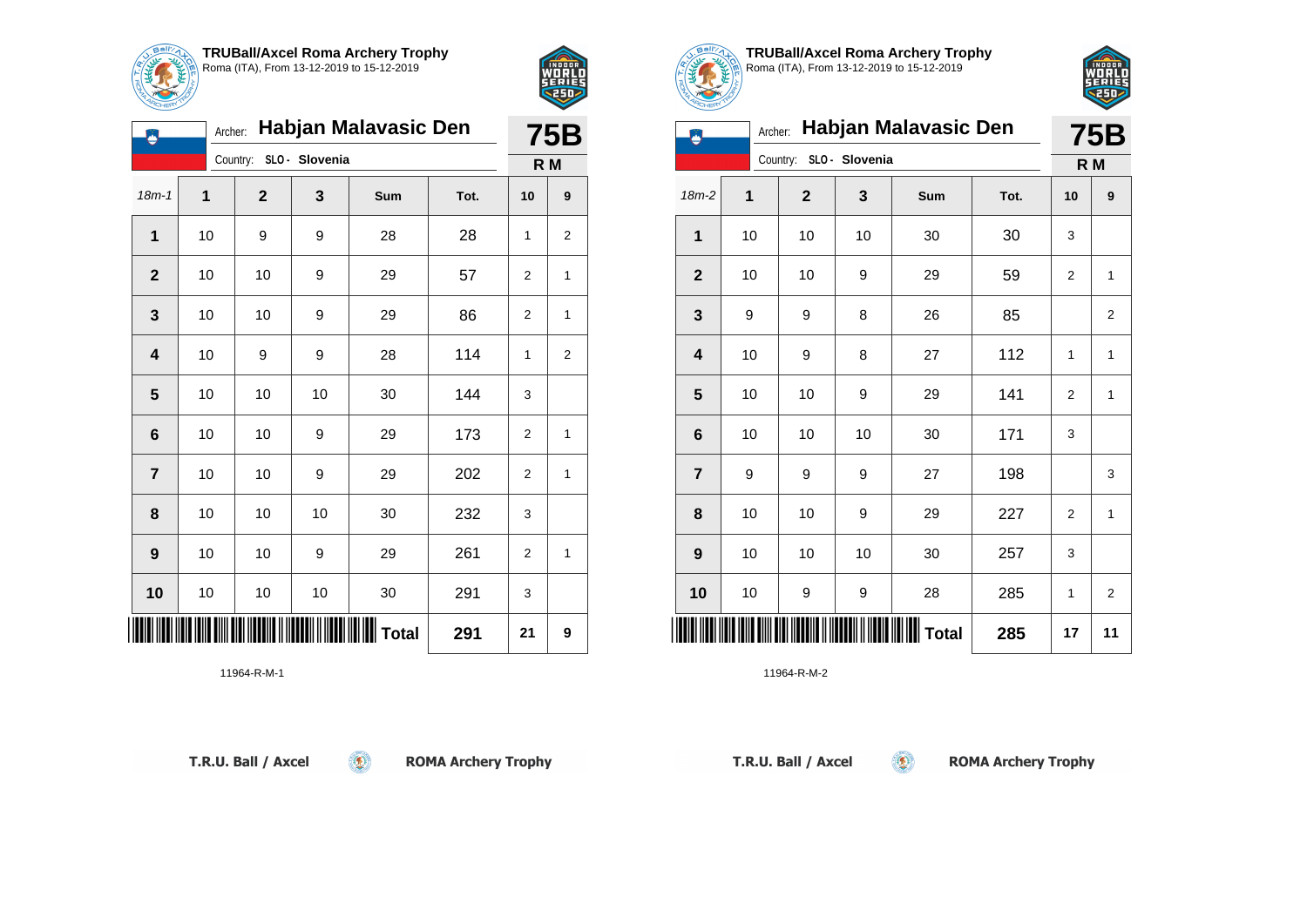**TRUBall/Axcel Roma Archery Trophy**
Roma (ITA), From 13-12-2019 to 15-12-2019

Archer: **Habjan Malavasic Den**
Country: SLO - Slovenia

**75B**
**R M**

| 18m-1 | 1 | 2 | 3 | Sum | Tot. | 10 | 9 |
|---|---|---|---|---|---|---|---|
| **1** | 10 | 9 | 9 | 28 | 28 | 1 | 2 |
| **2** | 10 | 10 | 9 | 29 | 57 | 2 | 1 |
| **3** | 10 | 10 | 9 | 29 | 86 | 2 | 1 |
| **4** | 10 | 9 | 9 | 28 | 114 | 1 | 2 |
| **5** | 10 | 10 | 10 | 30 | 144 | 3 | |
| **6** | 10 | 10 | 9 | 29 | 173 | 2 | 1 |
| **7** | 10 | 10 | 9 | 29 | 202 | 2 | 1 |
| **8** | 10 | 10 | 10 | 30 | 232 | 3 | |
| **9** | 10 | 10 | 9 | 29 | 261 | 2 | 1 |
| **10** | 10 | 10 | 10 | 30 | 291 | 3 | |
| | | | | **Total** | **291** | **21** | **9** |

11964-R-M-1

**TRUBall/Axcel Roma Archery Trophy**
Roma (ITA), From 13-12-2019 to 15-12-2019

Archer: **Habjan Malavasic Den**
Country: SLO - Slovenia

**75B**
**R M**

| 18m-2 | 1 | 2 | 3 | Sum | Tot. | 10 | 9 |
|---|---|---|---|---|---|---|---|
| **1** | 10 | 10 | 10 | 30 | 30 | 3 | |
| **2** | 10 | 10 | 9 | 29 | 59 | 2 | 1 |
| **3** | 9 | 9 | 8 | 26 | 85 | | 2 |
| **4** | 10 | 9 | 8 | 27 | 112 | 1 | 1 |
| **5** | 10 | 10 | 9 | 29 | 141 | 2 | 1 |
| **6** | 10 | 10 | 10 | 30 | 171 | 3 | |
| **7** | 9 | 9 | 9 | 27 | 198 | | 3 |
| **8** | 10 | 10 | 9 | 29 | 227 | 2 | 1 |
| **9** | 10 | 10 | 10 | 30 | 257 | 3 | |
| **10** | 10 | 9 | 9 | 28 | 285 | 1 | 2 |
| | | | | **Total** | **285** | **17** | **11** |

11964-R-M-2

T.R.U. Ball / Axcel — ROMA Archery Trophy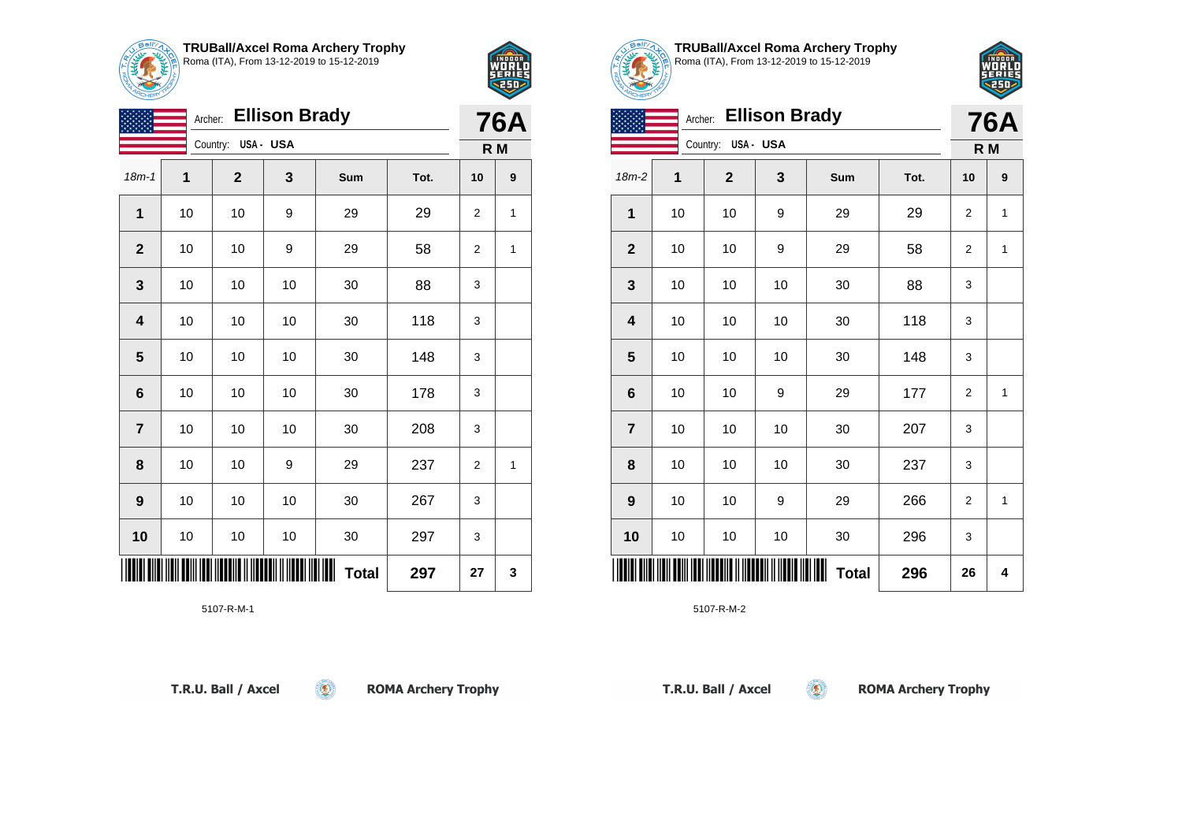**TRUBall/Axcel Roma Archery Trophy**
Roma (ITA), From 13-12-2019 to 15-12-2019

Archer: **Ellison Brady**
Country: USA - USA

**76A**
**R M**

| 18m-1 | 1 | 2 | 3 | Sum | Tot. | 10 | 9 |
|---|---|---|---|---|---|---|---|
| **1** | 10 | 10 | 9 | 29 | 29 | 2 | 1 |
| **2** | 10 | 10 | 9 | 29 | 58 | 2 | 1 |
| **3** | 10 | 10 | 10 | 30 | 88 | 3 | |
| **4** | 10 | 10 | 10 | 30 | 118 | 3 | |
| **5** | 10 | 10 | 10 | 30 | 148 | 3 | |
| **6** | 10 | 10 | 10 | 30 | 178 | 3 | |
| **7** | 10 | 10 | 10 | 30 | 208 | 3 | |
| **8** | 10 | 10 | 9 | 29 | 237 | 2 | 1 |
| **9** | 10 | 10 | 10 | 30 | 267 | 3 | |
| **10** | 10 | 10 | 10 | 30 | 297 | 3 | |
| | | | | **Total** | **297** | **27** | **3** |

5107-R-M-1

T.R.U. Ball / Axcel — ROMA Archery Trophy

**TRUBall/Axcel Roma Archery Trophy**
Roma (ITA), From 13-12-2019 to 15-12-2019

Archer: **Ellison Brady**
Country: USA - USA

**76A**
**R M**

| 18m-2 | 1 | 2 | 3 | Sum | Tot. | 10 | 9 |
|---|---|---|---|---|---|---|---|
| **1** | 10 | 10 | 9 | 29 | 29 | 2 | 1 |
| **2** | 10 | 10 | 9 | 29 | 58 | 2 | 1 |
| **3** | 10 | 10 | 10 | 30 | 88 | 3 | |
| **4** | 10 | 10 | 10 | 30 | 118 | 3 | |
| **5** | 10 | 10 | 10 | 30 | 148 | 3 | |
| **6** | 10 | 10 | 9 | 29 | 177 | 2 | 1 |
| **7** | 10 | 10 | 10 | 30 | 207 | 3 | |
| **8** | 10 | 10 | 10 | 30 | 237 | 3 | |
| **9** | 10 | 10 | 9 | 29 | 266 | 2 | 1 |
| **10** | 10 | 10 | 10 | 30 | 296 | 3 | |
| | | | | **Total** | **296** | **26** | **4** |

5107-R-M-2

T.R.U. Ball / Axcel — ROMA Archery Trophy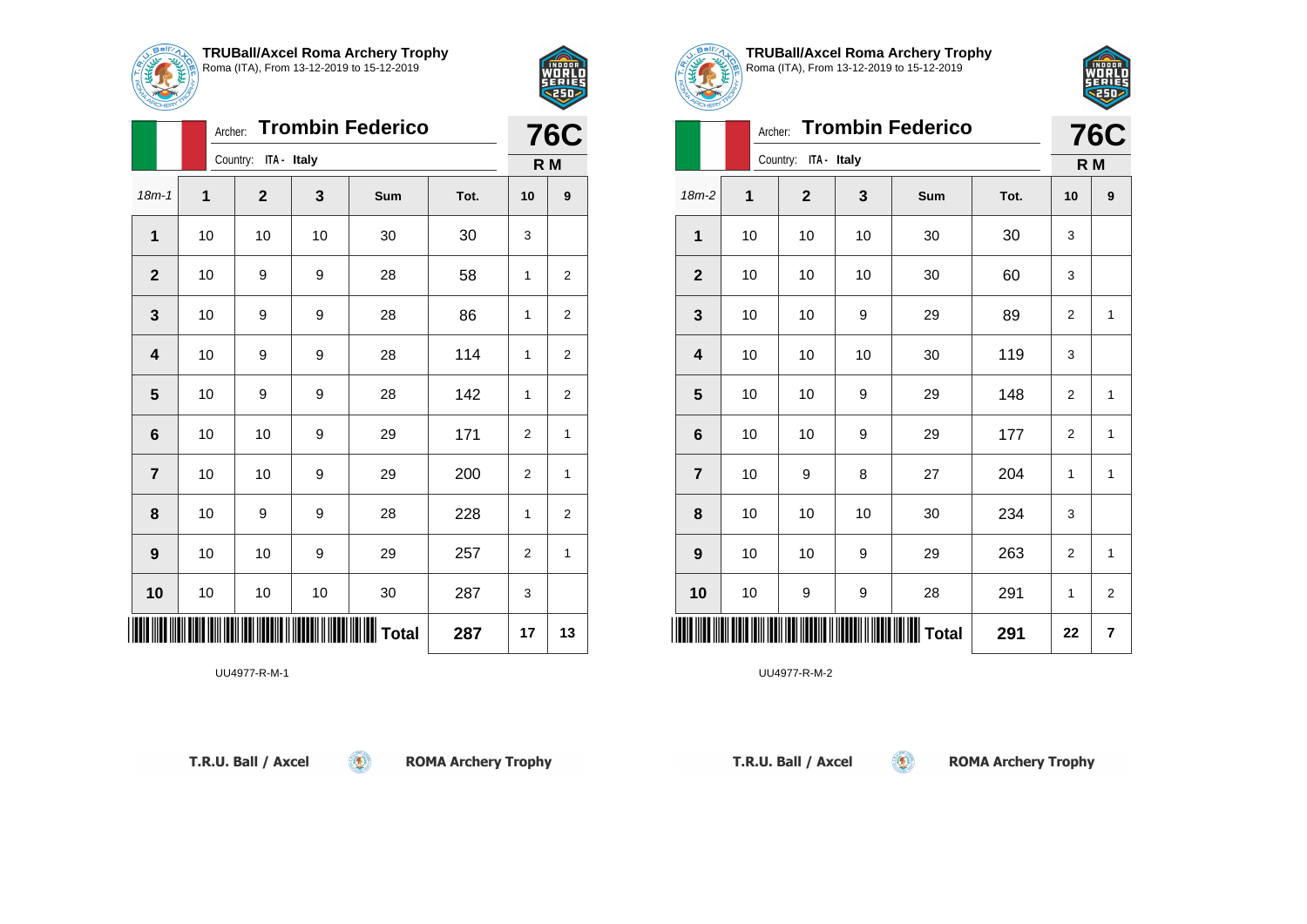**TRUBall/Axcel Roma Archery Trophy**
Roma (ITA), From 13-12-2019 to 15-12-2019

Archer: **Trombin Federico**
Country: ITA - Italy

**76C**
**R M**

| 18m-1 | 1 | 2 | 3 | Sum | Tot. | 10 | 9 |
|---|---|---|---|---|---|---|---|
| 1 | 10 | 10 | 10 | 30 | 30 | 3 | |
| 2 | 10 | 9 | 9 | 28 | 58 | 1 | 2 |
| 3 | 10 | 9 | 9 | 28 | 86 | 1 | 2 |
| 4 | 10 | 9 | 9 | 28 | 114 | 1 | 2 |
| 5 | 10 | 9 | 9 | 28 | 142 | 1 | 2 |
| 6 | 10 | 10 | 9 | 29 | 171 | 2 | 1 |
| 7 | 10 | 10 | 9 | 29 | 200 | 2 | 1 |
| 8 | 10 | 9 | 9 | 28 | 228 | 1 | 2 |
| 9 | 10 | 10 | 9 | 29 | 257 | 2 | 1 |
| 10 | 10 | 10 | 10 | 30 | 287 | 3 | |
| | | | | **Total** | **287** | **17** | **13** |

UU4977-R-M-1

T.R.U. Ball / Axcel — ROMA Archery Trophy

**TRUBall/Axcel Roma Archery Trophy**
Roma (ITA), From 13-12-2019 to 15-12-2019

Archer: **Trombin Federico**
Country: ITA - Italy

**76C**
**R M**

| 18m-2 | 1 | 2 | 3 | Sum | Tot. | 10 | 9 |
|---|---|---|---|---|---|---|---|
| 1 | 10 | 10 | 10 | 30 | 30 | 3 | |
| 2 | 10 | 10 | 10 | 30 | 60 | 3 | |
| 3 | 10 | 10 | 9 | 29 | 89 | 2 | 1 |
| 4 | 10 | 10 | 10 | 30 | 119 | 3 | |
| 5 | 10 | 10 | 9 | 29 | 148 | 2 | 1 |
| 6 | 10 | 10 | 9 | 29 | 177 | 2 | 1 |
| 7 | 10 | 9 | 8 | 27 | 204 | 1 | 1 |
| 8 | 10 | 10 | 10 | 30 | 234 | 3 | |
| 9 | 10 | 10 | 9 | 29 | 263 | 2 | 1 |
| 10 | 10 | 9 | 9 | 28 | 291 | 1 | 2 |
| | | | | **Total** | **291** | **22** | **7** |

UU4977-R-M-2

T.R.U. Ball / Axcel — ROMA Archery Trophy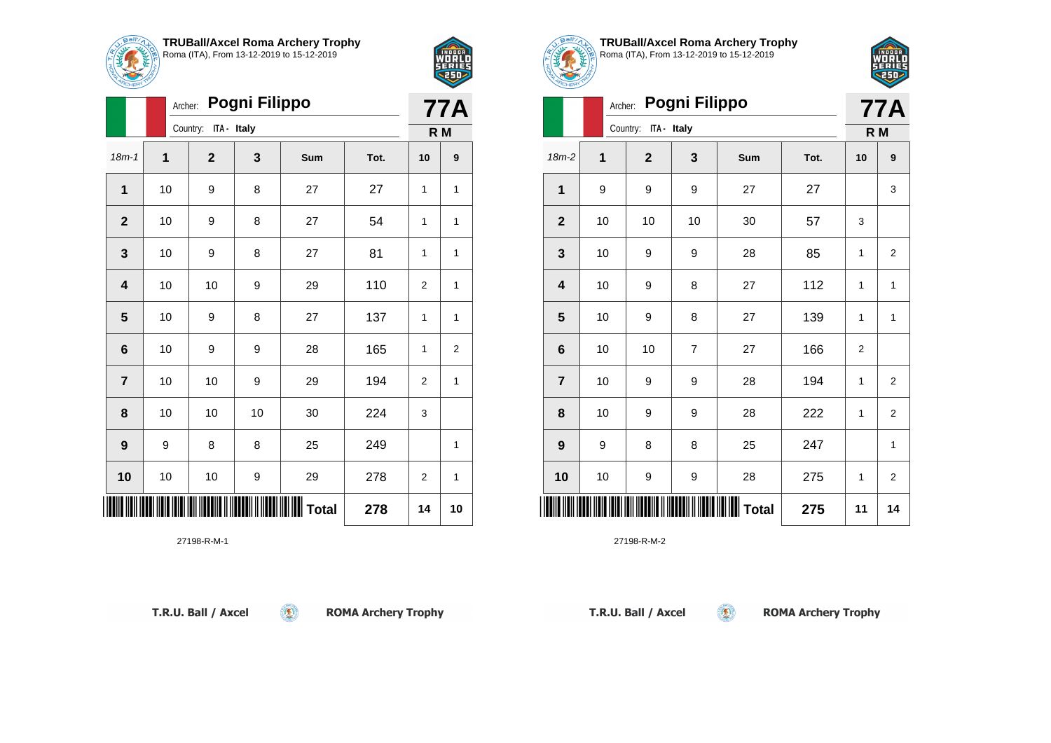**TRUBall/Axcel Roma Archery Trophy**
Roma (ITA), From 13-12-2019 to 15-12-2019

Archer: **Pogni Filippo**
Country: ITA - Italy

**77A**
**R M**

| 18m-1 | 1 | 2 | 3 | Sum | Tot. | 10 | 9 |
|---|---|---|---|---|---|---|---|
| 1 | 10 | 9 | 8 | 27 | 27 | 1 | 1 |
| 2 | 10 | 9 | 8 | 27 | 54 | 1 | 1 |
| 3 | 10 | 9 | 8 | 27 | 81 | 1 | 1 |
| 4 | 10 | 10 | 9 | 29 | 110 | 2 | 1 |
| 5 | 10 | 9 | 8 | 27 | 137 | 1 | 1 |
| 6 | 10 | 9 | 9 | 28 | 165 | 1 | 2 |
| 7 | 10 | 10 | 9 | 29 | 194 | 2 | 1 |
| 8 | 10 | 10 | 10 | 30 | 224 | 3 | |
| 9 | 9 | 8 | 8 | 25 | 249 | | 1 |
| 10 | 10 | 10 | 9 | 29 | 278 | 2 | 1 |
| | | | | **Total** | **278** | **14** | **10** |

27198-R-M-1

T.R.U. Ball / Axcel — ROMA Archery Trophy

**TRUBall/Axcel Roma Archery Trophy**
Roma (ITA), From 13-12-2019 to 15-12-2019

Archer: **Pogni Filippo**
Country: ITA - Italy

**77A**
**R M**

| 18m-2 | 1 | 2 | 3 | Sum | Tot. | 10 | 9 |
|---|---|---|---|---|---|---|---|
| 1 | 9 | 9 | 9 | 27 | 27 | | 3 |
| 2 | 10 | 10 | 10 | 30 | 57 | 3 | |
| 3 | 10 | 9 | 9 | 28 | 85 | 1 | 2 |
| 4 | 10 | 9 | 8 | 27 | 112 | 1 | 1 |
| 5 | 10 | 9 | 8 | 27 | 139 | 1 | 1 |
| 6 | 10 | 10 | 7 | 27 | 166 | 2 | |
| 7 | 10 | 9 | 9 | 28 | 194 | 1 | 2 |
| 8 | 10 | 9 | 9 | 28 | 222 | 1 | 2 |
| 9 | 9 | 8 | 8 | 25 | 247 | | 1 |
| 10 | 10 | 9 | 9 | 28 | 275 | 1 | 2 |
| | | | | **Total** | **275** | **11** | **14** |

27198-R-M-2

T.R.U. Ball / Axcel — ROMA Archery Trophy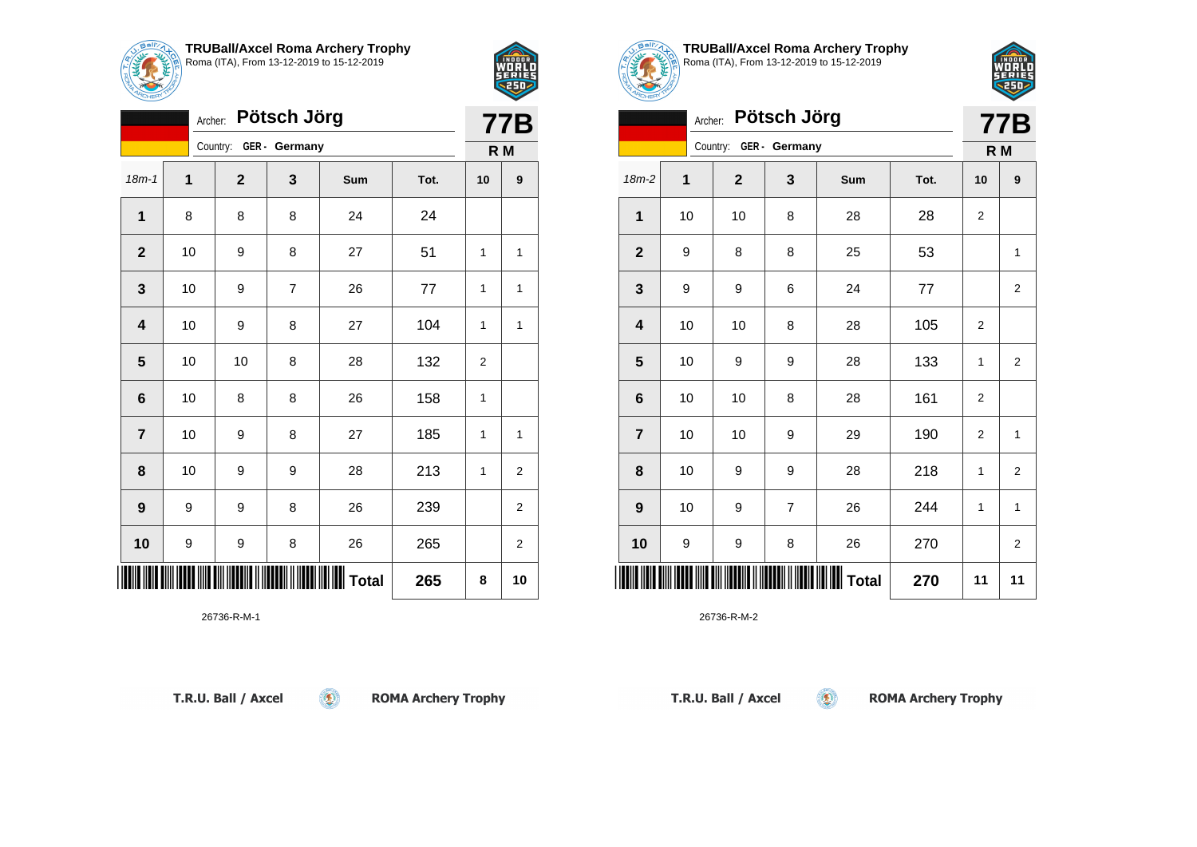**TRUBall/Axcel Roma Archery Trophy**
Roma (ITA), From 13-12-2019 to 15-12-2019

Archer: **Pötsch Jörg**
Country: **GER - Germany**

**77B**
**R M**

| 18m-1 | 1 | 2 | 3 | Sum | Tot. | 10 | 9 |
|---|---|---|---|---|---|---|---|
| **1** | 8 | 8 | 8 | 24 | 24 | | |
| **2** | 10 | 9 | 8 | 27 | 51 | 1 | 1 |
| **3** | 10 | 9 | 7 | 26 | 77 | 1 | 1 |
| **4** | 10 | 9 | 8 | 27 | 104 | 1 | 1 |
| **5** | 10 | 10 | 8 | 28 | 132 | 2 | |
| **6** | 10 | 8 | 8 | 26 | 158 | 1 | |
| **7** | 10 | 9 | 8 | 27 | 185 | 1 | 1 |
| **8** | 10 | 9 | 9 | 28 | 213 | 1 | 2 |
| **9** | 9 | 9 | 8 | 26 | 239 | | 2 |
| **10** | 9 | 9 | 8 | 26 | 265 | | 2 |
| | | | | **Total** | **265** | **8** | **10** |

26736-R-M-1

**TRUBall/Axcel Roma Archery Trophy**
Roma (ITA), From 13-12-2019 to 15-12-2019

Archer: **Pötsch Jörg**
Country: **GER - Germany**

**77B**
**R M**

| 18m-2 | 1 | 2 | 3 | Sum | Tot. | 10 | 9 |
|---|---|---|---|---|---|---|---|
| **1** | 10 | 10 | 8 | 28 | 28 | 2 | |
| **2** | 9 | 8 | 8 | 25 | 53 | | 1 |
| **3** | 9 | 9 | 6 | 24 | 77 | | 2 |
| **4** | 10 | 10 | 8 | 28 | 105 | 2 | |
| **5** | 10 | 9 | 9 | 28 | 133 | 1 | 2 |
| **6** | 10 | 10 | 8 | 28 | 161 | 2 | |
| **7** | 10 | 10 | 9 | 29 | 190 | 2 | 1 |
| **8** | 10 | 9 | 9 | 28 | 218 | 1 | 2 |
| **9** | 10 | 9 | 7 | 26 | 244 | 1 | 1 |
| **10** | 9 | 9 | 8 | 26 | 270 | | 2 |
| | | | | **Total** | **270** | **11** | **11** |

26736-R-M-2

T.R.U. Ball / Axcel — ROMA Archery Trophy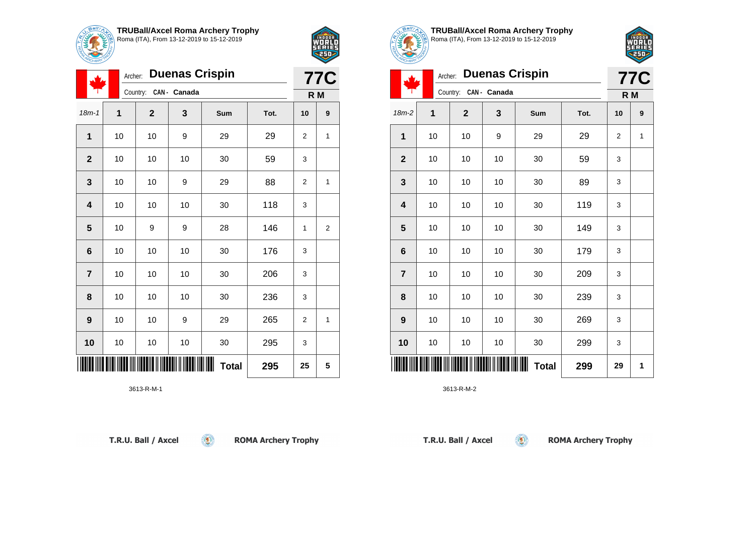**TRUBall/Axcel Roma Archery Trophy**
Roma (ITA), From 13-12-2019 to 15-12-2019

Archer: **Duenas Crispin**
Country: CAN - Canada

**77C**
**R M**

| 18m-1 | 1 | 2 | 3 | Sum | Tot. | 10 | 9 |
|---|---|---|---|---|---|---|---|
| 1 | 10 | 10 | 9 | 29 | 29 | 2 | 1 |
| 2 | 10 | 10 | 10 | 30 | 59 | 3 | |
| 3 | 10 | 10 | 9 | 29 | 88 | 2 | 1 |
| 4 | 10 | 10 | 10 | 30 | 118 | 3 | |
| 5 | 10 | 9 | 9 | 28 | 146 | 1 | 2 |
| 6 | 10 | 10 | 10 | 30 | 176 | 3 | |
| 7 | 10 | 10 | 10 | 30 | 206 | 3 | |
| 8 | 10 | 10 | 10 | 30 | 236 | 3 | |
| 9 | 10 | 10 | 9 | 29 | 265 | 2 | 1 |
| 10 | 10 | 10 | 10 | 30 | 295 | 3 | |
| | | | | **Total** | **295** | **25** | **5** |

3613-R-M-1

T.R.U. Ball / Axcel — ROMA Archery Trophy

**TRUBall/Axcel Roma Archery Trophy**
Roma (ITA), From 13-12-2019 to 15-12-2019

Archer: **Duenas Crispin**
Country: CAN - Canada

**77C**
**R M**

| 18m-2 | 1 | 2 | 3 | Sum | Tot. | 10 | 9 |
|---|---|---|---|---|---|---|---|
| 1 | 10 | 10 | 9 | 29 | 29 | 2 | 1 |
| 2 | 10 | 10 | 10 | 30 | 59 | 3 | |
| 3 | 10 | 10 | 10 | 30 | 89 | 3 | |
| 4 | 10 | 10 | 10 | 30 | 119 | 3 | |
| 5 | 10 | 10 | 10 | 30 | 149 | 3 | |
| 6 | 10 | 10 | 10 | 30 | 179 | 3 | |
| 7 | 10 | 10 | 10 | 30 | 209 | 3 | |
| 8 | 10 | 10 | 10 | 30 | 239 | 3 | |
| 9 | 10 | 10 | 10 | 30 | 269 | 3 | |
| 10 | 10 | 10 | 10 | 30 | 299 | 3 | |
| | | | | **Total** | **299** | **29** | **1** |

3613-R-M-2

T.R.U. Ball / Axcel — ROMA Archery Trophy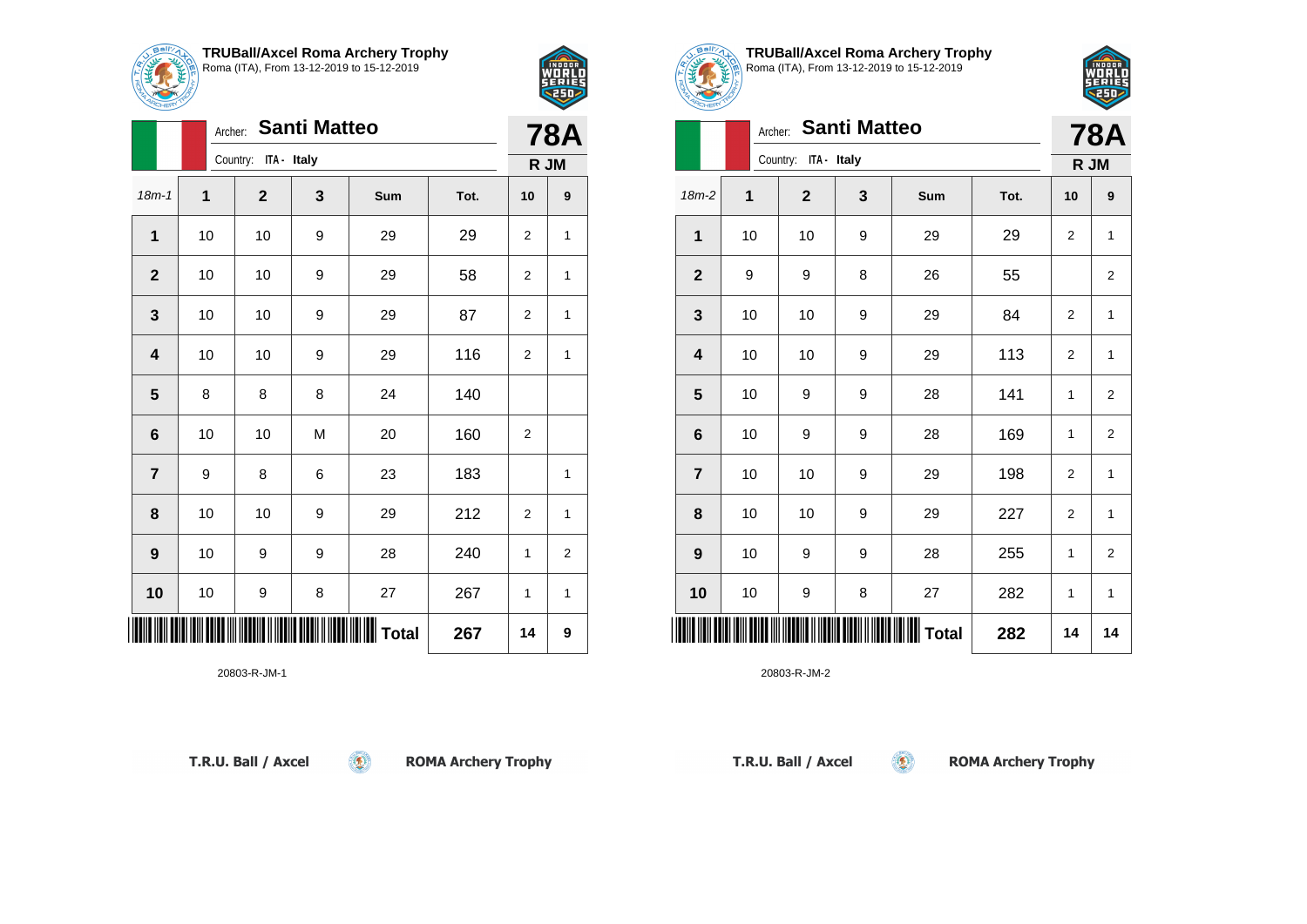**TRUBall/Axcel Roma Archery Trophy**
Roma (ITA), From 13-12-2019 to 15-12-2019

Archer: **Santi Matteo**
Country: ITA - Italy

**78A**
**R JM**

| 18m-1 | 1 | 2 | 3 | Sum | Tot. | 10 | 9 |
|---|---|---|---|---|---|---|---|
| 1 | 10 | 10 | 9 | 29 | 29 | 2 | 1 |
| 2 | 10 | 10 | 9 | 29 | 58 | 2 | 1 |
| 3 | 10 | 10 | 9 | 29 | 87 | 2 | 1 |
| 4 | 10 | 10 | 9 | 29 | 116 | 2 | 1 |
| 5 | 8 | 8 | 8 | 24 | 140 | | |
| 6 | 10 | 10 | M | 20 | 160 | 2 | |
| 7 | 9 | 8 | 6 | 23 | 183 | | 1 |
| 8 | 10 | 10 | 9 | 29 | 212 | 2 | 1 |
| 9 | 10 | 9 | 9 | 28 | 240 | 1 | 2 |
| 10 | 10 | 9 | 8 | 27 | 267 | 1 | 1 |
| | | | | Total | 267 | 14 | 9 |

20803-R-JM-1

**TRUBall/Axcel Roma Archery Trophy**
Roma (ITA), From 13-12-2019 to 15-12-2019

Archer: **Santi Matteo**
Country: ITA - Italy

**78A**
**R JM**

| 18m-2 | 1 | 2 | 3 | Sum | Tot. | 10 | 9 |
|---|---|---|---|---|---|---|---|
| 1 | 10 | 10 | 9 | 29 | 29 | 2 | 1 |
| 2 | 9 | 9 | 8 | 26 | 55 | | 2 |
| 3 | 10 | 10 | 9 | 29 | 84 | 2 | 1 |
| 4 | 10 | 10 | 9 | 29 | 113 | 2 | 1 |
| 5 | 10 | 9 | 9 | 28 | 141 | 1 | 2 |
| 6 | 10 | 9 | 9 | 28 | 169 | 1 | 2 |
| 7 | 10 | 10 | 9 | 29 | 198 | 2 | 1 |
| 8 | 10 | 10 | 9 | 29 | 227 | 2 | 1 |
| 9 | 10 | 9 | 9 | 28 | 255 | 1 | 2 |
| 10 | 10 | 9 | 8 | 27 | 282 | 1 | 1 |
| | | | | Total | 282 | 14 | 14 |

20803-R-JM-2

T.R.U. Ball / Axcel ROMA Archery Trophy

T.R.U. Ball / Axcel ROMA Archery Trophy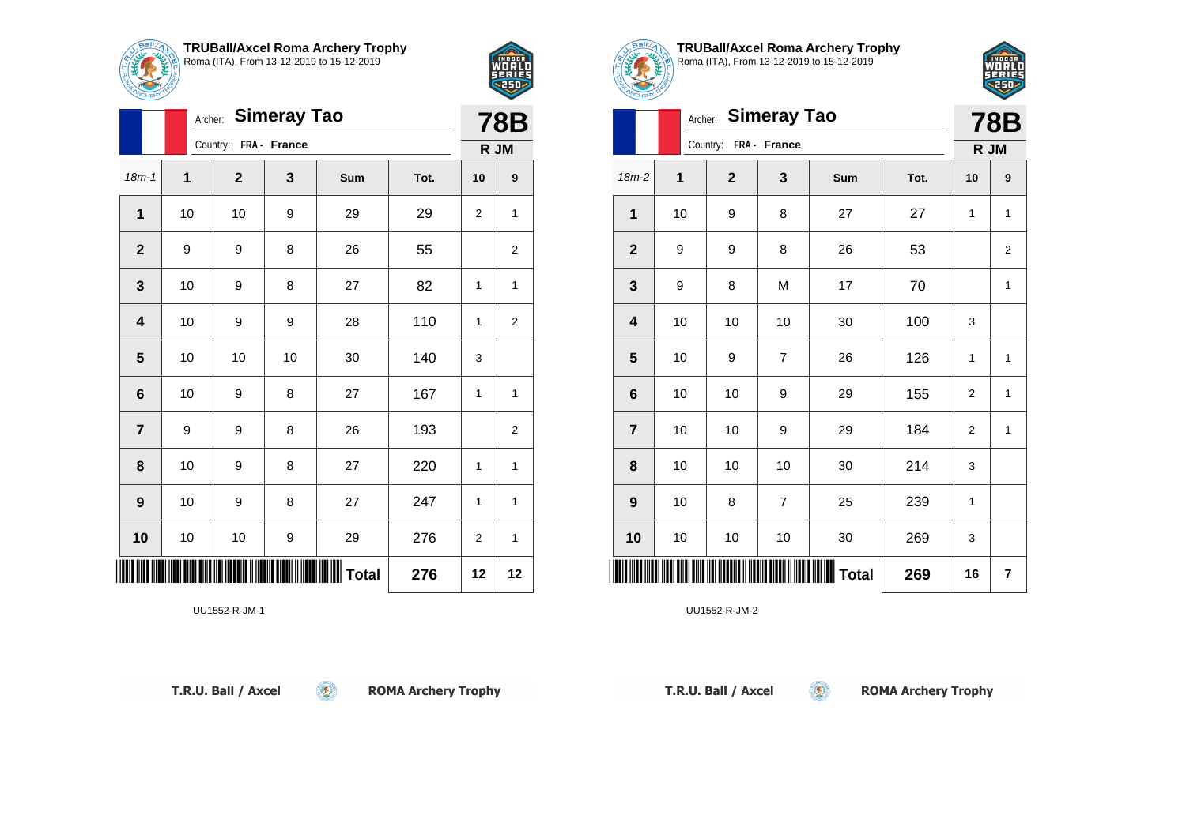**TRUBall/Axcel Roma Archery Trophy**
Roma (ITA), From 13-12-2019 to 15-12-2019

Archer: **Simeray Tao**
Country: **FRA - France**

**78B**
**R JM**

| 18m-1 | 1 | 2 | 3 | Sum | Tot. | 10 | 9 |
|---|---|---|---|---|---|---|---|
| 1 | 10 | 10 | 9 | 29 | 29 | 2 | 1 |
| 2 | 9 | 9 | 8 | 26 | 55 | | 2 |
| 3 | 10 | 9 | 8 | 27 | 82 | 1 | 1 |
| 4 | 10 | 9 | 9 | 28 | 110 | 1 | 2 |
| 5 | 10 | 10 | 10 | 30 | 140 | 3 | |
| 6 | 10 | 9 | 8 | 27 | 167 | 1 | 1 |
| 7 | 9 | 9 | 8 | 26 | 193 | | 2 |
| 8 | 10 | 9 | 8 | 27 | 220 | 1 | 1 |
| 9 | 10 | 9 | 8 | 27 | 247 | 1 | 1 |
| 10 | 10 | 10 | 9 | 29 | 276 | 2 | 1 |
| | | | | **Total** | **276** | **12** | **12** |

UU1552-R-JM-1

**TRUBall/Axcel Roma Archery Trophy**
Roma (ITA), From 13-12-2019 to 15-12-2019

Archer: **Simeray Tao**
Country: **FRA - France**

**78B**
**R JM**

| 18m-2 | 1 | 2 | 3 | Sum | Tot. | 10 | 9 |
|---|---|---|---|---|---|---|---|
| 1 | 10 | 9 | 8 | 27 | 27 | 1 | 1 |
| 2 | 9 | 9 | 8 | 26 | 53 | | 2 |
| 3 | 9 | 8 | M | 17 | 70 | | 1 |
| 4 | 10 | 10 | 10 | 30 | 100 | 3 | |
| 5 | 10 | 9 | 7 | 26 | 126 | 1 | 1 |
| 6 | 10 | 10 | 9 | 29 | 155 | 2 | 1 |
| 7 | 10 | 10 | 9 | 29 | 184 | 2 | 1 |
| 8 | 10 | 10 | 10 | 30 | 214 | 3 | |
| 9 | 10 | 8 | 7 | 25 | 239 | 1 | |
| 10 | 10 | 10 | 10 | 30 | 269 | 3 | |
| | | | | **Total** | **269** | **16** | **7** |

UU1552-R-JM-2

T.R.U. Ball / Axcel — ROMA Archery Trophy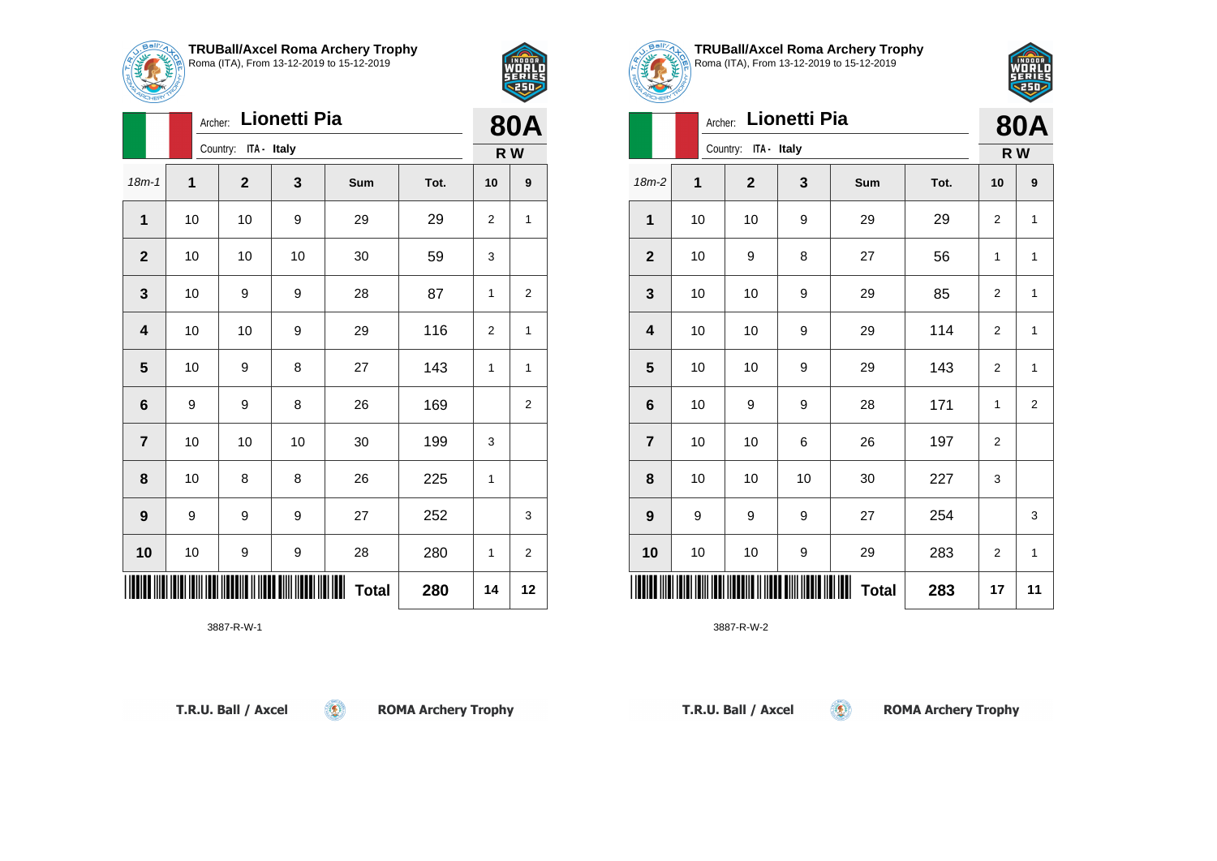**TRUBall/Axcel Roma Archery Trophy**
Roma (ITA), From 13-12-2019 to 15-12-2019

Archer: **Lionetti Pia**
Country: ITA - Italy

**80A**
R W

| 18m-1 | 1 | 2 | 3 | Sum | Tot. | 10 | 9 |
|---|---|---|---|---|---|---|---|
| 1 | 10 | 10 | 9 | 29 | 29 | 2 | 1 |
| 2 | 10 | 10 | 10 | 30 | 59 | 3 | |
| 3 | 10 | 9 | 9 | 28 | 87 | 1 | 2 |
| 4 | 10 | 10 | 9 | 29 | 116 | 2 | 1 |
| 5 | 10 | 9 | 8 | 27 | 143 | 1 | 1 |
| 6 | 9 | 9 | 8 | 26 | 169 | | 2 |
| 7 | 10 | 10 | 10 | 30 | 199 | 3 | |
| 8 | 10 | 8 | 8 | 26 | 225 | 1 | |
| 9 | 9 | 9 | 9 | 27 | 252 | | 3 |
| 10 | 10 | 9 | 9 | 28 | 280 | 1 | 2 |
| | | | | **Total** | **280** | **14** | **12** |

3887-R-W-1

**TRUBall/Axcel Roma Archery Trophy**
Roma (ITA), From 13-12-2019 to 15-12-2019

Archer: **Lionetti Pia**
Country: ITA - Italy

**80A**
R W

| 18m-2 | 1 | 2 | 3 | Sum | Tot. | 10 | 9 |
|---|---|---|---|---|---|---|---|
| 1 | 10 | 10 | 9 | 29 | 29 | 2 | 1 |
| 2 | 10 | 9 | 8 | 27 | 56 | 1 | 1 |
| 3 | 10 | 10 | 9 | 29 | 85 | 2 | 1 |
| 4 | 10 | 10 | 9 | 29 | 114 | 2 | 1 |
| 5 | 10 | 10 | 9 | 29 | 143 | 2 | 1 |
| 6 | 10 | 9 | 9 | 28 | 171 | 1 | 2 |
| 7 | 10 | 10 | 6 | 26 | 197 | 2 | |
| 8 | 10 | 10 | 10 | 30 | 227 | 3 | |
| 9 | 9 | 9 | 9 | 27 | 254 | | 3 |
| 10 | 10 | 10 | 9 | 29 | 283 | 2 | 1 |
| | | | | **Total** | **283** | **17** | **11** |

3887-R-W-2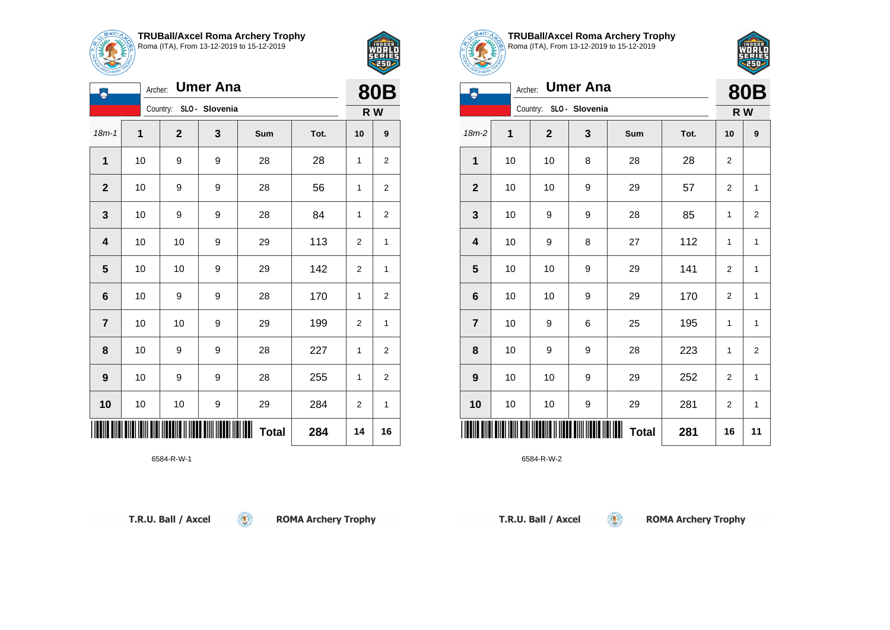**TRUBall/Axcel Roma Archery Trophy**
Roma (ITA), From 13-12-2019 to 15-12-2019

Archer: **Umer Ana**
Country: **SLO - Slovenia**

**80B**
**R W**

| 18m-1 | 1 | 2 | 3 | Sum | Tot. | 10 | 9 |
|---|---|---|---|---|---|---|---|
| 1 | 10 | 9 | 9 | 28 | 28 | 1 | 2 |
| 2 | 10 | 9 | 9 | 28 | 56 | 1 | 2 |
| 3 | 10 | 9 | 9 | 28 | 84 | 1 | 2 |
| 4 | 10 | 10 | 9 | 29 | 113 | 2 | 1 |
| 5 | 10 | 10 | 9 | 29 | 142 | 2 | 1 |
| 6 | 10 | 9 | 9 | 28 | 170 | 1 | 2 |
| 7 | 10 | 10 | 9 | 29 | 199 | 2 | 1 |
| 8 | 10 | 9 | 9 | 28 | 227 | 1 | 2 |
| 9 | 10 | 9 | 9 | 28 | 255 | 1 | 2 |
| 10 | 10 | 10 | 9 | 29 | 284 | 2 | 1 |
| | | | | **Total** | **284** | **14** | **16** |

6584-R-W-1

T.R.U. Ball / Axcel ROMA Archery Trophy

**TRUBall/Axcel Roma Archery Trophy**
Roma (ITA), From 13-12-2019 to 15-12-2019

Archer: **Umer Ana**
Country: **SLO - Slovenia**

**80B**
**R W**

| 18m-2 | 1 | 2 | 3 | Sum | Tot. | 10 | 9 |
|---|---|---|---|---|---|---|---|
| 1 | 10 | 10 | 8 | 28 | 28 | 2 | |
| 2 | 10 | 10 | 9 | 29 | 57 | 2 | 1 |
| 3 | 10 | 9 | 9 | 28 | 85 | 1 | 2 |
| 4 | 10 | 9 | 8 | 27 | 112 | 1 | 1 |
| 5 | 10 | 10 | 9 | 29 | 141 | 2 | 1 |
| 6 | 10 | 10 | 9 | 29 | 170 | 2 | 1 |
| 7 | 10 | 9 | 6 | 25 | 195 | 1 | 1 |
| 8 | 10 | 9 | 9 | 28 | 223 | 1 | 2 |
| 9 | 10 | 10 | 9 | 29 | 252 | 2 | 1 |
| 10 | 10 | 10 | 9 | 29 | 281 | 2 | 1 |
| | | | | **Total** | **281** | **16** | **11** |

6584-R-W-2

T.R.U. Ball / Axcel ROMA Archery Trophy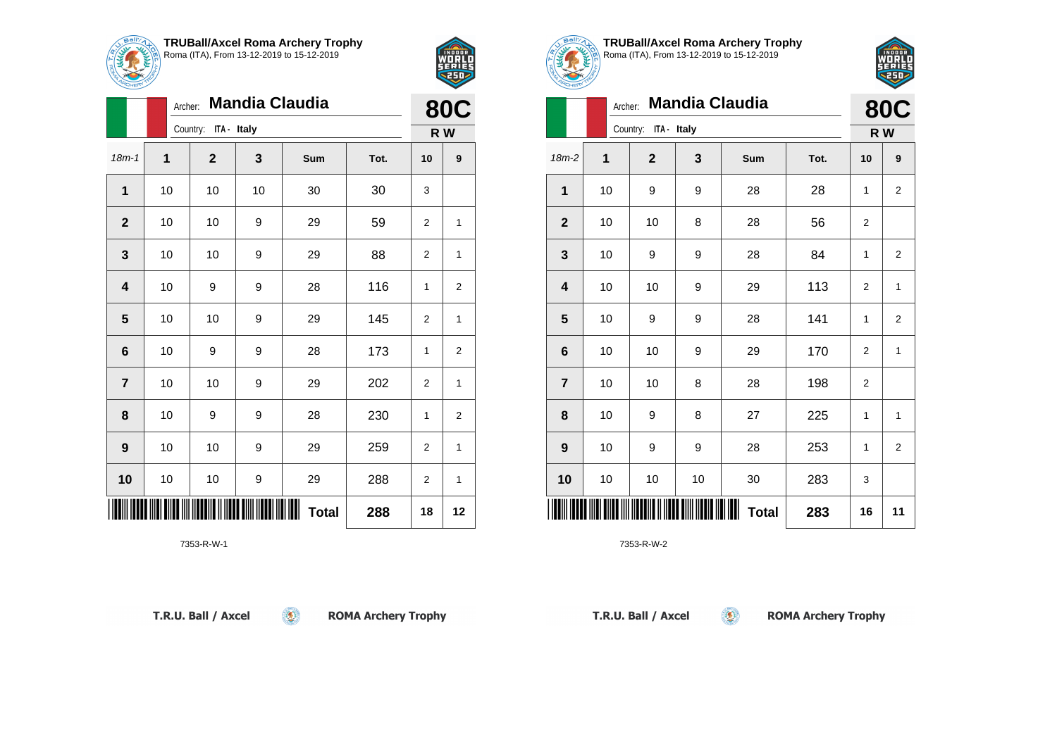**TRUBall/Axcel Roma Archery Trophy**
Roma (ITA), From 13-12-2019 to 15-12-2019

Archer: **Mandia Claudia**
Country: ITA - Italy

**80C**
**R W**

| 18m-1 | 1 | 2 | 3 | Sum | Tot. | 10 | 9 |
|---|---|---|---|---|---|---|---|
| 1 | 10 | 10 | 10 | 30 | 30 | 3 | |
| 2 | 10 | 10 | 9 | 29 | 59 | 2 | 1 |
| 3 | 10 | 10 | 9 | 29 | 88 | 2 | 1 |
| 4 | 10 | 9 | 9 | 28 | 116 | 1 | 2 |
| 5 | 10 | 10 | 9 | 29 | 145 | 2 | 1 |
| 6 | 10 | 9 | 9 | 28 | 173 | 1 | 2 |
| 7 | 10 | 10 | 9 | 29 | 202 | 2 | 1 |
| 8 | 10 | 9 | 9 | 28 | 230 | 1 | 2 |
| 9 | 10 | 10 | 9 | 29 | 259 | 2 | 1 |
| 10 | 10 | 10 | 9 | 29 | 288 | 2 | 1 |
| | | | | **Total** | **288** | **18** | **12** |

7353-R-W-1

T.R.U. Ball / Axcel — ROMA Archery Trophy

**TRUBall/Axcel Roma Archery Trophy**
Roma (ITA), From 13-12-2019 to 15-12-2019

Archer: **Mandia Claudia**
Country: ITA - Italy

**80C**
**R W**

| 18m-2 | 1 | 2 | 3 | Sum | Tot. | 10 | 9 |
|---|---|---|---|---|---|---|---|
| 1 | 10 | 9 | 9 | 28 | 28 | 1 | 2 |
| 2 | 10 | 10 | 8 | 28 | 56 | 2 | |
| 3 | 10 | 9 | 9 | 28 | 84 | 1 | 2 |
| 4 | 10 | 10 | 9 | 29 | 113 | 2 | 1 |
| 5 | 10 | 9 | 9 | 28 | 141 | 1 | 2 |
| 6 | 10 | 10 | 9 | 29 | 170 | 2 | 1 |
| 7 | 10 | 10 | 8 | 28 | 198 | 2 | |
| 8 | 10 | 9 | 8 | 27 | 225 | 1 | 1 |
| 9 | 10 | 9 | 9 | 28 | 253 | 1 | 2 |
| 10 | 10 | 10 | 10 | 30 | 283 | 3 | |
| | | | | **Total** | **283** | **16** | **11** |

7353-R-W-2

T.R.U. Ball / Axcel — ROMA Archery Trophy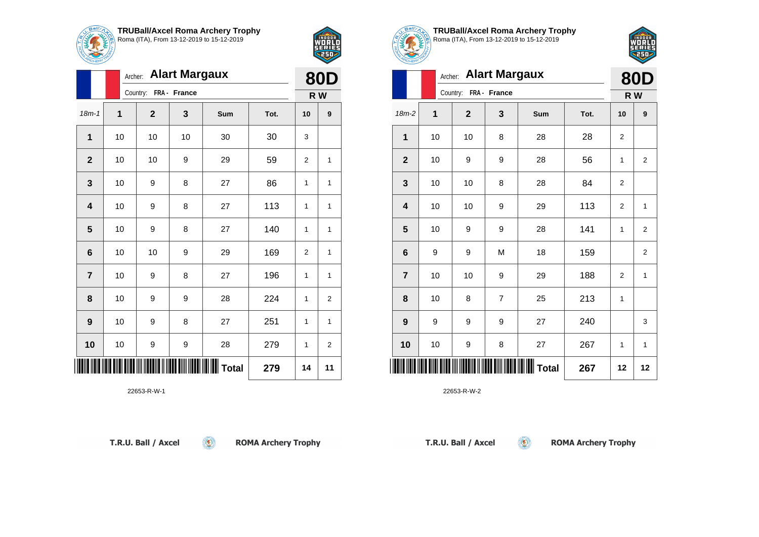**TRUBall/Axcel Roma Archery Trophy**
Roma (ITA), From 13-12-2019 to 15-12-2019

Archer: **Alart Margaux**
Country: **FRA - France**

**80D**
**R W**

| 18m-1 | 1 | 2 | 3 | Sum | Tot. | 10 | 9 |
|---|---|---|---|---|---|---|---|
| **1** | 10 | 10 | 10 | 30 | 30 | 3 | |
| **2** | 10 | 10 | 9 | 29 | 59 | 2 | 1 |
| **3** | 10 | 9 | 8 | 27 | 86 | 1 | 1 |
| **4** | 10 | 9 | 8 | 27 | 113 | 1 | 1 |
| **5** | 10 | 9 | 8 | 27 | 140 | 1 | 1 |
| **6** | 10 | 10 | 9 | 29 | 169 | 2 | 1 |
| **7** | 10 | 9 | 8 | 27 | 196 | 1 | 1 |
| **8** | 10 | 9 | 9 | 28 | 224 | 1 | 2 |
| **9** | 10 | 9 | 8 | 27 | 251 | 1 | 1 |
| **10** | 10 | 9 | 9 | 28 | 279 | 1 | 2 |
| | | | | **Total** | **279** | **14** | **11** |

22653-R-W-1

T.R.U. Ball / Axcel — ROMA Archery Trophy

**TRUBall/Axcel Roma Archery Trophy**
Roma (ITA), From 13-12-2019 to 15-12-2019

Archer: **Alart Margaux**
Country: **FRA - France**

**80D**
**R W**

| 18m-2 | 1 | 2 | 3 | Sum | Tot. | 10 | 9 |
|---|---|---|---|---|---|---|---|
| **1** | 10 | 10 | 8 | 28 | 28 | 2 | |
| **2** | 10 | 9 | 9 | 28 | 56 | 1 | 2 |
| **3** | 10 | 10 | 8 | 28 | 84 | 2 | |
| **4** | 10 | 10 | 9 | 29 | 113 | 2 | 1 |
| **5** | 10 | 9 | 9 | 28 | 141 | 1 | 2 |
| **6** | 9 | 9 | M | 18 | 159 | | 2 |
| **7** | 10 | 10 | 9 | 29 | 188 | 2 | 1 |
| **8** | 10 | 8 | 7 | 25 | 213 | 1 | |
| **9** | 9 | 9 | 9 | 27 | 240 | | 3 |
| **10** | 10 | 9 | 8 | 27 | 267 | 1 | 1 |
| | | | | **Total** | **267** | **12** | **12** |

22653-R-W-2

T.R.U. Ball / Axcel — ROMA Archery Trophy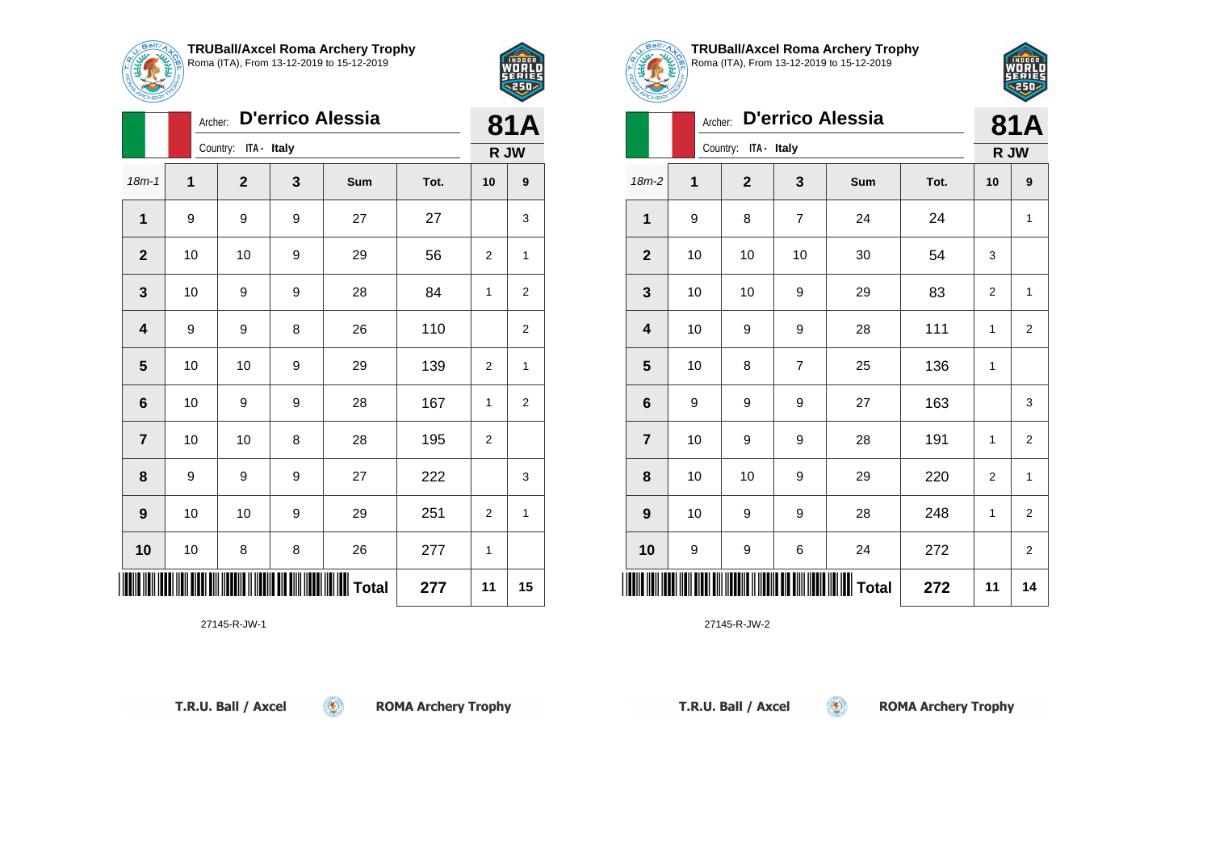**TRUBall/Axcel Roma Archery Trophy**
Roma (ITA), From 13-12-2019 to 15-12-2019

Archer: **D'errico Alessia**
Country: ITA - Italy

**81A**
**R JW**

| 18m-1 | 1 | 2 | 3 | Sum | Tot. | 10 | 9 |
|---|---|---|---|---|---|---|---|
| 1 | 9 | 9 | 9 | 27 | 27 | | 3 |
| 2 | 10 | 10 | 9 | 29 | 56 | 2 | 1 |
| 3 | 10 | 9 | 9 | 28 | 84 | 1 | 2 |
| 4 | 9 | 9 | 8 | 26 | 110 | | 2 |
| 5 | 10 | 10 | 9 | 29 | 139 | 2 | 1 |
| 6 | 10 | 9 | 9 | 28 | 167 | 1 | 2 |
| 7 | 10 | 10 | 8 | 28 | 195 | 2 | |
| 8 | 9 | 9 | 9 | 27 | 222 | | 3 |
| 9 | 10 | 10 | 9 | 29 | 251 | 2 | 1 |
| 10 | 10 | 8 | 8 | 26 | 277 | 1 | |
| | | | | Total | 277 | 11 | 15 |

27145-R-JW-1

**TRUBall/Axcel Roma Archery Trophy**
Roma (ITA), From 13-12-2019 to 15-12-2019

Archer: **D'errico Alessia**
Country: ITA - Italy

**81A**
**R JW**

| 18m-2 | 1 | 2 | 3 | Sum | Tot. | 10 | 9 |
|---|---|---|---|---|---|---|---|
| 1 | 9 | 8 | 7 | 24 | 24 | | 1 |
| 2 | 10 | 10 | 10 | 30 | 54 | 3 | |
| 3 | 10 | 10 | 9 | 29 | 83 | 2 | 1 |
| 4 | 10 | 9 | 9 | 28 | 111 | 1 | 2 |
| 5 | 10 | 8 | 7 | 25 | 136 | 1 | |
| 6 | 9 | 9 | 9 | 27 | 163 | | 3 |
| 7 | 10 | 9 | 9 | 28 | 191 | 1 | 2 |
| 8 | 10 | 10 | 9 | 29 | 220 | 2 | 1 |
| 9 | 10 | 9 | 9 | 28 | 248 | 1 | 2 |
| 10 | 9 | 9 | 6 | 24 | 272 | | 2 |
| | | | | Total | 272 | 11 | 14 |

27145-R-JW-2

T.R.U. Ball / Axcel    ROMA Archery Trophy

T.R.U. Ball / Axcel    ROMA Archery Trophy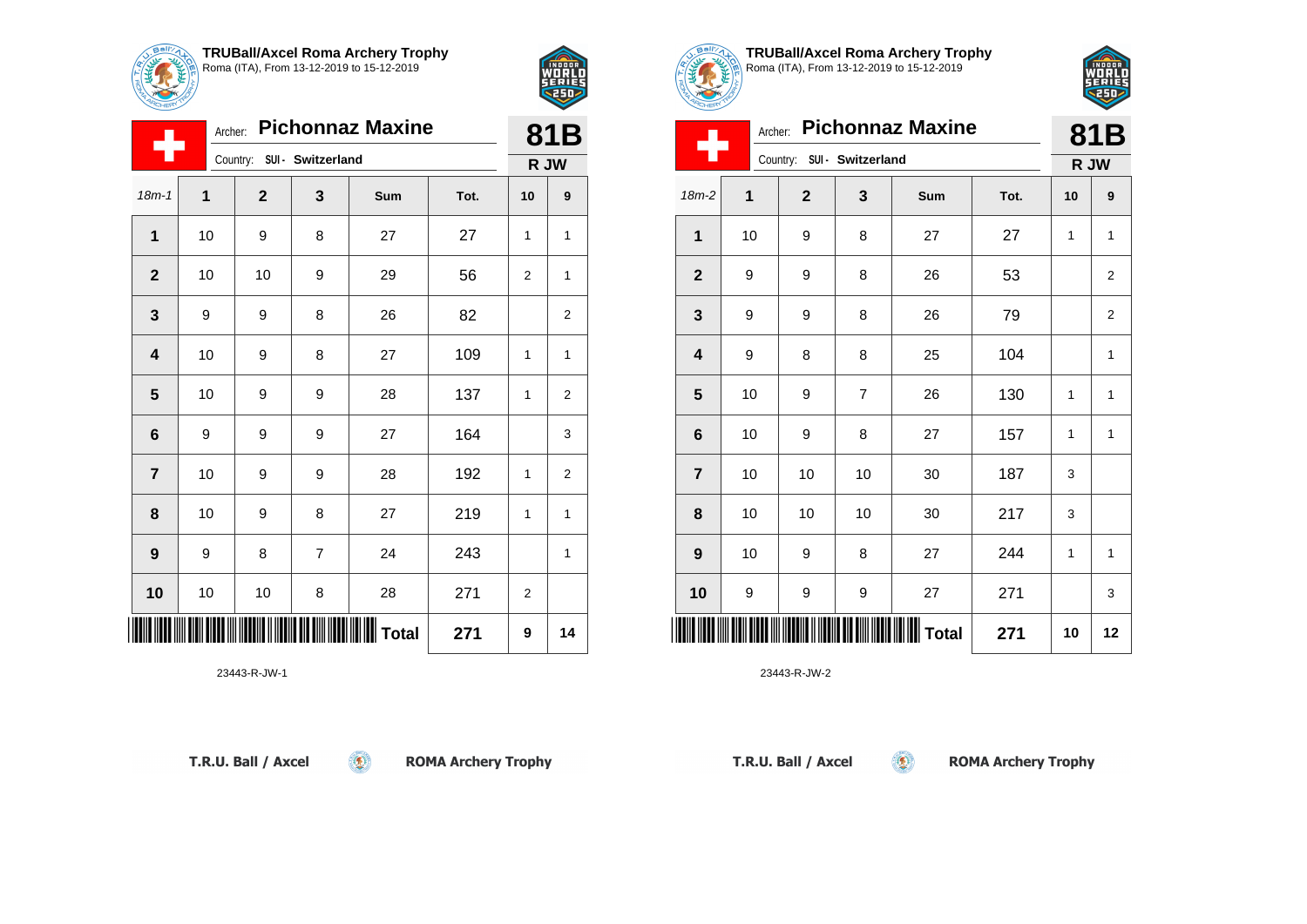**TRUBall/Axcel Roma Archery Trophy**
Roma (ITA), From 13-12-2019 to 15-12-2019

Archer: **Pichonnaz Maxine**
Country: SUI - Switzerland

**81B**
**R JW**

| 18m-1 | 1 | 2 | 3 | Sum | Tot. | 10 | 9 |
|---|---|---|---|---|---|---|---|
| **1** | 10 | 9 | 8 | 27 | 27 | 1 | 1 |
| **2** | 10 | 10 | 9 | 29 | 56 | 2 | 1 |
| **3** | 9 | 9 | 8 | 26 | 82 | | 2 |
| **4** | 10 | 9 | 8 | 27 | 109 | 1 | 1 |
| **5** | 10 | 9 | 9 | 28 | 137 | 1 | 2 |
| **6** | 9 | 9 | 9 | 27 | 164 | | 3 |
| **7** | 10 | 9 | 9 | 28 | 192 | 1 | 2 |
| **8** | 10 | 9 | 8 | 27 | 219 | 1 | 1 |
| **9** | 9 | 8 | 7 | 24 | 243 | | 1 |
| **10** | 10 | 10 | 8 | 28 | 271 | 2 | |
| | | | | **Total** | **271** | **9** | **14** |

23443-R-JW-1

**TRUBall/Axcel Roma Archery Trophy**
Roma (ITA), From 13-12-2019 to 15-12-2019

Archer: **Pichonnaz Maxine**
Country: SUI - Switzerland

**81B**
**R JW**

| 18m-2 | 1 | 2 | 3 | Sum | Tot. | 10 | 9 |
|---|---|---|---|---|---|---|---|
| **1** | 10 | 9 | 8 | 27 | 27 | 1 | 1 |
| **2** | 9 | 9 | 8 | 26 | 53 | | 2 |
| **3** | 9 | 9 | 8 | 26 | 79 | | 2 |
| **4** | 9 | 8 | 8 | 25 | 104 | | 1 |
| **5** | 10 | 9 | 7 | 26 | 130 | 1 | 1 |
| **6** | 10 | 9 | 8 | 27 | 157 | 1 | 1 |
| **7** | 10 | 10 | 10 | 30 | 187 | 3 | |
| **8** | 10 | 10 | 10 | 30 | 217 | 3 | |
| **9** | 10 | 9 | 8 | 27 | 244 | 1 | 1 |
| **10** | 9 | 9 | 9 | 27 | 271 | | 3 |
| | | | | **Total** | **271** | **10** | **12** |

23443-R-JW-2

T.R.U. Ball / Axcel — ROMA Archery Trophy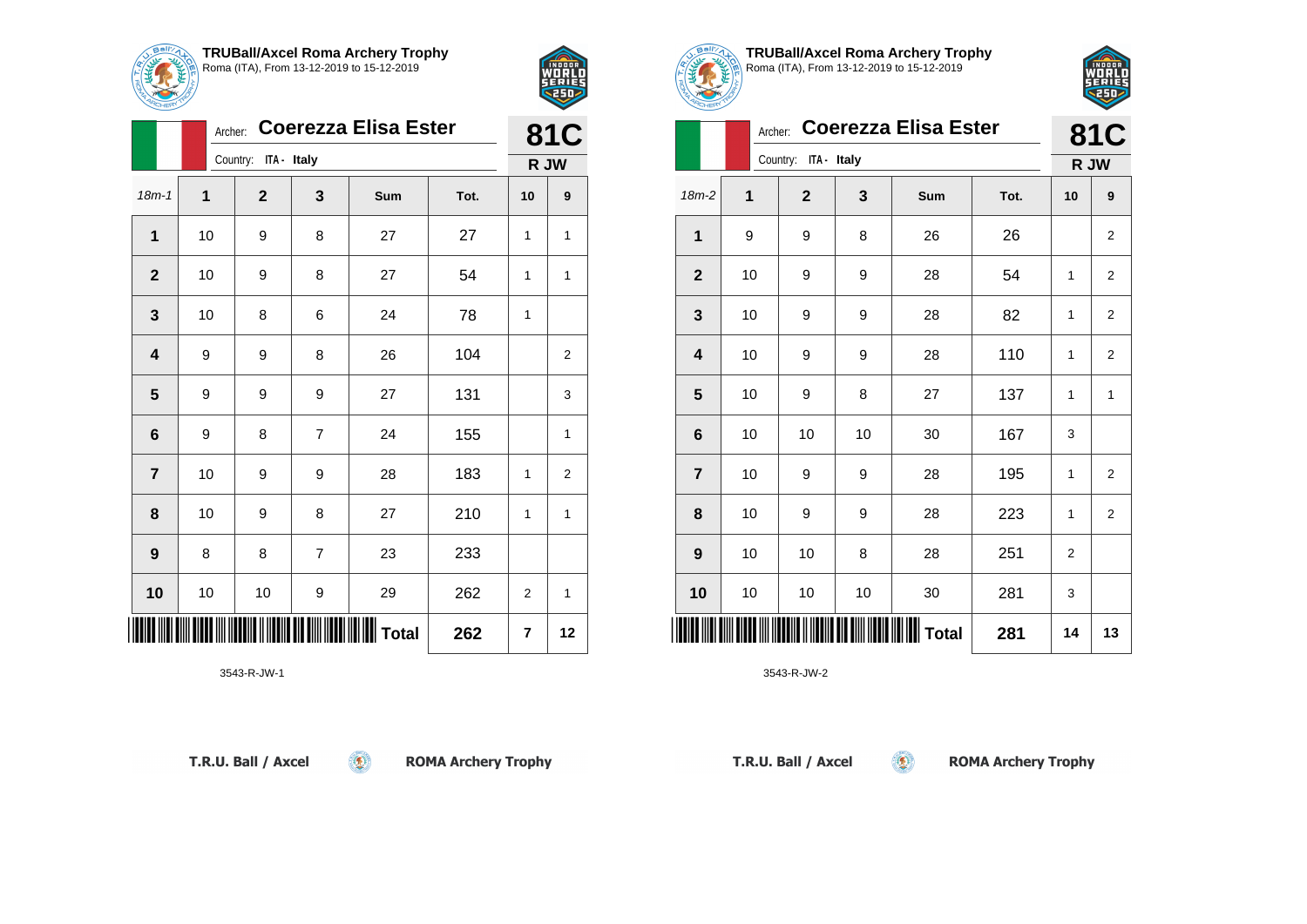**TRUBall/Axcel Roma Archery Trophy**
Roma (ITA), From 13-12-2019 to 15-12-2019

Archer: **Coerezza Elisa Ester**
Country: ITA - Italy

**81C**
**R JW**

| 18m-1 | 1 | 2 | 3 | Sum | Tot. | 10 | 9 |
|---|---|---|---|---|---|---|---|
| 1 | 10 | 9 | 8 | 27 | 27 | 1 | 1 |
| 2 | 10 | 9 | 8 | 27 | 54 | 1 | 1 |
| 3 | 10 | 8 | 6 | 24 | 78 | 1 | |
| 4 | 9 | 9 | 8 | 26 | 104 | | 2 |
| 5 | 9 | 9 | 9 | 27 | 131 | | 3 |
| 6 | 9 | 8 | 7 | 24 | 155 | | 1 |
| 7 | 10 | 9 | 9 | 28 | 183 | 1 | 2 |
| 8 | 10 | 9 | 8 | 27 | 210 | 1 | 1 |
| 9 | 8 | 8 | 7 | 23 | 233 | | |
| 10 | 10 | 10 | 9 | 29 | 262 | 2 | 1 |
| | | | | Total | 262 | 7 | 12 |

3543-R-JW-1

T.R.U. Ball / Axcel    ROMA Archery Trophy

**TRUBall/Axcel Roma Archery Trophy**
Roma (ITA), From 13-12-2019 to 15-12-2019

Archer: **Coerezza Elisa Ester**
Country: ITA - Italy

**81C**
**R JW**

| 18m-2 | 1 | 2 | 3 | Sum | Tot. | 10 | 9 |
|---|---|---|---|---|---|---|---|
| 1 | 9 | 9 | 8 | 26 | 26 | | 2 |
| 2 | 10 | 9 | 9 | 28 | 54 | 1 | 2 |
| 3 | 10 | 9 | 9 | 28 | 82 | 1 | 2 |
| 4 | 10 | 9 | 9 | 28 | 110 | 1 | 2 |
| 5 | 10 | 9 | 8 | 27 | 137 | 1 | 1 |
| 6 | 10 | 10 | 10 | 30 | 167 | 3 | |
| 7 | 10 | 9 | 9 | 28 | 195 | 1 | 2 |
| 8 | 10 | 9 | 9 | 28 | 223 | 1 | 2 |
| 9 | 10 | 10 | 8 | 28 | 251 | 2 | |
| 10 | 10 | 10 | 10 | 30 | 281 | 3 | |
| | | | | Total | 281 | 14 | 13 |

3543-R-JW-2

T.R.U. Ball / Axcel    ROMA Archery Trophy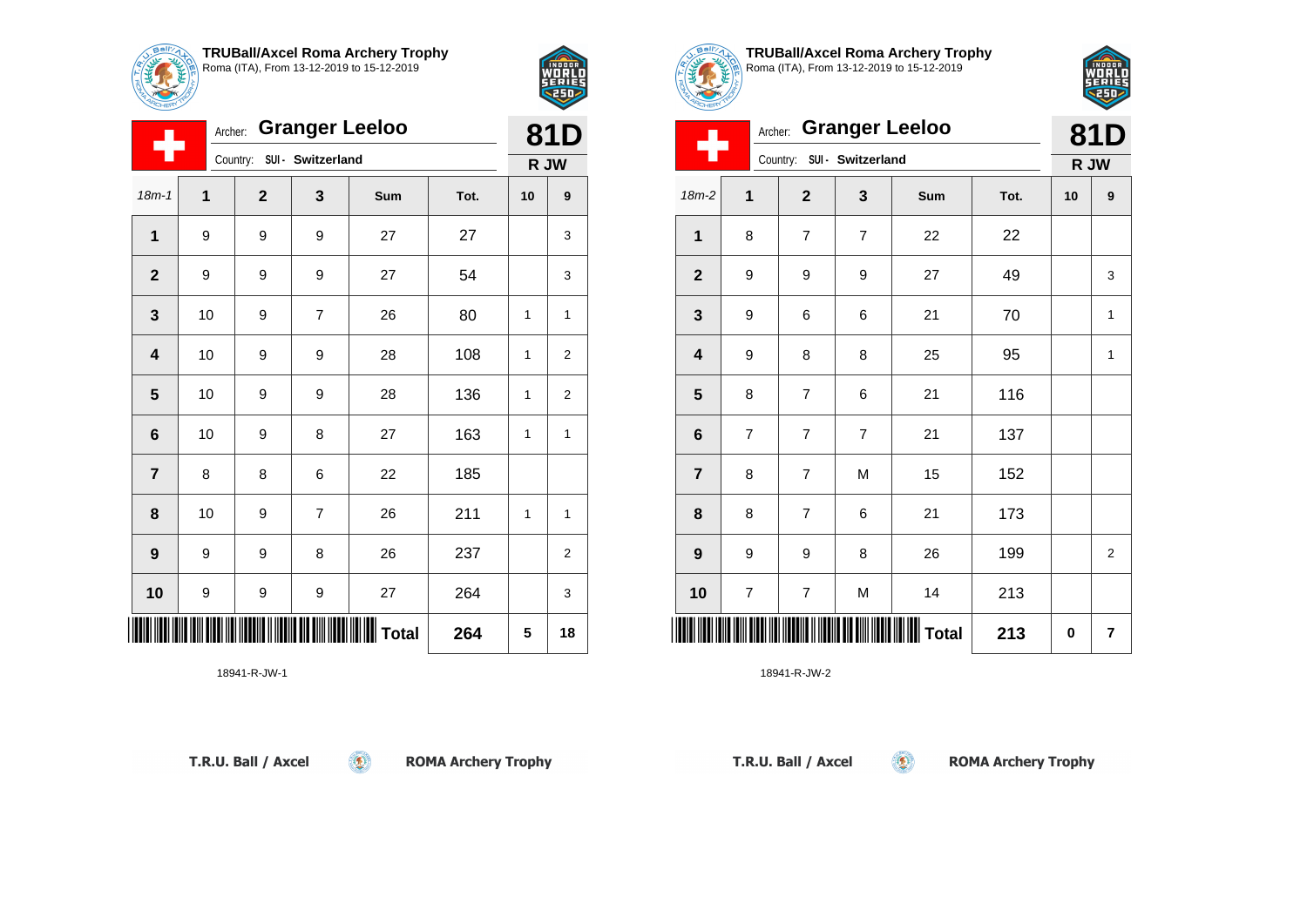**TRUBall/Axcel Roma Archery Trophy**
Roma (ITA), From 13-12-2019 to 15-12-2019

Archer: **Granger Leeloo**
Country: SUI - Switzerland

**81D**
**R JW**

| 18m-1 | 1 | 2 | 3 | Sum | Tot. | 10 | 9 |
|---|---|---|---|---|---|---|---|
| 1 | 9 | 9 | 9 | 27 | 27 | | 3 |
| 2 | 9 | 9 | 9 | 27 | 54 | | 3 |
| 3 | 10 | 9 | 7 | 26 | 80 | 1 | 1 |
| 4 | 10 | 9 | 9 | 28 | 108 | 1 | 2 |
| 5 | 10 | 9 | 9 | 28 | 136 | 1 | 2 |
| 6 | 10 | 9 | 8 | 27 | 163 | 1 | 1 |
| 7 | 8 | 8 | 6 | 22 | 185 | | |
| 8 | 10 | 9 | 7 | 26 | 211 | 1 | 1 |
| 9 | 9 | 9 | 8 | 26 | 237 | | 2 |
| 10 | 9 | 9 | 9 | 27 | 264 | | 3 |
| | | | | Total | 264 | 5 | 18 |

18941-R-JW-1

T.R.U. Ball / Axcel    ROMA Archery Trophy

**TRUBall/Axcel Roma Archery Trophy**
Roma (ITA), From 13-12-2019 to 15-12-2019

Archer: **Granger Leeloo**
Country: SUI - Switzerland

**81D**
**R JW**

| 18m-2 | 1 | 2 | 3 | Sum | Tot. | 10 | 9 |
|---|---|---|---|---|---|---|---|
| 1 | 8 | 7 | 7 | 22 | 22 | | |
| 2 | 9 | 9 | 9 | 27 | 49 | | 3 |
| 3 | 9 | 6 | 6 | 21 | 70 | | 1 |
| 4 | 9 | 8 | 8 | 25 | 95 | | 1 |
| 5 | 8 | 7 | 6 | 21 | 116 | | |
| 6 | 7 | 7 | 7 | 21 | 137 | | |
| 7 | 8 | 7 | M | 15 | 152 | | |
| 8 | 8 | 7 | 6 | 21 | 173 | | |
| 9 | 9 | 9 | 8 | 26 | 199 | | 2 |
| 10 | 7 | 7 | M | 14 | 213 | | |
| | | | | Total | 213 | 0 | 7 |

18941-R-JW-2

T.R.U. Ball / Axcel    ROMA Archery Trophy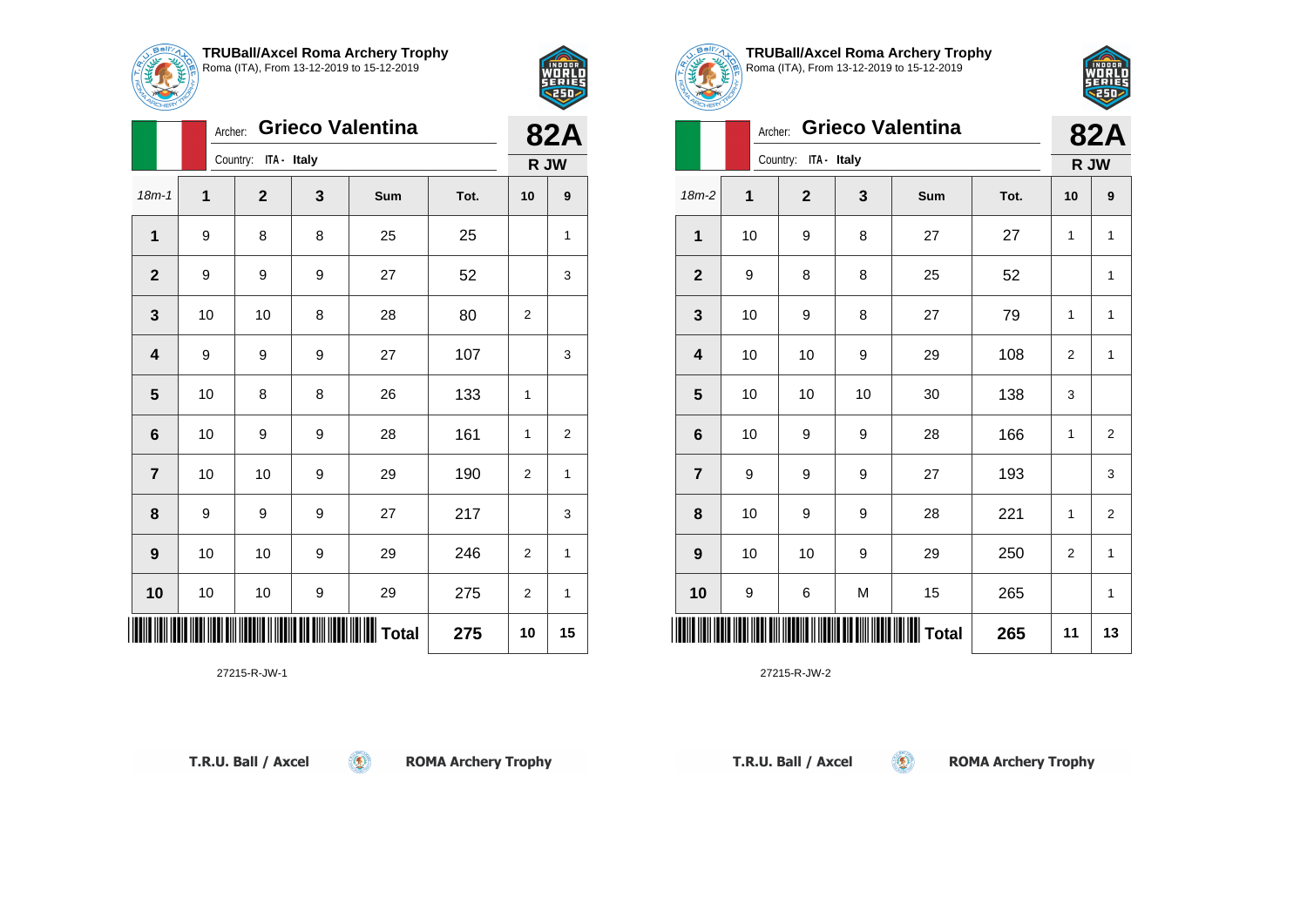**TRUBall/Axcel Roma Archery Trophy**
Roma (ITA), From 13-12-2019 to 15-12-2019

Archer: **Grieco Valentina**
Country: ITA - Italy

**82A**
**R JW**

| 18m-1 | 1 | 2 | 3 | Sum | Tot. | 10 | 9 |
|---|---|---|---|---|---|---|---|
| **1** | 9 | 8 | 8 | 25 | 25 | | 1 |
| **2** | 9 | 9 | 9 | 27 | 52 | | 3 |
| **3** | 10 | 10 | 8 | 28 | 80 | 2 | |
| **4** | 9 | 9 | 9 | 27 | 107 | | 3 |
| **5** | 10 | 8 | 8 | 26 | 133 | 1 | |
| **6** | 10 | 9 | 9 | 28 | 161 | 1 | 2 |
| **7** | 10 | 10 | 9 | 29 | 190 | 2 | 1 |
| **8** | 9 | 9 | 9 | 27 | 217 | | 3 |
| **9** | 10 | 10 | 9 | 29 | 246 | 2 | 1 |
| **10** | 10 | 10 | 9 | 29 | 275 | 2 | 1 |
| | | | | **Total** | **275** | **10** | **15** |

27215-R-JW-1

T.R.U. Ball / Axcel    ROMA Archery Trophy

**TRUBall/Axcel Roma Archery Trophy**
Roma (ITA), From 13-12-2019 to 15-12-2019

Archer: **Grieco Valentina**
Country: ITA - Italy

**82A**
**R JW**

| 18m-2 | 1 | 2 | 3 | Sum | Tot. | 10 | 9 |
|---|---|---|---|---|---|---|---|
| **1** | 10 | 9 | 8 | 27 | 27 | 1 | 1 |
| **2** | 9 | 8 | 8 | 25 | 52 | | 1 |
| **3** | 10 | 9 | 8 | 27 | 79 | 1 | 1 |
| **4** | 10 | 10 | 9 | 29 | 108 | 2 | 1 |
| **5** | 10 | 10 | 10 | 30 | 138 | 3 | |
| **6** | 10 | 9 | 9 | 28 | 166 | 1 | 2 |
| **7** | 9 | 9 | 9 | 27 | 193 | | 3 |
| **8** | 10 | 9 | 9 | 28 | 221 | 1 | 2 |
| **9** | 10 | 10 | 9 | 29 | 250 | 2 | 1 |
| **10** | 9 | 6 | M | 15 | 265 | | 1 |
| | | | | **Total** | **265** | **11** | **13** |

27215-R-JW-2

T.R.U. Ball / Axcel    ROMA Archery Trophy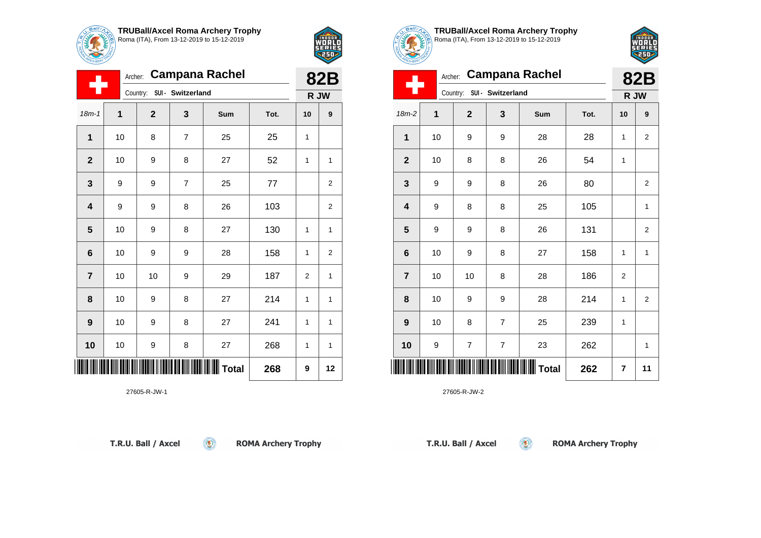**TRUBall/Axcel Roma Archery Trophy**
Roma (ITA), From 13-12-2019 to 15-12-2019

Archer: **Campana Rachel**
Country: SUI - Switzerland

**82B**
**R JW**

| 18m-1 | 1 | 2 | 3 | Sum | Tot. | 10 | 9 |
|---|---|---|---|---|---|---|---|
| **1** | 10 | 8 | 7 | 25 | 25 | 1 | |
| **2** | 10 | 9 | 8 | 27 | 52 | 1 | 1 |
| **3** | 9 | 9 | 7 | 25 | 77 | | 2 |
| **4** | 9 | 9 | 8 | 26 | 103 | | 2 |
| **5** | 10 | 9 | 8 | 27 | 130 | 1 | 1 |
| **6** | 10 | 9 | 9 | 28 | 158 | 1 | 2 |
| **7** | 10 | 10 | 9 | 29 | 187 | 2 | 1 |
| **8** | 10 | 9 | 8 | 27 | 214 | 1 | 1 |
| **9** | 10 | 9 | 8 | 27 | 241 | 1 | 1 |
| **10** | 10 | 9 | 8 | 27 | 268 | 1 | 1 |
| | | | | **Total** | **268** | **9** | **12** |

27605-R-JW-1

T.R.U. Ball / Axcel — ROMA Archery Trophy

**TRUBall/Axcel Roma Archery Trophy**
Roma (ITA), From 13-12-2019 to 15-12-2019

Archer: **Campana Rachel**
Country: SUI - Switzerland

**82B**
**R JW**

| 18m-2 | 1 | 2 | 3 | Sum | Tot. | 10 | 9 |
|---|---|---|---|---|---|---|---|
| **1** | 10 | 9 | 9 | 28 | 28 | 1 | 2 |
| **2** | 10 | 8 | 8 | 26 | 54 | 1 | |
| **3** | 9 | 9 | 8 | 26 | 80 | | 2 |
| **4** | 9 | 8 | 8 | 25 | 105 | | 1 |
| **5** | 9 | 9 | 8 | 26 | 131 | | 2 |
| **6** | 10 | 9 | 8 | 27 | 158 | 1 | 1 |
| **7** | 10 | 10 | 8 | 28 | 186 | 2 | |
| **8** | 10 | 9 | 9 | 28 | 214 | 1 | 2 |
| **9** | 10 | 8 | 7 | 25 | 239 | 1 | |
| **10** | 9 | 7 | 7 | 23 | 262 | | 1 |
| | | | | **Total** | **262** | **7** | **11** |

27605-R-JW-2

T.R.U. Ball / Axcel — ROMA Archery Trophy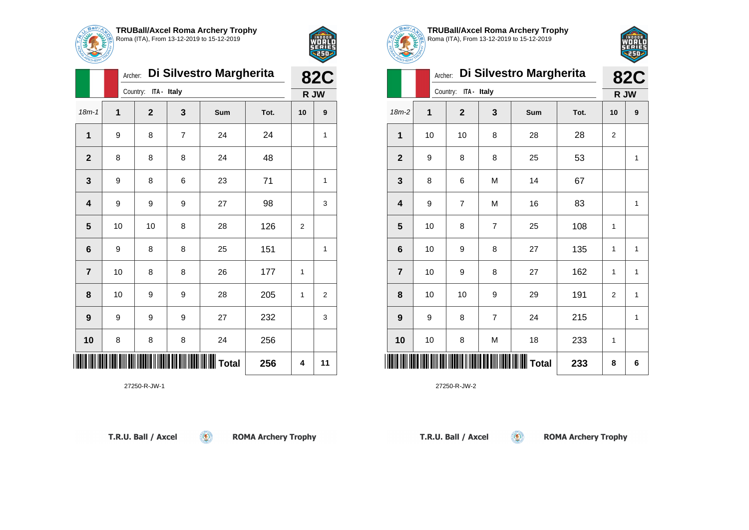**TRUBall/Axcel Roma Archery Trophy**
Roma (ITA), From 13-12-2019 to 15-12-2019

Archer: **Di Silvestro Margherita**
Country: ITA - Italy

**82C**
**R JW**

| 18m-1 | 1 | 2 | 3 | Sum | Tot. | 10 | 9 |
|---|---|---|---|---|---|---|---|
| 1 | 9 | 8 | 7 | 24 | 24 | | 1 |
| 2 | 8 | 8 | 8 | 24 | 48 | | |
| 3 | 9 | 8 | 6 | 23 | 71 | | 1 |
| 4 | 9 | 9 | 9 | 27 | 98 | | 3 |
| 5 | 10 | 10 | 8 | 28 | 126 | 2 | |
| 6 | 9 | 8 | 8 | 25 | 151 | | 1 |
| 7 | 10 | 8 | 8 | 26 | 177 | 1 | |
| 8 | 10 | 9 | 9 | 28 | 205 | 1 | 2 |
| 9 | 9 | 9 | 9 | 27 | 232 | | 3 |
| 10 | 8 | 8 | 8 | 24 | 256 | | |
| | | | | Total | 256 | 4 | 11 |

27250-R-JW-1

**TRUBall/Axcel Roma Archery Trophy**
Roma (ITA), From 13-12-2019 to 15-12-2019

Archer: **Di Silvestro Margherita**
Country: ITA - Italy

**82C**
**R JW**

| 18m-2 | 1 | 2 | 3 | Sum | Tot. | 10 | 9 |
|---|---|---|---|---|---|---|---|
| 1 | 10 | 10 | 8 | 28 | 28 | 2 | |
| 2 | 9 | 8 | 8 | 25 | 53 | | 1 |
| 3 | 8 | 6 | M | 14 | 67 | | |
| 4 | 9 | 7 | M | 16 | 83 | | 1 |
| 5 | 10 | 8 | 7 | 25 | 108 | 1 | |
| 6 | 10 | 9 | 8 | 27 | 135 | 1 | 1 |
| 7 | 10 | 9 | 8 | 27 | 162 | 1 | 1 |
| 8 | 10 | 10 | 9 | 29 | 191 | 2 | 1 |
| 9 | 9 | 8 | 7 | 24 | 215 | | 1 |
| 10 | 10 | 8 | M | 18 | 233 | 1 | |
| | | | | Total | 233 | 8 | 6 |

27250-R-JW-2

T.R.U. Ball / Axcel — ROMA Archery Trophy

T.R.U. Ball / Axcel — ROMA Archery Trophy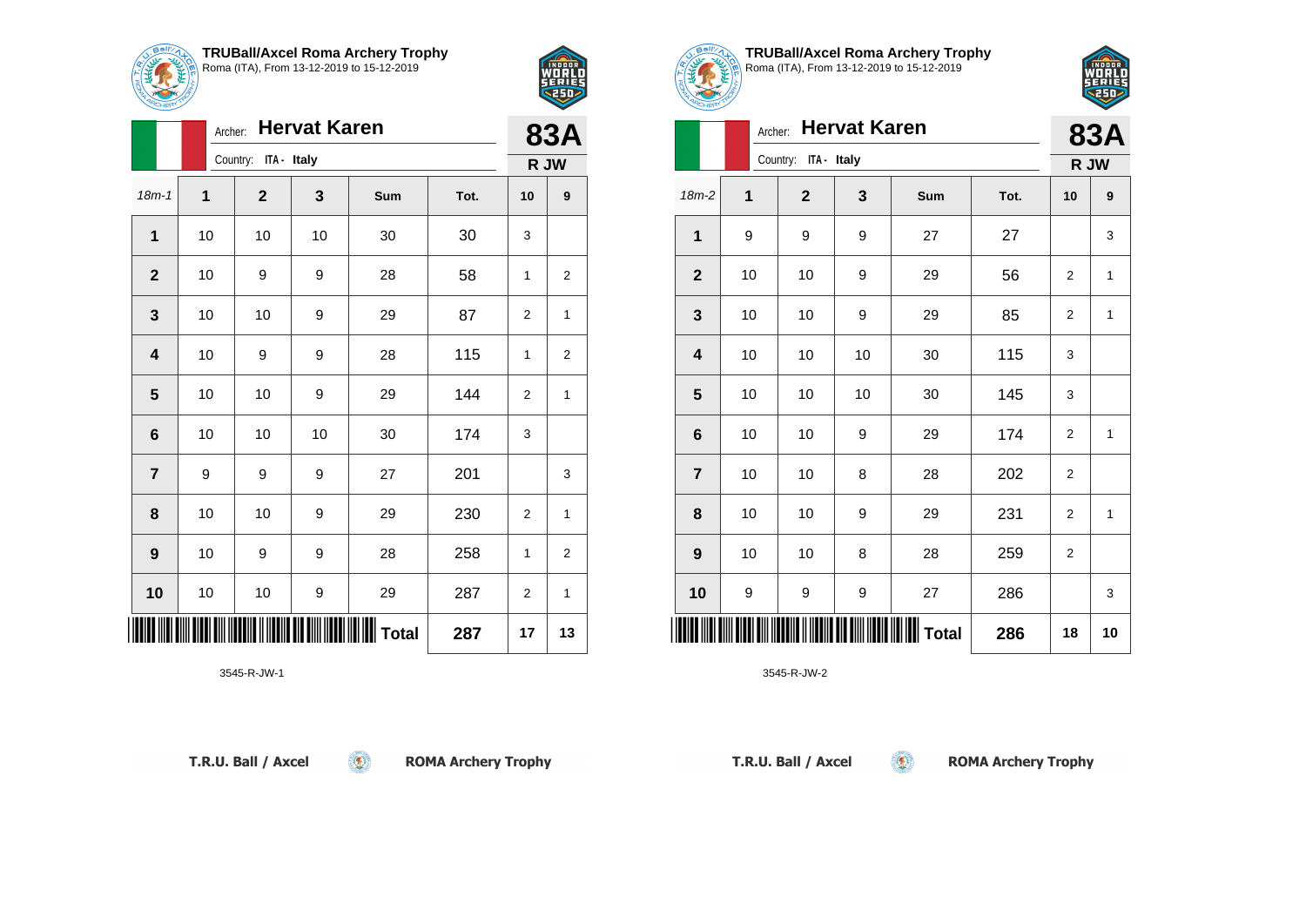**TRUBall/Axcel Roma Archery Trophy**
Roma (ITA), From 13-12-2019 to 15-12-2019

Archer: **Hervat Karen**
Country: ITA - Italy

**83A**
**R JW**

| 18m-1 | 1 | 2 | 3 | Sum | Tot. | 10 | 9 |
|---|---|---|---|---|---|---|---|
| 1 | 10 | 10 | 10 | 30 | 30 | 3 | |
| 2 | 10 | 9 | 9 | 28 | 58 | 1 | 2 |
| 3 | 10 | 10 | 9 | 29 | 87 | 2 | 1 |
| 4 | 10 | 9 | 9 | 28 | 115 | 1 | 2 |
| 5 | 10 | 10 | 9 | 29 | 144 | 2 | 1 |
| 6 | 10 | 10 | 10 | 30 | 174 | 3 | |
| 7 | 9 | 9 | 9 | 27 | 201 | | 3 |
| 8 | 10 | 10 | 9 | 29 | 230 | 2 | 1 |
| 9 | 10 | 9 | 9 | 28 | 258 | 1 | 2 |
| 10 | 10 | 10 | 9 | 29 | 287 | 2 | 1 |
| | | | | **Total** | **287** | **17** | **13** |

3545-R-JW-1

T.R.U. Ball / Axcel — ROMA Archery Trophy

**TRUBall/Axcel Roma Archery Trophy**
Roma (ITA), From 13-12-2019 to 15-12-2019

Archer: **Hervat Karen**
Country: ITA - Italy

**83A**
**R JW**

| 18m-2 | 1 | 2 | 3 | Sum | Tot. | 10 | 9 |
|---|---|---|---|---|---|---|---|
| 1 | 9 | 9 | 9 | 27 | 27 | | 3 |
| 2 | 10 | 10 | 9 | 29 | 56 | 2 | 1 |
| 3 | 10 | 10 | 9 | 29 | 85 | 2 | 1 |
| 4 | 10 | 10 | 10 | 30 | 115 | 3 | |
| 5 | 10 | 10 | 10 | 30 | 145 | 3 | |
| 6 | 10 | 10 | 9 | 29 | 174 | 2 | 1 |
| 7 | 10 | 10 | 8 | 28 | 202 | 2 | |
| 8 | 10 | 10 | 9 | 29 | 231 | 2 | 1 |
| 9 | 10 | 10 | 8 | 28 | 259 | 2 | |
| 10 | 9 | 9 | 9 | 27 | 286 | | 3 |
| | | | | **Total** | **286** | **18** | **10** |

3545-R-JW-2

T.R.U. Ball / Axcel — ROMA Archery Trophy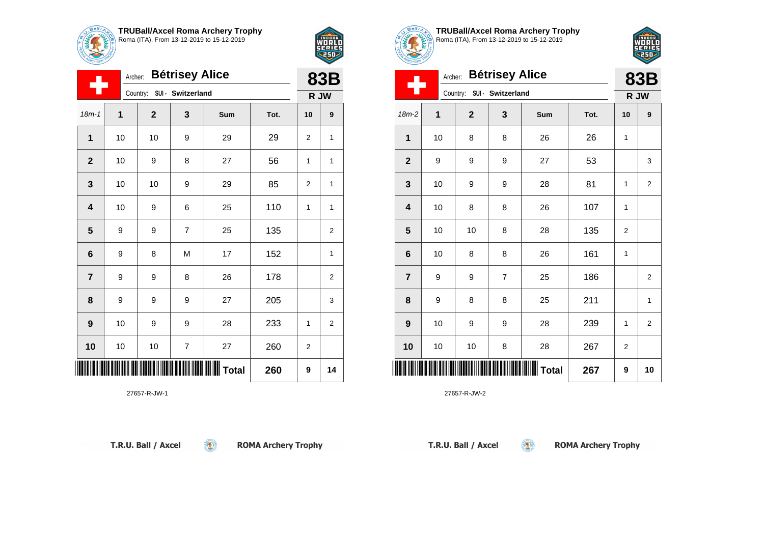**TRUBall/Axcel Roma Archery Trophy**
Roma (ITA), From 13-12-2019 to 15-12-2019

Archer: **Bétrisey Alice**
Country: SUI - Switzerland

**83B**
**R JW**

| 18m-1 | 1 | 2 | 3 | Sum | Tot. | 10 | 9 |
|---|---|---|---|---|---|---|---|
| 1 | 10 | 10 | 9 | 29 | 29 | 2 | 1 |
| 2 | 10 | 9 | 8 | 27 | 56 | 1 | 1 |
| 3 | 10 | 10 | 9 | 29 | 85 | 2 | 1 |
| 4 | 10 | 9 | 6 | 25 | 110 | 1 | 1 |
| 5 | 9 | 9 | 7 | 25 | 135 | | 2 |
| 6 | 9 | 8 | M | 17 | 152 | | 1 |
| 7 | 9 | 9 | 8 | 26 | 178 | | 2 |
| 8 | 9 | 9 | 9 | 27 | 205 | | 3 |
| 9 | 10 | 9 | 9 | 28 | 233 | 1 | 2 |
| 10 | 10 | 10 | 7 | 27 | 260 | 2 | |
| | | | | **Total** | **260** | **9** | **14** |

27657-R-JW-1

T.R.U. Ball / Axcel ROMA Archery Trophy

**TRUBall/Axcel Roma Archery Trophy**
Roma (ITA), From 13-12-2019 to 15-12-2019

Archer: **Bétrisey Alice**
Country: SUI - Switzerland

**83B**
**R JW**

| 18m-2 | 1 | 2 | 3 | Sum | Tot. | 10 | 9 |
|---|---|---|---|---|---|---|---|
| 1 | 10 | 8 | 8 | 26 | 26 | 1 | |
| 2 | 9 | 9 | 9 | 27 | 53 | | 3 |
| 3 | 10 | 9 | 9 | 28 | 81 | 1 | 2 |
| 4 | 10 | 8 | 8 | 26 | 107 | 1 | |
| 5 | 10 | 10 | 8 | 28 | 135 | 2 | |
| 6 | 10 | 8 | 8 | 26 | 161 | 1 | |
| 7 | 9 | 9 | 7 | 25 | 186 | | 2 |
| 8 | 9 | 8 | 8 | 25 | 211 | | 1 |
| 9 | 10 | 9 | 9 | 28 | 239 | 1 | 2 |
| 10 | 10 | 10 | 8 | 28 | 267 | 2 | |
| | | | | **Total** | **267** | **9** | **10** |

27657-R-JW-2

T.R.U. Ball / Axcel ROMA Archery Trophy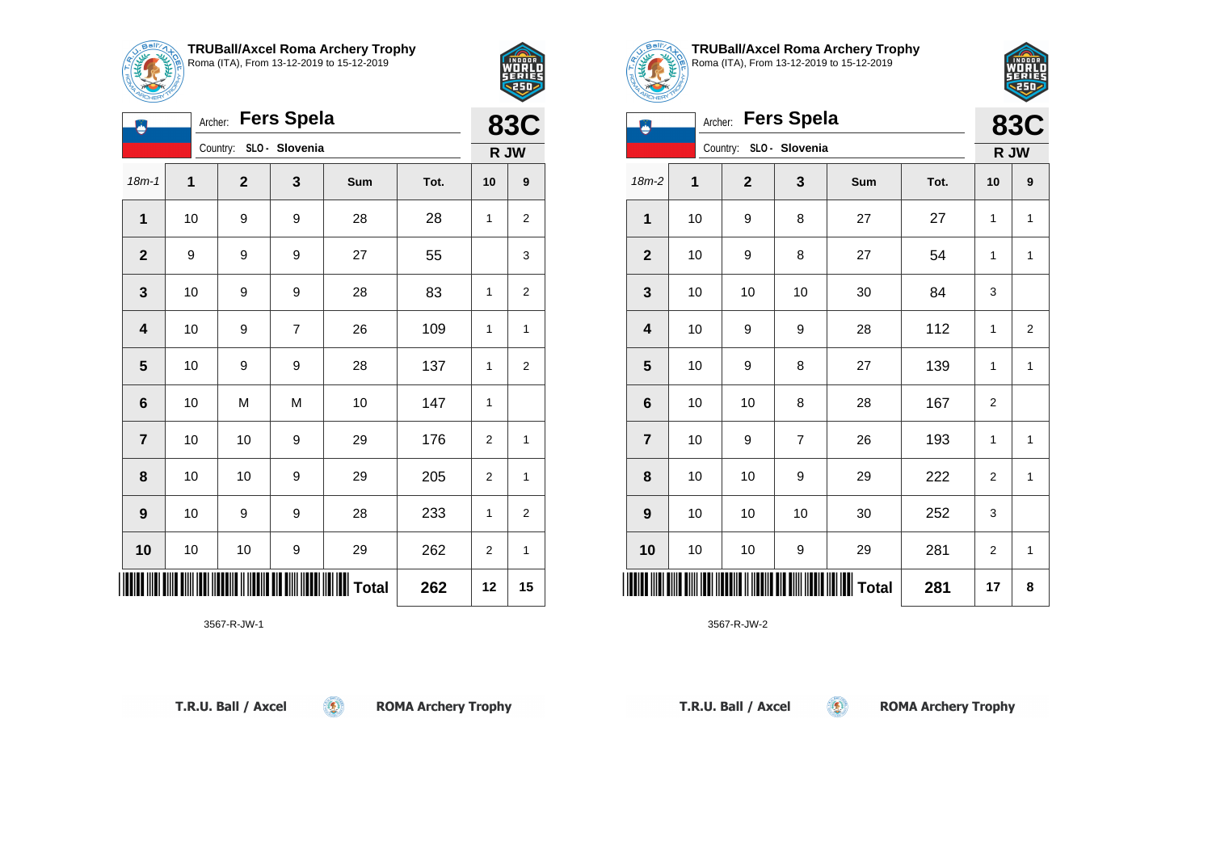**TRUBall/Axcel Roma Archery Trophy**
Roma (ITA), From 13-12-2019 to 15-12-2019

Archer: **Fers Spela**
Country: SLO - Slovenia

**83C**
R JW

| 18m-1 | 1 | 2 | 3 | Sum | Tot. | 10 | 9 |
|---|---|---|---|---|---|---|---|
| 1 | 10 | 9 | 9 | 28 | 28 | 1 | 2 |
| 2 | 9 | 9 | 9 | 27 | 55 | | 3 |
| 3 | 10 | 9 | 9 | 28 | 83 | 1 | 2 |
| 4 | 10 | 9 | 7 | 26 | 109 | 1 | 1 |
| 5 | 10 | 9 | 9 | 28 | 137 | 1 | 2 |
| 6 | 10 | M | M | 10 | 147 | 1 | |
| 7 | 10 | 10 | 9 | 29 | 176 | 2 | 1 |
| 8 | 10 | 10 | 9 | 29 | 205 | 2 | 1 |
| 9 | 10 | 9 | 9 | 28 | 233 | 1 | 2 |
| 10 | 10 | 10 | 9 | 29 | 262 | 2 | 1 |
| | | | | Total | 262 | 12 | 15 |

3567-R-JW-1

**TRUBall/Axcel Roma Archery Trophy**
Roma (ITA), From 13-12-2019 to 15-12-2019

Archer: **Fers Spela**
Country: SLO - Slovenia

**83C**
R JW

| 18m-2 | 1 | 2 | 3 | Sum | Tot. | 10 | 9 |
|---|---|---|---|---|---|---|---|
| 1 | 10 | 9 | 8 | 27 | 27 | 1 | 1 |
| 2 | 10 | 9 | 8 | 27 | 54 | 1 | 1 |
| 3 | 10 | 10 | 10 | 30 | 84 | 3 | |
| 4 | 10 | 9 | 9 | 28 | 112 | 1 | 2 |
| 5 | 10 | 9 | 8 | 27 | 139 | 1 | 1 |
| 6 | 10 | 10 | 8 | 28 | 167 | 2 | |
| 7 | 10 | 9 | 7 | 26 | 193 | 1 | 1 |
| 8 | 10 | 10 | 9 | 29 | 222 | 2 | 1 |
| 9 | 10 | 10 | 10 | 30 | 252 | 3 | |
| 10 | 10 | 10 | 9 | 29 | 281 | 2 | 1 |
| | | | | Total | 281 | 17 | 8 |

3567-R-JW-2

T.R.U. Ball / Axcel — ROMA Archery Trophy

T.R.U. Ball / Axcel — ROMA Archery Trophy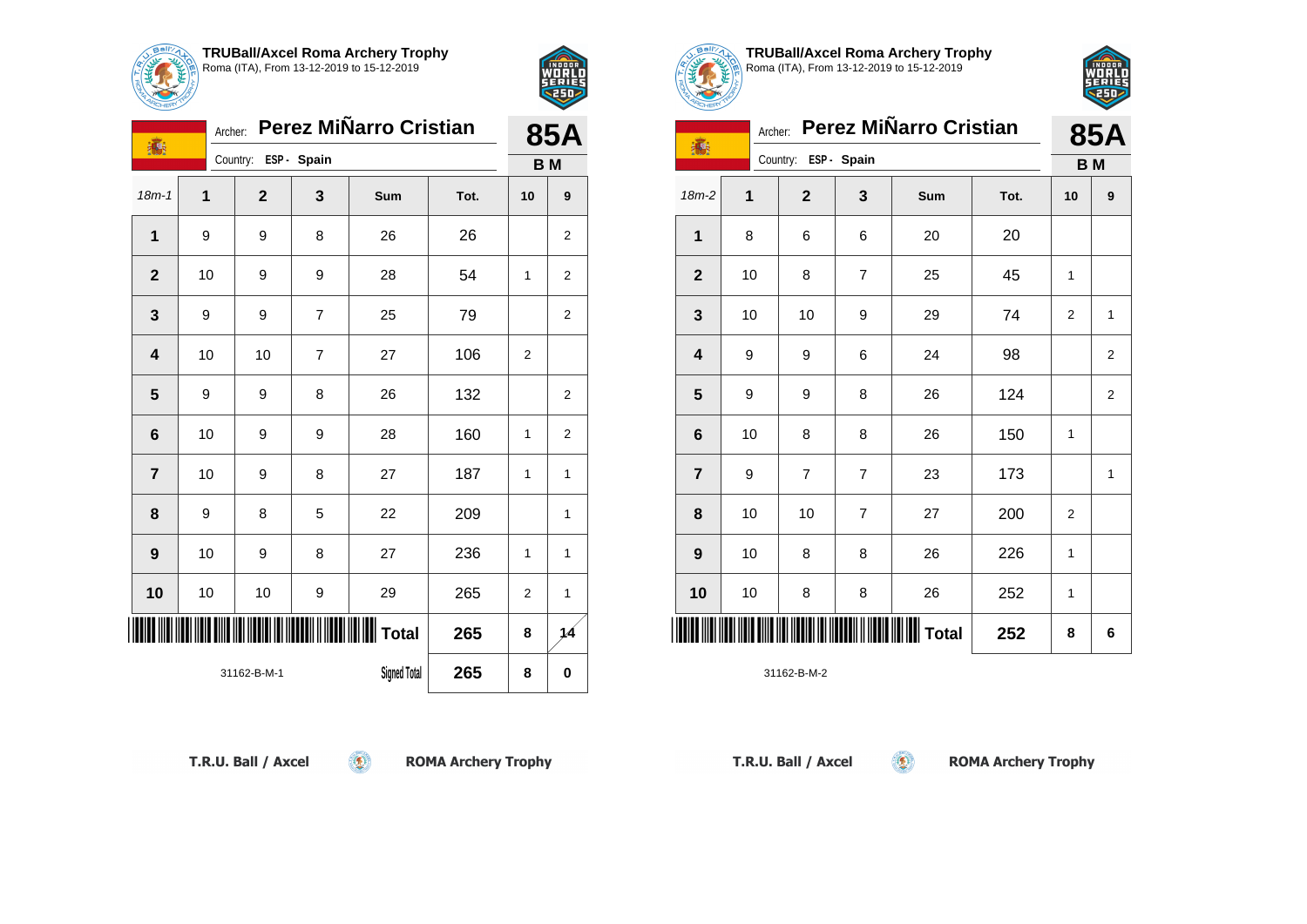**TRUBall/Axcel Roma Archery Trophy**
Roma (ITA), From 13-12-2019 to 15-12-2019

Archer: **Perez MiÑarro Cristian**
Country: **ESP - Spain**

**85A**
**B M**

| 18m-1 | 1 | 2 | 3 | Sum | Tot. | 10 | 9 |
|---|---|---|---|---|---|---|---|
| **1** | 9 | 9 | 8 | 26 | 26 | | 2 |
| **2** | 10 | 9 | 9 | 28 | 54 | 1 | 2 |
| **3** | 9 | 9 | 7 | 25 | 79 | | 2 |
| **4** | 10 | 10 | 7 | 27 | 106 | 2 | |
| **5** | 9 | 9 | 8 | 26 | 132 | | 2 |
| **6** | 10 | 9 | 9 | 28 | 160 | 1 | 2 |
| **7** | 10 | 9 | 8 | 27 | 187 | 1 | 1 |
| **8** | 9 | 8 | 5 | 22 | 209 | | 1 |
| **9** | 10 | 9 | 8 | 27 | 236 | 1 | 1 |
| **10** | 10 | 10 | 9 | 29 | 265 | 2 | 1 |
| | | | | **Total** | **265** | **8** | **14** |
| 31162-B-M-1 | | | | Signed Total | **265** | **8** | **0** |

**TRUBall/Axcel Roma Archery Trophy**
Roma (ITA), From 13-12-2019 to 15-12-2019

Archer: **Perez MiÑarro Cristian**
Country: **ESP - Spain**

**85A**
**B M**

| 18m-2 | 1 | 2 | 3 | Sum | Tot. | 10 | 9 |
|---|---|---|---|---|---|---|---|
| **1** | 8 | 6 | 6 | 20 | 20 | | |
| **2** | 10 | 8 | 7 | 25 | 45 | 1 | |
| **3** | 10 | 10 | 9 | 29 | 74 | 2 | 1 |
| **4** | 9 | 9 | 6 | 24 | 98 | | 2 |
| **5** | 9 | 9 | 8 | 26 | 124 | | 2 |
| **6** | 10 | 8 | 8 | 26 | 150 | 1 | |
| **7** | 9 | 7 | 7 | 23 | 173 | | 1 |
| **8** | 10 | 10 | 7 | 27 | 200 | 2 | |
| **9** | 10 | 8 | 8 | 26 | 226 | 1 | |
| **10** | 10 | 8 | 8 | 26 | 252 | 1 | |
| | | | | **Total** | **252** | **8** | **6** |

31162-B-M-2

T.R.U. Ball / Axcel — ROMA Archery Trophy

T.R.U. Ball / Axcel — ROMA Archery Trophy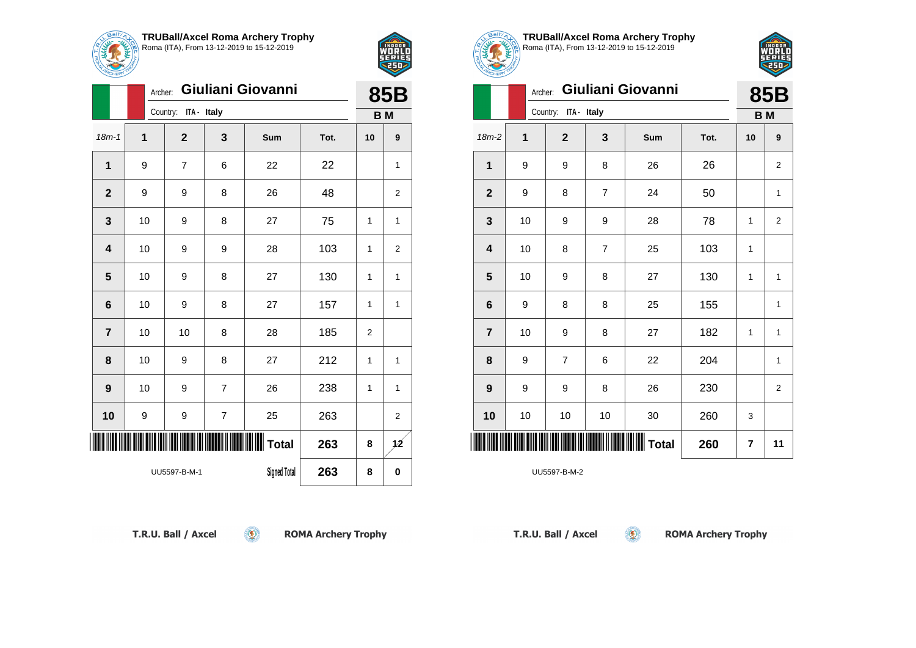**TRUBall/Axcel Roma Archery Trophy**
Roma (ITA), From 13-12-2019 to 15-12-2019

Archer: **Giuliani Giovanni**
Country: ITA - Italy

**85B**
**B M**

| 18m-1 | 1 | 2 | 3 | Sum | Tot. | 10 | 9 |
|---|---|---|---|---|---|---|---|
| 1 | 9 | 7 | 6 | 22 | 22 | | 1 |
| 2 | 9 | 9 | 8 | 26 | 48 | | 2 |
| 3 | 10 | 9 | 8 | 27 | 75 | 1 | 1 |
| 4 | 10 | 9 | 9 | 28 | 103 | 1 | 2 |
| 5 | 10 | 9 | 8 | 27 | 130 | 1 | 1 |
| 6 | 10 | 9 | 8 | 27 | 157 | 1 | 1 |
| 7 | 10 | 10 | 8 | 28 | 185 | 2 | |
| 8 | 10 | 9 | 8 | 27 | 212 | 1 | 1 |
| 9 | 10 | 9 | 7 | 26 | 238 | 1 | 1 |
| 10 | 9 | 9 | 7 | 25 | 263 | | 2 |
| | | | | Total | 263 | 8 | 12 |
| | | | | Signed Total | 263 | 8 | 0 |

UU5597-B-M-1

**TRUBall/Axcel Roma Archery Trophy**
Roma (ITA), From 13-12-2019 to 15-12-2019

Archer: **Giuliani Giovanni**
Country: ITA - Italy

**85B**
**B M**

| 18m-2 | 1 | 2 | 3 | Sum | Tot. | 10 | 9 |
|---|---|---|---|---|---|---|---|
| 1 | 9 | 9 | 8 | 26 | 26 | | 2 |
| 2 | 9 | 8 | 7 | 24 | 50 | | 1 |
| 3 | 10 | 9 | 9 | 28 | 78 | 1 | 2 |
| 4 | 10 | 8 | 7 | 25 | 103 | 1 | |
| 5 | 10 | 9 | 8 | 27 | 130 | 1 | 1 |
| 6 | 9 | 8 | 8 | 25 | 155 | | 1 |
| 7 | 10 | 9 | 8 | 27 | 182 | 1 | 1 |
| 8 | 9 | 7 | 6 | 22 | 204 | | 1 |
| 9 | 9 | 9 | 8 | 26 | 230 | | 2 |
| 10 | 10 | 10 | 10 | 30 | 260 | 3 | |
| | | | | Total | 260 | 7 | 11 |

UU5597-B-M-2

T.R.U. Ball / Axcel — ROMA Archery Trophy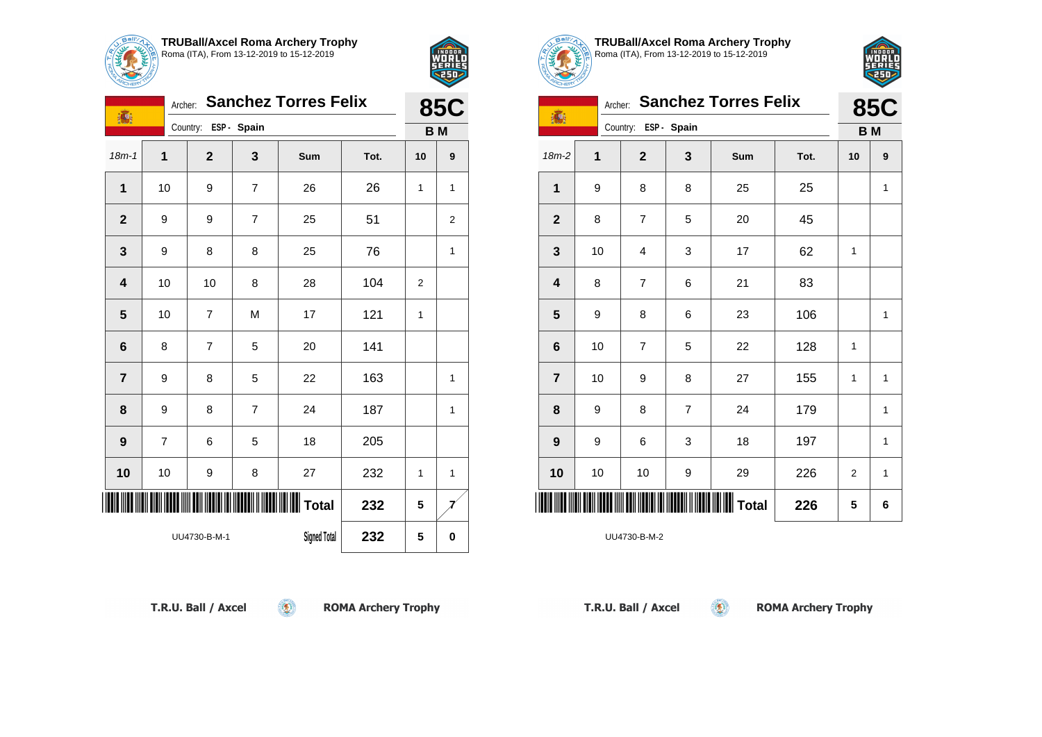**TRUBall/Axcel Roma Archery Trophy**
Roma (ITA), From 13-12-2019 to 15-12-2019

Archer: **Sanchez Torres Felix**
Country: ESP - Spain

**85C**
**B M**

| 18m-1 | 1 | 2 | 3 | Sum | Tot. | 10 | 9 |
|---|---|---|---|---|---|---|---|
| 1 | 10 | 9 | 7 | 26 | 26 | 1 | 1 |
| 2 | 9 | 9 | 7 | 25 | 51 | | 2 |
| 3 | 9 | 8 | 8 | 25 | 76 | | 1 |
| 4 | 10 | 10 | 8 | 28 | 104 | 2 | |
| 5 | 10 | 7 | M | 17 | 121 | 1 | |
| 6 | 8 | 7 | 5 | 20 | 141 | | |
| 7 | 9 | 8 | 5 | 22 | 163 | | 1 |
| 8 | 9 | 8 | 7 | 24 | 187 | | 1 |
| 9 | 7 | 6 | 5 | 18 | 205 | | |
| 10 | 10 | 9 | 8 | 27 | 232 | 1 | 1 |
| | | | | Total | 232 | 5 | 7 |
| | | | | Signed Total | 232 | 5 | 0 |

UU4730-B-M-1

T.R.U. Ball / Axcel — ROMA Archery Trophy

**TRUBall/Axcel Roma Archery Trophy**
Roma (ITA), From 13-12-2019 to 15-12-2019

Archer: **Sanchez Torres Felix**
Country: ESP - Spain

**85C**
**B M**

| 18m-2 | 1 | 2 | 3 | Sum | Tot. | 10 | 9 |
|---|---|---|---|---|---|---|---|
| 1 | 9 | 8 | 8 | 25 | 25 | | 1 |
| 2 | 8 | 7 | 5 | 20 | 45 | | |
| 3 | 10 | 4 | 3 | 17 | 62 | 1 | |
| 4 | 8 | 7 | 6 | 21 | 83 | | |
| 5 | 9 | 8 | 6 | 23 | 106 | | 1 |
| 6 | 10 | 7 | 5 | 22 | 128 | 1 | |
| 7 | 10 | 9 | 8 | 27 | 155 | 1 | 1 |
| 8 | 9 | 8 | 7 | 24 | 179 | | 1 |
| 9 | 9 | 6 | 3 | 18 | 197 | | 1 |
| 10 | 10 | 10 | 9 | 29 | 226 | 2 | 1 |
| | | | | Total | 226 | 5 | 6 |

UU4730-B-M-2

T.R.U. Ball / Axcel — ROMA Archery Trophy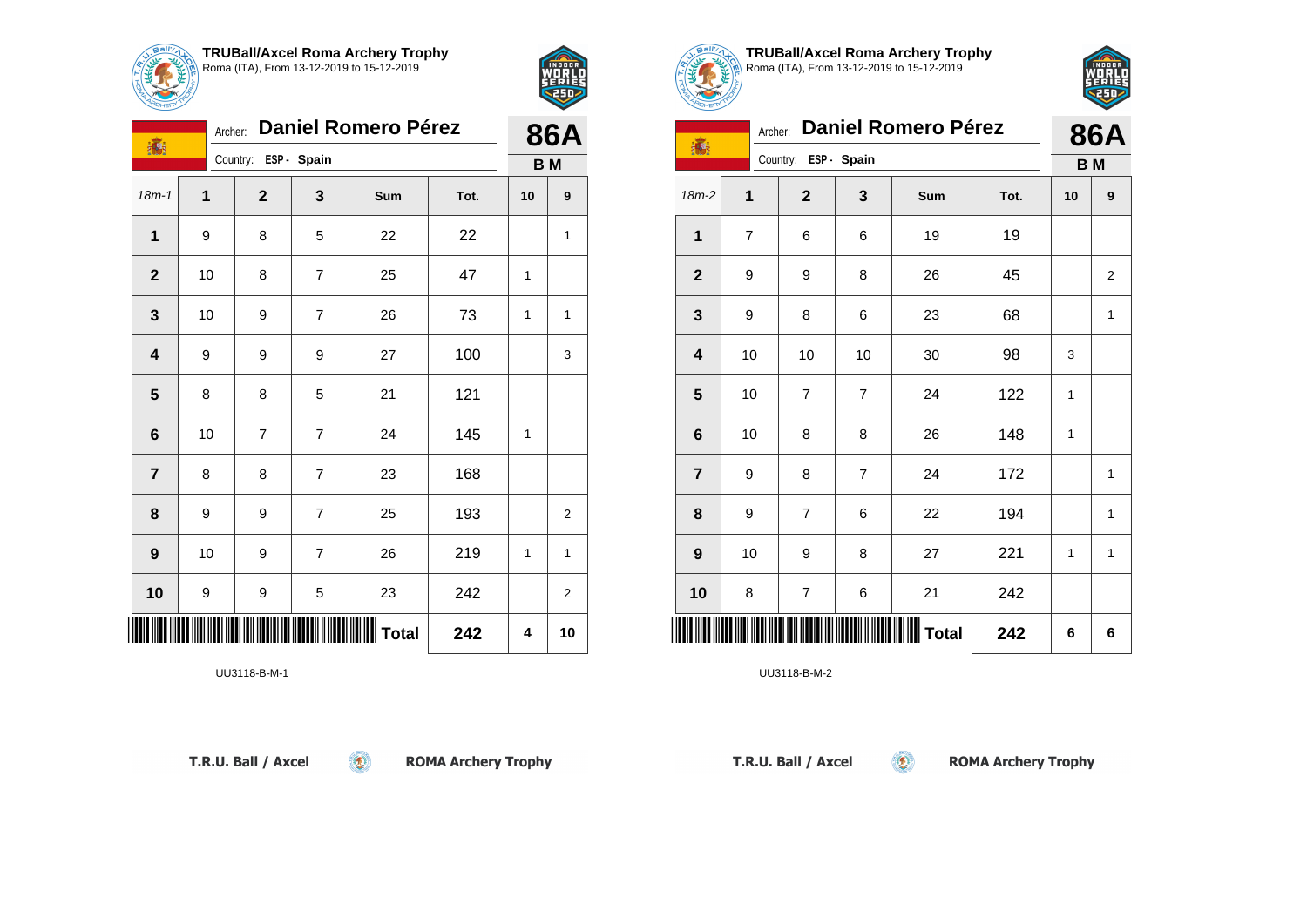**TRUBall/Axcel Roma Archery Trophy**
Roma (ITA), From 13-12-2019 to 15-12-2019

Archer: **Daniel Romero Pérez**
Country: ESP - Spain

**86A**
**B M**

| 18m-1 | 1 | 2 | 3 | Sum | Tot. | 10 | 9 |
|---|---|---|---|---|---|---|---|
| **1** | 9 | 8 | 5 | 22 | 22 | | 1 |
| **2** | 10 | 8 | 7 | 25 | 47 | 1 | |
| **3** | 10 | 9 | 7 | 26 | 73 | 1 | 1 |
| **4** | 9 | 9 | 9 | 27 | 100 | | 3 |
| **5** | 8 | 8 | 5 | 21 | 121 | | |
| **6** | 10 | 7 | 7 | 24 | 145 | 1 | |
| **7** | 8 | 8 | 7 | 23 | 168 | | |
| **8** | 9 | 9 | 7 | 25 | 193 | | 2 |
| **9** | 10 | 9 | 7 | 26 | 219 | 1 | 1 |
| **10** | 9 | 9 | 5 | 23 | 242 | | 2 |
| | | | | **Total** | **242** | **4** | **10** |

UU3118-B-M-1

T.R.U. Ball / Axcel — ROMA Archery Trophy

**TRUBall/Axcel Roma Archery Trophy**
Roma (ITA), From 13-12-2019 to 15-12-2019

Archer: **Daniel Romero Pérez**
Country: ESP - Spain

**86A**
**B M**

| 18m-2 | 1 | 2 | 3 | Sum | Tot. | 10 | 9 |
|---|---|---|---|---|---|---|---|
| **1** | 7 | 6 | 6 | 19 | 19 | | |
| **2** | 9 | 9 | 8 | 26 | 45 | | 2 |
| **3** | 9 | 8 | 6 | 23 | 68 | | 1 |
| **4** | 10 | 10 | 10 | 30 | 98 | 3 | |
| **5** | 10 | 7 | 7 | 24 | 122 | 1 | |
| **6** | 10 | 8 | 8 | 26 | 148 | 1 | |
| **7** | 9 | 8 | 7 | 24 | 172 | | 1 |
| **8** | 9 | 7 | 6 | 22 | 194 | | 1 |
| **9** | 10 | 9 | 8 | 27 | 221 | 1 | 1 |
| **10** | 8 | 7 | 6 | 21 | 242 | | |
| | | | | **Total** | **242** | **6** | **6** |

UU3118-B-M-2

T.R.U. Ball / Axcel — ROMA Archery Trophy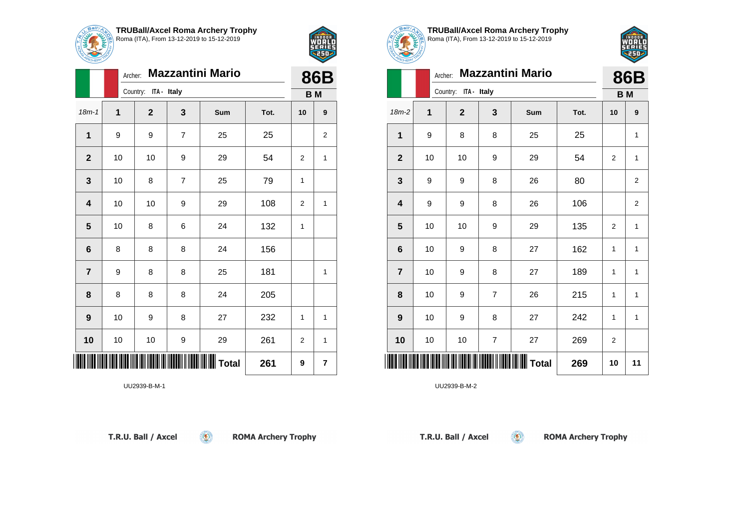**TRUBall/Axcel Roma Archery Trophy**
Roma (ITA), From 13-12-2019 to 15-12-2019

Archer: **Mazzantini Mario**
Country: ITA - Italy

**86B**
**B M**

| 18m-1 | 1 | 2 | 3 | Sum | Tot. | 10 | 9 |
|---|---|---|---|---|---|---|---|
| 1 | 9 | 9 | 7 | 25 | 25 | | 2 |
| 2 | 10 | 10 | 9 | 29 | 54 | 2 | 1 |
| 3 | 10 | 8 | 7 | 25 | 79 | 1 | |
| 4 | 10 | 10 | 9 | 29 | 108 | 2 | 1 |
| 5 | 10 | 8 | 6 | 24 | 132 | 1 | |
| 6 | 8 | 8 | 8 | 24 | 156 | | |
| 7 | 9 | 8 | 8 | 25 | 181 | | 1 |
| 8 | 8 | 8 | 8 | 24 | 205 | | |
| 9 | 10 | 9 | 8 | 27 | 232 | 1 | 1 |
| 10 | 10 | 10 | 9 | 29 | 261 | 2 | 1 |
| | | | | Total | 261 | 9 | 7 |

UU2939-B-M-1

T.R.U. Ball / Axcel ROMA Archery Trophy

**TRUBall/Axcel Roma Archery Trophy**
Roma (ITA), From 13-12-2019 to 15-12-2019

Archer: **Mazzantini Mario**
Country: ITA - Italy

**86B**
**B M**

| 18m-2 | 1 | 2 | 3 | Sum | Tot. | 10 | 9 |
|---|---|---|---|---|---|---|---|
| 1 | 9 | 8 | 8 | 25 | 25 | | 1 |
| 2 | 10 | 10 | 9 | 29 | 54 | 2 | 1 |
| 3 | 9 | 9 | 8 | 26 | 80 | | 2 |
| 4 | 9 | 9 | 8 | 26 | 106 | | 2 |
| 5 | 10 | 10 | 9 | 29 | 135 | 2 | 1 |
| 6 | 10 | 9 | 8 | 27 | 162 | 1 | 1 |
| 7 | 10 | 9 | 8 | 27 | 189 | 1 | 1 |
| 8 | 10 | 9 | 7 | 26 | 215 | 1 | 1 |
| 9 | 10 | 9 | 8 | 27 | 242 | 1 | 1 |
| 10 | 10 | 10 | 7 | 27 | 269 | 2 | |
| | | | | Total | 269 | 10 | 11 |

UU2939-B-M-2

T.R.U. Ball / Axcel ROMA Archery Trophy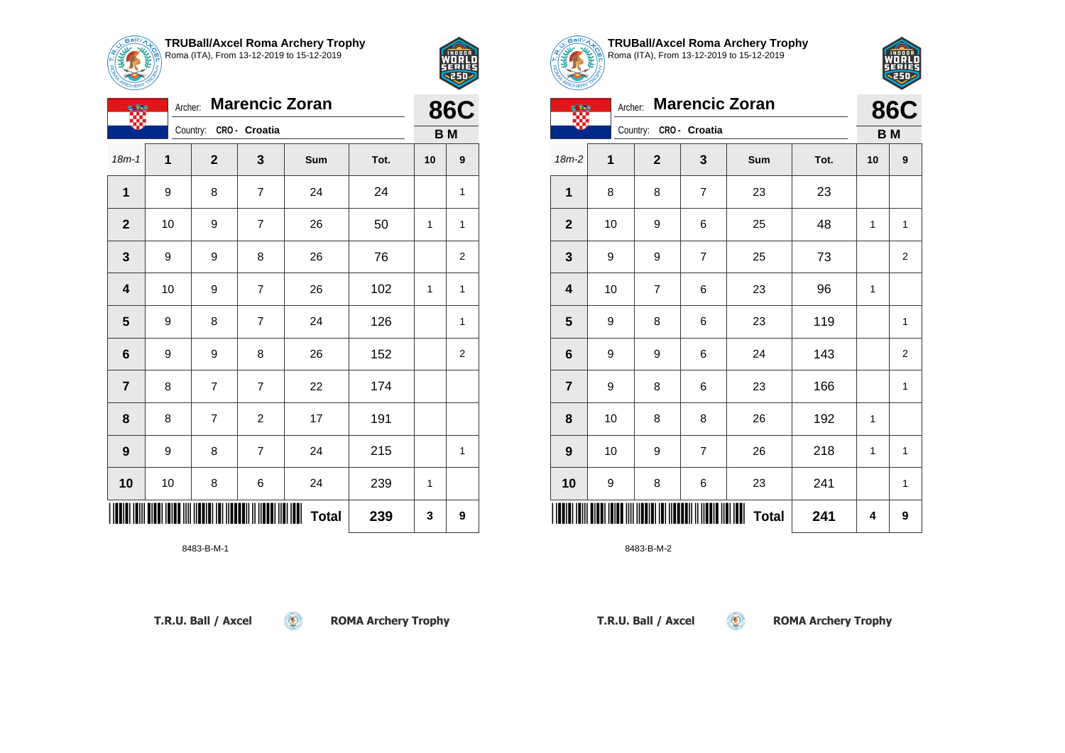**TRUBall/Axcel Roma Archery Trophy**
Roma (ITA), From 13-12-2019 to 15-12-2019

Archer: **Marencic Zoran**
Country: CRO - Croatia

**86C**
**B M**

| 18m-1 | 1 | 2 | 3 | Sum | Tot. | 10 | 9 |
|---|---|---|---|---|---|---|---|
| 1 | 9 | 8 | 7 | 24 | 24 | | 1 |
| 2 | 10 | 9 | 7 | 26 | 50 | 1 | 1 |
| 3 | 9 | 9 | 8 | 26 | 76 | | 2 |
| 4 | 10 | 9 | 7 | 26 | 102 | 1 | 1 |
| 5 | 9 | 8 | 7 | 24 | 126 | | 1 |
| 6 | 9 | 9 | 8 | 26 | 152 | | 2 |
| 7 | 8 | 7 | 7 | 22 | 174 | | |
| 8 | 8 | 7 | 2 | 17 | 191 | | |
| 9 | 9 | 8 | 7 | 24 | 215 | | 1 |
| 10 | 10 | 8 | 6 | 24 | 239 | 1 | |
| | | | | **Total** | **239** | **3** | **9** |

8483-B-M-1

T.R.U. Ball / Axcel — ROMA Archery Trophy

**TRUBall/Axcel Roma Archery Trophy**
Roma (ITA), From 13-12-2019 to 15-12-2019

Archer: **Marencic Zoran**
Country: CRO - Croatia

**86C**
**B M**

| 18m-2 | 1 | 2 | 3 | Sum | Tot. | 10 | 9 |
|---|---|---|---|---|---|---|---|
| 1 | 8 | 8 | 7 | 23 | 23 | | |
| 2 | 10 | 9 | 6 | 25 | 48 | 1 | 1 |
| 3 | 9 | 9 | 7 | 25 | 73 | | 2 |
| 4 | 10 | 7 | 6 | 23 | 96 | 1 | |
| 5 | 9 | 8 | 6 | 23 | 119 | | 1 |
| 6 | 9 | 9 | 6 | 24 | 143 | | 2 |
| 7 | 9 | 8 | 6 | 23 | 166 | | 1 |
| 8 | 10 | 8 | 8 | 26 | 192 | 1 | |
| 9 | 10 | 9 | 7 | 26 | 218 | 1 | 1 |
| 10 | 9 | 8 | 6 | 23 | 241 | | 1 |
| | | | | **Total** | **241** | **4** | **9** |

8483-B-M-2

T.R.U. Ball / Axcel — ROMA Archery Trophy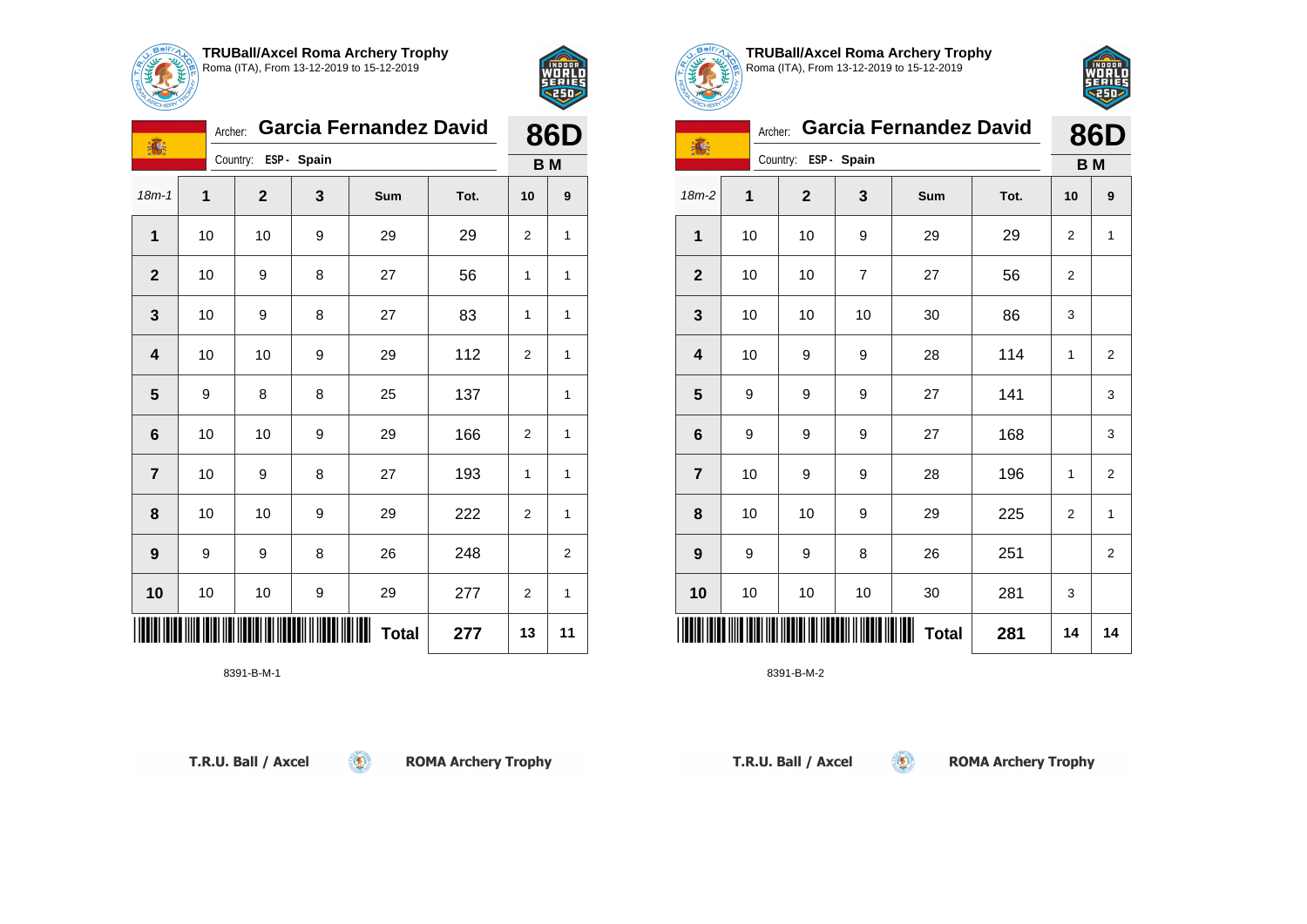**TRUBall/Axcel Roma Archery Trophy**
Roma (ITA), From 13-12-2019 to 15-12-2019

Archer: **Garcia Fernandez David**
Country: ESP - Spain

**86D**
**B M**

| 18m-1 | 1 | 2 | 3 | Sum | Tot. | 10 | 9 |
|---|---|---|---|---|---|---|---|
| 1 | 10 | 10 | 9 | 29 | 29 | 2 | 1 |
| 2 | 10 | 9 | 8 | 27 | 56 | 1 | 1 |
| 3 | 10 | 9 | 8 | 27 | 83 | 1 | 1 |
| 4 | 10 | 10 | 9 | 29 | 112 | 2 | 1 |
| 5 | 9 | 8 | 8 | 25 | 137 | | 1 |
| 6 | 10 | 10 | 9 | 29 | 166 | 2 | 1 |
| 7 | 10 | 9 | 8 | 27 | 193 | 1 | 1 |
| 8 | 10 | 10 | 9 | 29 | 222 | 2 | 1 |
| 9 | 9 | 9 | 8 | 26 | 248 | | 2 |
| 10 | 10 | 10 | 9 | 29 | 277 | 2 | 1 |
| | | | | **Total** | **277** | **13** | **11** |

8391-B-M-1

**TRUBall/Axcel Roma Archery Trophy**
Roma (ITA), From 13-12-2019 to 15-12-2019

Archer: **Garcia Fernandez David**
Country: ESP - Spain

**86D**
**B M**

| 18m-2 | 1 | 2 | 3 | Sum | Tot. | 10 | 9 |
|---|---|---|---|---|---|---|---|
| 1 | 10 | 10 | 9 | 29 | 29 | 2 | 1 |
| 2 | 10 | 10 | 7 | 27 | 56 | 2 | |
| 3 | 10 | 10 | 10 | 30 | 86 | 3 | |
| 4 | 10 | 9 | 9 | 28 | 114 | 1 | 2 |
| 5 | 9 | 9 | 9 | 27 | 141 | | 3 |
| 6 | 9 | 9 | 9 | 27 | 168 | | 3 |
| 7 | 10 | 9 | 9 | 28 | 196 | 1 | 2 |
| 8 | 10 | 10 | 9 | 29 | 225 | 2 | 1 |
| 9 | 9 | 9 | 8 | 26 | 251 | | 2 |
| 10 | 10 | 10 | 10 | 30 | 281 | 3 | |
| | | | | **Total** | **281** | **14** | **14** |

8391-B-M-2

T.R.U. Ball / Axcel — ROMA Archery Trophy

T.R.U. Ball / Axcel — ROMA Archery Trophy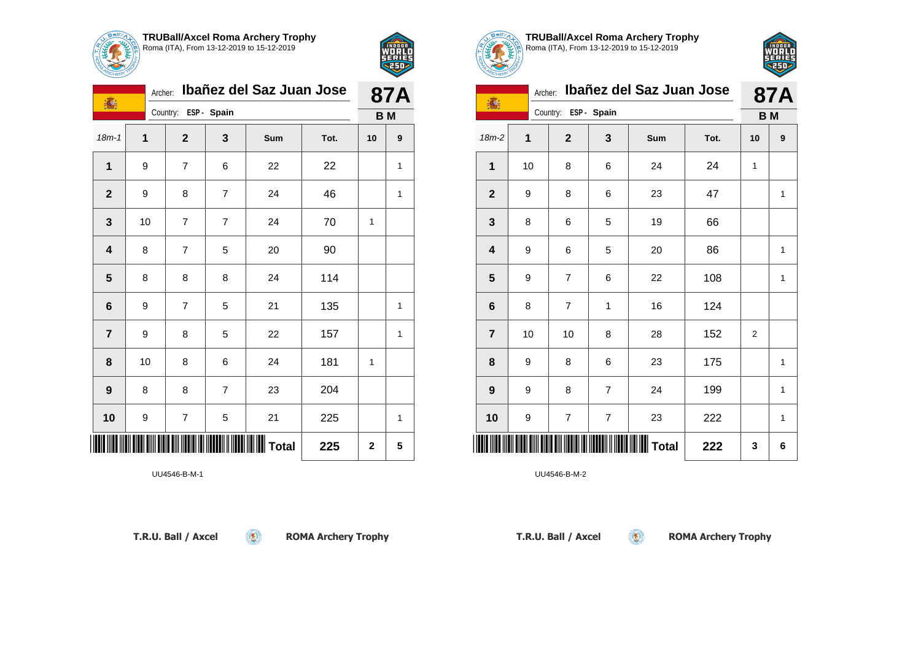**TRUBall/Axcel Roma Archery Trophy**
Roma (ITA), From 13-12-2019 to 15-12-2019

Archer: **Ibañez del Saz Juan Jose**
Country: **ESP - Spain**

**87A**
**B M**

| 18m-1 | 1 | 2 | 3 | Sum | Tot. | 10 | 9 |
|---|---|---|---|---|---|---|---|
| **1** | 9 | 7 | 6 | 22 | 22 | | 1 |
| **2** | 9 | 8 | 7 | 24 | 46 | | 1 |
| **3** | 10 | 7 | 7 | 24 | 70 | 1 | |
| **4** | 8 | 7 | 5 | 20 | 90 | | |
| **5** | 8 | 8 | 8 | 24 | 114 | | |
| **6** | 9 | 7 | 5 | 21 | 135 | | 1 |
| **7** | 9 | 8 | 5 | 22 | 157 | | 1 |
| **8** | 10 | 8 | 6 | 24 | 181 | 1 | |
| **9** | 8 | 8 | 7 | 23 | 204 | | |
| **10** | 9 | 7 | 5 | 21 | 225 | | 1 |
| | | | | **Total** | **225** | **2** | **5** |

UU4546-B-M-1

T.R.U. Ball / Axcel — ROMA Archery Trophy

**TRUBall/Axcel Roma Archery Trophy**
Roma (ITA), From 13-12-2019 to 15-12-2019

Archer: **Ibañez del Saz Juan Jose**
Country: **ESP - Spain**

**87A**
**B M**

| 18m-2 | 1 | 2 | 3 | Sum | Tot. | 10 | 9 |
|---|---|---|---|---|---|---|---|
| **1** | 10 | 8 | 6 | 24 | 24 | 1 | |
| **2** | 9 | 8 | 6 | 23 | 47 | | 1 |
| **3** | 8 | 6 | 5 | 19 | 66 | | |
| **4** | 9 | 6 | 5 | 20 | 86 | | 1 |
| **5** | 9 | 7 | 6 | 22 | 108 | | 1 |
| **6** | 8 | 7 | 1 | 16 | 124 | | |
| **7** | 10 | 10 | 8 | 28 | 152 | 2 | |
| **8** | 9 | 8 | 6 | 23 | 175 | | 1 |
| **9** | 9 | 8 | 7 | 24 | 199 | | 1 |
| **10** | 9 | 7 | 7 | 23 | 222 | | 1 |
| | | | | **Total** | **222** | **3** | **6** |

UU4546-B-M-2

T.R.U. Ball / Axcel — ROMA Archery Trophy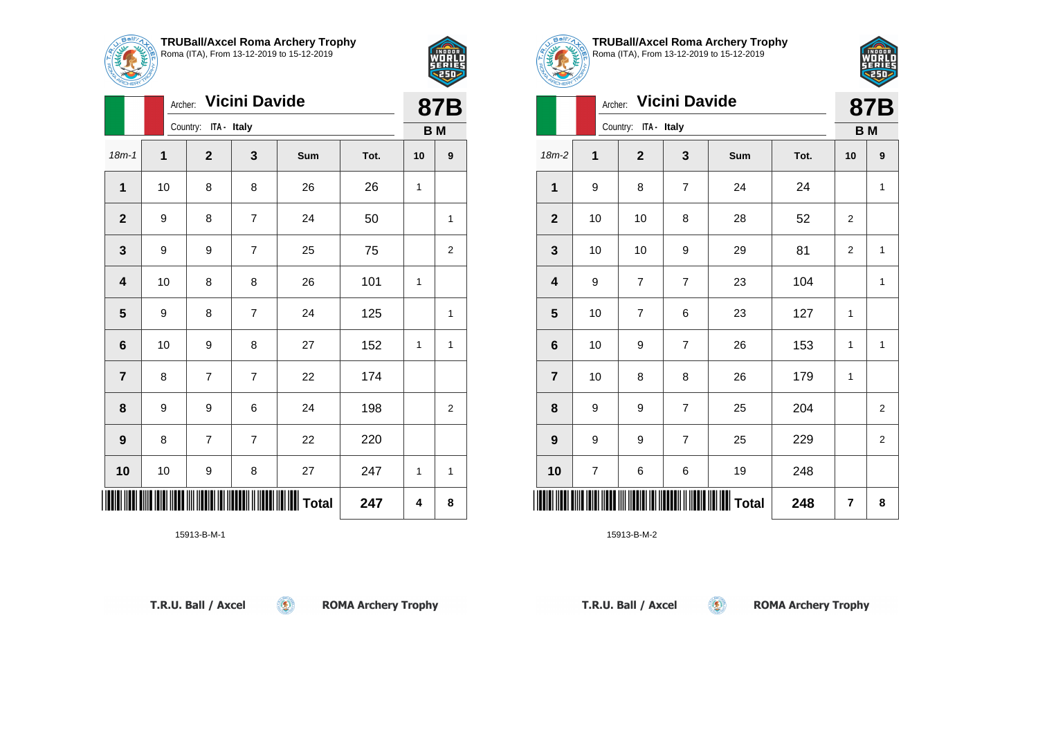**TRUBall/Axcel Roma Archery Trophy**
Roma (ITA), From 13-12-2019 to 15-12-2019

Archer: **Vicini Davide**
Country: ITA - Italy

**87B**
**B M**

| 18m-1 | 1 | 2 | 3 | Sum | Tot. | 10 | 9 |
|---|---|---|---|---|---|---|---|
| 1 | 10 | 8 | 8 | 26 | 26 | 1 | |
| 2 | 9 | 8 | 7 | 24 | 50 | | 1 |
| 3 | 9 | 9 | 7 | 25 | 75 | | 2 |
| 4 | 10 | 8 | 8 | 26 | 101 | 1 | |
| 5 | 9 | 8 | 7 | 24 | 125 | | 1 |
| 6 | 10 | 9 | 8 | 27 | 152 | 1 | 1 |
| 7 | 8 | 7 | 7 | 22 | 174 | | |
| 8 | 9 | 9 | 6 | 24 | 198 | | 2 |
| 9 | 8 | 7 | 7 | 22 | 220 | | |
| 10 | 10 | 9 | 8 | 27 | 247 | 1 | 1 |
| | | | | **Total** | **247** | **4** | **8** |

15913-B-M-1

**TRUBall/Axcel Roma Archery Trophy**
Roma (ITA), From 13-12-2019 to 15-12-2019

Archer: **Vicini Davide**
Country: ITA - Italy

**87B**
**B M**

| 18m-2 | 1 | 2 | 3 | Sum | Tot. | 10 | 9 |
|---|---|---|---|---|---|---|---|
| 1 | 9 | 8 | 7 | 24 | 24 | | 1 |
| 2 | 10 | 10 | 8 | 28 | 52 | 2 | |
| 3 | 10 | 10 | 9 | 29 | 81 | 2 | 1 |
| 4 | 9 | 7 | 7 | 23 | 104 | | 1 |
| 5 | 10 | 7 | 6 | 23 | 127 | 1 | |
| 6 | 10 | 9 | 7 | 26 | 153 | 1 | 1 |
| 7 | 10 | 8 | 8 | 26 | 179 | 1 | |
| 8 | 9 | 9 | 7 | 25 | 204 | | 2 |
| 9 | 9 | 9 | 7 | 25 | 229 | | 2 |
| 10 | 7 | 6 | 6 | 19 | 248 | | |
| | | | | **Total** | **248** | **7** | **8** |

15913-B-M-2

T.R.U. Ball / Axcel — ROMA Archery Trophy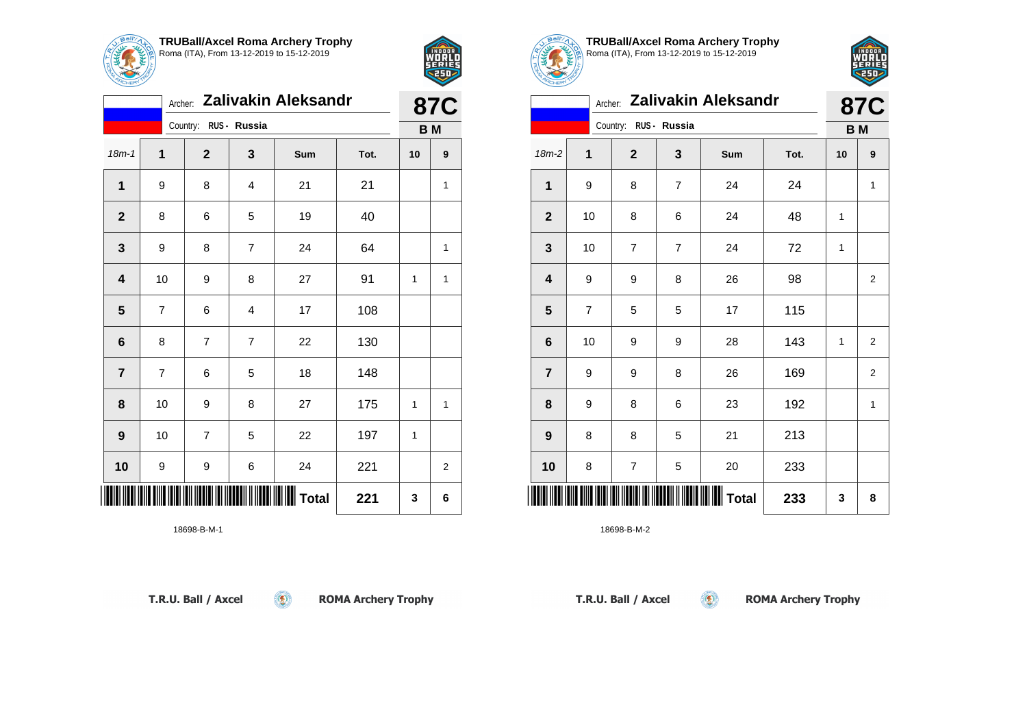**TRUBall/Axcel Roma Archery Trophy**
Roma (ITA), From 13-12-2019 to 15-12-2019

Archer: **Zalivakin Aleksandr**
Country: RUS - Russia

**87C**
**B M**

| 18m-1 | 1 | 2 | 3 | Sum | Tot. | 10 | 9 |
|---|---|---|---|---|---|---|---|
| 1 | 9 | 8 | 4 | 21 | 21 | | 1 |
| 2 | 8 | 6 | 5 | 19 | 40 | | |
| 3 | 9 | 8 | 7 | 24 | 64 | | 1 |
| 4 | 10 | 9 | 8 | 27 | 91 | 1 | 1 |
| 5 | 7 | 6 | 4 | 17 | 108 | | |
| 6 | 8 | 7 | 7 | 22 | 130 | | |
| 7 | 7 | 6 | 5 | 18 | 148 | | |
| 8 | 10 | 9 | 8 | 27 | 175 | 1 | 1 |
| 9 | 10 | 7 | 5 | 22 | 197 | 1 | |
| 10 | 9 | 9 | 6 | 24 | 221 | | 2 |
| | | | | **Total** | **221** | **3** | **6** |

18698-B-M-1

**TRUBall/Axcel Roma Archery Trophy**
Roma (ITA), From 13-12-2019 to 15-12-2019

Archer: **Zalivakin Aleksandr**
Country: RUS - Russia

**87C**
**B M**

| 18m-2 | 1 | 2 | 3 | Sum | Tot. | 10 | 9 |
|---|---|---|---|---|---|---|---|
| 1 | 9 | 8 | 7 | 24 | 24 | | 1 |
| 2 | 10 | 8 | 6 | 24 | 48 | 1 | |
| 3 | 10 | 7 | 7 | 24 | 72 | 1 | |
| 4 | 9 | 9 | 8 | 26 | 98 | | 2 |
| 5 | 7 | 5 | 5 | 17 | 115 | | |
| 6 | 10 | 9 | 9 | 28 | 143 | 1 | 2 |
| 7 | 9 | 9 | 8 | 26 | 169 | | 2 |
| 8 | 9 | 8 | 6 | 23 | 192 | | 1 |
| 9 | 8 | 8 | 5 | 21 | 213 | | |
| 10 | 8 | 7 | 5 | 20 | 233 | | |
| | | | | **Total** | **233** | **3** | **8** |

18698-B-M-2

T.R.U. Ball / Axcel — ROMA Archery Trophy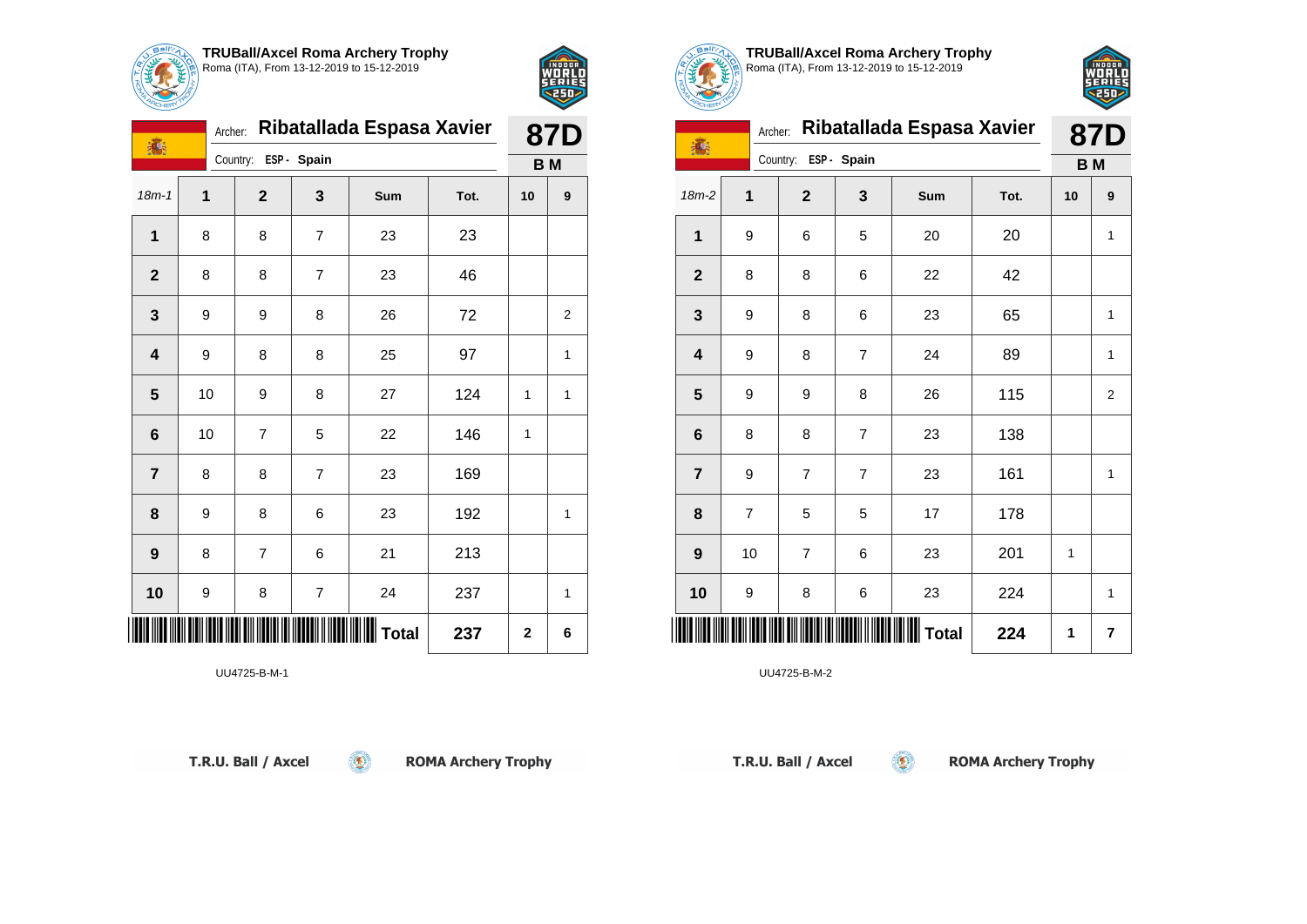**TRUBall/Axcel Roma Archery Trophy**
Roma (ITA), From 13-12-2019 to 15-12-2019

Archer: **Ribatallada Espasa Xavier**
Country: **ESP - Spain**

**87D**
**B M**

| 18m-1 | 1 | 2 | 3 | Sum | Tot. | 10 | 9 |
|---|---|---|---|---|---|---|---|
| 1 | 8 | 8 | 7 | 23 | 23 | | |
| 2 | 8 | 8 | 7 | 23 | 46 | | |
| 3 | 9 | 9 | 8 | 26 | 72 | | 2 |
| 4 | 9 | 8 | 8 | 25 | 97 | | 1 |
| 5 | 10 | 9 | 8 | 27 | 124 | 1 | 1 |
| 6 | 10 | 7 | 5 | 22 | 146 | 1 | |
| 7 | 8 | 8 | 7 | 23 | 169 | | |
| 8 | 9 | 8 | 6 | 23 | 192 | | 1 |
| 9 | 8 | 7 | 6 | 21 | 213 | | |
| 10 | 9 | 8 | 7 | 24 | 237 | | 1 |
| | | | | **Total** | **237** | **2** | **6** |

UU4725-B-M-1

T.R.U. Ball / Axcel — ROMA Archery Trophy

**TRUBall/Axcel Roma Archery Trophy**
Roma (ITA), From 13-12-2019 to 15-12-2019

Archer: **Ribatallada Espasa Xavier**
Country: **ESP - Spain**

**87D**
**B M**

| 18m-2 | 1 | 2 | 3 | Sum | Tot. | 10 | 9 |
|---|---|---|---|---|---|---|---|
| 1 | 9 | 6 | 5 | 20 | 20 | | 1 |
| 2 | 8 | 8 | 6 | 22 | 42 | | |
| 3 | 9 | 8 | 6 | 23 | 65 | | 1 |
| 4 | 9 | 8 | 7 | 24 | 89 | | 1 |
| 5 | 9 | 9 | 8 | 26 | 115 | | 2 |
| 6 | 8 | 8 | 7 | 23 | 138 | | |
| 7 | 9 | 7 | 7 | 23 | 161 | | 1 |
| 8 | 7 | 5 | 5 | 17 | 178 | | |
| 9 | 10 | 7 | 6 | 23 | 201 | 1 | |
| 10 | 9 | 8 | 6 | 23 | 224 | | 1 |
| | | | | **Total** | **224** | **1** | **7** |

UU4725-B-M-2

T.R.U. Ball / Axcel — ROMA Archery Trophy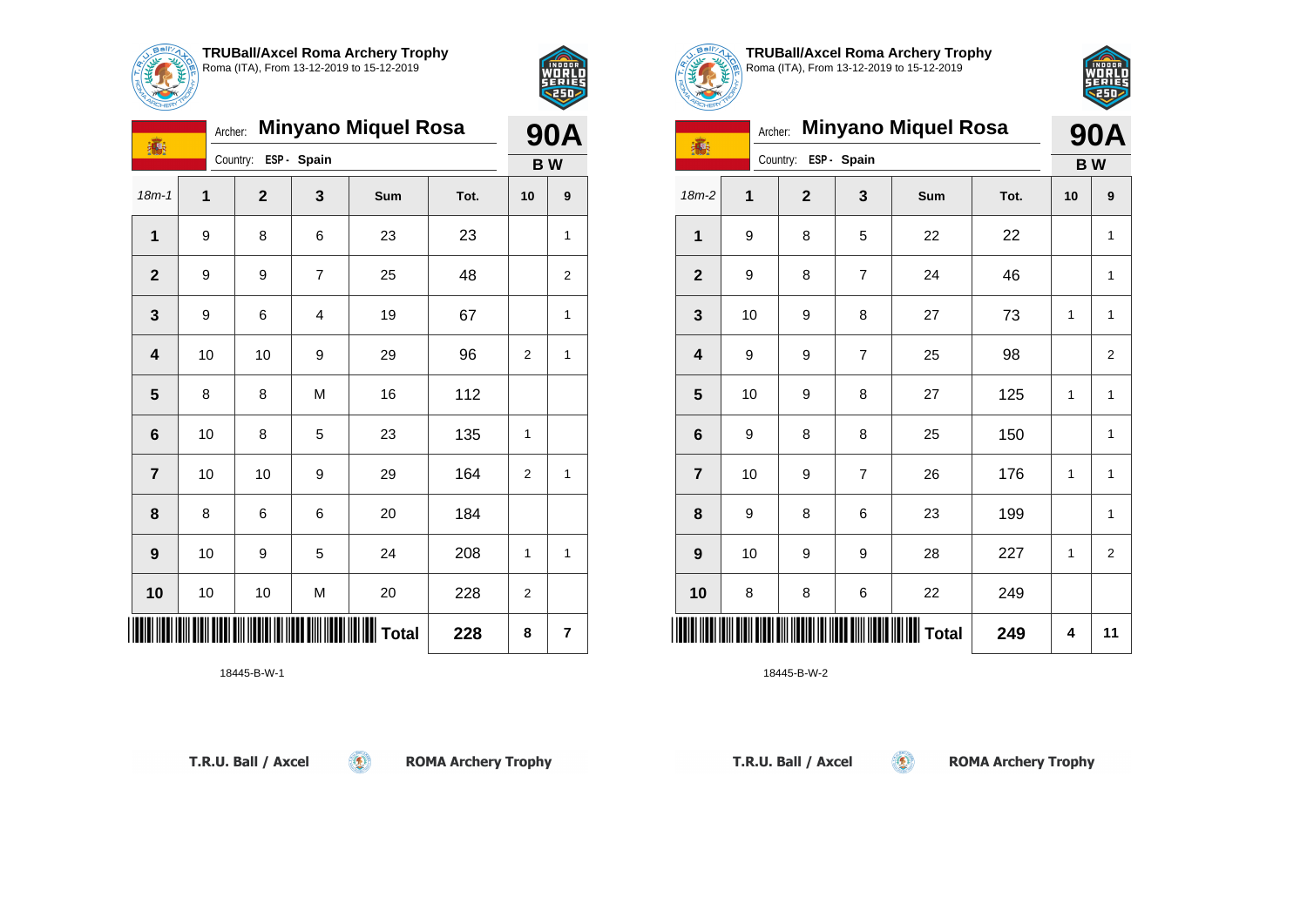**TRUBall/Axcel Roma Archery Trophy**
Roma (ITA), From 13-12-2019 to 15-12-2019

Archer: **Minyano Miquel Rosa**
Country: ESP - Spain

**90A**
**B W**

| 18m-1 | 1 | 2 | 3 | Sum | Tot. | 10 | 9 |
|---|---|---|---|---|---|---|---|
| **1** | 9 | 8 | 6 | 23 | 23 | | 1 |
| **2** | 9 | 9 | 7 | 25 | 48 | | 2 |
| **3** | 9 | 6 | 4 | 19 | 67 | | 1 |
| **4** | 10 | 10 | 9 | 29 | 96 | 2 | 1 |
| **5** | 8 | 8 | M | 16 | 112 | | |
| **6** | 10 | 8 | 5 | 23 | 135 | 1 | |
| **7** | 10 | 10 | 9 | 29 | 164 | 2 | 1 |
| **8** | 8 | 6 | 6 | 20 | 184 | | |
| **9** | 10 | 9 | 5 | 24 | 208 | 1 | 1 |
| **10** | 10 | 10 | M | 20 | 228 | 2 | |
| | | | | **Total** | **228** | **8** | **7** |

18445-B-W-1

**TRUBall/Axcel Roma Archery Trophy**
Roma (ITA), From 13-12-2019 to 15-12-2019

Archer: **Minyano Miquel Rosa**
Country: ESP - Spain

**90A**
**B W**

| 18m-2 | 1 | 2 | 3 | Sum | Tot. | 10 | 9 |
|---|---|---|---|---|---|---|---|
| **1** | 9 | 8 | 5 | 22 | 22 | | 1 |
| **2** | 9 | 8 | 7 | 24 | 46 | | 1 |
| **3** | 10 | 9 | 8 | 27 | 73 | 1 | 1 |
| **4** | 9 | 9 | 7 | 25 | 98 | | 2 |
| **5** | 10 | 9 | 8 | 27 | 125 | 1 | 1 |
| **6** | 9 | 8 | 8 | 25 | 150 | | 1 |
| **7** | 10 | 9 | 7 | 26 | 176 | 1 | 1 |
| **8** | 9 | 8 | 6 | 23 | 199 | | 1 |
| **9** | 10 | 9 | 9 | 28 | 227 | 1 | 2 |
| **10** | 8 | 8 | 6 | 22 | 249 | | |
| | | | | **Total** | **249** | **4** | **11** |

18445-B-W-2

T.R.U. Ball / Axcel ROMA Archery Trophy

T.R.U. Ball / Axcel ROMA Archery Trophy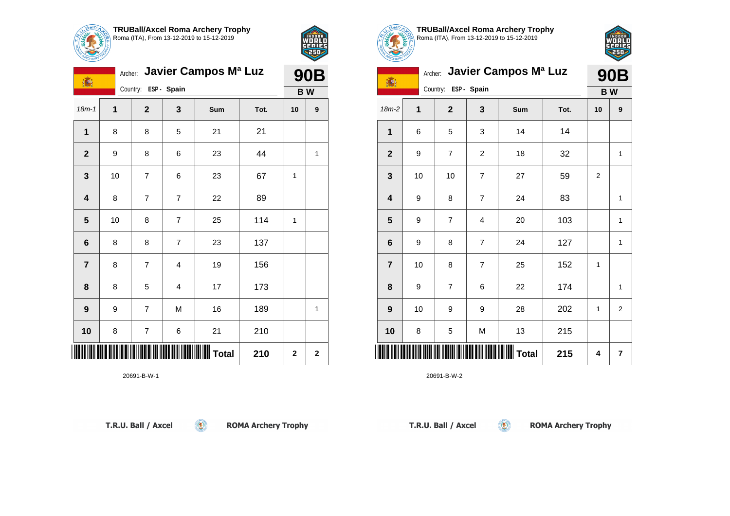**TRUBall/Axcel Roma Archery Trophy**
Roma (ITA), From 13-12-2019 to 15-12-2019

Archer: **Javier Campos Mª Luz**
Country: ESP - Spain

**90B**
**B W**

| 18m-1 | 1 | 2 | 3 | Sum | Tot. | 10 | 9 |
|---|---|---|---|---|---|---|---|
| **1** | 8 | 8 | 5 | 21 | 21 | | |
| **2** | 9 | 8 | 6 | 23 | 44 | | 1 |
| **3** | 10 | 7 | 6 | 23 | 67 | 1 | |
| **4** | 8 | 7 | 7 | 22 | 89 | | |
| **5** | 10 | 8 | 7 | 25 | 114 | 1 | |
| **6** | 8 | 8 | 7 | 23 | 137 | | |
| **7** | 8 | 7 | 4 | 19 | 156 | | |
| **8** | 8 | 5 | 4 | 17 | 173 | | |
| **9** | 9 | 7 | M | 16 | 189 | | 1 |
| **10** | 8 | 7 | 6 | 21 | 210 | | |
| | | | | **Total** | **210** | **2** | **2** |

20691-B-W-1

**TRUBall/Axcel Roma Archery Trophy**
Roma (ITA), From 13-12-2019 to 15-12-2019

Archer: **Javier Campos Mª Luz**
Country: ESP - Spain

**90B**
**B W**

| 18m-2 | 1 | 2 | 3 | Sum | Tot. | 10 | 9 |
|---|---|---|---|---|---|---|---|
| **1** | 6 | 5 | 3 | 14 | 14 | | |
| **2** | 9 | 7 | 2 | 18 | 32 | | 1 |
| **3** | 10 | 10 | 7 | 27 | 59 | 2 | |
| **4** | 9 | 8 | 7 | 24 | 83 | | 1 |
| **5** | 9 | 7 | 4 | 20 | 103 | | 1 |
| **6** | 9 | 8 | 7 | 24 | 127 | | 1 |
| **7** | 10 | 8 | 7 | 25 | 152 | 1 | |
| **8** | 9 | 7 | 6 | 22 | 174 | | 1 |
| **9** | 10 | 9 | 9 | 28 | 202 | 1 | 2 |
| **10** | 8 | 5 | M | 13 | 215 | | |
| | | | | **Total** | **215** | **4** | **7** |

20691-B-W-2

T.R.U. Ball / Axcel — ROMA Archery Trophy

T.R.U. Ball / Axcel — ROMA Archery Trophy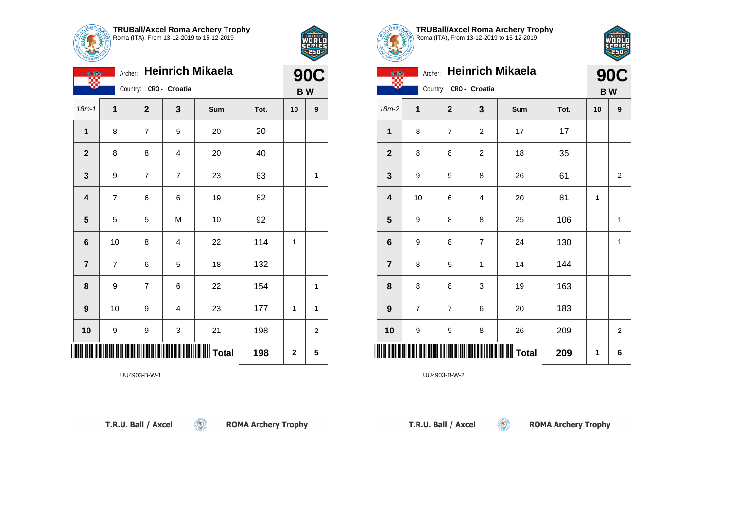**TRUBall/Axcel Roma Archery Trophy**
Roma (ITA), From 13-12-2019 to 15-12-2019

Archer: **Heinrich Mikaela**
Country: **CRO - Croatia**

**90C**
**B W**

| 18m-1 | 1 | 2 | 3 | Sum | Tot. | 10 | 9 |
|---|---|---|---|---|---|---|---|
| **1** | 8 | 7 | 5 | 20 | 20 | | |
| **2** | 8 | 8 | 4 | 20 | 40 | | |
| **3** | 9 | 7 | 7 | 23 | 63 | | 1 |
| **4** | 7 | 6 | 6 | 19 | 82 | | |
| **5** | 5 | 5 | M | 10 | 92 | | |
| **6** | 10 | 8 | 4 | 22 | 114 | 1 | |
| **7** | 7 | 6 | 5 | 18 | 132 | | |
| **8** | 9 | 7 | 6 | 22 | 154 | | 1 |
| **9** | 10 | 9 | 4 | 23 | 177 | 1 | 1 |
| **10** | 9 | 9 | 3 | 21 | 198 | | 2 |
| | | | | **Total** | **198** | **2** | **5** |

UU4903-B-W-1

**TRUBall/Axcel Roma Archery Trophy**
Roma (ITA), From 13-12-2019 to 15-12-2019

Archer: **Heinrich Mikaela**
Country: **CRO - Croatia**

**90C**
**B W**

| 18m-2 | 1 | 2 | 3 | Sum | Tot. | 10 | 9 |
|---|---|---|---|---|---|---|---|
| **1** | 8 | 7 | 2 | 17 | 17 | | |
| **2** | 8 | 8 | 2 | 18 | 35 | | |
| **3** | 9 | 9 | 8 | 26 | 61 | | 2 |
| **4** | 10 | 6 | 4 | 20 | 81 | 1 | |
| **5** | 9 | 8 | 8 | 25 | 106 | | 1 |
| **6** | 9 | 8 | 7 | 24 | 130 | | 1 |
| **7** | 8 | 5 | 1 | 14 | 144 | | |
| **8** | 8 | 8 | 3 | 19 | 163 | | |
| **9** | 7 | 7 | 6 | 20 | 183 | | |
| **10** | 9 | 9 | 8 | 26 | 209 | | 2 |
| | | | | **Total** | **209** | **1** | **6** |

UU4903-B-W-2

T.R.U. Ball / Axcel ROMA Archery Trophy

T.R.U. Ball / Axcel ROMA Archery Trophy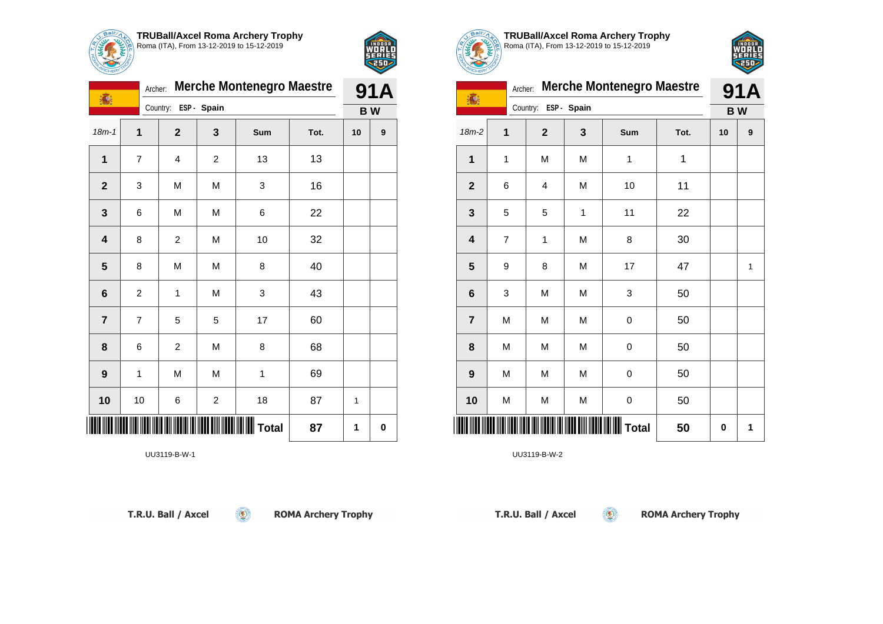**TRUBall/Axcel Roma Archery Trophy**
Roma (ITA), From 13-12-2019 to 15-12-2019

Archer: **Merche Montenegro Maestre**
Country: **ESP - Spain**

**91A**
**B W**

| 18m-1 | 1 | 2 | 3 | Sum | Tot. | 10 | 9 |
|---|---|---|---|---|---|---|---|
| **1** | 7 | 4 | 2 | 13 | 13 | | |
| **2** | 3 | M | M | 3 | 16 | | |
| **3** | 6 | M | M | 6 | 22 | | |
| **4** | 8 | 2 | M | 10 | 32 | | |
| **5** | 8 | M | M | 8 | 40 | | |
| **6** | 2 | 1 | M | 3 | 43 | | |
| **7** | 7 | 5 | 5 | 17 | 60 | | |
| **8** | 6 | 2 | M | 8 | 68 | | |
| **9** | 1 | M | M | 1 | 69 | | |
| **10** | 10 | 6 | 2 | 18 | 87 | 1 | |
| | | | | **Total** | **87** | **1** | **0** |

UU3119-B-W-1

**TRUBall/Axcel Roma Archery Trophy**
Roma (ITA), From 13-12-2019 to 15-12-2019

Archer: **Merche Montenegro Maestre**
Country: **ESP - Spain**

**91A**
**B W**

| 18m-2 | 1 | 2 | 3 | Sum | Tot. | 10 | 9 |
|---|---|---|---|---|---|---|---|
| **1** | 1 | M | M | 1 | 1 | | |
| **2** | 6 | 4 | M | 10 | 11 | | |
| **3** | 5 | 5 | 1 | 11 | 22 | | |
| **4** | 7 | 1 | M | 8 | 30 | | |
| **5** | 9 | 8 | M | 17 | 47 | | 1 |
| **6** | 3 | M | M | 3 | 50 | | |
| **7** | M | M | M | 0 | 50 | | |
| **8** | M | M | M | 0 | 50 | | |
| **9** | M | M | M | 0 | 50 | | |
| **10** | M | M | M | 0 | 50 | | |
| | | | | **Total** | **50** | **0** | **1** |

UU3119-B-W-2

T.R.U. Ball / Axcel — ROMA Archery Trophy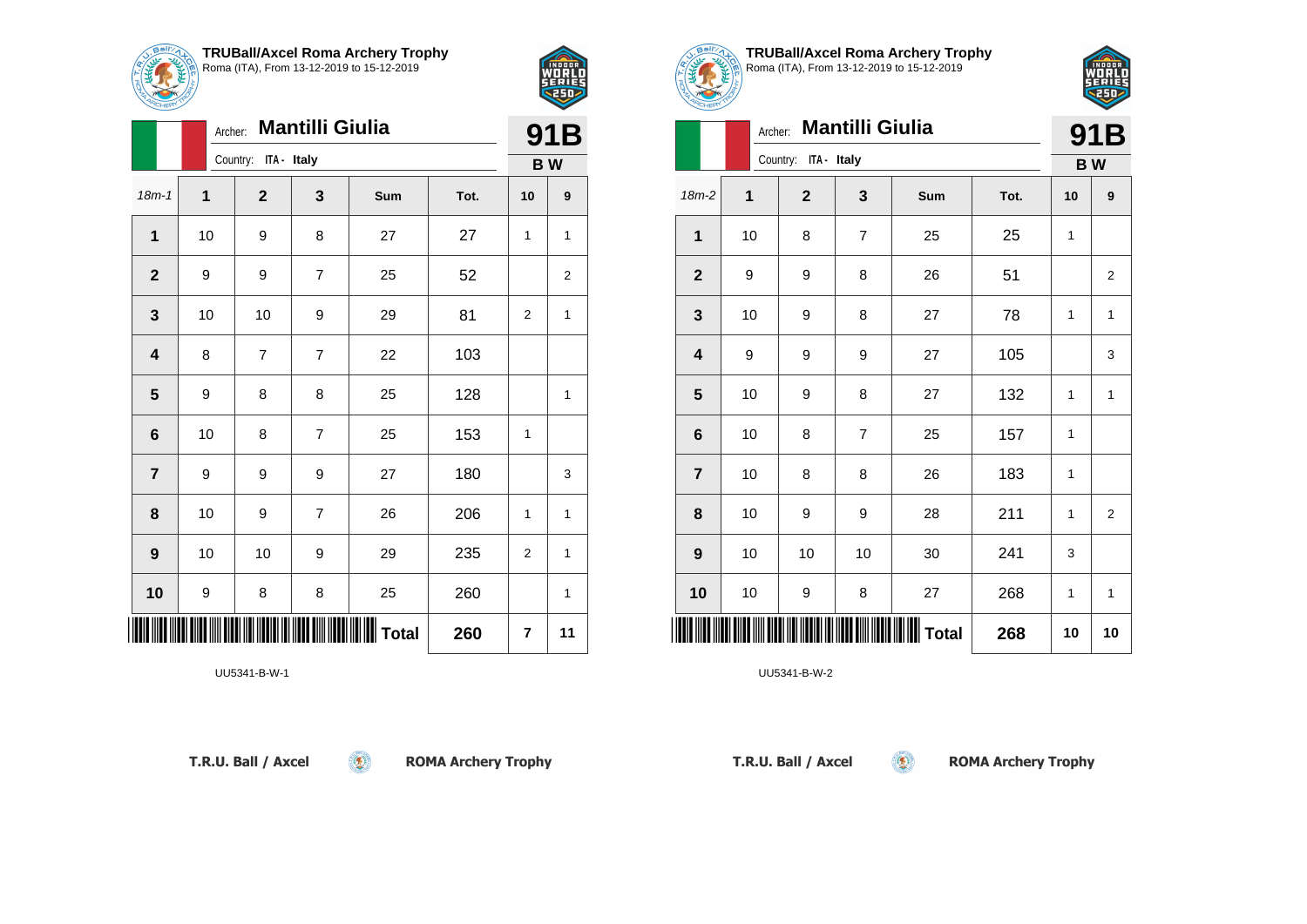**TRUBall/Axcel Roma Archery Trophy**
Roma (ITA), From 13-12-2019 to 15-12-2019

Archer: **Mantilli Giulia**
Country: ITA - Italy

**91B**
**B W**

| 18m-1 | 1 | 2 | 3 | Sum | Tot. | 10 | 9 |
|---|---|---|---|---|---|---|---|
| 1 | 10 | 9 | 8 | 27 | 27 | 1 | 1 |
| 2 | 9 | 9 | 7 | 25 | 52 | | 2 |
| 3 | 10 | 10 | 9 | 29 | 81 | 2 | 1 |
| 4 | 8 | 7 | 7 | 22 | 103 | | |
| 5 | 9 | 8 | 8 | 25 | 128 | | 1 |
| 6 | 10 | 8 | 7 | 25 | 153 | 1 | |
| 7 | 9 | 9 | 9 | 27 | 180 | | 3 |
| 8 | 10 | 9 | 7 | 26 | 206 | 1 | 1 |
| 9 | 10 | 10 | 9 | 29 | 235 | 2 | 1 |
| 10 | 9 | 8 | 8 | 25 | 260 | | 1 |
| | | | | Total | 260 | 7 | 11 |

UU5341-B-W-1

T.R.U. Ball / Axcel — ROMA Archery Trophy

**TRUBall/Axcel Roma Archery Trophy**
Roma (ITA), From 13-12-2019 to 15-12-2019

Archer: **Mantilli Giulia**
Country: ITA - Italy

**91B**
**B W**

| 18m-2 | 1 | 2 | 3 | Sum | Tot. | 10 | 9 |
|---|---|---|---|---|---|---|---|
| 1 | 10 | 8 | 7 | 25 | 25 | 1 | |
| 2 | 9 | 9 | 8 | 26 | 51 | | 2 |
| 3 | 10 | 9 | 8 | 27 | 78 | 1 | 1 |
| 4 | 9 | 9 | 9 | 27 | 105 | | 3 |
| 5 | 10 | 9 | 8 | 27 | 132 | 1 | 1 |
| 6 | 10 | 8 | 7 | 25 | 157 | 1 | |
| 7 | 10 | 8 | 8 | 26 | 183 | 1 | |
| 8 | 10 | 9 | 9 | 28 | 211 | 1 | 2 |
| 9 | 10 | 10 | 10 | 30 | 241 | 3 | |
| 10 | 10 | 9 | 8 | 27 | 268 | 1 | 1 |
| | | | | Total | 268 | 10 | 10 |

UU5341-B-W-2

T.R.U. Ball / Axcel — ROMA Archery Trophy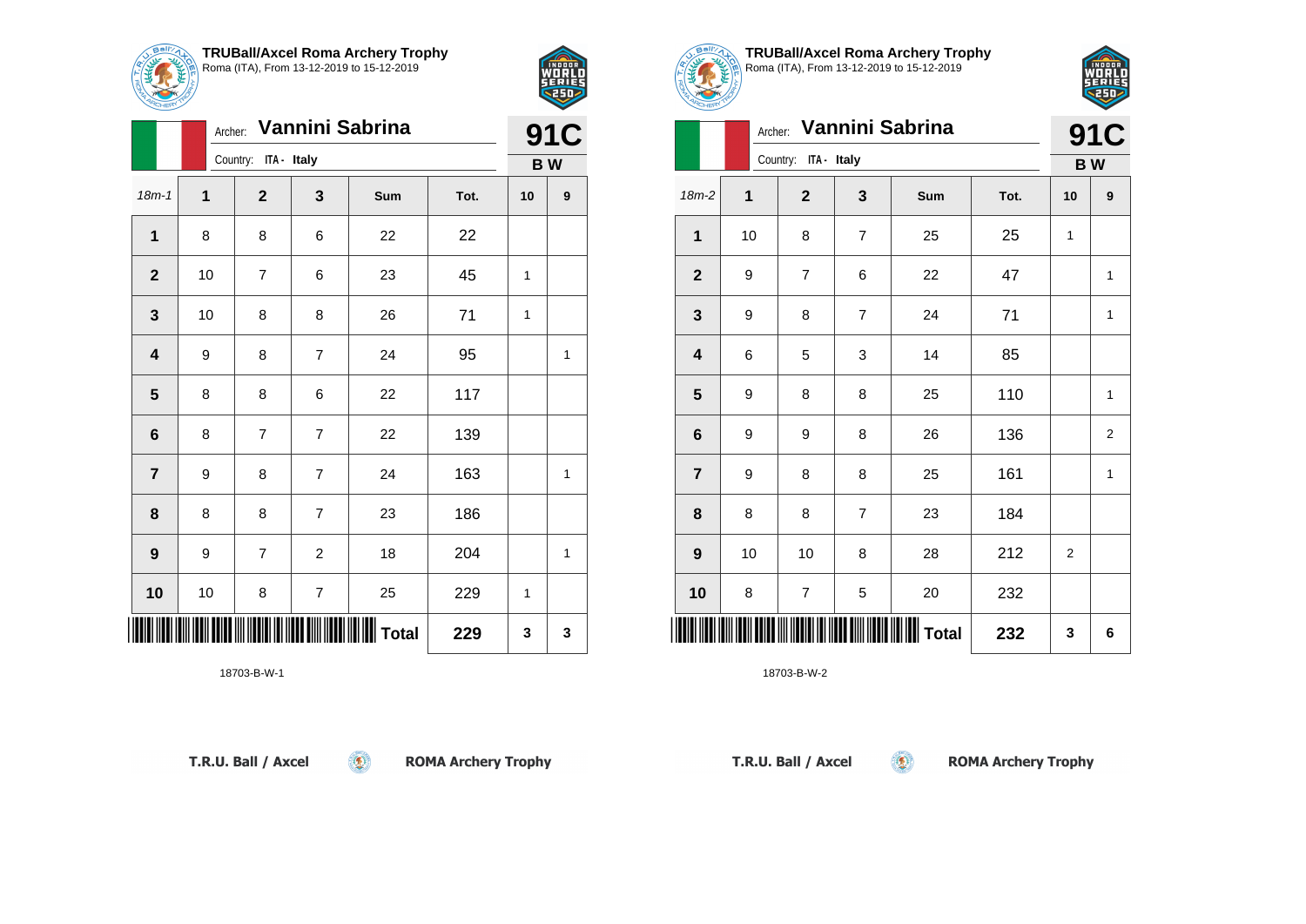**TRUBall/Axcel Roma Archery Trophy**
Roma (ITA), From 13-12-2019 to 15-12-2019

Archer: **Vannini Sabrina**
Country: ITA - Italy

**91C**
**B W**

| 18m-1 | 1 | 2 | 3 | Sum | Tot. | 10 | 9 |
|---|---|---|---|---|---|---|---|
| **1** | 8 | 8 | 6 | 22 | 22 | | |
| **2** | 10 | 7 | 6 | 23 | 45 | 1 | |
| **3** | 10 | 8 | 8 | 26 | 71 | 1 | |
| **4** | 9 | 8 | 7 | 24 | 95 | | 1 |
| **5** | 8 | 8 | 6 | 22 | 117 | | |
| **6** | 8 | 7 | 7 | 22 | 139 | | |
| **7** | 9 | 8 | 7 | 24 | 163 | | 1 |
| **8** | 8 | 8 | 7 | 23 | 186 | | |
| **9** | 9 | 7 | 2 | 18 | 204 | | 1 |
| **10** | 10 | 8 | 7 | 25 | 229 | 1 | |
| | | | | **Total** | **229** | **3** | **3** |

18703-B-W-1

**TRUBall/Axcel Roma Archery Trophy**
Roma (ITA), From 13-12-2019 to 15-12-2019

Archer: **Vannini Sabrina**
Country: ITA - Italy

**91C**
**B W**

| 18m-2 | 1 | 2 | 3 | Sum | Tot. | 10 | 9 |
|---|---|---|---|---|---|---|---|
| **1** | 10 | 8 | 7 | 25 | 25 | 1 | |
| **2** | 9 | 7 | 6 | 22 | 47 | | 1 |
| **3** | 9 | 8 | 7 | 24 | 71 | | 1 |
| **4** | 6 | 5 | 3 | 14 | 85 | | |
| **5** | 9 | 8 | 8 | 25 | 110 | | 1 |
| **6** | 9 | 9 | 8 | 26 | 136 | | 2 |
| **7** | 9 | 8 | 8 | 25 | 161 | | 1 |
| **8** | 8 | 8 | 7 | 23 | 184 | | |
| **9** | 10 | 10 | 8 | 28 | 212 | 2 | |
| **10** | 8 | 7 | 5 | 20 | 232 | | |
| | | | | **Total** | **232** | **3** | **6** |

18703-B-W-2

T.R.U. Ball / Axcel — ROMA Archery Trophy

T.R.U. Ball / Axcel — ROMA Archery Trophy